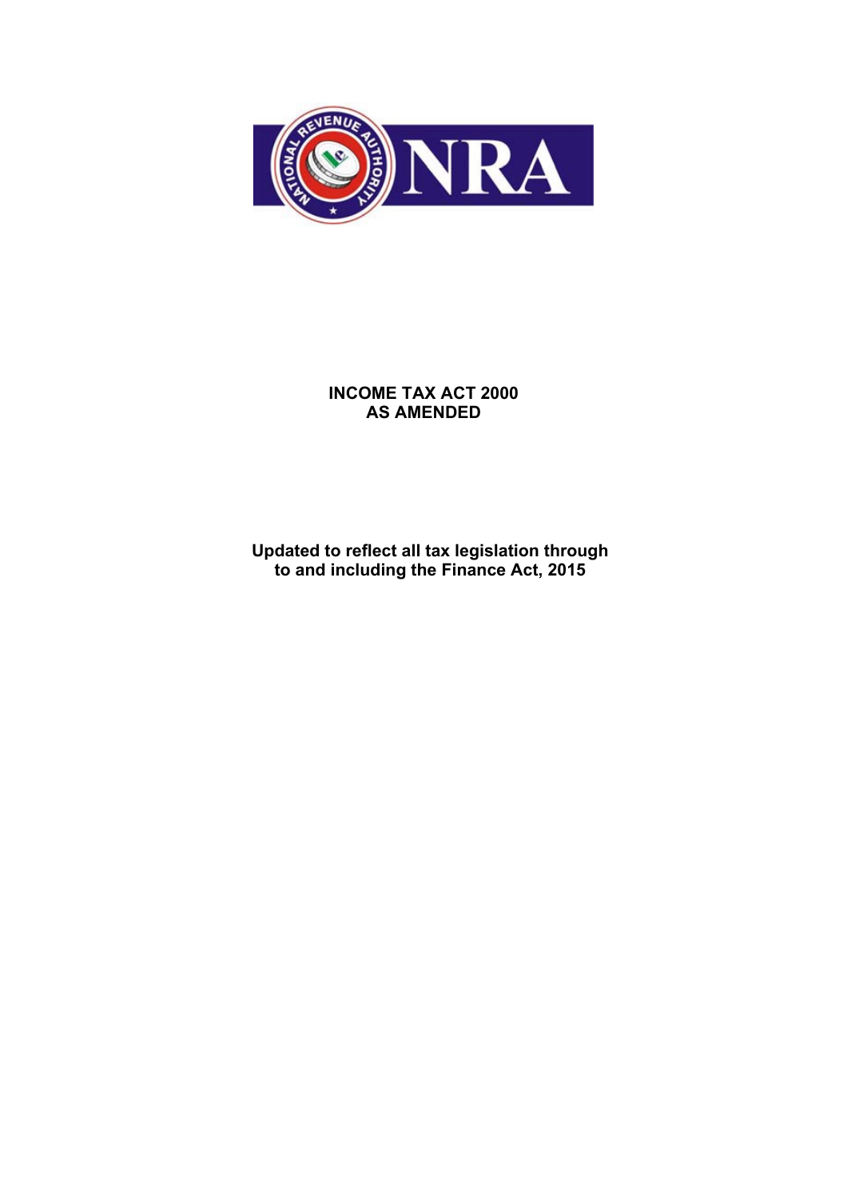# INCOME TAX ACT 2000
# AS AMENDED

**Updated to reflect all tax legislation through to and including the Finance Act, 2015**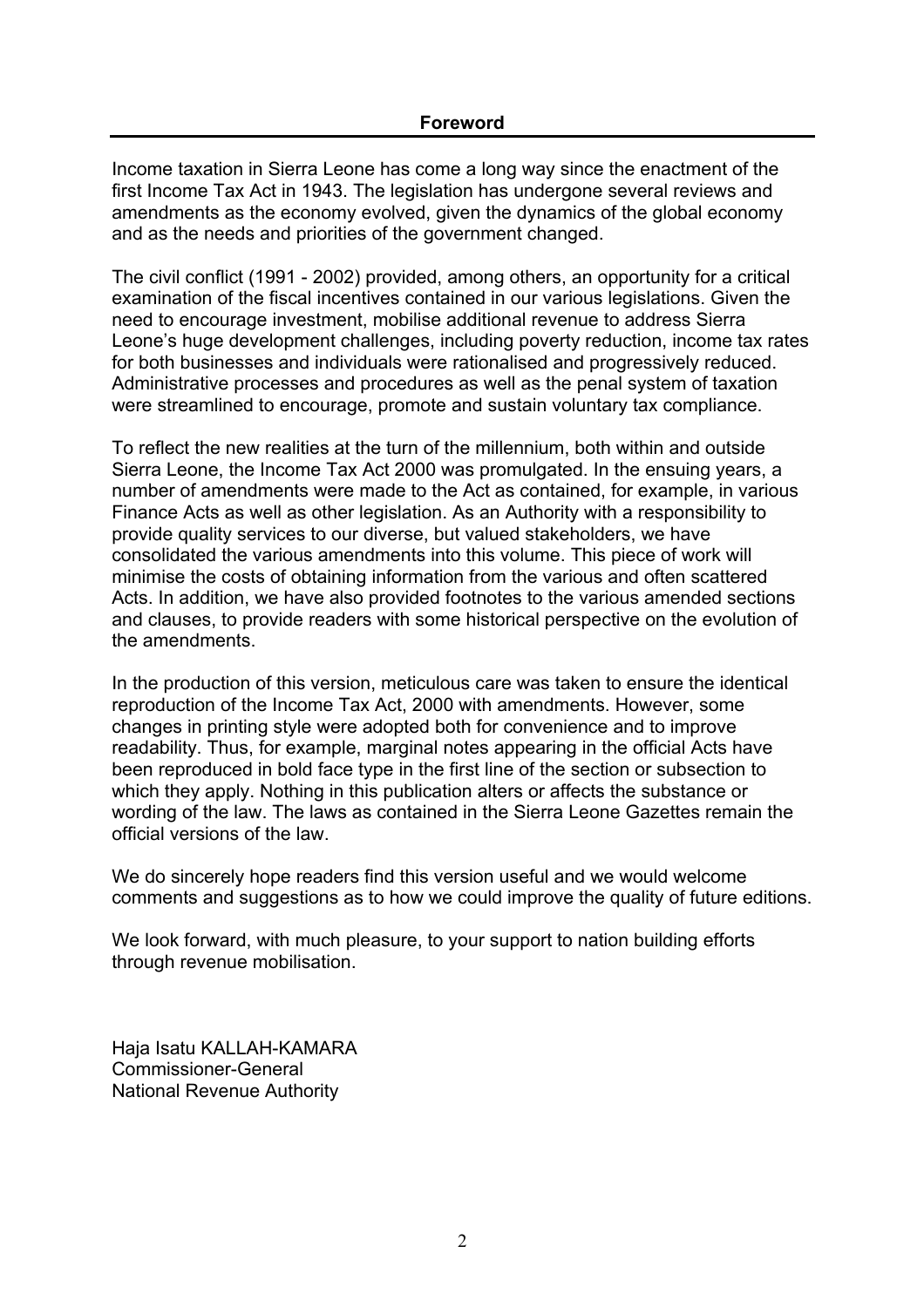## Foreword

Income taxation in Sierra Leone has come a long way since the enactment of the first Income Tax Act in 1943. The legislation has undergone several reviews and amendments as the economy evolved, given the dynamics of the global economy and as the needs and priorities of the government changed.

The civil conflict (1991 - 2002) provided, among others, an opportunity for a critical examination of the fiscal incentives contained in our various legislations. Given the need to encourage investment, mobilise additional revenue to address Sierra Leone's huge development challenges, including poverty reduction, income tax rates for both businesses and individuals were rationalised and progressively reduced. Administrative processes and procedures as well as the penal system of taxation were streamlined to encourage, promote and sustain voluntary tax compliance.

To reflect the new realities at the turn of the millennium, both within and outside Sierra Leone, the Income Tax Act 2000 was promulgated. In the ensuing years, a number of amendments were made to the Act as contained, for example, in various Finance Acts as well as other legislation. As an Authority with a responsibility to provide quality services to our diverse, but valued stakeholders, we have consolidated the various amendments into this volume. This piece of work will minimise the costs of obtaining information from the various and often scattered Acts. In addition, we have also provided footnotes to the various amended sections and clauses, to provide readers with some historical perspective on the evolution of the amendments.

In the production of this version, meticulous care was taken to ensure the identical reproduction of the Income Tax Act, 2000 with amendments. However, some changes in printing style were adopted both for convenience and to improve readability. Thus, for example, marginal notes appearing in the official Acts have been reproduced in bold face type in the first line of the section or subsection to which they apply. Nothing in this publication alters or affects the substance or wording of the law. The laws as contained in the Sierra Leone Gazettes remain the official versions of the law.

We do sincerely hope readers find this version useful and we would welcome comments and suggestions as to how we could improve the quality of future editions.

We look forward, with much pleasure, to your support to nation building efforts through revenue mobilisation.

Haja Isatu KALLAH-KAMARA
Commissioner-General
National Revenue Authority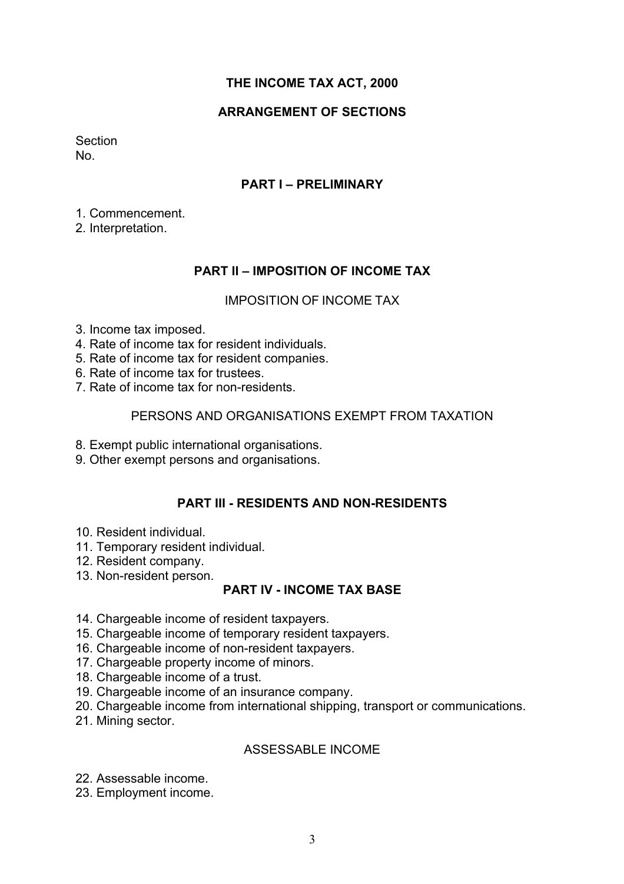# THE INCOME TAX ACT, 2000

## ARRANGEMENT OF SECTIONS

Section
No.

## PART I – PRELIMINARY

1. Commencement.
2. Interpretation.

## PART II – IMPOSITION OF INCOME TAX

### IMPOSITION OF INCOME TAX

3. Income tax imposed.
4. Rate of income tax for resident individuals.
5. Rate of income tax for resident companies.
6. Rate of income tax for trustees.
7. Rate of income tax for non-residents.

### PERSONS AND ORGANISATIONS EXEMPT FROM TAXATION

8. Exempt public international organisations.
9. Other exempt persons and organisations.

## PART III - RESIDENTS AND NON-RESIDENTS

10. Resident individual.
11. Temporary resident individual.
12. Resident company.
13. Non-resident person.

## PART IV - INCOME TAX BASE

14. Chargeable income of resident taxpayers.
15. Chargeable income of temporary resident taxpayers.
16. Chargeable income of non-resident taxpayers.
17. Chargeable property income of minors.
18. Chargeable income of a trust.
19. Chargeable income of an insurance company.
20. Chargeable income from international shipping, transport or communications.
21. Mining sector.

### ASSESSABLE INCOME

22. Assessable income.
23. Employment income.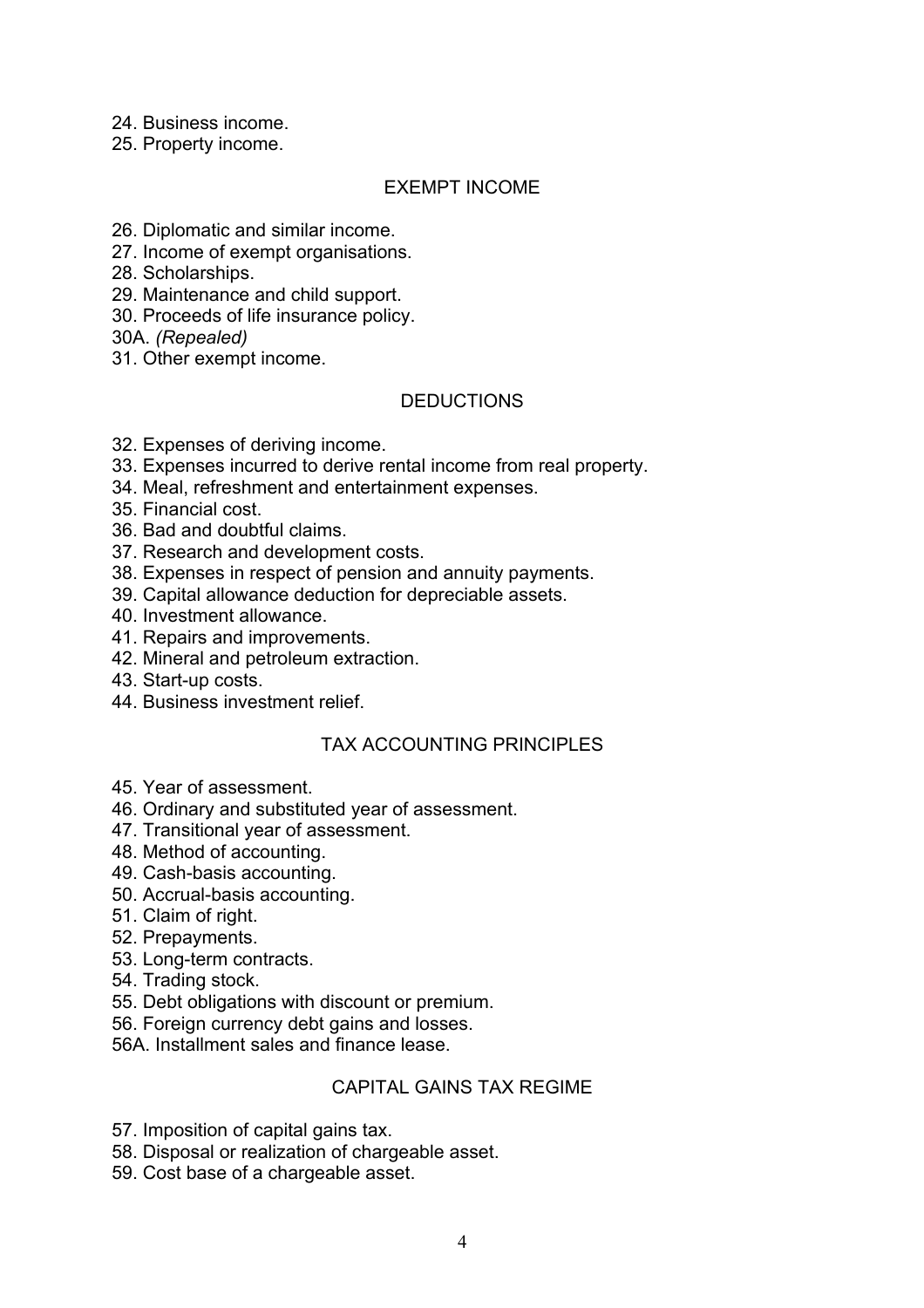24. Business income.
25. Property income.

## EXEMPT INCOME

26. Diplomatic and similar income.
27. Income of exempt organisations.
28. Scholarships.
29. Maintenance and child support.
30. Proceeds of life insurance policy.
30A. *(Repealed)*
31. Other exempt income.

## DEDUCTIONS

32. Expenses of deriving income.
33. Expenses incurred to derive rental income from real property.
34. Meal, refreshment and entertainment expenses.
35. Financial cost.
36. Bad and doubtful claims.
37. Research and development costs.
38. Expenses in respect of pension and annuity payments.
39. Capital allowance deduction for depreciable assets.
40. Investment allowance.
41. Repairs and improvements.
42. Mineral and petroleum extraction.
43. Start-up costs.
44. Business investment relief.

## TAX ACCOUNTING PRINCIPLES

45. Year of assessment.
46. Ordinary and substituted year of assessment.
47. Transitional year of assessment.
48. Method of accounting.
49. Cash-basis accounting.
50. Accrual-basis accounting.
51. Claim of right.
52. Prepayments.
53. Long-term contracts.
54. Trading stock.
55. Debt obligations with discount or premium.
56. Foreign currency debt gains and losses.
56A. Installment sales and finance lease.

## CAPITAL GAINS TAX REGIME

57. Imposition of capital gains tax.
58. Disposal or realization of chargeable asset.
59. Cost base of a chargeable asset.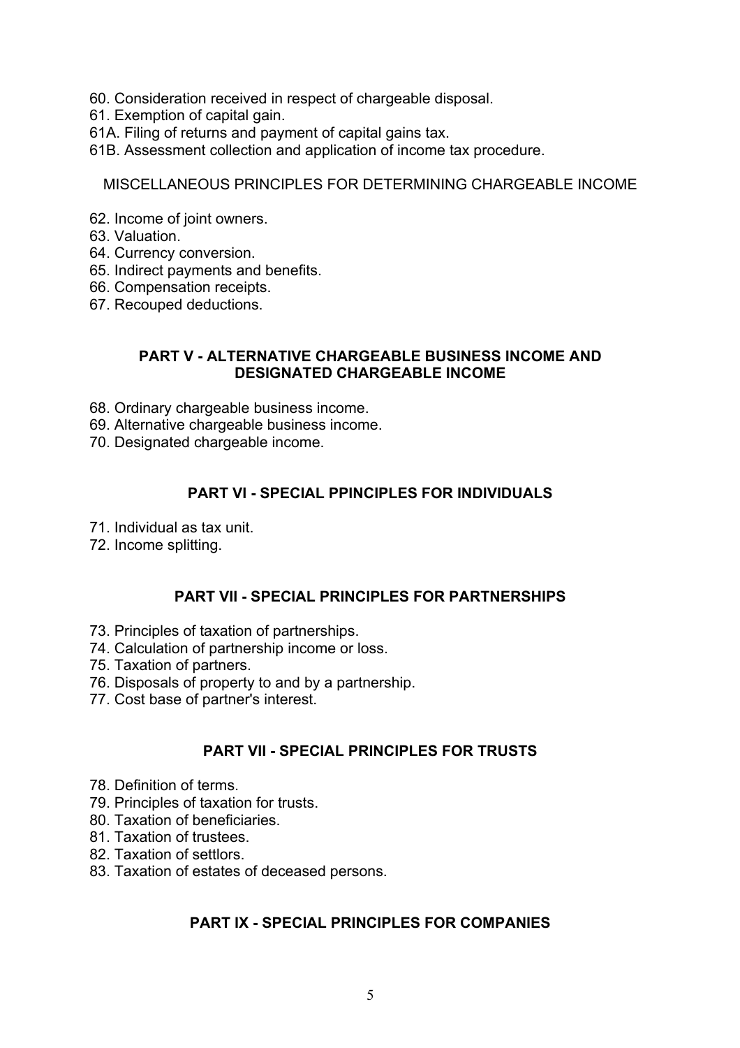60. Consideration received in respect of chargeable disposal.
61. Exemption of capital gain.
61A. Filing of returns and payment of capital gains tax.
61B. Assessment collection and application of income tax procedure.

MISCELLANEOUS PRINCIPLES FOR DETERMINING CHARGEABLE INCOME

62. Income of joint owners.
63. Valuation.
64. Currency conversion.
65. Indirect payments and benefits.
66. Compensation receipts.
67. Recouped deductions.

## PART V - ALTERNATIVE CHARGEABLE BUSINESS INCOME AND DESIGNATED CHARGEABLE INCOME

68. Ordinary chargeable business income.
69. Alternative chargeable business income.
70. Designated chargeable income.

## PART VI - SPECIAL PPINCIPLES FOR INDIVIDUALS

71. Individual as tax unit.
72. Income splitting.

## PART VII - SPECIAL PRINCIPLES FOR PARTNERSHIPS

73. Principles of taxation of partnerships.
74. Calculation of partnership income or loss.
75. Taxation of partners.
76. Disposals of property to and by a partnership.
77. Cost base of partner's interest.

## PART VII - SPECIAL PRINCIPLES FOR TRUSTS

78. Definition of terms.
79. Principles of taxation for trusts.
80. Taxation of beneficiaries.
81. Taxation of trustees.
82. Taxation of settlors.
83. Taxation of estates of deceased persons.

## PART IX - SPECIAL PRINCIPLES FOR COMPANIES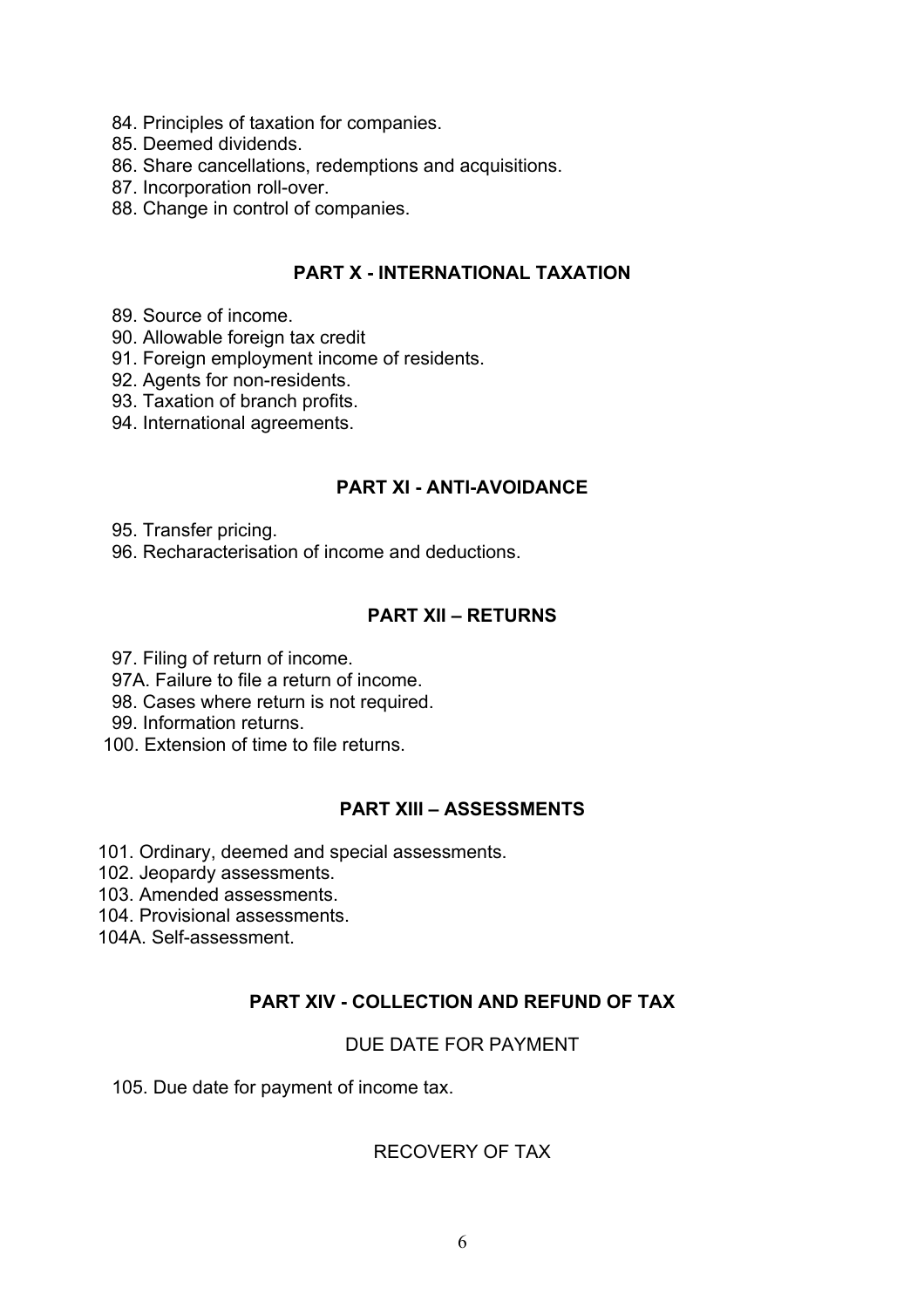84. Principles of taxation for companies.
85. Deemed dividends.
86. Share cancellations, redemptions and acquisitions.
87. Incorporation roll-over.
88. Change in control of companies.

## PART X - INTERNATIONAL TAXATION

89. Source of income.
90. Allowable foreign tax credit
91. Foreign employment income of residents.
92. Agents for non-residents.
93. Taxation of branch profits.
94. International agreements.

## PART XI - ANTI-AVOIDANCE

95. Transfer pricing.
96. Recharacterisation of income and deductions.

## PART XII – RETURNS

97. Filing of return of income.
97A. Failure to file a return of income.
98. Cases where return is not required.
99. Information returns.
100. Extension of time to file returns.

## PART XIII – ASSESSMENTS

101. Ordinary, deemed and special assessments.
102. Jeopardy assessments.
103. Amended assessments.
104. Provisional assessments.
104A. Self-assessment.

## PART XIV - COLLECTION AND REFUND OF TAX

### DUE DATE FOR PAYMENT

105. Due date for payment of income tax.

### RECOVERY OF TAX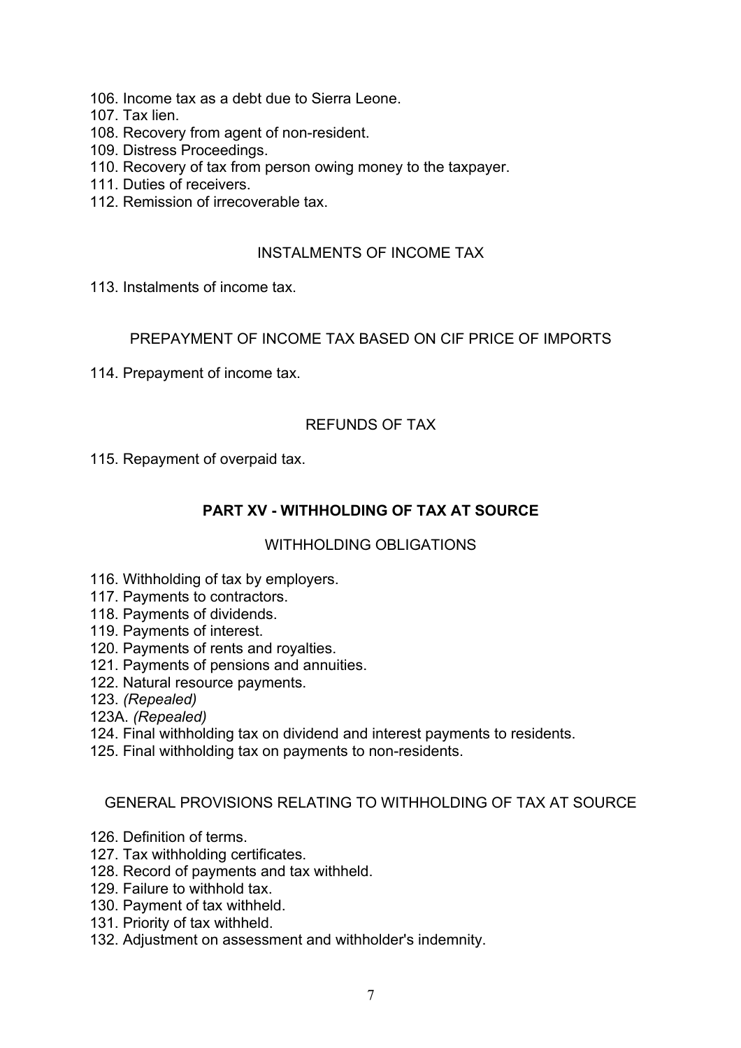106. Income tax as a debt due to Sierra Leone.
107. Tax lien.
108. Recovery from agent of non-resident.
109. Distress Proceedings.
110. Recovery of tax from person owing money to the taxpayer.
111. Duties of receivers.
112. Remission of irrecoverable tax.

INSTALMENTS OF INCOME TAX

113. Instalments of income tax.

PREPAYMENT OF INCOME TAX BASED ON CIF PRICE OF IMPORTS

114. Prepayment of income tax.

REFUNDS OF TAX

115. Repayment of overpaid tax.

**PART XV - WITHHOLDING OF TAX AT SOURCE**

WITHHOLDING OBLIGATIONS

116. Withholding of tax by employers.
117. Payments to contractors.
118. Payments of dividends.
119. Payments of interest.
120. Payments of rents and royalties.
121. Payments of pensions and annuities.
122. Natural resource payments.
123. *(Repealed)*
123A. *(Repealed)*
124. Final withholding tax on dividend and interest payments to residents.
125. Final withholding tax on payments to non-residents.

GENERAL PROVISIONS RELATING TO WITHHOLDING OF TAX AT SOURCE

126. Definition of terms.
127. Tax withholding certificates.
128. Record of payments and tax withheld.
129. Failure to withhold tax.
130. Payment of tax withheld.
131. Priority of tax withheld.
132. Adjustment on assessment and withholder's indemnity.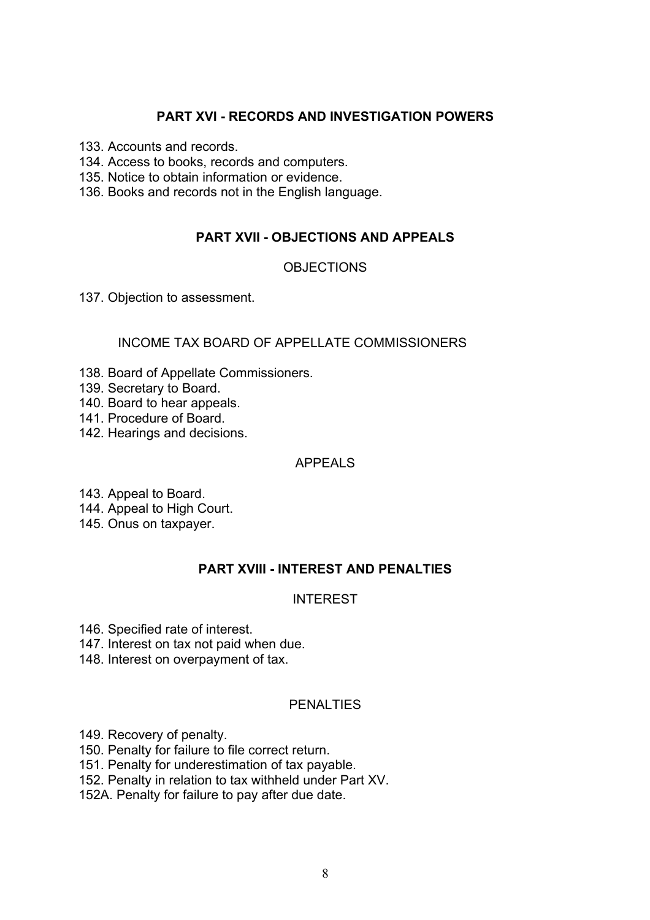## PART XVI - RECORDS AND INVESTIGATION POWERS

133. Accounts and records.
134. Access to books, records and computers.
135. Notice to obtain information or evidence.
136. Books and records not in the English language.

## PART XVII - OBJECTIONS AND APPEALS

### OBJECTIONS

137. Objection to assessment.

### INCOME TAX BOARD OF APPELLATE COMMISSIONERS

138. Board of Appellate Commissioners.
139. Secretary to Board.
140. Board to hear appeals.
141. Procedure of Board.
142. Hearings and decisions.

### APPEALS

143. Appeal to Board.
144. Appeal to High Court.
145. Onus on taxpayer.

## PART XVIII - INTEREST AND PENALTIES

### INTEREST

146. Specified rate of interest.
147. Interest on tax not paid when due.
148. Interest on overpayment of tax.

### PENALTIES

149. Recovery of penalty.
150. Penalty for failure to file correct return.
151. Penalty for underestimation of tax payable.
152. Penalty in relation to tax withheld under Part XV.
152A. Penalty for failure to pay after due date.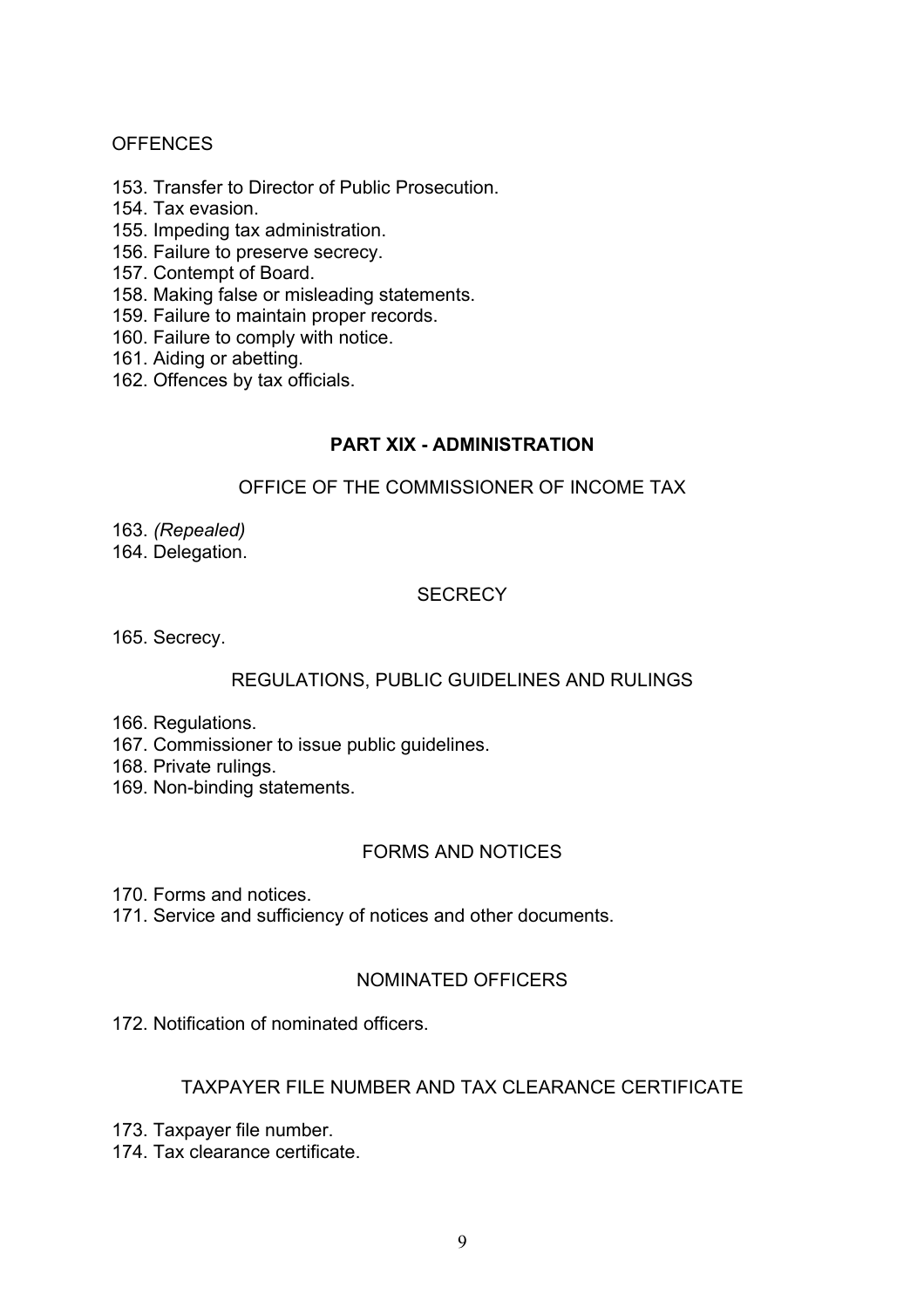OFFENCES

153. Transfer to Director of Public Prosecution.
154. Tax evasion.
155. Impeding tax administration.
156. Failure to preserve secrecy.
157. Contempt of Board.
158. Making false or misleading statements.
159. Failure to maintain proper records.
160. Failure to comply with notice.
161. Aiding or abetting.
162. Offences by tax officials.

## PART XIX - ADMINISTRATION

OFFICE OF THE COMMISSIONER OF INCOME TAX

163. *(Repealed)*
164. Delegation.

SECRECY

165. Secrecy.

REGULATIONS, PUBLIC GUIDELINES AND RULINGS

166. Regulations.
167. Commissioner to issue public guidelines.
168. Private rulings.
169. Non-binding statements.

FORMS AND NOTICES

170. Forms and notices.
171. Service and sufficiency of notices and other documents.

NOMINATED OFFICERS

172. Notification of nominated officers.

TAXPAYER FILE NUMBER AND TAX CLEARANCE CERTIFICATE

173. Taxpayer file number.
174. Tax clearance certificate.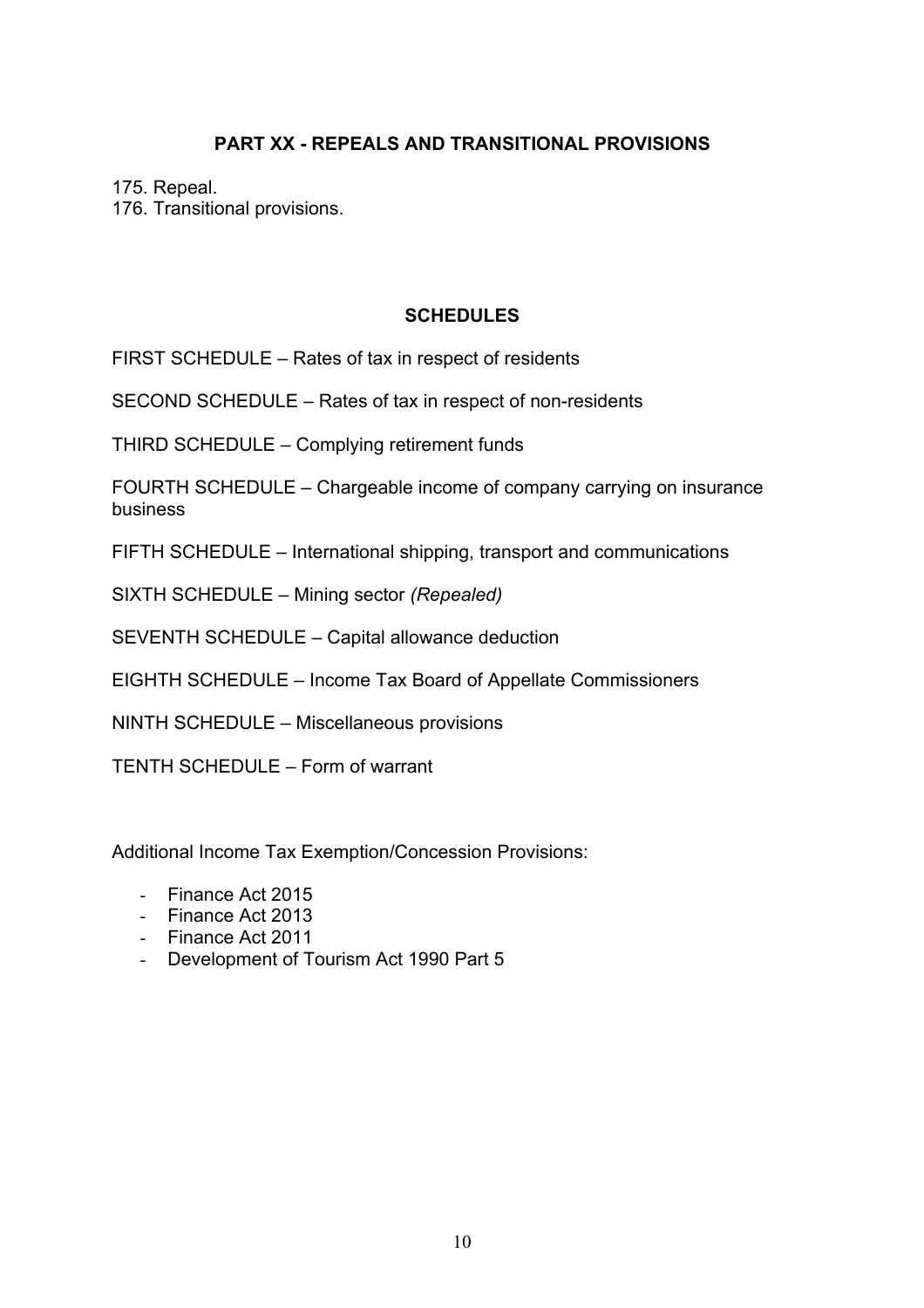## PART XX - REPEALS AND TRANSITIONAL PROVISIONS

175. Repeal.
176. Transitional provisions.

## SCHEDULES

FIRST SCHEDULE – Rates of tax in respect of residents

SECOND SCHEDULE – Rates of tax in respect of non-residents

THIRD SCHEDULE – Complying retirement funds

FOURTH SCHEDULE – Chargeable income of company carrying on insurance business

FIFTH SCHEDULE – International shipping, transport and communications

SIXTH SCHEDULE – Mining sector *(Repealed)*

SEVENTH SCHEDULE – Capital allowance deduction

EIGHTH SCHEDULE – Income Tax Board of Appellate Commissioners

NINTH SCHEDULE – Miscellaneous provisions

TENTH SCHEDULE – Form of warrant

Additional Income Tax Exemption/Concession Provisions:

- Finance Act 2015
- Finance Act 2013
- Finance Act 2011
- Development of Tourism Act 1990 Part 5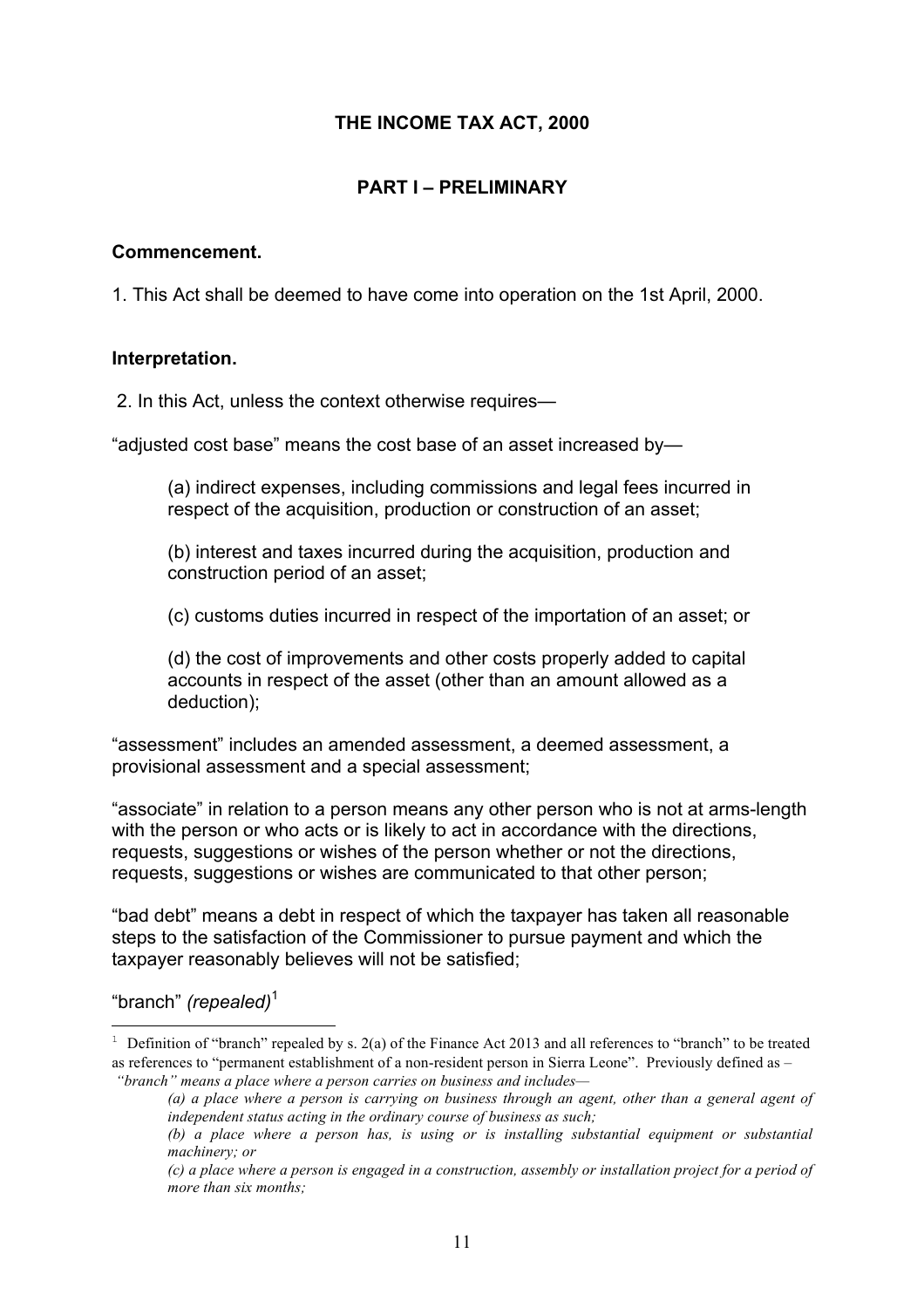# THE INCOME TAX ACT, 2000

## PART I – PRELIMINARY

**Commencement.**

1. This Act shall be deemed to have come into operation on the 1st April, 2000.

**Interpretation.**

2. In this Act, unless the context otherwise requires—

"adjusted cost base" means the cost base of an asset increased by—

> (a) indirect expenses, including commissions and legal fees incurred in respect of the acquisition, production or construction of an asset;
>
> (b) interest and taxes incurred during the acquisition, production and construction period of an asset;
>
> (c) customs duties incurred in respect of the importation of an asset; or
>
> (d) the cost of improvements and other costs properly added to capital accounts in respect of the asset (other than an amount allowed as a deduction);

"assessment" includes an amended assessment, a deemed assessment, a provisional assessment and a special assessment;

"associate" in relation to a person means any other person who is not at arms-length with the person or who acts or is likely to act in accordance with the directions, requests, suggestions or wishes of the person whether or not the directions, requests, suggestions or wishes are communicated to that other person;

"bad debt" means a debt in respect of which the taxpayer has taken all reasonable steps to the satisfaction of the Commissioner to pursue payment and which the taxpayer reasonably believes will not be satisfied;

"branch" *(repealed)*[1]

---

[1] Definition of "branch" repealed by s. 2(a) of the Finance Act 2013 and all references to "branch" to be treated as references to "permanent establishment of a non-resident person in Sierra Leone". Previously defined as – *"branch" means a place where a person carries on business and includes—*

> *(a) a place where a person is carrying on business through an agent, other than a general agent of independent status acting in the ordinary course of business as such;*
>
> *(b) a place where a person has, is using or is installing substantial equipment or substantial machinery; or*
>
> *(c) a place where a person is engaged in a construction, assembly or installation project for a period of more than six months;*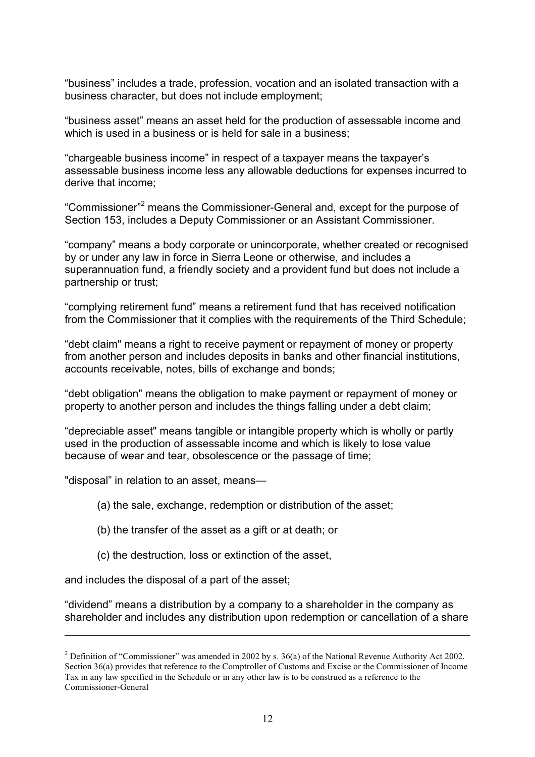“business” includes a trade, profession, vocation and an isolated transaction with a business character, but does not include employment;

“business asset” means an asset held for the production of assessable income and which is used in a business or is held for sale in a business;

“chargeable business income” in respect of a taxpayer means the taxpayer’s assessable business income less any allowable deductions for expenses incurred to derive that income;

“Commissioner”[2] means the Commissioner-General and, except for the purpose of Section 153, includes a Deputy Commissioner or an Assistant Commissioner.

“company” means a body corporate or unincorporate, whether created or recognised by or under any law in force in Sierra Leone or otherwise, and includes a superannuation fund, a friendly society and a provident fund but does not include a partnership or trust;

“complying retirement fund” means a retirement fund that has received notification from the Commissioner that it complies with the requirements of the Third Schedule;

“debt claim" means a right to receive payment or repayment of money or property from another person and includes deposits in banks and other financial institutions, accounts receivable, notes, bills of exchange and bonds;

“debt obligation" means the obligation to make payment or repayment of money or property to another person and includes the things falling under a debt claim;

“depreciable asset" means tangible or intangible property which is wholly or partly used in the production of assessable income and which is likely to lose value because of wear and tear, obsolescence or the passage of time;

"disposal” in relation to an asset, means—

(a) the sale, exchange, redemption or distribution of the asset;

(b) the transfer of the asset as a gift or at death; or

(c) the destruction, loss or extinction of the asset,

and includes the disposal of a part of the asset;

“dividend” means a distribution by a company to a shareholder in the company as shareholder and includes any distribution upon redemption or cancellation of a share

---

[2] Definition of “Commissioner” was amended in 2002 by s. 36(a) of the National Revenue Authority Act 2002. Section 36(a) provides that reference to the Comptroller of Customs and Excise or the Commissioner of Income Tax in any law specified in the Schedule or in any other law is to be construed as a reference to the Commissioner-General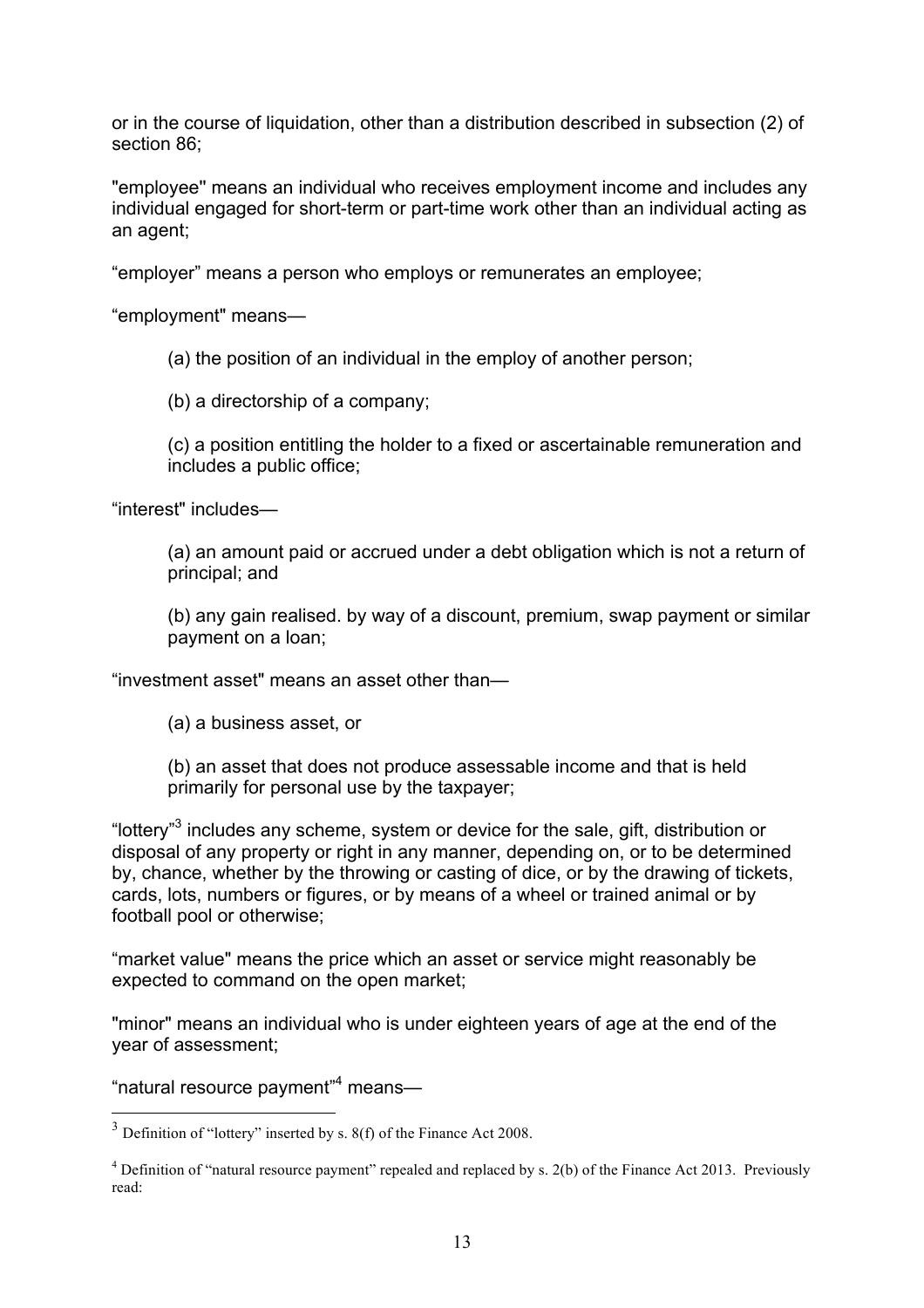or in the course of liquidation, other than a distribution described in subsection (2) of section 86;

"employee" means an individual who receives employment income and includes any individual engaged for short-term or part-time work other than an individual acting as an agent;

“employer” means a person who employs or remunerates an employee;

“employment" means—

(a) the position of an individual in the employ of another person;

(b) a directorship of a company;

(c) a position entitling the holder to a fixed or ascertainable remuneration and includes a public office;

“interest" includes—

(a) an amount paid or accrued under a debt obligation which is not a return of principal; and

(b) any gain realised. by way of a discount, premium, swap payment or similar payment on a loan;

“investment asset" means an asset other than—

(a) a business asset, or

(b) an asset that does not produce assessable income and that is held primarily for personal use by the taxpayer;

“lottery”[3] includes any scheme, system or device for the sale, gift, distribution or disposal of any property or right in any manner, depending on, or to be determined by, chance, whether by the throwing or casting of dice, or by the drawing of tickets, cards, lots, numbers or figures, or by means of a wheel or trained animal or by football pool or otherwise;

“market value" means the price which an asset or service might reasonably be expected to command on the open market;

"minor" means an individual who is under eighteen years of age at the end of the year of assessment;

“natural resource payment”[4] means—

---

[3] Definition of “lottery” inserted by s. 8(f) of the Finance Act 2008.

[4] Definition of “natural resource payment” repealed and replaced by s. 2(b) of the Finance Act 2013. Previously read: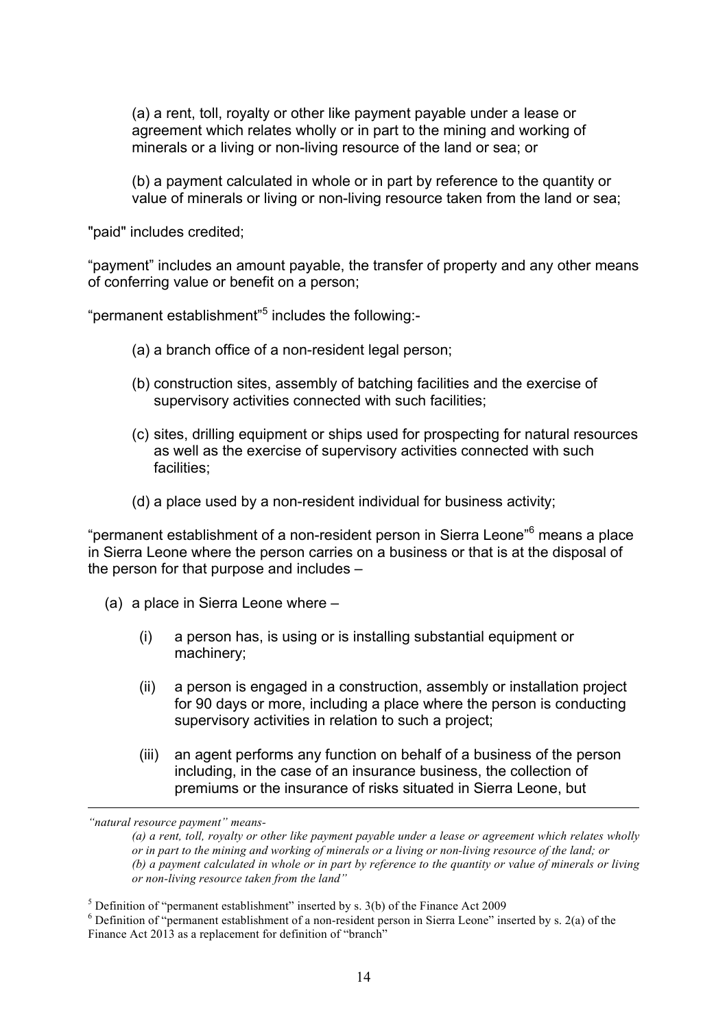(a) a rent, toll, royalty or other like payment payable under a lease or agreement which relates wholly or in part to the mining and working of minerals or a living or non-living resource of the land or sea; or

(b) a payment calculated in whole or in part by reference to the quantity or value of minerals or living or non-living resource taken from the land or sea;

"paid" includes credited;

"payment" includes an amount payable, the transfer of property and any other means of conferring value or benefit on a person;

"permanent establishment"[5] includes the following:-

(a) a branch office of a non-resident legal person;

(b) construction sites, assembly of batching facilities and the exercise of supervisory activities connected with such facilities;

(c) sites, drilling equipment or ships used for prospecting for natural resources as well as the exercise of supervisory activities connected with such facilities;

(d) a place used by a non-resident individual for business activity;

"permanent establishment of a non-resident person in Sierra Leone"[6] means a place in Sierra Leone where the person carries on a business or that is at the disposal of the person for that purpose and includes –

(a) a place in Sierra Leone where –

(i) a person has, is using or is installing substantial equipment or machinery;

(ii) a person is engaged in a construction, assembly or installation project for 90 days or more, including a place where the person is conducting supervisory activities in relation to such a project;

(iii) an agent performs any function on behalf of a business of the person including, in the case of an insurance business, the collection of premiums or the insurance of risks situated in Sierra Leone, but

---

*"natural resource payment" means-*

*(a) a rent, toll, royalty or other like payment payable under a lease or agreement which relates wholly or in part to the mining and working of minerals or a living or non-living resource of the land; or*

*(b) a payment calculated in whole or in part by reference to the quantity or value of minerals or living or non-living resource taken from the land"*

[5] Definition of "permanent establishment" inserted by s. 3(b) of the Finance Act 2009

[6] Definition of "permanent establishment of a non-resident person in Sierra Leone" inserted by s. 2(a) of the Finance Act 2013 as a replacement for definition of "branch"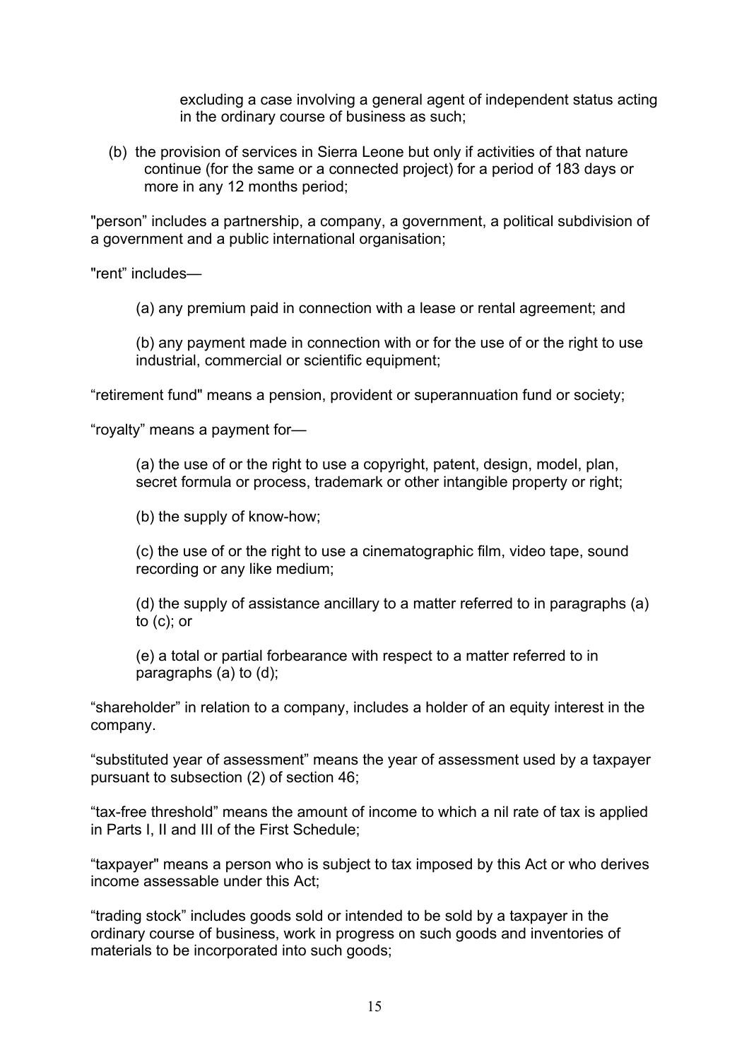excluding a case involving a general agent of independent status acting in the ordinary course of business as such;

(b) the provision of services in Sierra Leone but only if activities of that nature continue (for the same or a connected project) for a period of 183 days or more in any 12 months period;

"person" includes a partnership, a company, a government, a political subdivision of a government and a public international organisation;

"rent" includes—

(a) any premium paid in connection with a lease or rental agreement; and

(b) any payment made in connection with or for the use of or the right to use industrial, commercial or scientific equipment;

"retirement fund" means a pension, provident or superannuation fund or society;

"royalty" means a payment for—

(a) the use of or the right to use a copyright, patent, design, model, plan, secret formula or process, trademark or other intangible property or right;

(b) the supply of know-how;

(c) the use of or the right to use a cinematographic film, video tape, sound recording or any like medium;

(d) the supply of assistance ancillary to a matter referred to in paragraphs (a) to (c); or

(e) a total or partial forbearance with respect to a matter referred to in paragraphs (a) to (d);

"shareholder" in relation to a company, includes a holder of an equity interest in the company.

"substituted year of assessment" means the year of assessment used by a taxpayer pursuant to subsection (2) of section 46;

"tax-free threshold" means the amount of income to which a nil rate of tax is applied in Parts I, II and III of the First Schedule;

"taxpayer" means a person who is subject to tax imposed by this Act or who derives income assessable under this Act;

"trading stock" includes goods sold or intended to be sold by a taxpayer in the ordinary course of business, work in progress on such goods and inventories of materials to be incorporated into such goods;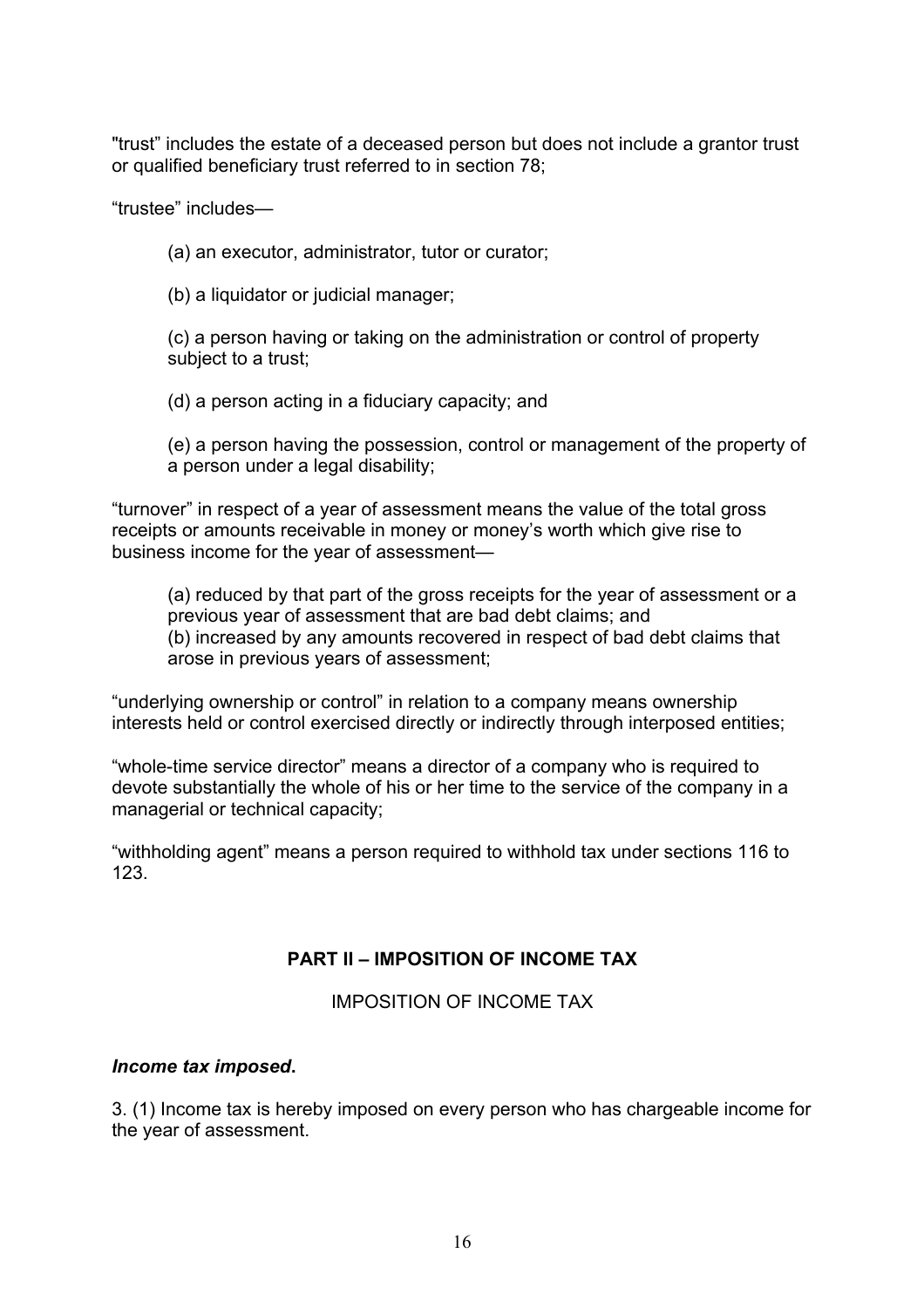"trust" includes the estate of a deceased person but does not include a grantor trust or qualified beneficiary trust referred to in section 78;

"trustee" includes—

(a) an executor, administrator, tutor or curator;

(b) a liquidator or judicial manager;

(c) a person having or taking on the administration or control of property subject to a trust;

(d) a person acting in a fiduciary capacity; and

(e) a person having the possession, control or management of the property of a person under a legal disability;

"turnover" in respect of a year of assessment means the value of the total gross receipts or amounts receivable in money or money's worth which give rise to business income for the year of assessment—

(a) reduced by that part of the gross receipts for the year of assessment or a previous year of assessment that are bad debt claims; and
(b) increased by any amounts recovered in respect of bad debt claims that arose in previous years of assessment;

"underlying ownership or control" in relation to a company means ownership interests held or control exercised directly or indirectly through interposed entities;

"whole-time service director" means a director of a company who is required to devote substantially the whole of his or her time to the service of the company in a managerial or technical capacity;

"withholding agent" means a person required to withhold tax under sections 116 to 123.

## PART II – IMPOSITION OF INCOME TAX

### IMPOSITION OF INCOME TAX

***Income tax imposed*.**

3. (1) Income tax is hereby imposed on every person who has chargeable income for the year of assessment.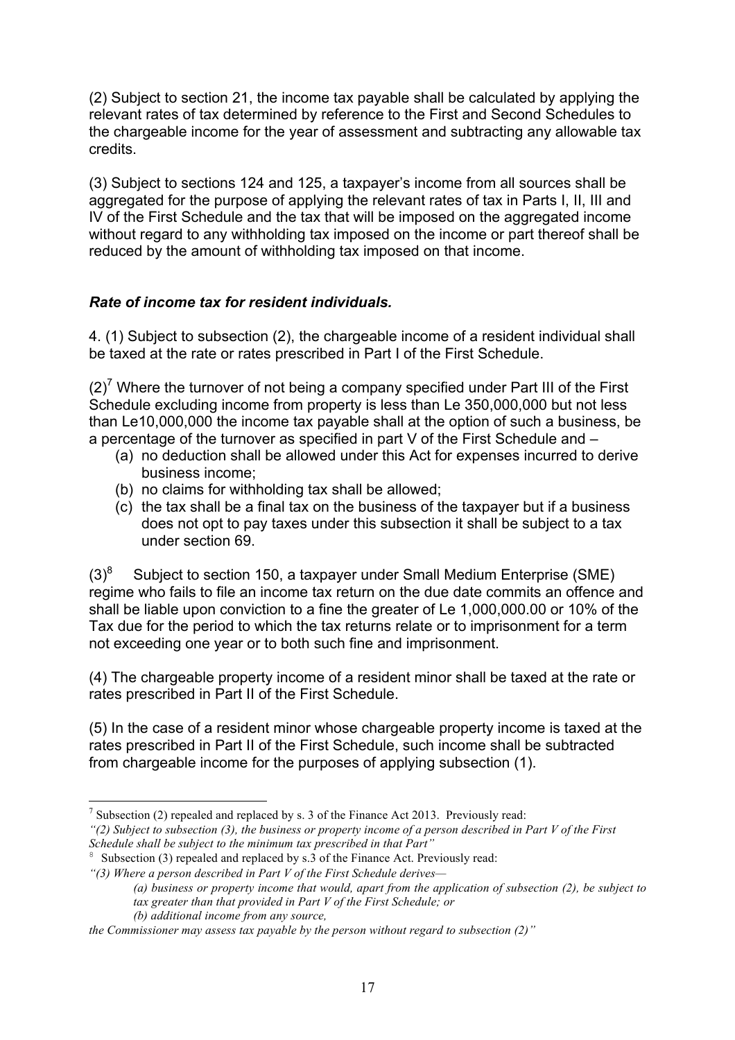(2) Subject to section 21, the income tax payable shall be calculated by applying the relevant rates of tax determined by reference to the First and Second Schedules to the chargeable income for the year of assessment and subtracting any allowable tax credits.

(3) Subject to sections 124 and 125, a taxpayer's income from all sources shall be aggregated for the purpose of applying the relevant rates of tax in Parts I, II, III and IV of the First Schedule and the tax that will be imposed on the aggregated income without regard to any withholding tax imposed on the income or part thereof shall be reduced by the amount of withholding tax imposed on that income.

### *Rate of income tax for resident individuals.*

4. (1) Subject to subsection (2), the chargeable income of a resident individual shall be taxed at the rate or rates prescribed in Part I of the First Schedule.

(2)[7] Where the turnover of not being a company specified under Part III of the First Schedule excluding income from property is less than Le 350,000,000 but not less than Le10,000,000 the income tax payable shall at the option of such a business, be a percentage of the turnover as specified in part V of the First Schedule and –

- (a) no deduction shall be allowed under this Act for expenses incurred to derive business income;
- (b) no claims for withholding tax shall be allowed;
- (c) the tax shall be a final tax on the business of the taxpayer but if a business does not opt to pay taxes under this subsection it shall be subject to a tax under section 69.

(3)[8] Subject to section 150, a taxpayer under Small Medium Enterprise (SME) regime who fails to file an income tax return on the due date commits an offence and shall be liable upon conviction to a fine the greater of Le 1,000,000.00 or 10% of the Tax due for the period to which the tax returns relate or to imprisonment for a term not exceeding one year or to both such fine and imprisonment.

(4) The chargeable property income of a resident minor shall be taxed at the rate or rates prescribed in Part II of the First Schedule.

(5) In the case of a resident minor whose chargeable property income is taxed at the rates prescribed in Part II of the First Schedule, such income shall be subtracted from chargeable income for the purposes of applying subsection (1).

---

[7] Subsection (2) repealed and replaced by s. 3 of the Finance Act 2013. Previously read:
*"(2) Subject to subsection (3), the business or property income of a person described in Part V of the First Schedule shall be subject to the minimum tax prescribed in that Part"*

[8] Subsection (3) repealed and replaced by s.3 of the Finance Act. Previously read:
*"(3) Where a person described in Part V of the First Schedule derives—*
*(a) business or property income that would, apart from the application of subsection (2), be subject to tax greater than that provided in Part V of the First Schedule; or*
*(b) additional income from any source,*
*the Commissioner may assess tax payable by the person without regard to subsection (2)"*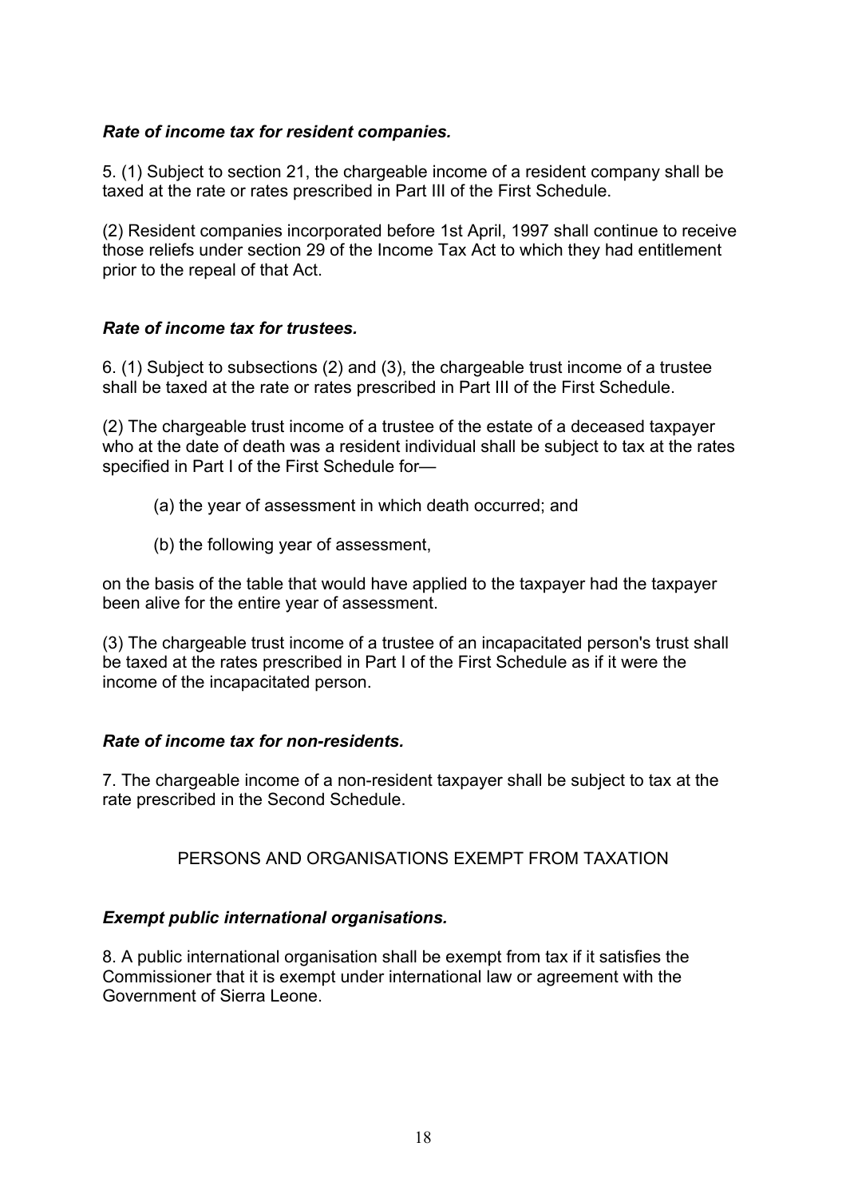***Rate of income tax for resident companies.***

5. (1) Subject to section 21, the chargeable income of a resident company shall be taxed at the rate or rates prescribed in Part III of the First Schedule.

(2) Resident companies incorporated before 1st April, 1997 shall continue to receive those reliefs under section 29 of the Income Tax Act to which they had entitlement prior to the repeal of that Act.

***Rate of income tax for trustees.***

6. (1) Subject to subsections (2) and (3), the chargeable trust income of a trustee shall be taxed at the rate or rates prescribed in Part III of the First Schedule.

(2) The chargeable trust income of a trustee of the estate of a deceased taxpayer who at the date of death was a resident individual shall be subject to tax at the rates specified in Part I of the First Schedule for—

(a) the year of assessment in which death occurred; and

(b) the following year of assessment,

on the basis of the table that would have applied to the taxpayer had the taxpayer been alive for the entire year of assessment.

(3) The chargeable trust income of a trustee of an incapacitated person's trust shall be taxed at the rates prescribed in Part I of the First Schedule as if it were the income of the incapacitated person.

***Rate of income tax for non-residents.***

7. The chargeable income of a non-resident taxpayer shall be subject to tax at the rate prescribed in the Second Schedule.

PERSONS AND ORGANISATIONS EXEMPT FROM TAXATION

***Exempt public international organisations.***

8. A public international organisation shall be exempt from tax if it satisfies the Commissioner that it is exempt under international law or agreement with the Government of Sierra Leone.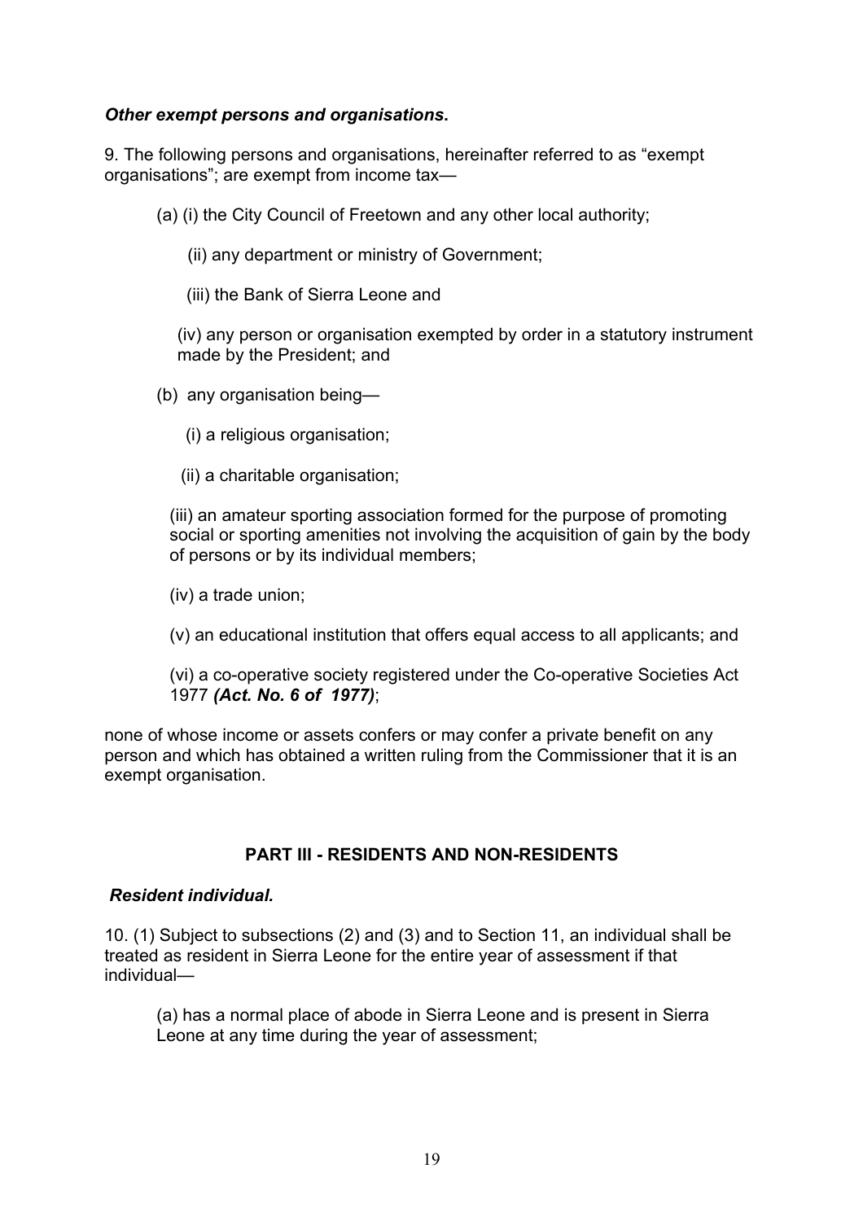***Other exempt persons and organisations.***

9. The following persons and organisations, hereinafter referred to as "exempt organisations"; are exempt from income tax—

(a) (i) the City Council of Freetown and any other local authority;

(ii) any department or ministry of Government;

(iii) the Bank of Sierra Leone and

(iv) any person or organisation exempted by order in a statutory instrument made by the President; and

(b) any organisation being—

(i) a religious organisation;

(ii) a charitable organisation;

(iii) an amateur sporting association formed for the purpose of promoting social or sporting amenities not involving the acquisition of gain by the body of persons or by its individual members;

(iv) a trade union;

(v) an educational institution that offers equal access to all applicants; and

(vi) a co-operative society registered under the Co-operative Societies Act 1977 ***(Act. No. 6 of 1977)***;

none of whose income or assets confers or may confer a private benefit on any person and which has obtained a written ruling from the Commissioner that it is an exempt organisation.

## PART III - RESIDENTS AND NON-RESIDENTS

***Resident individual.***

10. (1) Subject to subsections (2) and (3) and to Section 11, an individual shall be treated as resident in Sierra Leone for the entire year of assessment if that individual—

(a) has a normal place of abode in Sierra Leone and is present in Sierra Leone at any time during the year of assessment;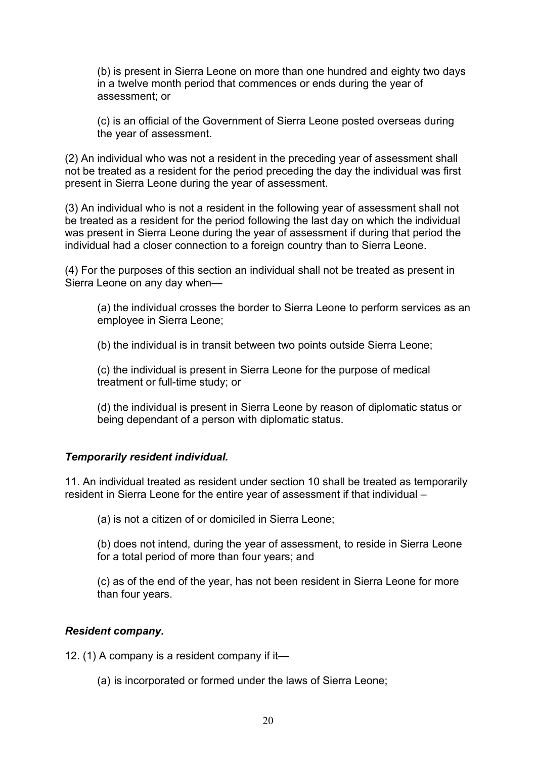(b) is present in Sierra Leone on more than one hundred and eighty two days in a twelve month period that commences or ends during the year of assessment; or

(c) is an official of the Government of Sierra Leone posted overseas during the year of assessment.

(2) An individual who was not a resident in the preceding year of assessment shall not be treated as a resident for the period preceding the day the individual was first present in Sierra Leone during the year of assessment.

(3) An individual who is not a resident in the following year of assessment shall not be treated as a resident for the period following the last day on which the individual was present in Sierra Leone during the year of assessment if during that period the individual had a closer connection to a foreign country than to Sierra Leone.

(4) For the purposes of this section an individual shall not be treated as present in Sierra Leone on any day when—

(a) the individual crosses the border to Sierra Leone to perform services as an employee in Sierra Leone;

(b) the individual is in transit between two points outside Sierra Leone;

(c) the individual is present in Sierra Leone for the purpose of medical treatment or full-time study; or

(d) the individual is present in Sierra Leone by reason of diplomatic status or being dependant of a person with diplomatic status.

***Temporarily resident individual.***

11. An individual treated as resident under section 10 shall be treated as temporarily resident in Sierra Leone for the entire year of assessment if that individual –

(a) is not a citizen of or domiciled in Sierra Leone;

(b) does not intend, during the year of assessment, to reside in Sierra Leone for a total period of more than four years; and

(c) as of the end of the year, has not been resident in Sierra Leone for more than four years.

***Resident company.***

12. (1) A company is a resident company if it—

(a) is incorporated or formed under the laws of Sierra Leone;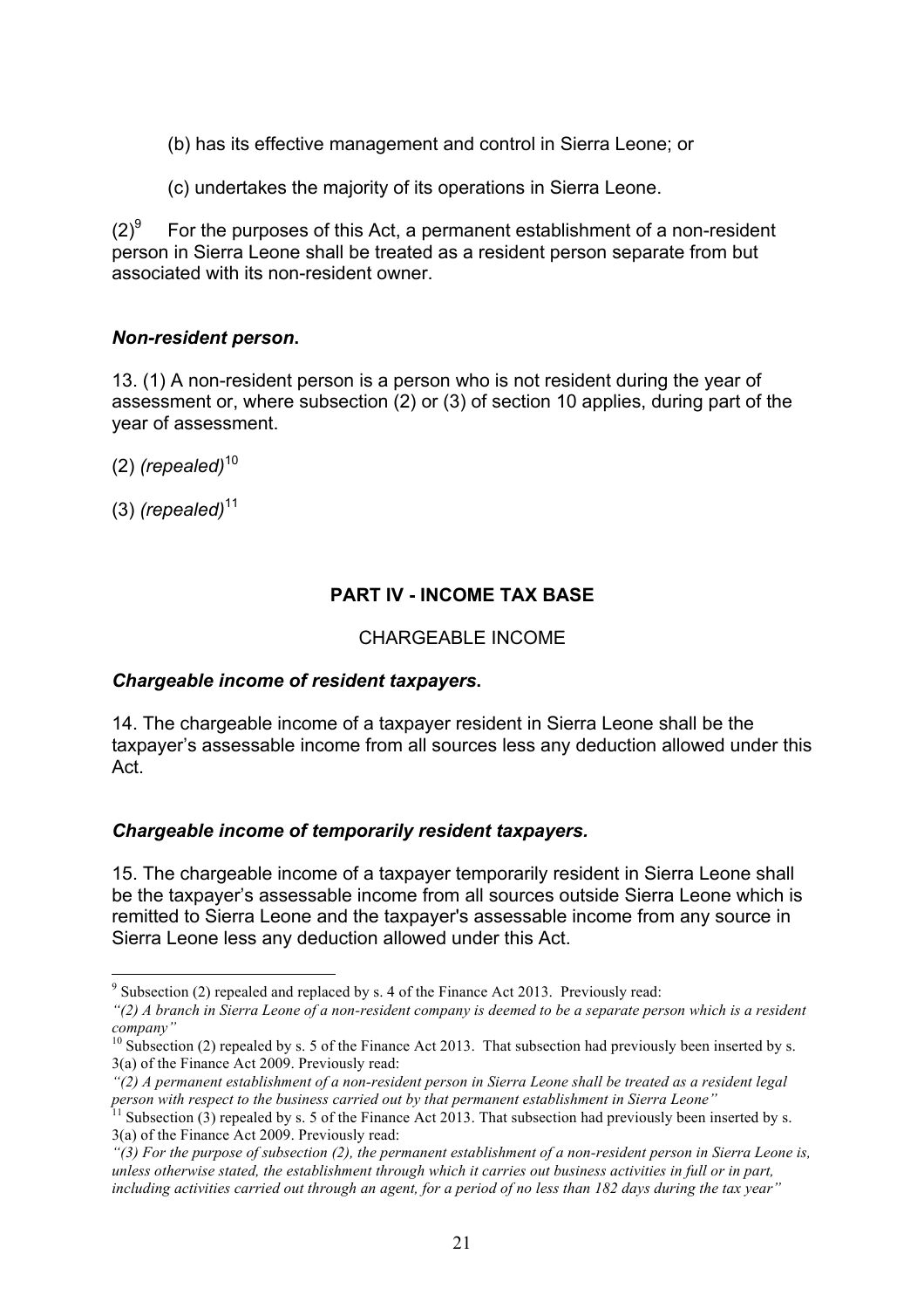(b) has its effective management and control in Sierra Leone; or

(c) undertakes the majority of its operations in Sierra Leone.

(2)[9] For the purposes of this Act, a permanent establishment of a non-resident person in Sierra Leone shall be treated as a resident person separate from but associated with its non-resident owner.

***Non-resident person.***

13. (1) A non-resident person is a person who is not resident during the year of assessment or, where subsection (2) or (3) of section 10 applies, during part of the year of assessment.

(2) *(repealed)*[10]

(3) *(repealed)*[11]

## PART IV - INCOME TAX BASE

### CHARGEABLE INCOME

***Chargeable income of resident taxpayers.***

14. The chargeable income of a taxpayer resident in Sierra Leone shall be the taxpayer's assessable income from all sources less any deduction allowed under this Act.

***Chargeable income of temporarily resident taxpayers.***

15. The chargeable income of a taxpayer temporarily resident in Sierra Leone shall be the taxpayer's assessable income from all sources outside Sierra Leone which is remitted to Sierra Leone and the taxpayer's assessable income from any source in Sierra Leone less any deduction allowed under this Act.

---

[9] Subsection (2) repealed and replaced by s. 4 of the Finance Act 2013. Previously read:
*"(2) A branch in Sierra Leone of a non-resident company is deemed to be a separate person which is a resident company"*

[10] Subsection (2) repealed by s. 5 of the Finance Act 2013. That subsection had previously been inserted by s. 3(a) of the Finance Act 2009. Previously read:
*"(2) A permanent establishment of a non-resident person in Sierra Leone shall be treated as a resident legal person with respect to the business carried out by that permanent establishment in Sierra Leone"*

[11] Subsection (3) repealed by s. 5 of the Finance Act 2013. That subsection had previously been inserted by s. 3(a) of the Finance Act 2009. Previously read:
*"(3) For the purpose of subsection (2), the permanent establishment of a non-resident person in Sierra Leone is, unless otherwise stated, the establishment through which it carries out business activities in full or in part, including activities carried out through an agent, for a period of no less than 182 days during the tax year"*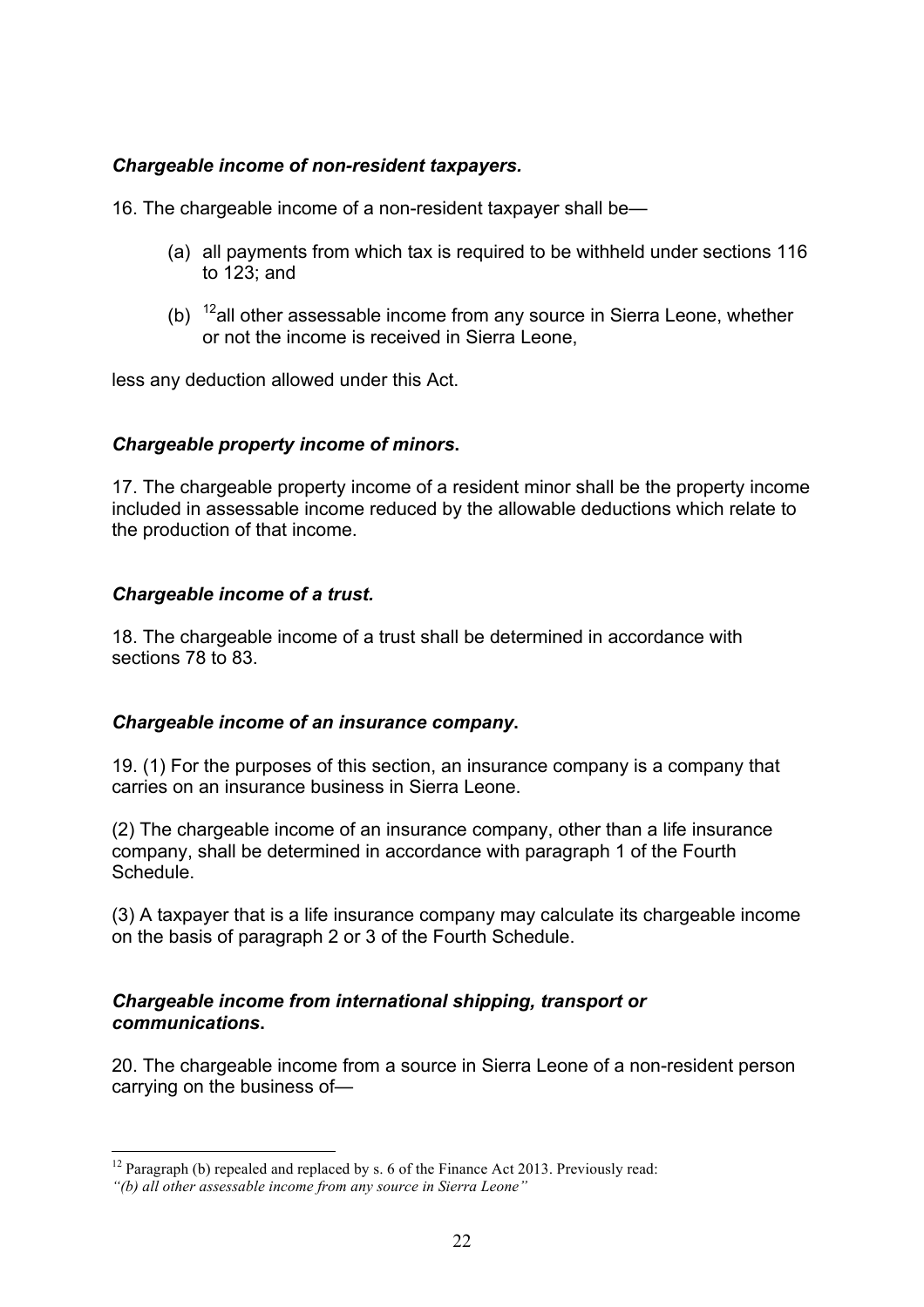***Chargeable income of non-resident taxpayers.***

16. The chargeable income of a non-resident taxpayer shall be—

(a) all payments from which tax is required to be withheld under sections 116 to 123; and

(b) [12]all other assessable income from any source in Sierra Leone, whether or not the income is received in Sierra Leone,

less any deduction allowed under this Act.

***Chargeable property income of minors.***

17. The chargeable property income of a resident minor shall be the property income included in assessable income reduced by the allowable deductions which relate to the production of that income.

***Chargeable income of a trust.***

18. The chargeable income of a trust shall be determined in accordance with sections 78 to 83.

***Chargeable income of an insurance company.***

19. (1) For the purposes of this section, an insurance company is a company that carries on an insurance business in Sierra Leone.

(2) The chargeable income of an insurance company, other than a life insurance company, shall be determined in accordance with paragraph 1 of the Fourth Schedule.

(3) A taxpayer that is a life insurance company may calculate its chargeable income on the basis of paragraph 2 or 3 of the Fourth Schedule.

***Chargeable income from international shipping, transport or communications.***

20. The chargeable income from a source in Sierra Leone of a non-resident person carrying on the business of—

---

[12] Paragraph (b) repealed and replaced by s. 6 of the Finance Act 2013. Previously read: *"(b) all other assessable income from any source in Sierra Leone"*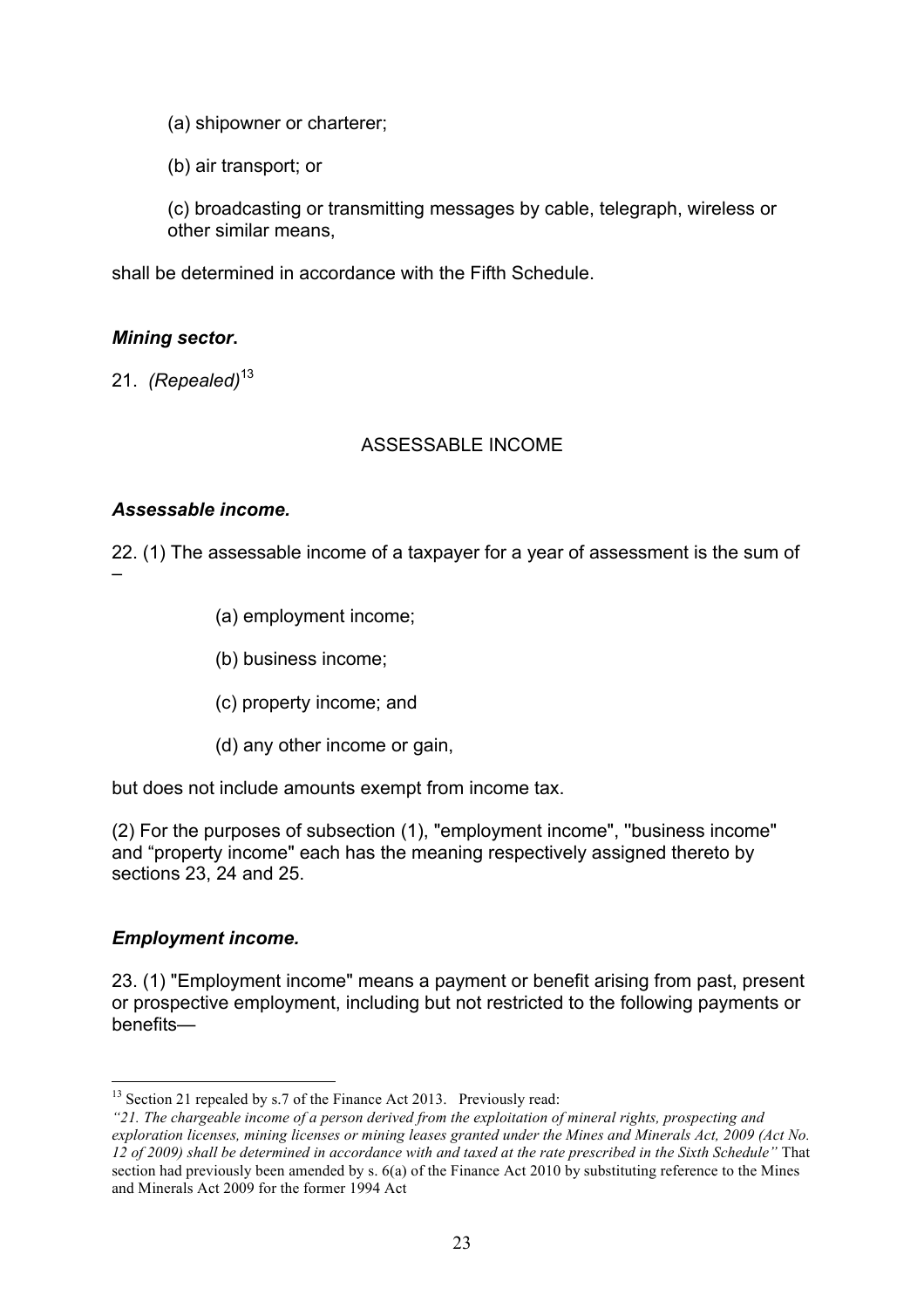(a) shipowner or charterer;

(b) air transport; or

(c) broadcasting or transmitting messages by cable, telegraph, wireless or other similar means,

shall be determined in accordance with the Fifth Schedule.

***Mining sector.***

21. *(Repealed)*[13]

ASSESSABLE INCOME

***Assessable income.***

22. (1) The assessable income of a taxpayer for a year of assessment is the sum of –

(a) employment income;

(b) business income;

(c) property income; and

(d) any other income or gain,

but does not include amounts exempt from income tax.

(2) For the purposes of subsection (1), "employment income", ''business income" and "property income" each has the meaning respectively assigned thereto by sections 23, 24 and 25.

***Employment income.***

23. (1) "Employment income" means a payment or benefit arising from past, present or prospective employment, including but not restricted to the following payments or benefits—

---

[13] Section 21 repealed by s.7 of the Finance Act 2013. Previously read: *"21. The chargeable income of a person derived from the exploitation of mineral rights, prospecting and exploration licenses, mining licenses or mining leases granted under the Mines and Minerals Act, 2009 (Act No. 12 of 2009) shall be determined in accordance with and taxed at the rate prescribed in the Sixth Schedule"* That section had previously been amended by s. 6(a) of the Finance Act 2010 by substituting reference to the Mines and Minerals Act 2009 for the former 1994 Act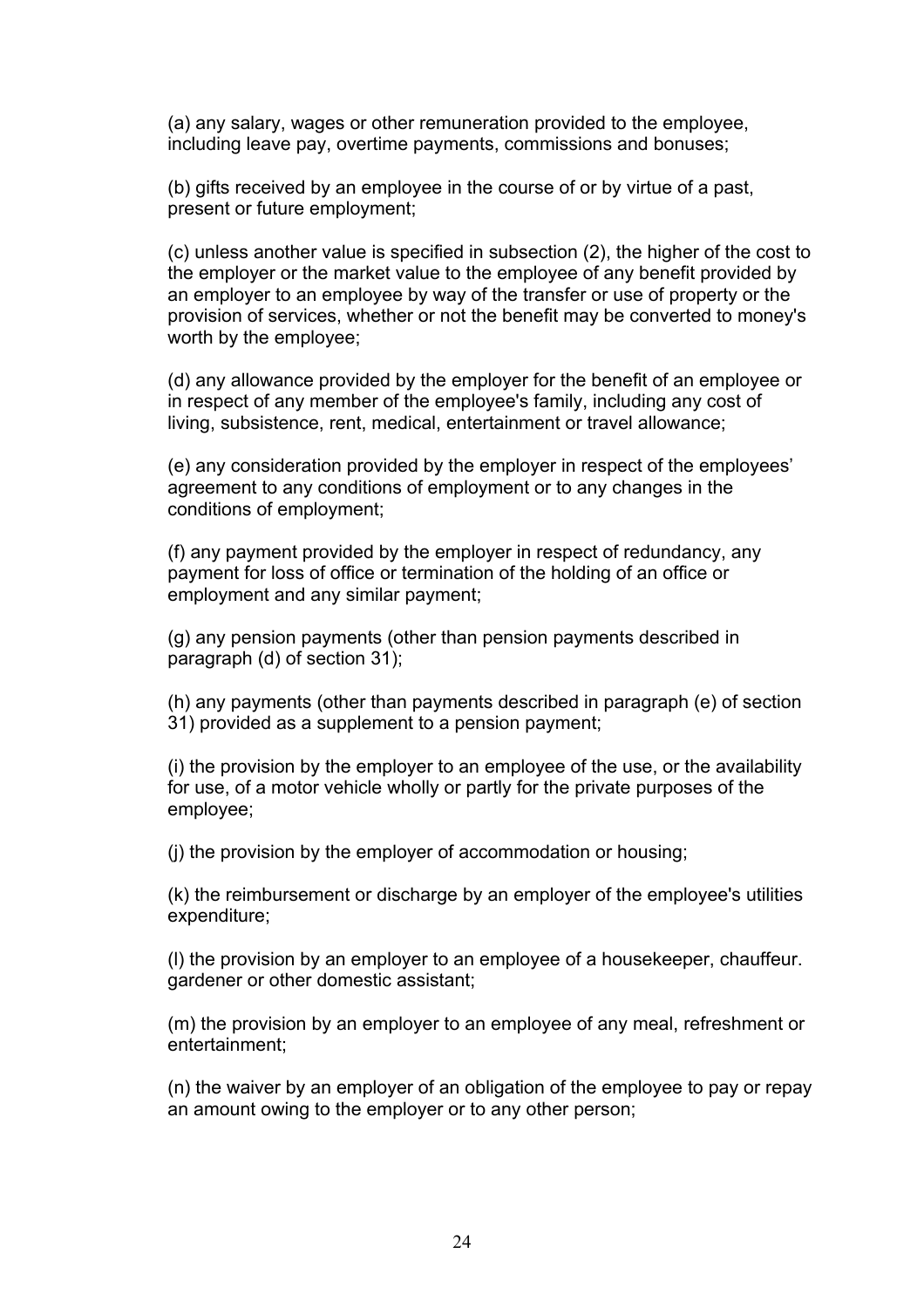(a) any salary, wages or other remuneration provided to the employee, including leave pay, overtime payments, commissions and bonuses;

(b) gifts received by an employee in the course of or by virtue of a past, present or future employment;

(c) unless another value is specified in subsection (2), the higher of the cost to the employer or the market value to the employee of any benefit provided by an employer to an employee by way of the transfer or use of property or the provision of services, whether or not the benefit may be converted to money's worth by the employee;

(d) any allowance provided by the employer for the benefit of an employee or in respect of any member of the employee's family, including any cost of living, subsistence, rent, medical, entertainment or travel allowance;

(e) any consideration provided by the employer in respect of the employees' agreement to any conditions of employment or to any changes in the conditions of employment;

(f) any payment provided by the employer in respect of redundancy, any payment for loss of office or termination of the holding of an office or employment and any similar payment;

(g) any pension payments (other than pension payments described in paragraph (d) of section 31);

(h) any payments (other than payments described in paragraph (e) of section 31) provided as a supplement to a pension payment;

(i) the provision by the employer to an employee of the use, or the availability for use, of a motor vehicle wholly or partly for the private purposes of the employee;

(j) the provision by the employer of accommodation or housing;

(k) the reimbursement or discharge by an employer of the employee's utilities expenditure;

(l) the provision by an employer to an employee of a housekeeper, chauffeur. gardener or other domestic assistant;

(m) the provision by an employer to an employee of any meal, refreshment or entertainment;

(n) the waiver by an employer of an obligation of the employee to pay or repay an amount owing to the employer or to any other person;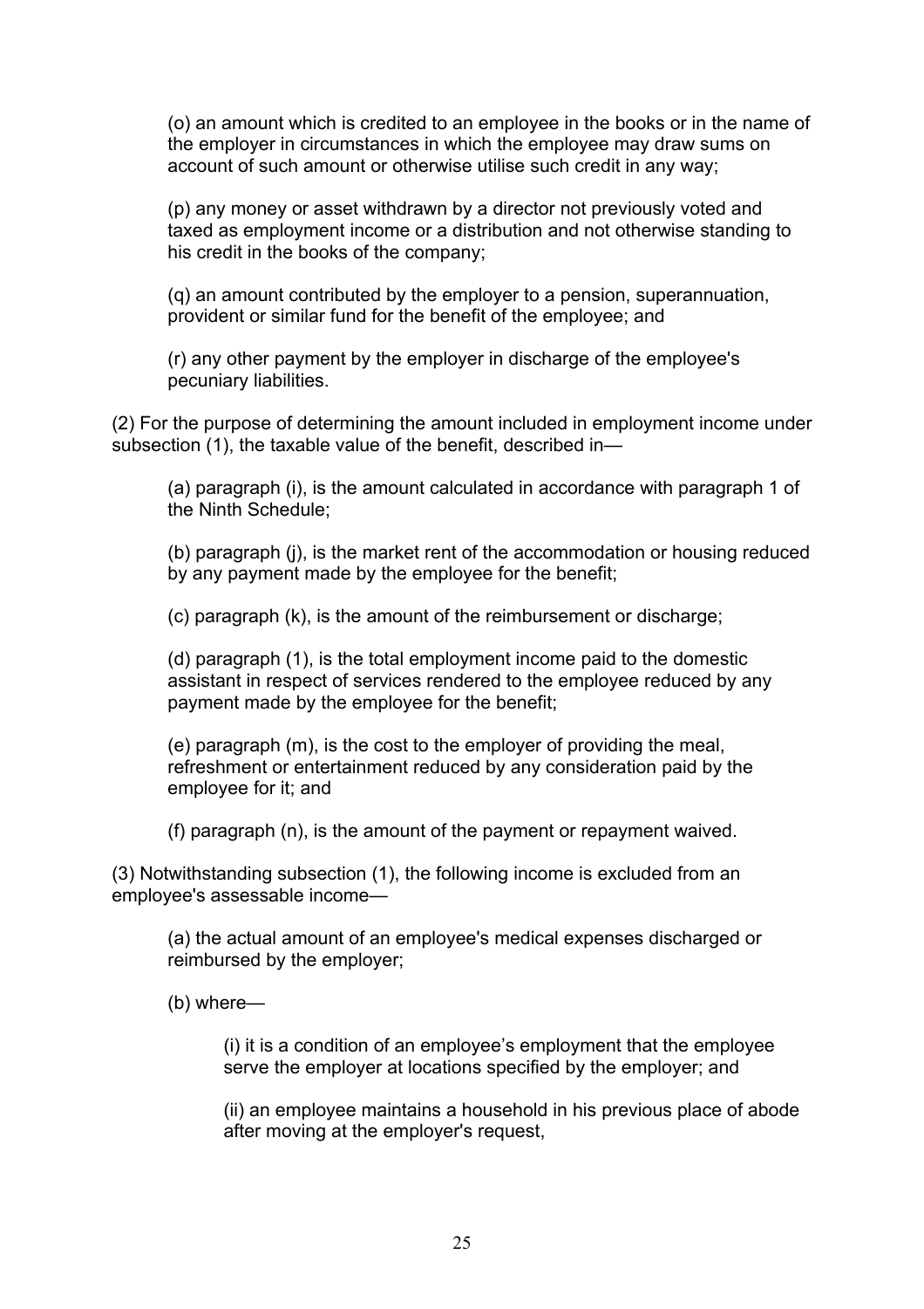(o) an amount which is credited to an employee in the books or in the name of the employer in circumstances in which the employee may draw sums on account of such amount or otherwise utilise such credit in any way;

(p) any money or asset withdrawn by a director not previously voted and taxed as employment income or a distribution and not otherwise standing to his credit in the books of the company;

(q) an amount contributed by the employer to a pension, superannuation, provident or similar fund for the benefit of the employee; and

(r) any other payment by the employer in discharge of the employee's pecuniary liabilities.

(2) For the purpose of determining the amount included in employment income under subsection (1), the taxable value of the benefit, described in—

(a) paragraph (i), is the amount calculated in accordance with paragraph 1 of the Ninth Schedule;

(b) paragraph (j), is the market rent of the accommodation or housing reduced by any payment made by the employee for the benefit;

(c) paragraph (k), is the amount of the reimbursement or discharge;

(d) paragraph (1), is the total employment income paid to the domestic assistant in respect of services rendered to the employee reduced by any payment made by the employee for the benefit;

(e) paragraph (m), is the cost to the employer of providing the meal, refreshment or entertainment reduced by any consideration paid by the employee for it; and

(f) paragraph (n), is the amount of the payment or repayment waived.

(3) Notwithstanding subsection (1), the following income is excluded from an employee's assessable income—

(a) the actual amount of an employee's medical expenses discharged or reimbursed by the employer;

(b) where—

(i) it is a condition of an employee's employment that the employee serve the employer at locations specified by the employer; and

(ii) an employee maintains a household in his previous place of abode after moving at the employer's request,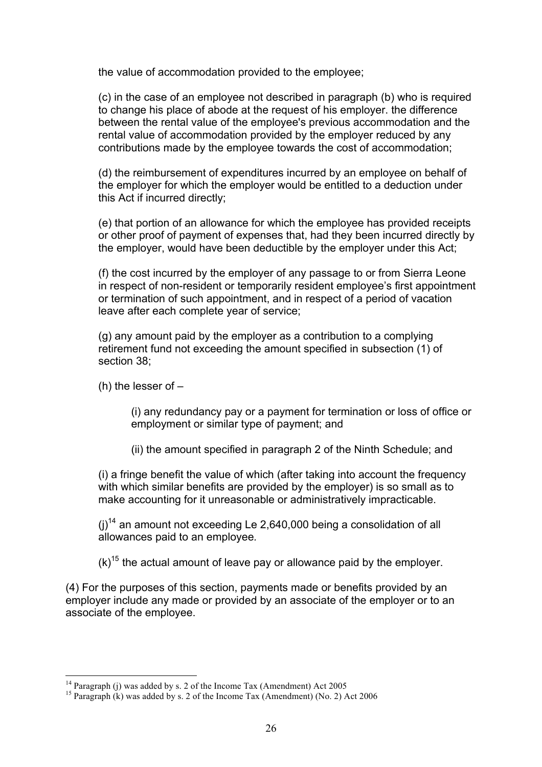the value of accommodation provided to the employee;

(c) in the case of an employee not described in paragraph (b) who is required to change his place of abode at the request of his employer. the difference between the rental value of the employee's previous accommodation and the rental value of accommodation provided by the employer reduced by any contributions made by the employee towards the cost of accommodation;

(d) the reimbursement of expenditures incurred by an employee on behalf of the employer for which the employer would be entitled to a deduction under this Act if incurred directly;

(e) that portion of an allowance for which the employee has provided receipts or other proof of payment of expenses that, had they been incurred directly by the employer, would have been deductible by the employer under this Act;

(f) the cost incurred by the employer of any passage to or from Sierra Leone in respect of non-resident or temporarily resident employee's first appointment or termination of such appointment, and in respect of a period of vacation leave after each complete year of service;

(g) any amount paid by the employer as a contribution to a complying retirement fund not exceeding the amount specified in subsection (1) of section 38;

(h) the lesser of –

> (i) any redundancy pay or a payment for termination or loss of office or employment or similar type of payment; and
>
> (ii) the amount specified in paragraph 2 of the Ninth Schedule; and

(i) a fringe benefit the value of which (after taking into account the frequency with which similar benefits are provided by the employer) is so small as to make accounting for it unreasonable or administratively impracticable.

(j)[14] an amount not exceeding Le 2,640,000 being a consolidation of all allowances paid to an employee.

(k)[15] the actual amount of leave pay or allowance paid by the employer.

(4) For the purposes of this section, payments made or benefits provided by an employer include any made or provided by an associate of the employer or to an associate of the employee.

---

[14] Paragraph (j) was added by s. 2 of the Income Tax (Amendment) Act 2005

[15] Paragraph (k) was added by s. 2 of the Income Tax (Amendment) (No. 2) Act 2006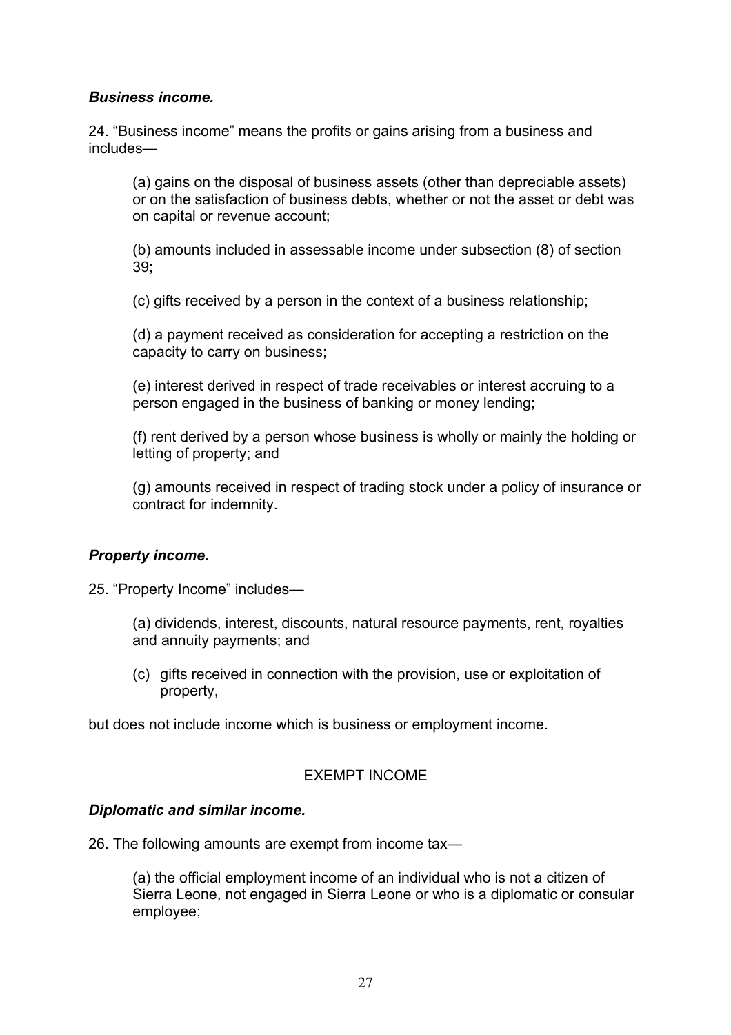***Business income.***

24. “Business income” means the profits or gains arising from a business and includes—

(a) gains on the disposal of business assets (other than depreciable assets) or on the satisfaction of business debts, whether or not the asset or debt was on capital or revenue account;

(b) amounts included in assessable income under subsection (8) of section 39;

(c) gifts received by a person in the context of a business relationship;

(d) a payment received as consideration for accepting a restriction on the capacity to carry on business;

(e) interest derived in respect of trade receivables or interest accruing to a person engaged in the business of banking or money lending;

(f) rent derived by a person whose business is wholly or mainly the holding or letting of property; and

(g) amounts received in respect of trading stock under a policy of insurance or contract for indemnity.

***Property income.***

25. “Property Income” includes—

(a) dividends, interest, discounts, natural resource payments, rent, royalties and annuity payments; and

(c) gifts received in connection with the provision, use or exploitation of property,

but does not include income which is business or employment income.

EXEMPT INCOME

***Diplomatic and similar income.***

26. The following amounts are exempt from income tax—

(a) the official employment income of an individual who is not a citizen of Sierra Leone, not engaged in Sierra Leone or who is a diplomatic or consular employee;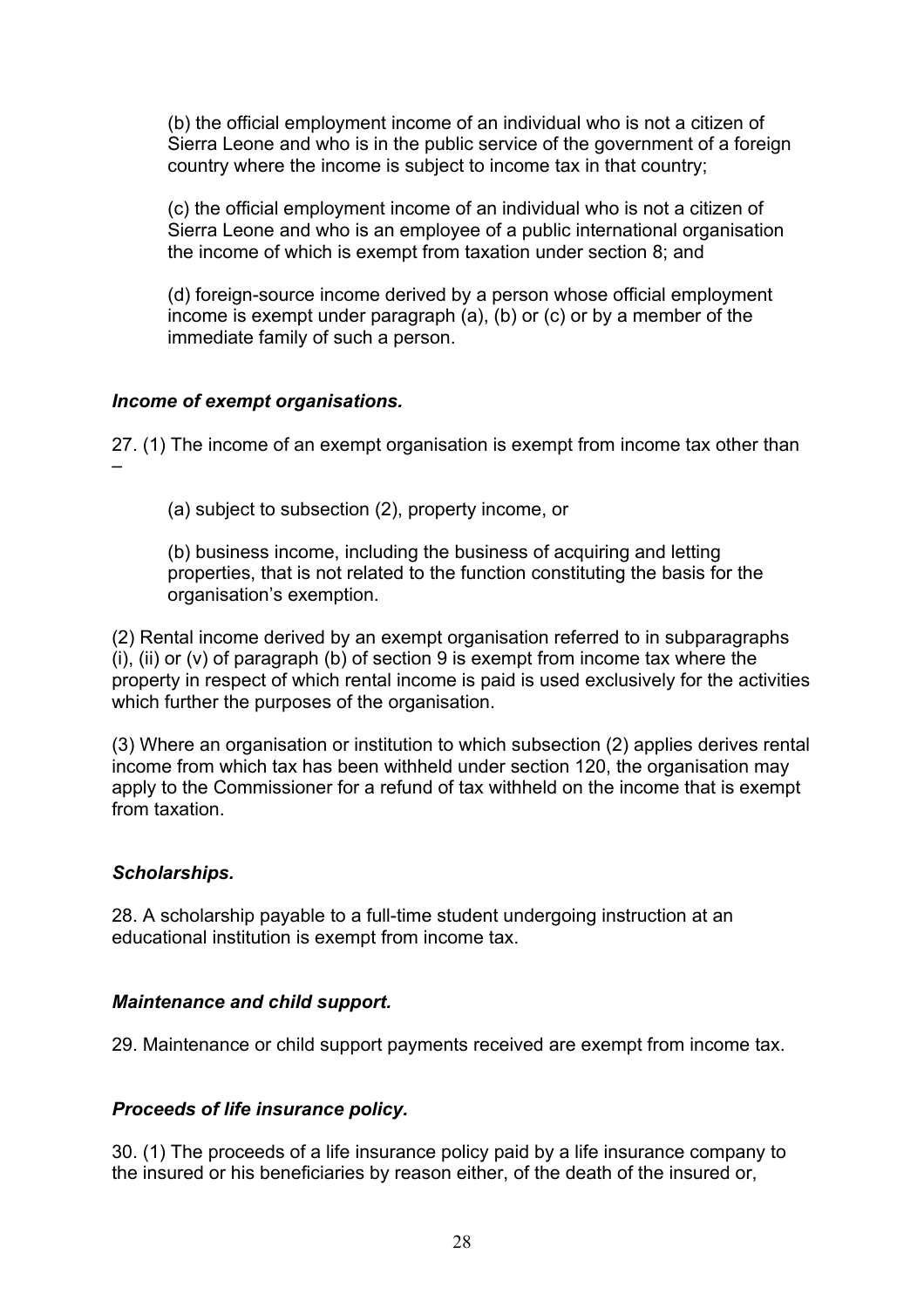(b) the official employment income of an individual who is not a citizen of Sierra Leone and who is in the public service of the government of a foreign country where the income is subject to income tax in that country;

(c) the official employment income of an individual who is not a citizen of Sierra Leone and who is an employee of a public international organisation the income of which is exempt from taxation under section 8; and

(d) foreign-source income derived by a person whose official employment income is exempt under paragraph (a), (b) or (c) or by a member of the immediate family of such a person.

***Income of exempt organisations.***

27. (1) The income of an exempt organisation is exempt from income tax other than –

(a) subject to subsection (2), property income, or

(b) business income, including the business of acquiring and letting properties, that is not related to the function constituting the basis for the organisation's exemption.

(2) Rental income derived by an exempt organisation referred to in subparagraphs (i), (ii) or (v) of paragraph (b) of section 9 is exempt from income tax where the property in respect of which rental income is paid is used exclusively for the activities which further the purposes of the organisation.

(3) Where an organisation or institution to which subsection (2) applies derives rental income from which tax has been withheld under section 120, the organisation may apply to the Commissioner for a refund of tax withheld on the income that is exempt from taxation.

***Scholarships.***

28. A scholarship payable to a full-time student undergoing instruction at an educational institution is exempt from income tax.

***Maintenance and child support.***

29. Maintenance or child support payments received are exempt from income tax.

***Proceeds of life insurance policy.***

30. (1) The proceeds of a life insurance policy paid by a life insurance company to the insured or his beneficiaries by reason either, of the death of the insured or,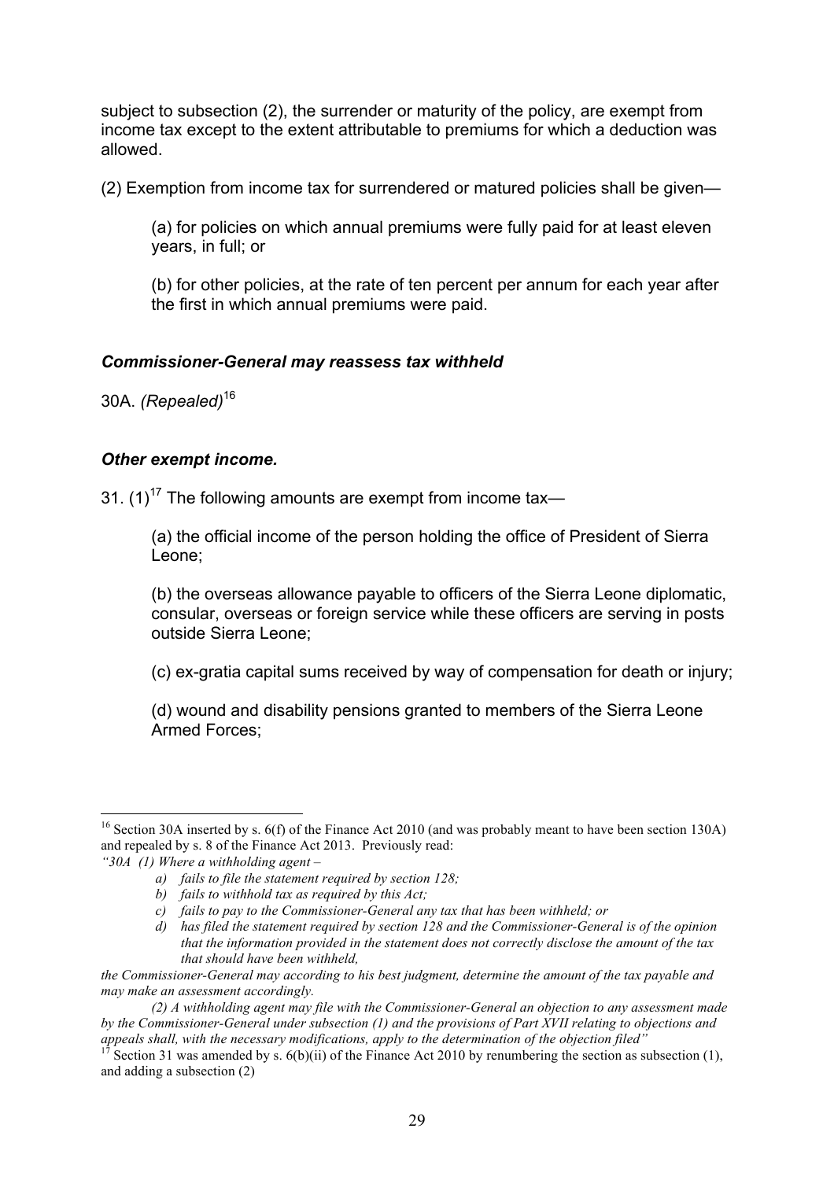subject to subsection (2), the surrender or maturity of the policy, are exempt from income tax except to the extent attributable to premiums for which a deduction was allowed.

(2) Exemption from income tax for surrendered or matured policies shall be given—

> (a) for policies on which annual premiums were fully paid for at least eleven years, in full; or
>
> (b) for other policies, at the rate of ten percent per annum for each year after the first in which annual premiums were paid.

### *Commissioner-General may reassess tax withheld*

30A. *(Repealed)*[16]

### *Other exempt income.*

31. (1)[17] The following amounts are exempt from income tax—

> (a) the official income of the person holding the office of President of Sierra Leone;
>
> (b) the overseas allowance payable to officers of the Sierra Leone diplomatic, consular, overseas or foreign service while these officers are serving in posts outside Sierra Leone;
>
> (c) ex-gratia capital sums received by way of compensation for death or injury;
>
> (d) wound and disability pensions granted to members of the Sierra Leone Armed Forces;

---

[16] Section 30A inserted by s. 6(f) of the Finance Act 2010 (and was probably meant to have been section 130A) and repealed by s. 8 of the Finance Act 2013. Previously read:

*"30A (1) Where a withholding agent –*

> *a) fails to file the statement required by section 128;*
>
> *b) fails to withhold tax as required by this Act;*
>
> *c) fails to pay to the Commissioner-General any tax that has been withheld; or*
>
> *d) has filed the statement required by section 128 and the Commissioner-General is of the opinion that the information provided in the statement does not correctly disclose the amount of the tax that should have been withheld,*

*the Commissioner-General may according to his best judgment, determine the amount of the tax payable and may make an assessment accordingly.*

*(2) A withholding agent may file with the Commissioner-General an objection to any assessment made by the Commissioner-General under subsection (1) and the provisions of Part XVII relating to objections and appeals shall, with the necessary modifications, apply to the determination of the objection filed"*

[17] Section 31 was amended by s. 6(b)(ii) of the Finance Act 2010 by renumbering the section as subsection (1), and adding a subsection (2)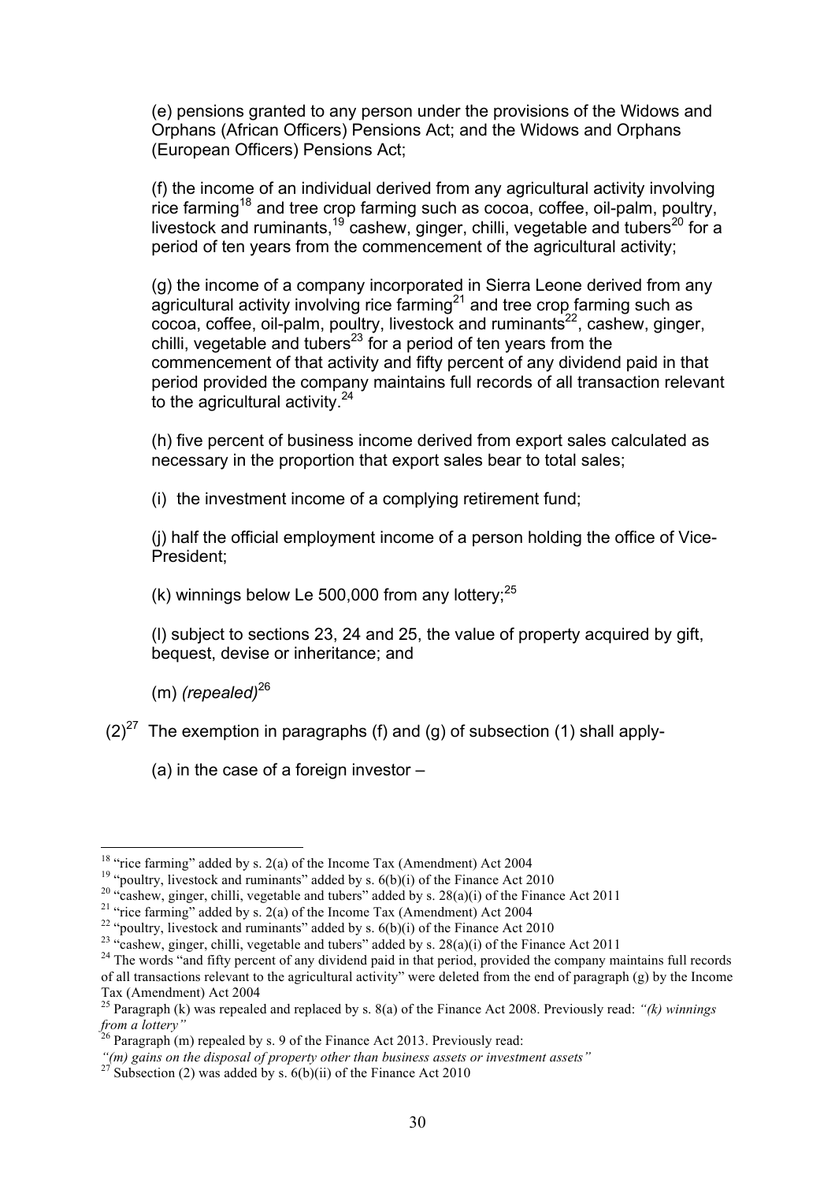(e) pensions granted to any person under the provisions of the Widows and Orphans (African Officers) Pensions Act; and the Widows and Orphans (European Officers) Pensions Act;

(f) the income of an individual derived from any agricultural activity involving rice farming[18] and tree crop farming such as cocoa, coffee, oil-palm, poultry, livestock and ruminants,[19] cashew, ginger, chilli, vegetable and tubers[20] for a period of ten years from the commencement of the agricultural activity;

(g) the income of a company incorporated in Sierra Leone derived from any agricultural activity involving rice farming[21] and tree crop farming such as cocoa, coffee, oil-palm, poultry, livestock and ruminants[22], cashew, ginger, chilli, vegetable and tubers[23] for a period of ten years from the commencement of that activity and fifty percent of any dividend paid in that period provided the company maintains full records of all transaction relevant to the agricultural activity.[24]

(h) five percent of business income derived from export sales calculated as necessary in the proportion that export sales bear to total sales;

(i) the investment income of a complying retirement fund;

(j) half the official employment income of a person holding the office of Vice-President;

(k) winnings below Le 500,000 from any lottery;[25]

(l) subject to sections 23, 24 and 25, the value of property acquired by gift, bequest, devise or inheritance; and

(m) *(repealed)*[26]

(2)[27] The exemption in paragraphs (f) and (g) of subsection (1) shall apply-

(a) in the case of a foreign investor –

---

[18] "rice farming" added by s. 2(a) of the Income Tax (Amendment) Act 2004

[19] "poultry, livestock and ruminants" added by s. 6(b)(i) of the Finance Act 2010

[20] "cashew, ginger, chilli, vegetable and tubers" added by s. 28(a)(i) of the Finance Act 2011

[21] "rice farming" added by s. 2(a) of the Income Tax (Amendment) Act 2004

[22] "poultry, livestock and ruminants" added by s. 6(b)(i) of the Finance Act 2010

[23] "cashew, ginger, chilli, vegetable and tubers" added by s. 28(a)(i) of the Finance Act 2011

[24] The words "and fifty percent of any dividend paid in that period, provided the company maintains full records of all transactions relevant to the agricultural activity" were deleted from the end of paragraph (g) by the Income Tax (Amendment) Act 2004

[25] Paragraph (k) was repealed and replaced by s. 8(a) of the Finance Act 2008. Previously read: *"(k) winnings from a lottery"*

[26] Paragraph (m) repealed by s. 9 of the Finance Act 2013. Previously read:
*"(m) gains on the disposal of property other than business assets or investment assets"*

[27] Subsection (2) was added by s. 6(b)(ii) of the Finance Act 2010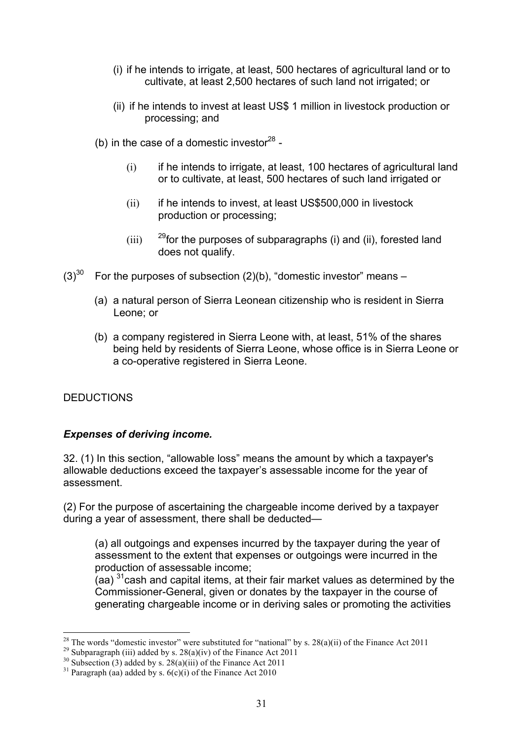(i) if he intends to irrigate, at least, 500 hectares of agricultural land or to cultivate, at least 2,500 hectares of such land not irrigated; or

(ii) if he intends to invest at least US$ 1 million in livestock production or processing; and

(b) in the case of a domestic investor[28] -

(i) if he intends to irrigate, at least, 100 hectares of agricultural land or to cultivate, at least, 500 hectares of such land irrigated or

(ii) if he intends to invest, at least US$500,000 in livestock production or processing;

(iii) [29]for the purposes of subparagraphs (i) and (ii), forested land does not qualify.

(3)[30] For the purposes of subsection (2)(b), "domestic investor" means –

(a) a natural person of Sierra Leonean citizenship who is resident in Sierra Leone; or

(b) a company registered in Sierra Leone with, at least, 51% of the shares being held by residents of Sierra Leone, whose office is in Sierra Leone or a co-operative registered in Sierra Leone.

DEDUCTIONS

***Expenses of deriving income.***

32. (1) In this section, "allowable loss" means the amount by which a taxpayer's allowable deductions exceed the taxpayer's assessable income for the year of assessment.

(2) For the purpose of ascertaining the chargeable income derived by a taxpayer during a year of assessment, there shall be deducted—

(a) all outgoings and expenses incurred by the taxpayer during the year of assessment to the extent that expenses or outgoings were incurred in the production of assessable income;

(aa) [31]cash and capital items, at their fair market values as determined by the Commissioner-General, given or donates by the taxpayer in the course of generating chargeable income or in deriving sales or promoting the activities

---

[28] The words "domestic investor" were substituted for "national" by s. 28(a)(ii) of the Finance Act 2011

[29] Subparagraph (iii) added by s. 28(a)(iv) of the Finance Act 2011

[30] Subsection (3) added by s. 28(a)(iii) of the Finance Act 2011

[31] Paragraph (aa) added by s. 6(c)(i) of the Finance Act 2010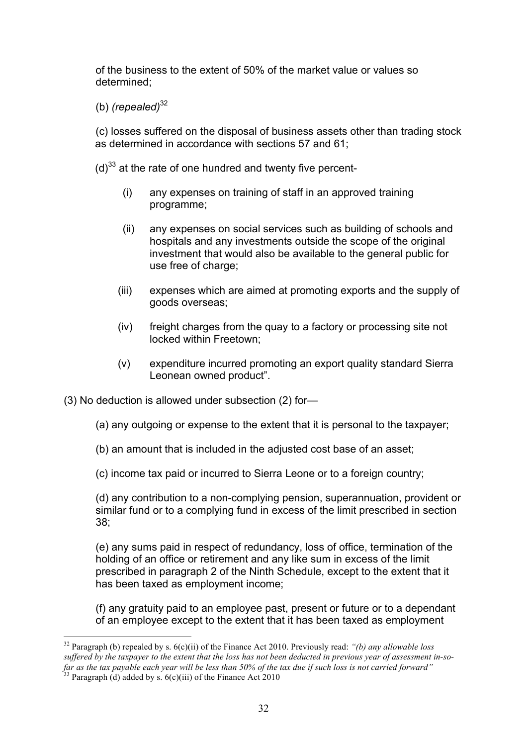of the business to the extent of 50% of the market value or values so determined;

(b) *(repealed)*[32]

(c) losses suffered on the disposal of business assets other than trading stock as determined in accordance with sections 57 and 61;

(d)[33] at the rate of one hundred and twenty five percent-

(i) any expenses on training of staff in an approved training programme;

(ii) any expenses on social services such as building of schools and hospitals and any investments outside the scope of the original investment that would also be available to the general public for use free of charge;

(iii) expenses which are aimed at promoting exports and the supply of goods overseas;

(iv) freight charges from the quay to a factory or processing site not locked within Freetown;

(v) expenditure incurred promoting an export quality standard Sierra Leonean owned product".

(3) No deduction is allowed under subsection (2) for—

(a) any outgoing or expense to the extent that it is personal to the taxpayer;

(b) an amount that is included in the adjusted cost base of an asset;

(c) income tax paid or incurred to Sierra Leone or to a foreign country;

(d) any contribution to a non-complying pension, superannuation, provident or similar fund or to a complying fund in excess of the limit prescribed in section 38;

(e) any sums paid in respect of redundancy, loss of office, termination of the holding of an office or retirement and any like sum in excess of the limit prescribed in paragraph 2 of the Ninth Schedule, except to the extent that it has been taxed as employment income;

(f) any gratuity paid to an employee past, present or future or to a dependant of an employee except to the extent that it has been taxed as employment

---

[32] Paragraph (b) repealed by s. 6(c)(ii) of the Finance Act 2010. Previously read: *"(b) any allowable loss suffered by the taxpayer to the extent that the loss has not been deducted in previous year of assessment in-so-far as the tax payable each year will be less than 50% of the tax due if such loss is not carried forward"*

[33] Paragraph (d) added by s. 6(c)(iii) of the Finance Act 2010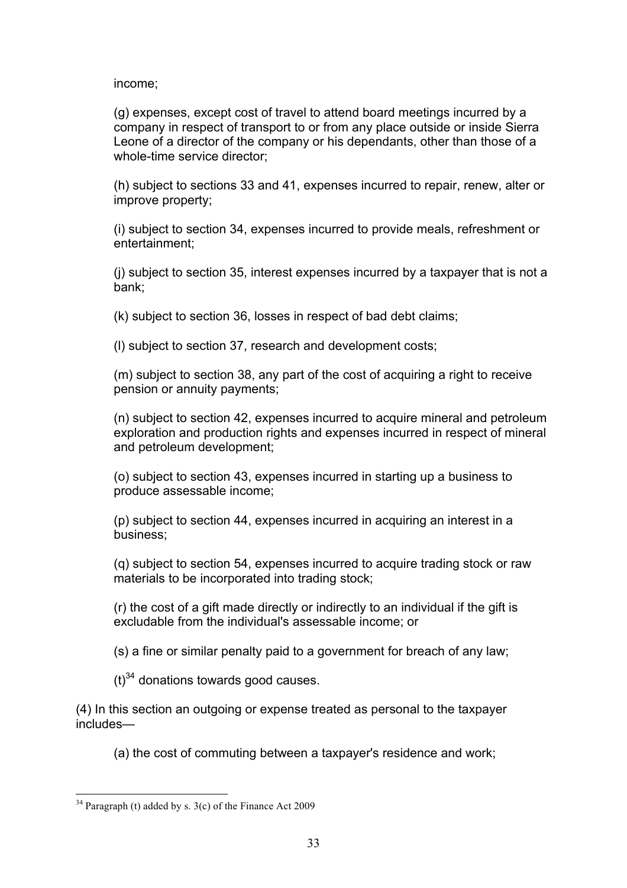income;

(g) expenses, except cost of travel to attend board meetings incurred by a company in respect of transport to or from any place outside or inside Sierra Leone of a director of the company or his dependants, other than those of a whole-time service director;

(h) subject to sections 33 and 41, expenses incurred to repair, renew, alter or improve property;

(i) subject to section 34, expenses incurred to provide meals, refreshment or entertainment;

(j) subject to section 35, interest expenses incurred by a taxpayer that is not a bank;

(k) subject to section 36, losses in respect of bad debt claims;

(l) subject to section 37, research and development costs;

(m) subject to section 38, any part of the cost of acquiring a right to receive pension or annuity payments;

(n) subject to section 42, expenses incurred to acquire mineral and petroleum exploration and production rights and expenses incurred in respect of mineral and petroleum development;

(o) subject to section 43, expenses incurred in starting up a business to produce assessable income;

(p) subject to section 44, expenses incurred in acquiring an interest in a business;

(q) subject to section 54, expenses incurred to acquire trading stock or raw materials to be incorporated into trading stock;

(r) the cost of a gift made directly or indirectly to an individual if the gift is excludable from the individual's assessable income; or

(s) a fine or similar penalty paid to a government for breach of any law;

(t)[34] donations towards good causes.

(4) In this section an outgoing or expense treated as personal to the taxpayer includes—

(a) the cost of commuting between a taxpayer's residence and work;

---

[34] Paragraph (t) added by s. 3(c) of the Finance Act 2009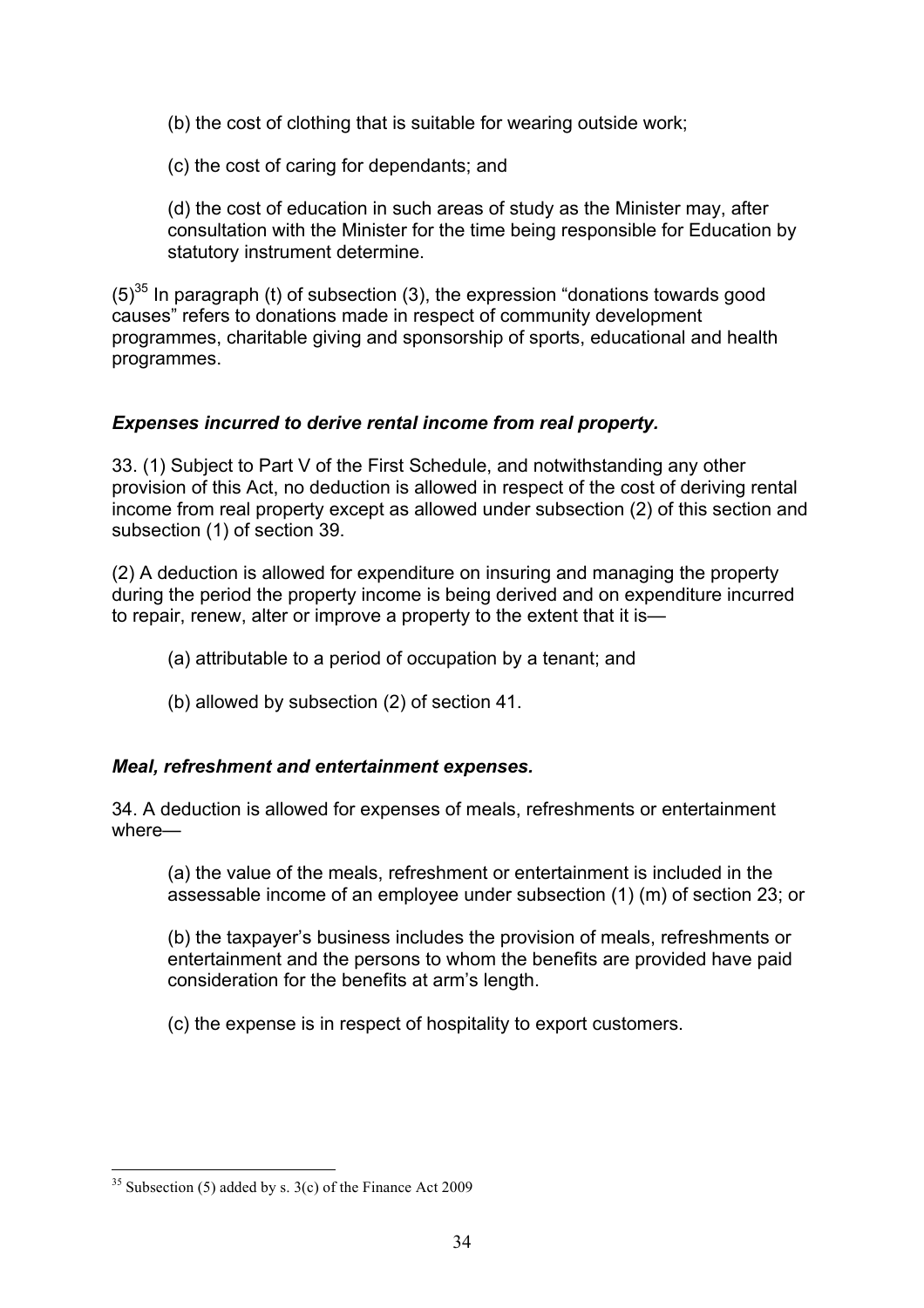(b) the cost of clothing that is suitable for wearing outside work;

(c) the cost of caring for dependants; and

(d) the cost of education in such areas of study as the Minister may, after consultation with the Minister for the time being responsible for Education by statutory instrument determine.

(5)[35] In paragraph (t) of subsection (3), the expression "donations towards good causes" refers to donations made in respect of community development programmes, charitable giving and sponsorship of sports, educational and health programmes.

***Expenses incurred to derive rental income from real property.***

33. (1) Subject to Part V of the First Schedule, and notwithstanding any other provision of this Act, no deduction is allowed in respect of the cost of deriving rental income from real property except as allowed under subsection (2) of this section and subsection (1) of section 39.

(2) A deduction is allowed for expenditure on insuring and managing the property during the period the property income is being derived and on expenditure incurred to repair, renew, alter or improve a property to the extent that it is—

(a) attributable to a period of occupation by a tenant; and

(b) allowed by subsection (2) of section 41.

***Meal, refreshment and entertainment expenses.***

34. A deduction is allowed for expenses of meals, refreshments or entertainment where—

(a) the value of the meals, refreshment or entertainment is included in the assessable income of an employee under subsection (1) (m) of section 23; or

(b) the taxpayer's business includes the provision of meals, refreshments or entertainment and the persons to whom the benefits are provided have paid consideration for the benefits at arm's length.

(c) the expense is in respect of hospitality to export customers.

---

[35] Subsection (5) added by s. 3(c) of the Finance Act 2009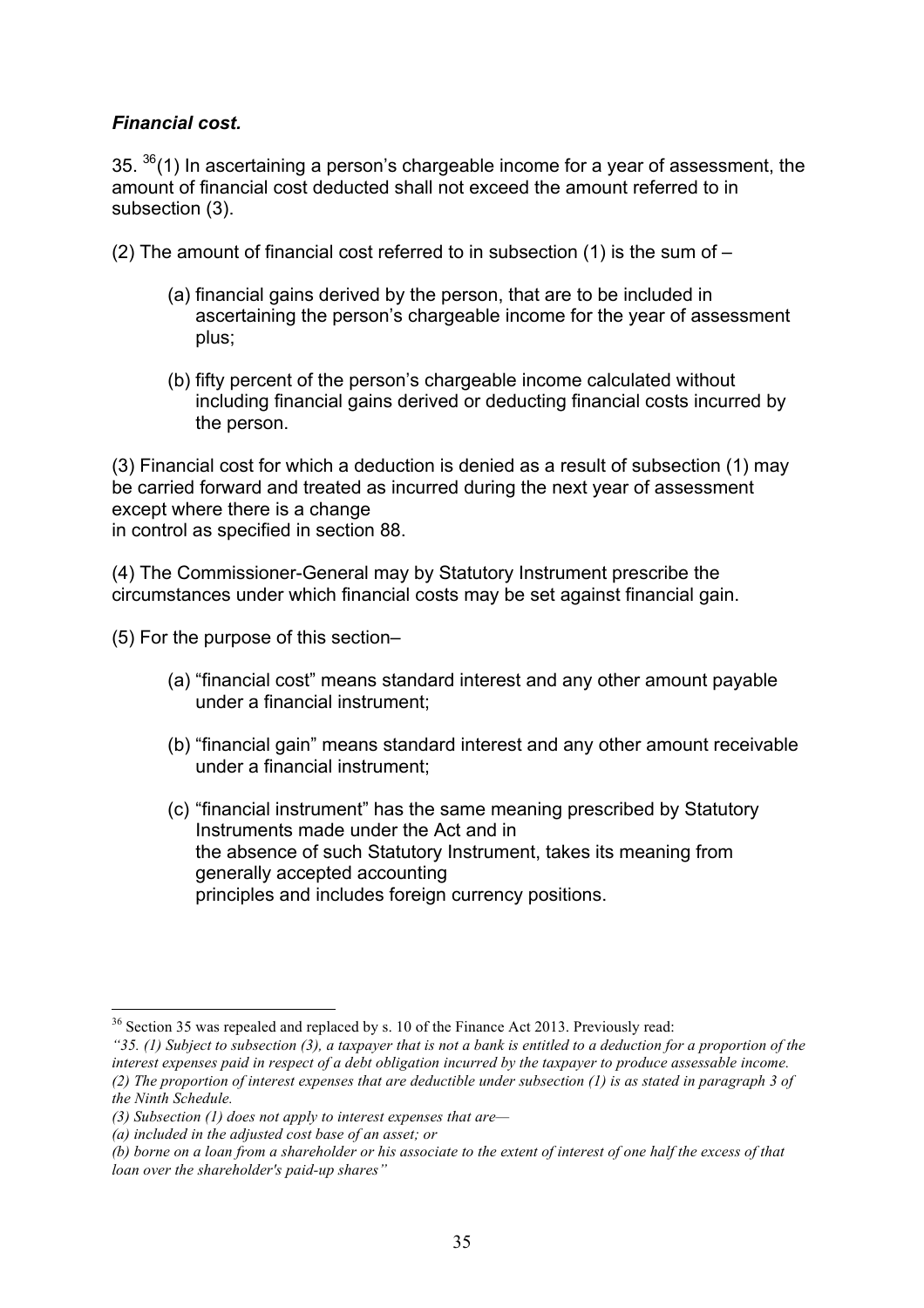***Financial cost.***

35. [36](1) In ascertaining a person's chargeable income for a year of assessment, the amount of financial cost deducted shall not exceed the amount referred to in subsection (3).

(2) The amount of financial cost referred to in subsection (1) is the sum of –

(a) financial gains derived by the person, that are to be included in ascertaining the person's chargeable income for the year of assessment plus;

(b) fifty percent of the person's chargeable income calculated without including financial gains derived or deducting financial costs incurred by the person.

(3) Financial cost for which a deduction is denied as a result of subsection (1) may be carried forward and treated as incurred during the next year of assessment except where there is a change in control as specified in section 88.

(4) The Commissioner-General may by Statutory Instrument prescribe the circumstances under which financial costs may be set against financial gain.

(5) For the purpose of this section–

(a) "financial cost" means standard interest and any other amount payable under a financial instrument;

(b) "financial gain" means standard interest and any other amount receivable under a financial instrument;

(c) "financial instrument" has the same meaning prescribed by Statutory Instruments made under the Act and in the absence of such Statutory Instrument, takes its meaning from generally accepted accounting principles and includes foreign currency positions.

---

[36] Section 35 was repealed and replaced by s. 10 of the Finance Act 2013. Previously read:
*"35. (1) Subject to subsection (3), a taxpayer that is not a bank is entitled to a deduction for a proportion of the interest expenses paid in respect of a debt obligation incurred by the taxpayer to produce assessable income.*
*(2) The proportion of interest expenses that are deductible under subsection (1) is as stated in paragraph 3 of the Ninth Schedule.*
*(3) Subsection (1) does not apply to interest expenses that are—*
*(a) included in the adjusted cost base of an asset; or*
*(b) borne on a loan from a shareholder or his associate to the extent of interest of one half the excess of that loan over the shareholder's paid-up shares"*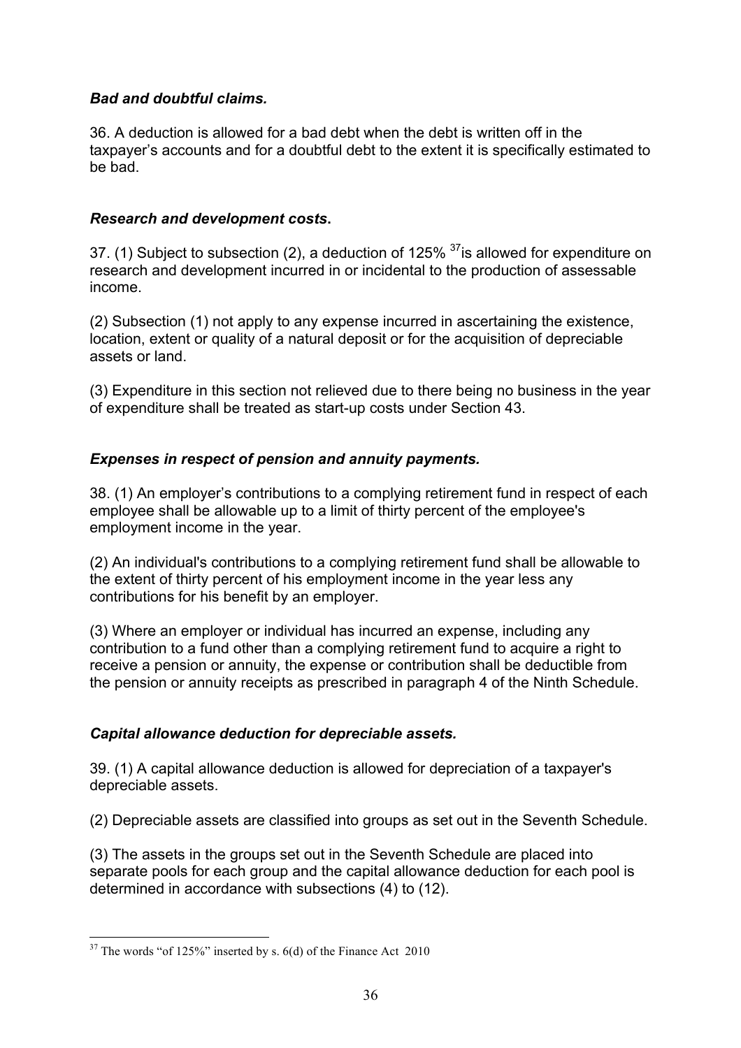***Bad and doubtful claims.***

36. A deduction is allowed for a bad debt when the debt is written off in the taxpayer's accounts and for a doubtful debt to the extent it is specifically estimated to be bad.

***Research and development costs.***

37. (1) Subject to subsection (2), a deduction of 125% [37]is allowed for expenditure on research and development incurred in or incidental to the production of assessable income.

(2) Subsection (1) not apply to any expense incurred in ascertaining the existence, location, extent or quality of a natural deposit or for the acquisition of depreciable assets or land.

(3) Expenditure in this section not relieved due to there being no business in the year of expenditure shall be treated as start-up costs under Section 43.

***Expenses in respect of pension and annuity payments.***

38. (1) An employer's contributions to a complying retirement fund in respect of each employee shall be allowable up to a limit of thirty percent of the employee's employment income in the year.

(2) An individual's contributions to a complying retirement fund shall be allowable to the extent of thirty percent of his employment income in the year less any contributions for his benefit by an employer.

(3) Where an employer or individual has incurred an expense, including any contribution to a fund other than a complying retirement fund to acquire a right to receive a pension or annuity, the expense or contribution shall be deductible from the pension or annuity receipts as prescribed in paragraph 4 of the Ninth Schedule.

***Capital allowance deduction for depreciable assets.***

39. (1) A capital allowance deduction is allowed for depreciation of a taxpayer's depreciable assets.

(2) Depreciable assets are classified into groups as set out in the Seventh Schedule.

(3) The assets in the groups set out in the Seventh Schedule are placed into separate pools for each group and the capital allowance deduction for each pool is determined in accordance with subsections (4) to (12).

---

[37] The words "of 125%" inserted by s. 6(d) of the Finance Act 2010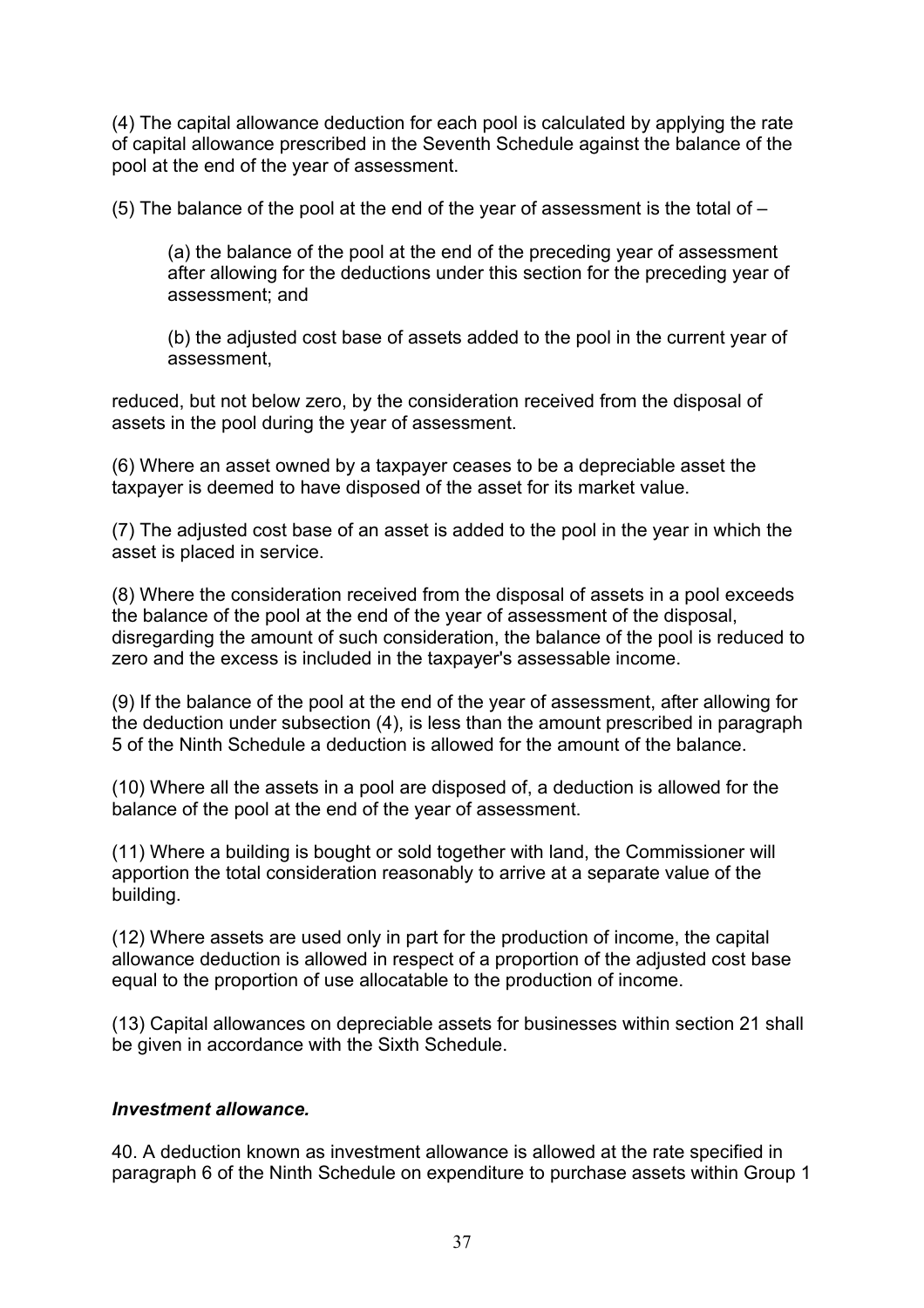(4) The capital allowance deduction for each pool is calculated by applying the rate of capital allowance prescribed in the Seventh Schedule against the balance of the pool at the end of the year of assessment.

(5) The balance of the pool at the end of the year of assessment is the total of –

> (a) the balance of the pool at the end of the preceding year of assessment after allowing for the deductions under this section for the preceding year of assessment; and
>
> (b) the adjusted cost base of assets added to the pool in the current year of assessment,

reduced, but not below zero, by the consideration received from the disposal of assets in the pool during the year of assessment.

(6) Where an asset owned by a taxpayer ceases to be a depreciable asset the taxpayer is deemed to have disposed of the asset for its market value.

(7) The adjusted cost base of an asset is added to the pool in the year in which the asset is placed in service.

(8) Where the consideration received from the disposal of assets in a pool exceeds the balance of the pool at the end of the year of assessment of the disposal, disregarding the amount of such consideration, the balance of the pool is reduced to zero and the excess is included in the taxpayer's assessable income.

(9) If the balance of the pool at the end of the year of assessment, after allowing for the deduction under subsection (4), is less than the amount prescribed in paragraph 5 of the Ninth Schedule a deduction is allowed for the amount of the balance.

(10) Where all the assets in a pool are disposed of, a deduction is allowed for the balance of the pool at the end of the year of assessment.

(11) Where a building is bought or sold together with land, the Commissioner will apportion the total consideration reasonably to arrive at a separate value of the building.

(12) Where assets are used only in part for the production of income, the capital allowance deduction is allowed in respect of a proportion of the adjusted cost base equal to the proportion of use allocatable to the production of income.

(13) Capital allowances on depreciable assets for businesses within section 21 shall be given in accordance with the Sixth Schedule.

***Investment allowance.***

40. A deduction known as investment allowance is allowed at the rate specified in paragraph 6 of the Ninth Schedule on expenditure to purchase assets within Group 1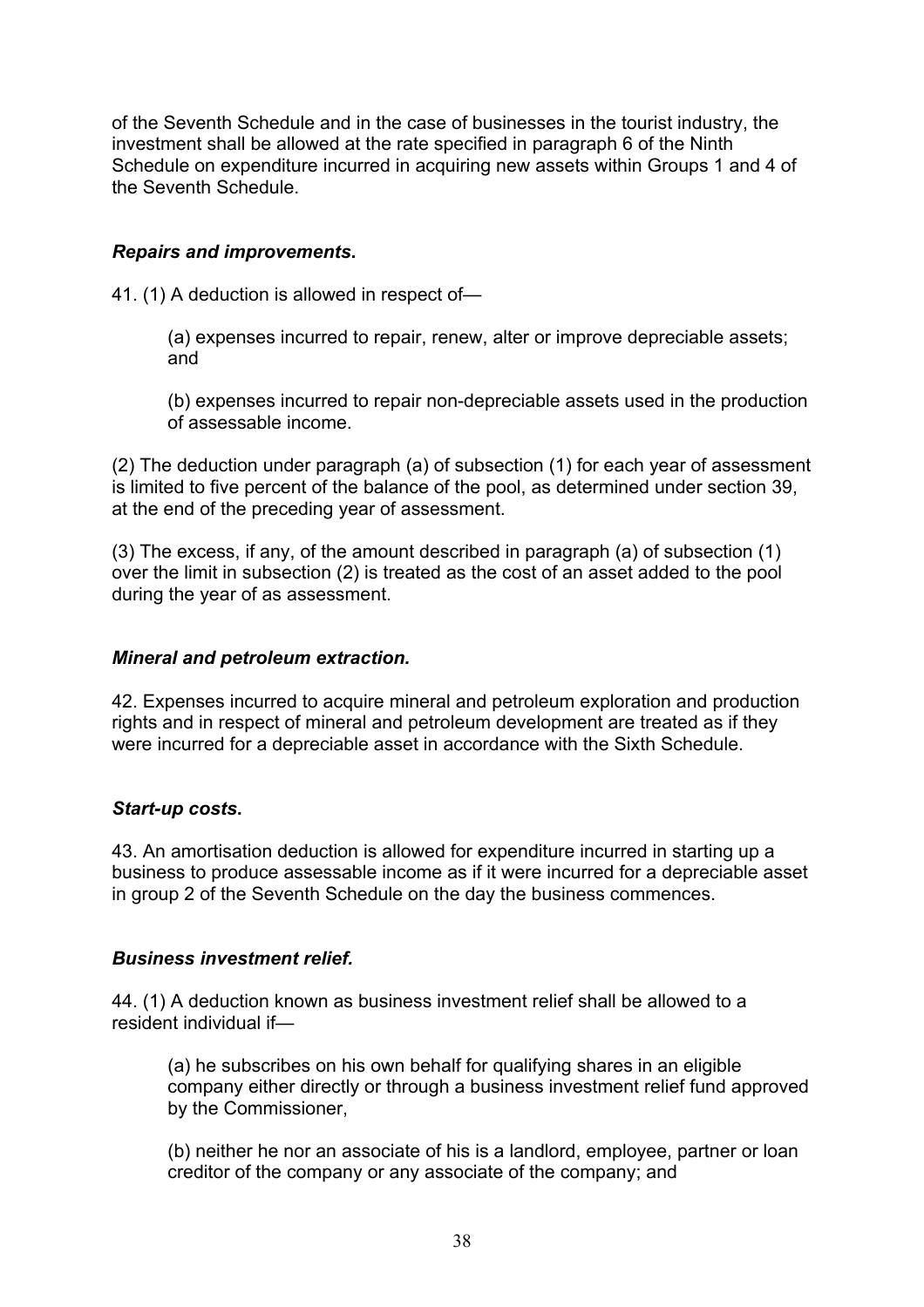of the Seventh Schedule and in the case of businesses in the tourist industry, the investment shall be allowed at the rate specified in paragraph 6 of the Ninth Schedule on expenditure incurred in acquiring new assets within Groups 1 and 4 of the Seventh Schedule.

***Repairs and improvements.***

41. (1) A deduction is allowed in respect of—

(a) expenses incurred to repair, renew, alter or improve depreciable assets; and

(b) expenses incurred to repair non-depreciable assets used in the production of assessable income.

(2) The deduction under paragraph (a) of subsection (1) for each year of assessment is limited to five percent of the balance of the pool, as determined under section 39, at the end of the preceding year of assessment.

(3) The excess, if any, of the amount described in paragraph (a) of subsection (1) over the limit in subsection (2) is treated as the cost of an asset added to the pool during the year of as assessment.

***Mineral and petroleum extraction.***

42. Expenses incurred to acquire mineral and petroleum exploration and production rights and in respect of mineral and petroleum development are treated as if they were incurred for a depreciable asset in accordance with the Sixth Schedule.

***Start-up costs.***

43. An amortisation deduction is allowed for expenditure incurred in starting up a business to produce assessable income as if it were incurred for a depreciable asset in group 2 of the Seventh Schedule on the day the business commences.

***Business investment relief.***

44. (1) A deduction known as business investment relief shall be allowed to a resident individual if—

(a) he subscribes on his own behalf for qualifying shares in an eligible company either directly or through a business investment relief fund approved by the Commissioner,

(b) neither he nor an associate of his is a landlord, employee, partner or loan creditor of the company or any associate of the company; and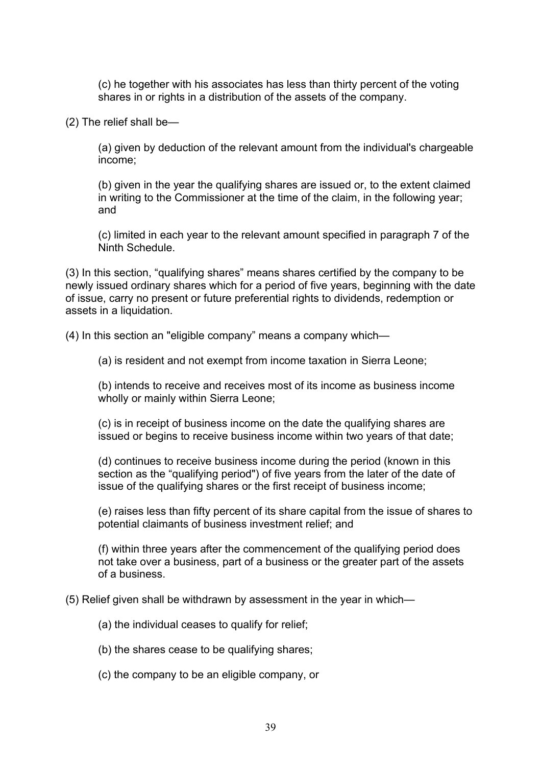(c) he together with his associates has less than thirty percent of the voting shares in or rights in a distribution of the assets of the company.

(2) The relief shall be—

(a) given by deduction of the relevant amount from the individual's chargeable income;

(b) given in the year the qualifying shares are issued or, to the extent claimed in writing to the Commissioner at the time of the claim, in the following year; and

(c) limited in each year to the relevant amount specified in paragraph 7 of the Ninth Schedule.

(3) In this section, "qualifying shares" means shares certified by the company to be newly issued ordinary shares which for a period of five years, beginning with the date of issue, carry no present or future preferential rights to dividends, redemption or assets in a liquidation.

(4) In this section an "eligible company" means a company which—

(a) is resident and not exempt from income taxation in Sierra Leone;

(b) intends to receive and receives most of its income as business income wholly or mainly within Sierra Leone;

(c) is in receipt of business income on the date the qualifying shares are issued or begins to receive business income within two years of that date;

(d) continues to receive business income during the period (known in this section as the "qualifying period") of five years from the later of the date of issue of the qualifying shares or the first receipt of business income;

(e) raises less than fifty percent of its share capital from the issue of shares to potential claimants of business investment relief; and

(f) within three years after the commencement of the qualifying period does not take over a business, part of a business or the greater part of the assets of a business.

(5) Relief given shall be withdrawn by assessment in the year in which—

(a) the individual ceases to qualify for relief;

(b) the shares cease to be qualifying shares;

(c) the company to be an eligible company, or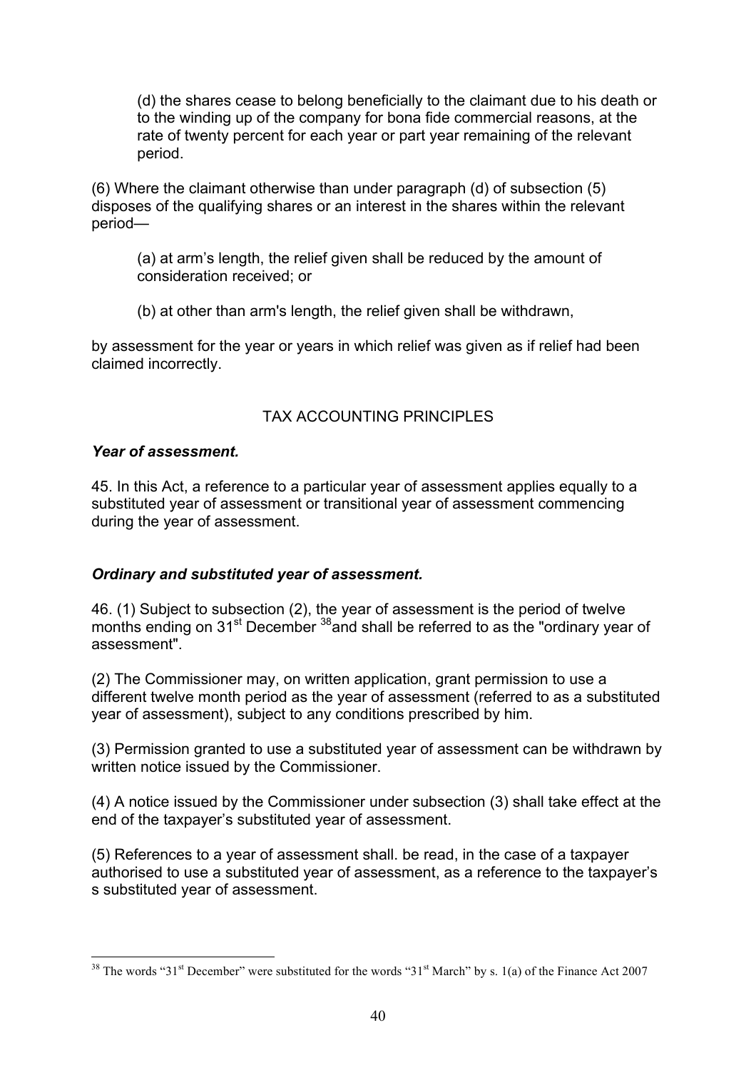(d) the shares cease to belong beneficially to the claimant due to his death or to the winding up of the company for bona fide commercial reasons, at the rate of twenty percent for each year or part year remaining of the relevant period.

(6) Where the claimant otherwise than under paragraph (d) of subsection (5) disposes of the qualifying shares or an interest in the shares within the relevant period—

(a) at arm's length, the relief given shall be reduced by the amount of consideration received; or

(b) at other than arm's length, the relief given shall be withdrawn,

by assessment for the year or years in which relief was given as if relief had been claimed incorrectly.

## TAX ACCOUNTING PRINCIPLES

***Year of assessment.***

45. In this Act, a reference to a particular year of assessment applies equally to a substituted year of assessment or transitional year of assessment commencing during the year of assessment.

***Ordinary and substituted year of assessment.***

46. (1) Subject to subsection (2), the year of assessment is the period of twelve months ending on 31st December [38] and shall be referred to as the "ordinary year of assessment".

(2) The Commissioner may, on written application, grant permission to use a different twelve month period as the year of assessment (referred to as a substituted year of assessment), subject to any conditions prescribed by him.

(3) Permission granted to use a substituted year of assessment can be withdrawn by written notice issued by the Commissioner.

(4) A notice issued by the Commissioner under subsection (3) shall take effect at the end of the taxpayer's substituted year of assessment.

(5) References to a year of assessment shall. be read, in the case of a taxpayer authorised to use a substituted year of assessment, as a reference to the taxpayer's s substituted year of assessment.

---

[38] The words "31st December" were substituted for the words "31st March" by s. 1(a) of the Finance Act 2007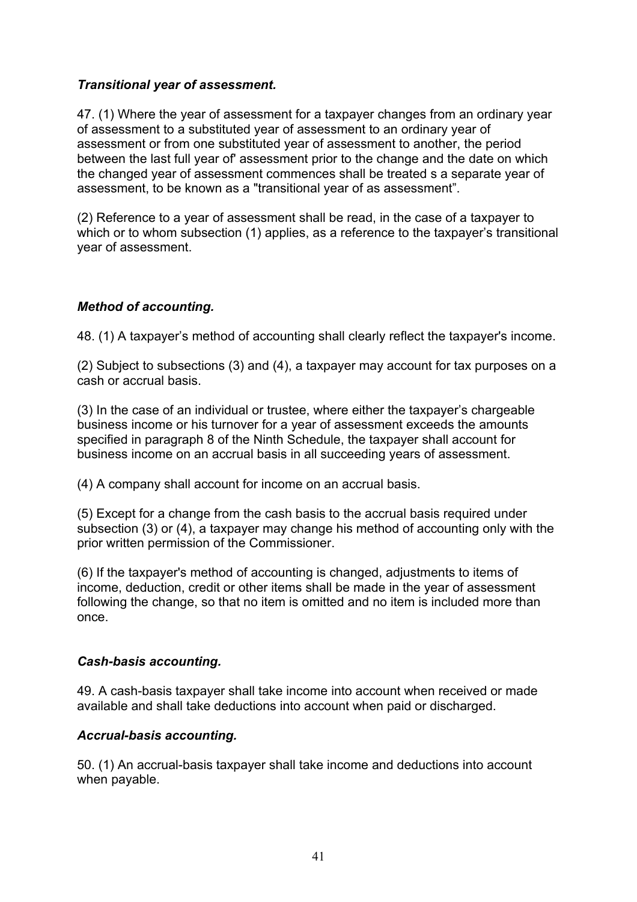### *Transitional year of assessment.*

47. (1) Where the year of assessment for a taxpayer changes from an ordinary year of assessment to a substituted year of assessment to an ordinary year of assessment or from one substituted year of assessment to another, the period between the last full year of' assessment prior to the change and the date on which the changed year of assessment commences shall be treated s a separate year of assessment, to be known as a "transitional year of as assessment".

(2) Reference to a year of assessment shall be read, in the case of a taxpayer to which or to whom subsection (1) applies, as a reference to the taxpayer's transitional year of assessment.

### *Method of accounting.*

48. (1) A taxpayer's method of accounting shall clearly reflect the taxpayer's income.

(2) Subject to subsections (3) and (4), a taxpayer may account for tax purposes on a cash or accrual basis.

(3) In the case of an individual or trustee, where either the taxpayer's chargeable business income or his turnover for a year of assessment exceeds the amounts specified in paragraph 8 of the Ninth Schedule, the taxpayer shall account for business income on an accrual basis in all succeeding years of assessment.

(4) A company shall account for income on an accrual basis.

(5) Except for a change from the cash basis to the accrual basis required under subsection (3) or (4), a taxpayer may change his method of accounting only with the prior written permission of the Commissioner.

(6) If the taxpayer's method of accounting is changed, adjustments to items of income, deduction, credit or other items shall be made in the year of assessment following the change, so that no item is omitted and no item is included more than once.

### *Cash-basis accounting.*

49. A cash-basis taxpayer shall take income into account when received or made available and shall take deductions into account when paid or discharged.

### *Accrual-basis accounting.*

50. (1) An accrual-basis taxpayer shall take income and deductions into account when payable.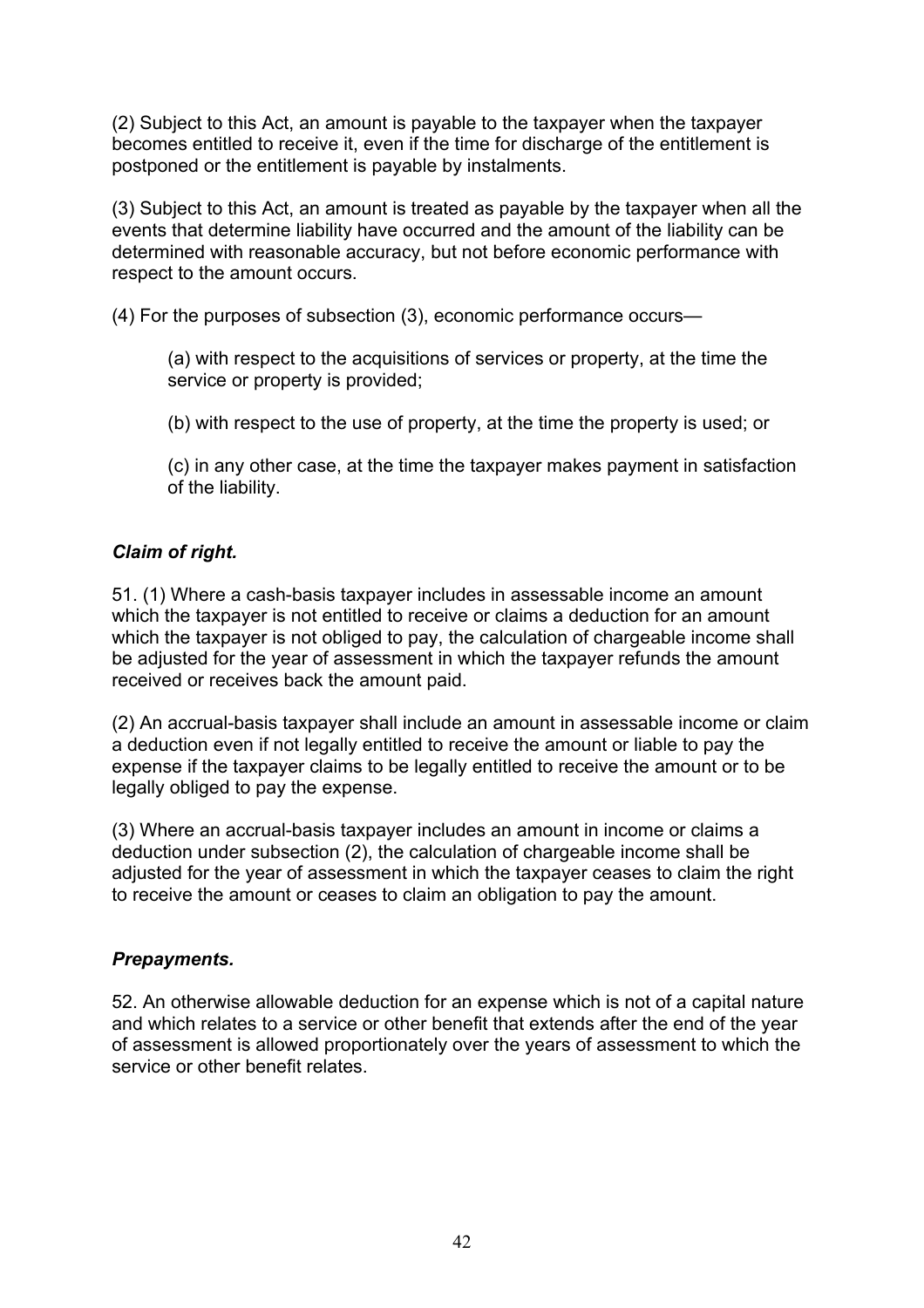(2) Subject to this Act, an amount is payable to the taxpayer when the taxpayer becomes entitled to receive it, even if the time for discharge of the entitlement is postponed or the entitlement is payable by instalments.

(3) Subject to this Act, an amount is treated as payable by the taxpayer when all the events that determine liability have occurred and the amount of the liability can be determined with reasonable accuracy, but not before economic performance with respect to the amount occurs.

(4) For the purposes of subsection (3), economic performance occurs—

> (a) with respect to the acquisitions of services or property, at the time the service or property is provided;
>
> (b) with respect to the use of property, at the time the property is used; or
>
> (c) in any other case, at the time the taxpayer makes payment in satisfaction of the liability.

***Claim of right.***

51. (1) Where a cash-basis taxpayer includes in assessable income an amount which the taxpayer is not entitled to receive or claims a deduction for an amount which the taxpayer is not obliged to pay, the calculation of chargeable income shall be adjusted for the year of assessment in which the taxpayer refunds the amount received or receives back the amount paid.

(2) An accrual-basis taxpayer shall include an amount in assessable income or claim a deduction even if not legally entitled to receive the amount or liable to pay the expense if the taxpayer claims to be legally entitled to receive the amount or to be legally obliged to pay the expense.

(3) Where an accrual-basis taxpayer includes an amount in income or claims a deduction under subsection (2), the calculation of chargeable income shall be adjusted for the year of assessment in which the taxpayer ceases to claim the right to receive the amount or ceases to claim an obligation to pay the amount.

***Prepayments.***

52. An otherwise allowable deduction for an expense which is not of a capital nature and which relates to a service or other benefit that extends after the end of the year of assessment is allowed proportionately over the years of assessment to which the service or other benefit relates.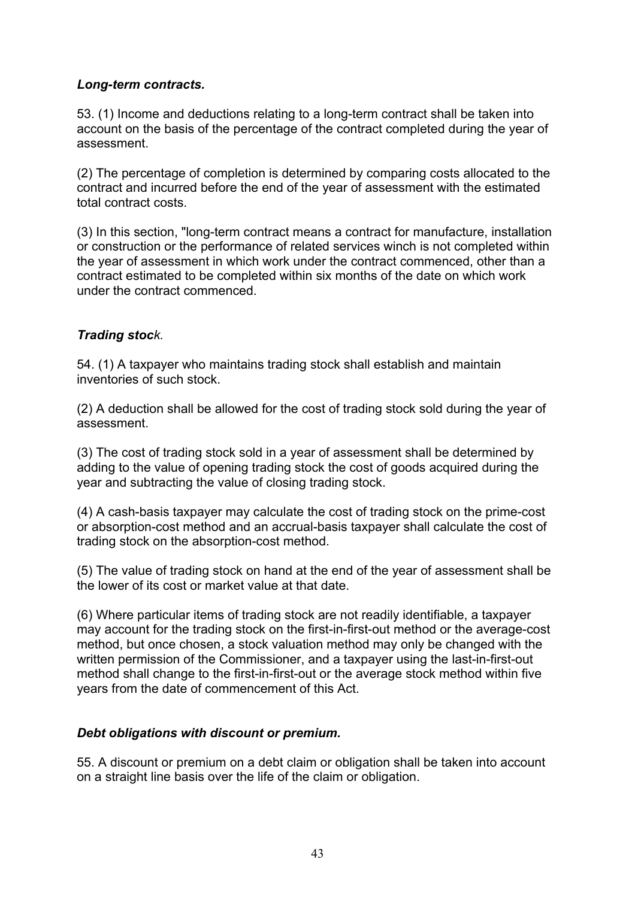***Long-term contracts.***

53. (1) Income and deductions relating to a long-term contract shall be taken into account on the basis of the percentage of the contract completed during the year of assessment.

(2) The percentage of completion is determined by comparing costs allocated to the contract and incurred before the end of the year of assessment with the estimated total contract costs.

(3) In this section, "long-term contract means a contract for manufacture, installation or construction or the performance of related services winch is not completed within the year of assessment in which work under the contract commenced, other than a contract estimated to be completed within six months of the date on which work under the contract commenced.

***Trading stock.***

54. (1) A taxpayer who maintains trading stock shall establish and maintain inventories of such stock.

(2) A deduction shall be allowed for the cost of trading stock sold during the year of assessment.

(3) The cost of trading stock sold in a year of assessment shall be determined by adding to the value of opening trading stock the cost of goods acquired during the year and subtracting the value of closing trading stock.

(4) A cash-basis taxpayer may calculate the cost of trading stock on the prime-cost or absorption-cost method and an accrual-basis taxpayer shall calculate the cost of trading stock on the absorption-cost method.

(5) The value of trading stock on hand at the end of the year of assessment shall be the lower of its cost or market value at that date.

(6) Where particular items of trading stock are not readily identifiable, a taxpayer may account for the trading stock on the first-in-first-out method or the average-cost method, but once chosen, a stock valuation method may only be changed with the written permission of the Commissioner, and a taxpayer using the last-in-first-out method shall change to the first-in-first-out or the average stock method within five years from the date of commencement of this Act.

***Debt obligations with discount or premium.***

55. A discount or premium on a debt claim or obligation shall be taken into account on a straight line basis over the life of the claim or obligation.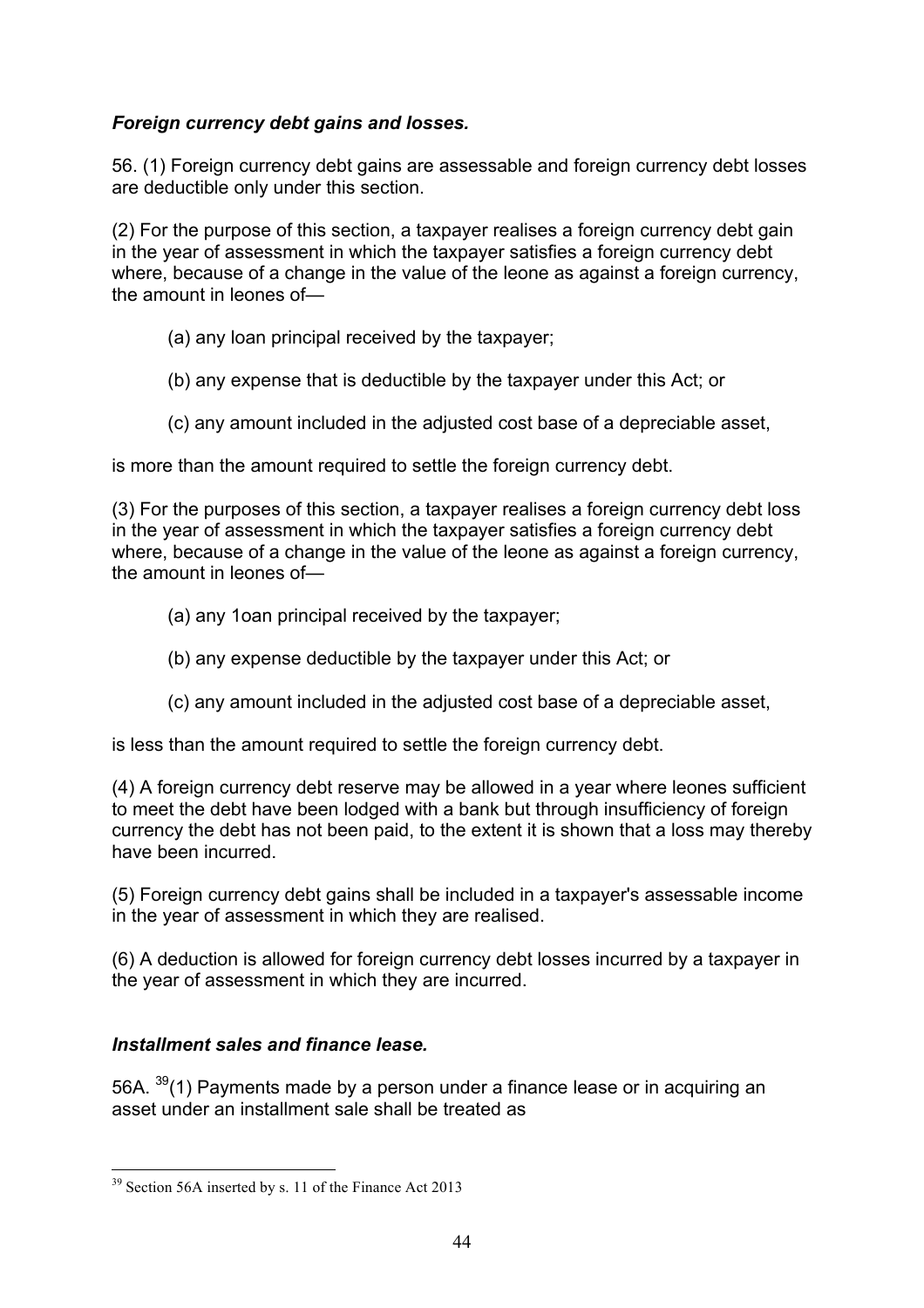***Foreign currency debt gains and losses.***

56. (1) Foreign currency debt gains are assessable and foreign currency debt losses are deductible only under this section.

(2) For the purpose of this section, a taxpayer realises a foreign currency debt gain in the year of assessment in which the taxpayer satisfies a foreign currency debt where, because of a change in the value of the leone as against a foreign currency, the amount in leones of—

(a) any loan principal received by the taxpayer;

(b) any expense that is deductible by the taxpayer under this Act; or

(c) any amount included in the adjusted cost base of a depreciable asset,

is more than the amount required to settle the foreign currency debt.

(3) For the purposes of this section, a taxpayer realises a foreign currency debt loss in the year of assessment in which the taxpayer satisfies a foreign currency debt where, because of a change in the value of the leone as against a foreign currency, the amount in leones of—

(a) any 1oan principal received by the taxpayer;

(b) any expense deductible by the taxpayer under this Act; or

(c) any amount included in the adjusted cost base of a depreciable asset,

is less than the amount required to settle the foreign currency debt.

(4) A foreign currency debt reserve may be allowed in a year where leones sufficient to meet the debt have been lodged with a bank but through insufficiency of foreign currency the debt has not been paid, to the extent it is shown that a loss may thereby have been incurred.

(5) Foreign currency debt gains shall be included in a taxpayer's assessable income in the year of assessment in which they are realised.

(6) A deduction is allowed for foreign currency debt losses incurred by a taxpayer in the year of assessment in which they are incurred.

***Installment sales and finance lease.***

56A. [39](1) Payments made by a person under a finance lease or in acquiring an asset under an installment sale shall be treated as

[39] Section 56A inserted by s. 11 of the Finance Act 2013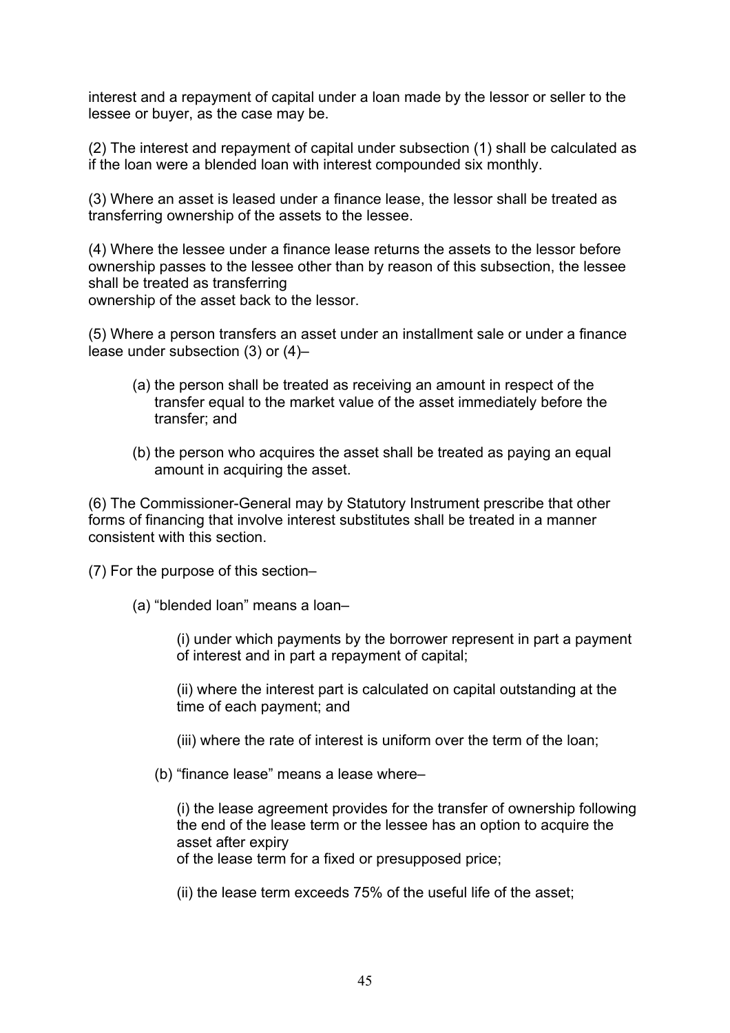interest and a repayment of capital under a loan made by the lessor or seller to the lessee or buyer, as the case may be.

(2) The interest and repayment of capital under subsection (1) shall be calculated as if the loan were a blended loan with interest compounded six monthly.

(3) Where an asset is leased under a finance lease, the lessor shall be treated as transferring ownership of the assets to the lessee.

(4) Where the lessee under a finance lease returns the assets to the lessor before ownership passes to the lessee other than by reason of this subsection, the lessee shall be treated as transferring ownership of the asset back to the lessor.

(5) Where a person transfers an asset under an installment sale or under a finance lease under subsection (3) or (4)–

> (a) the person shall be treated as receiving an amount in respect of the transfer equal to the market value of the asset immediately before the transfer; and
>
> (b) the person who acquires the asset shall be treated as paying an equal amount in acquiring the asset.

(6) The Commissioner-General may by Statutory Instrument prescribe that other forms of financing that involve interest substitutes shall be treated in a manner consistent with this section.

(7) For the purpose of this section–

> (a) "blended loan" means a loan–
>
> > (i) under which payments by the borrower represent in part a payment of interest and in part a repayment of capital;
> >
> > (ii) where the interest part is calculated on capital outstanding at the time of each payment; and
> >
> > (iii) where the rate of interest is uniform over the term of the loan;
>
> (b) "finance lease" means a lease where–
>
> > (i) the lease agreement provides for the transfer of ownership following the end of the lease term or the lessee has an option to acquire the asset after expiry of the lease term for a fixed or presupposed price;
> >
> > (ii) the lease term exceeds 75% of the useful life of the asset;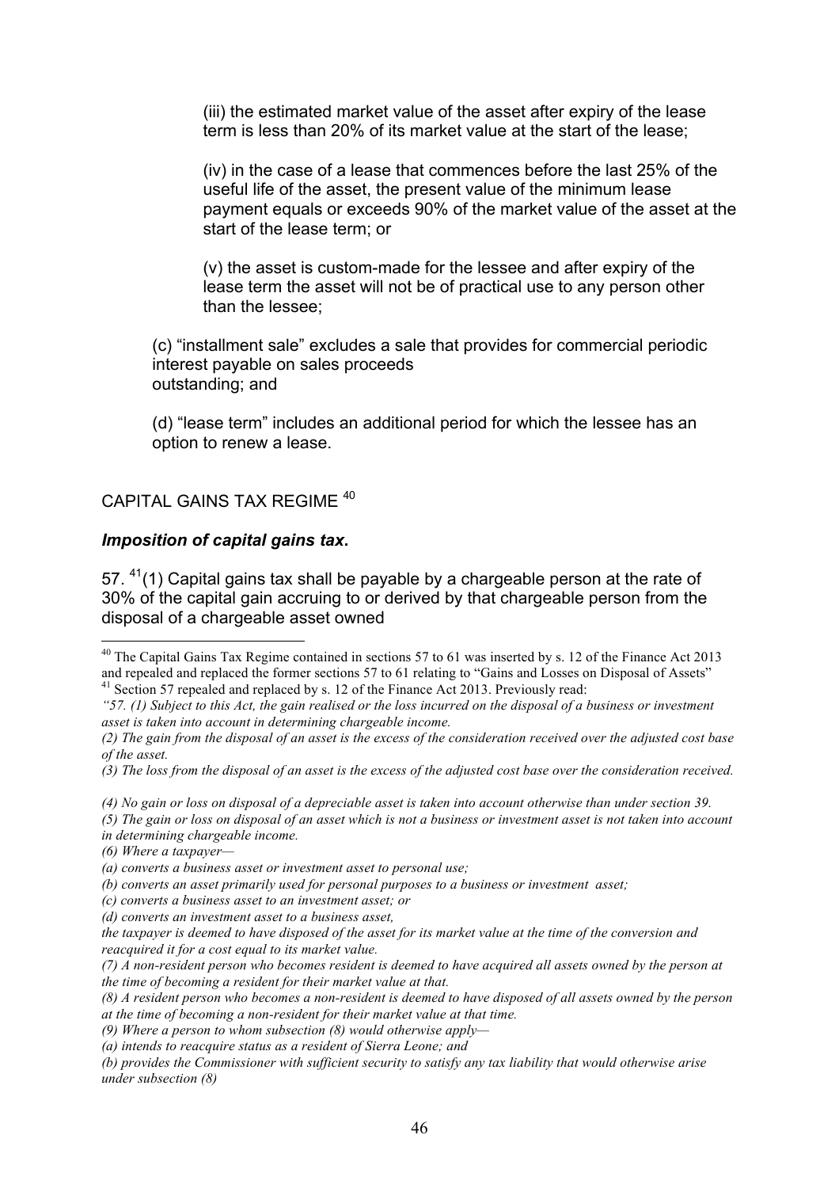(iii) the estimated market value of the asset after expiry of the lease term is less than 20% of its market value at the start of the lease;

(iv) in the case of a lease that commences before the last 25% of the useful life of the asset, the present value of the minimum lease payment equals or exceeds 90% of the market value of the asset at the start of the lease term; or

(v) the asset is custom-made for the lessee and after expiry of the lease term the asset will not be of practical use to any person other than the lessee;

(c) "installment sale" excludes a sale that provides for commercial periodic interest payable on sales proceeds outstanding; and

(d) "lease term" includes an additional period for which the lessee has an option to renew a lease.

## CAPITAL GAINS TAX REGIME [40]

### *Imposition of capital gains tax*.

57. [41](1) Capital gains tax shall be payable by a chargeable person at the rate of 30% of the capital gain accruing to or derived by that chargeable person from the disposal of a chargeable asset owned

---

[40] The Capital Gains Tax Regime contained in sections 57 to 61 was inserted by s. 12 of the Finance Act 2013 and repealed and replaced the former sections 57 to 61 relating to "Gains and Losses on Disposal of Assets"

[41] Section 57 repealed and replaced by s. 12 of the Finance Act 2013. Previously read:

*"57. (1) Subject to this Act, the gain realised or the loss incurred on the disposal of a business or investment asset is taken into account in determining chargeable income.*

*(2) The gain from the disposal of an asset is the excess of the consideration received over the adjusted cost base of the asset.*

*(3) The loss from the disposal of an asset is the excess of the adjusted cost base over the consideration received.*

*(4) No gain or loss on disposal of a depreciable asset is taken into account otherwise than under section 39.*

*(5) The gain or loss on disposal of an asset which is not a business or investment asset is not taken into account in determining chargeable income.*

*(6) Where a taxpayer—*

*(a) converts a business asset or investment asset to personal use;*

*(b) converts an asset primarily used for personal purposes to a business or investment asset;*

*(c) converts a business asset to an investment asset; or*

*(d) converts an investment asset to a business asset,*

*the taxpayer is deemed to have disposed of the asset for its market value at the time of the conversion and reacquired it for a cost equal to its market value.*

*(7) A non-resident person who becomes resident is deemed to have acquired all assets owned by the person at the time of becoming a resident for their market value at that.*

*(8) A resident person who becomes a non-resident is deemed to have disposed of all assets owned by the person at the time of becoming a non-resident for their market value at that time.*

*(9) Where a person to whom subsection (8) would otherwise apply—*

*(a) intends to reacquire status as a resident of Sierra Leone; and*

*(b) provides the Commissioner with sufficient security to satisfy any tax liability that would otherwise arise under subsection (8)*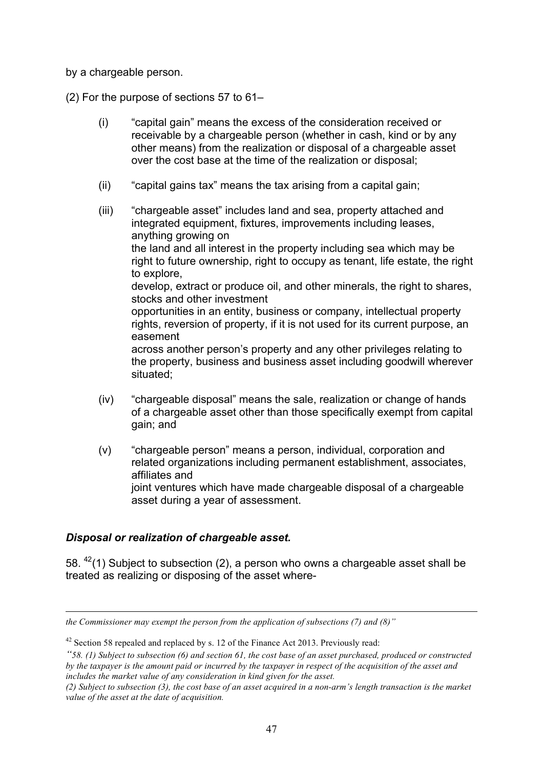by a chargeable person.

(2) For the purpose of sections 57 to 61–

(i) "capital gain" means the excess of the consideration received or receivable by a chargeable person (whether in cash, kind or by any other means) from the realization or disposal of a chargeable asset over the cost base at the time of the realization or disposal;

(ii) "capital gains tax" means the tax arising from a capital gain;

(iii) "chargeable asset" includes land and sea, property attached and integrated equipment, fixtures, improvements including leases, anything growing on the land and all interest in the property including sea which may be right to future ownership, right to occupy as tenant, life estate, the right to explore, develop, extract or produce oil, and other minerals, the right to shares, stocks and other investment opportunities in an entity, business or company, intellectual property rights, reversion of property, if it is not used for its current purpose, an easement across another person's property and any other privileges relating to the property, business and business asset including goodwill wherever situated;

(iv) "chargeable disposal" means the sale, realization or change of hands of a chargeable asset other than those specifically exempt from capital gain; and

(v) "chargeable person" means a person, individual, corporation and related organizations including permanent establishment, associates, affiliates and joint ventures which have made chargeable disposal of a chargeable asset during a year of assessment.

### *Disposal or realization of chargeable asset.*

58. [42](1) Subject to subsection (2), a person who owns a chargeable asset shall be treated as realizing or disposing of the asset where-

---

*the Commissioner may exempt the person from the application of subsections (7) and (8)"*

[42] Section 58 repealed and replaced by s. 12 of the Finance Act 2013. Previously read:

*"58. (1) Subject to subsection (6) and section 61, the cost base of an asset purchased, produced or constructed by the taxpayer is the amount paid or incurred by the taxpayer in respect of the acquisition of the asset and includes the market value of any consideration in kind given for the asset.*

*(2) Subject to subsection (3), the cost base of an asset acquired in a non-arm's length transaction is the market value of the asset at the date of acquisition.*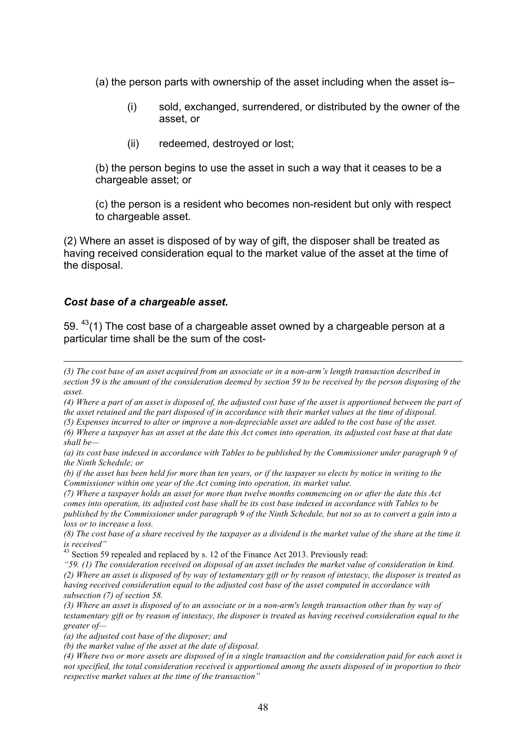(a) the person parts with ownership of the asset including when the asset is–

(i) sold, exchanged, surrendered, or distributed by the owner of the asset, or

(ii) redeemed, destroyed or lost;

(b) the person begins to use the asset in such a way that it ceases to be a chargeable asset; or

(c) the person is a resident who becomes non-resident but only with respect to chargeable asset.

(2) Where an asset is disposed of by way of gift, the disposer shall be treated as having received consideration equal to the market value of the asset at the time of the disposal.

### *Cost base of a chargeable asset.*

59. [43](1) The cost base of a chargeable asset owned by a chargeable person at a particular time shall be the sum of the cost-

---

*(3) The cost base of an asset acquired from an associate or in a non-arm's length transaction described in section 59 is the amount of the consideration deemed by section 59 to be received by the person disposing of the asset.*

*(4) Where a part of an asset is disposed of, the adjusted cost base of the asset is apportioned between the part of the asset retained and the part disposed of in accordance with their market values at the time of disposal.*

*(5) Expenses incurred to alter or improve a non-depreciable asset are added to the cost base of the asset.*

*(6) Where a taxpayer has an asset at the date this Act comes into operation, its adjusted cost base at that date shall be—*

*(a) its cost base indexed in accordance with Tables to be published by the Commissioner under paragraph 9 of the Ninth Schedule; or*

*(b) if the asset has been held for more than ten years, or if the taxpayer so elects by notice in writing to the Commissioner within one year of the Act coming into operation, its market value.*

*(7) Where a taxpayer holds an asset for more than twelve months commencing on or after the date this Act comes into operation, its adjusted cost base shall be its cost base indexed in accordance with Tables to be published by the Commissioner under paragraph 9 of the Ninth Schedule, but not so as to convert a gain into a loss or to increase a loss.*

*(8) The cost base of a share received by the taxpayer as a dividend is the market value of the share at the time it is received"*

[43] Section 59 repealed and replaced by s. 12 of the Finance Act 2013. Previously read:

*"59. (1) The consideration received on disposal of an asset includes the market value of consideration in kind.*

*(2) Where an asset is disposed of by way of testamentary gift or by reason of intestacy, the disposer is treated as having received consideration equal to the adjusted cost base of the asset computed in accordance with subsection (7) of section 58.*

*(3) Where an asset is disposed of to an associate or in a non-arm's length transaction other than by way of testamentary gift or by reason of intestacy, the disposer is treated as having received consideration equal to the greater of—*

*(a) the adjusted cost base of the disposer; and*

*(b) the market value of the asset at the date of disposal.*

*(4) Where two or more assets are disposed of in a single transaction and the consideration paid for each asset is not specified, the total consideration received is apportioned among the assets disposed of in proportion to their respective market values at the time of the transaction"*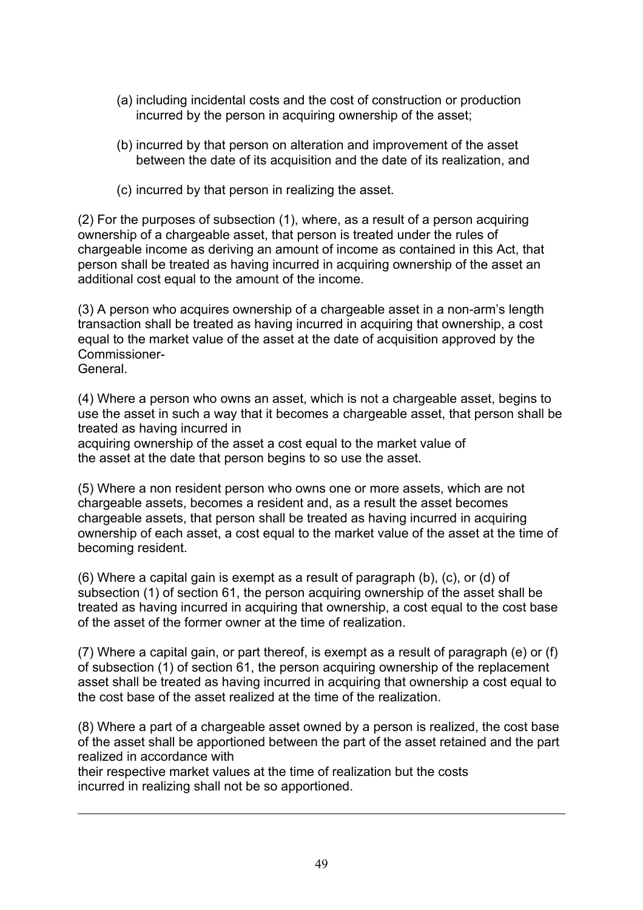(a) including incidental costs and the cost of construction or production incurred by the person in acquiring ownership of the asset;

(b) incurred by that person on alteration and improvement of the asset between the date of its acquisition and the date of its realization, and

(c) incurred by that person in realizing the asset.

(2) For the purposes of subsection (1), where, as a result of a person acquiring ownership of a chargeable asset, that person is treated under the rules of chargeable income as deriving an amount of income as contained in this Act, that person shall be treated as having incurred in acquiring ownership of the asset an additional cost equal to the amount of the income.

(3) A person who acquires ownership of a chargeable asset in a non-arm's length transaction shall be treated as having incurred in acquiring that ownership, a cost equal to the market value of the asset at the date of acquisition approved by the Commissioner-
General.

(4) Where a person who owns an asset, which is not a chargeable asset, begins to use the asset in such a way that it becomes a chargeable asset, that person shall be treated as having incurred in
acquiring ownership of the asset a cost equal to the market value of
the asset at the date that person begins to so use the asset.

(5) Where a non resident person who owns one or more assets, which are not chargeable assets, becomes a resident and, as a result the asset becomes chargeable assets, that person shall be treated as having incurred in acquiring ownership of each asset, a cost equal to the market value of the asset at the time of becoming resident.

(6) Where a capital gain is exempt as a result of paragraph (b), (c), or (d) of subsection (1) of section 61, the person acquiring ownership of the asset shall be treated as having incurred in acquiring that ownership, a cost equal to the cost base of the asset of the former owner at the time of realization.

(7) Where a capital gain, or part thereof, is exempt as a result of paragraph (e) or (f) of subsection (1) of section 61, the person acquiring ownership of the replacement asset shall be treated as having incurred in acquiring that ownership a cost equal to the cost base of the asset realized at the time of the realization.

(8) Where a part of a chargeable asset owned by a person is realized, the cost base of the asset shall be apportioned between the part of the asset retained and the part realized in accordance with
their respective market values at the time of realization but the costs
incurred in realizing shall not be so apportioned.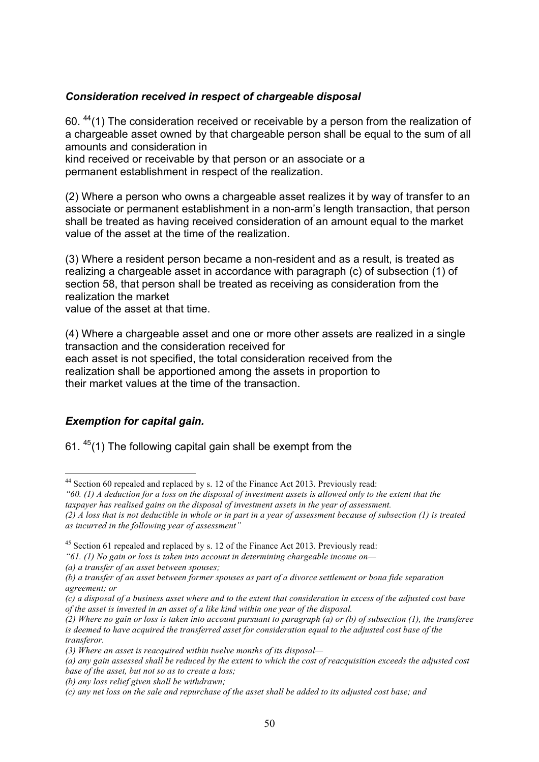***Consideration received in respect of chargeable disposal***

60. [44](1) The consideration received or receivable by a person from the realization of a chargeable asset owned by that chargeable person shall be equal to the sum of all amounts and consideration in kind received or receivable by that person or an associate or a permanent establishment in respect of the realization.

(2) Where a person who owns a chargeable asset realizes it by way of transfer to an associate or permanent establishment in a non-arm's length transaction, that person shall be treated as having received consideration of an amount equal to the market value of the asset at the time of the realization.

(3) Where a resident person became a non-resident and as a result, is treated as realizing a chargeable asset in accordance with paragraph (c) of subsection (1) of section 58, that person shall be treated as receiving as consideration from the realization the market value of the asset at that time.

(4) Where a chargeable asset and one or more other assets are realized in a single transaction and the consideration received for each asset is not specified, the total consideration received from the realization shall be apportioned among the assets in proportion to their market values at the time of the transaction.

***Exemption for capital gain.***

61. [45](1) The following capital gain shall be exempt from the

---

[44] Section 60 repealed and replaced by s. 12 of the Finance Act 2013. Previously read:
*"60. (1) A deduction for a loss on the disposal of investment assets is allowed only to the extent that the taxpayer has realised gains on the disposal of investment assets in the year of assessment.*
*(2) A loss that is not deductible in whole or in part in a year of assessment because of subsection (1) is treated as incurred in the following year of assessment"*

[45] Section 61 repealed and replaced by s. 12 of the Finance Act 2013. Previously read:
*"61. (1) No gain or loss is taken into account in determining chargeable income on—*
*(a) a transfer of an asset between spouses;*
*(b) a transfer of an asset between former spouses as part of a divorce settlement or bona fide separation agreement; or*
*(c) a disposal of a business asset where and to the extent that consideration in excess of the adjusted cost base of the asset is invested in an asset of a like kind within one year of the disposal.*
*(2) Where no gain or loss is taken into account pursuant to paragraph (a) or (b) of subsection (1), the transferee is deemed to have acquired the transferred asset for consideration equal to the adjusted cost base of the transferor.*
*(3) Where an asset is reacquired within twelve months of its disposal—*
*(a) any gain assessed shall be reduced by the extent to which the cost of reacquisition exceeds the adjusted cost base of the asset, but not so as to create a loss;*
*(b) any loss relief given shall be withdrawn;*
*(c) any net loss on the sale and repurchase of the asset shall be added to its adjusted cost base; and*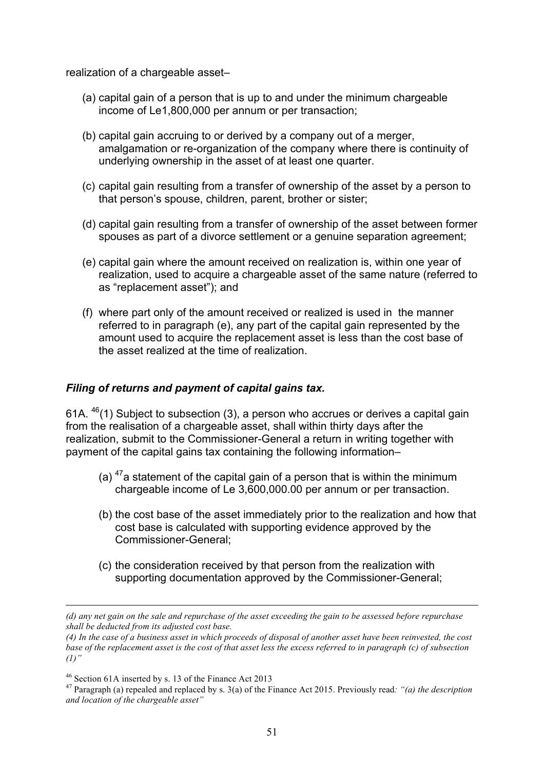realization of a chargeable asset–

(a) capital gain of a person that is up to and under the minimum chargeable income of Le1,800,000 per annum or per transaction;

(b) capital gain accruing to or derived by a company out of a merger, amalgamation or re-organization of the company where there is continuity of underlying ownership in the asset of at least one quarter.

(c) capital gain resulting from a transfer of ownership of the asset by a person to that person's spouse, children, parent, brother or sister;

(d) capital gain resulting from a transfer of ownership of the asset between former spouses as part of a divorce settlement or a genuine separation agreement;

(e) capital gain where the amount received on realization is, within one year of realization, used to acquire a chargeable asset of the same nature (referred to as "replacement asset"); and

(f) where part only of the amount received or realized is used in the manner referred to in paragraph (e), any part of the capital gain represented by the amount used to acquire the replacement asset is less than the cost base of the asset realized at the time of realization.

### *Filing of returns and payment of capital gains tax.*

61A. [46](1) Subject to subsection (3), a person who accrues or derives a capital gain from the realisation of a chargeable asset, shall within thirty days after the realization, submit to the Commissioner-General a return in writing together with payment of the capital gains tax containing the following information–

(a) [47]a statement of the capital gain of a person that is within the minimum chargeable income of Le 3,600,000.00 per annum or per transaction.

(b) the cost base of the asset immediately prior to the realization and how that cost base is calculated with supporting evidence approved by the Commissioner-General;

(c) the consideration received by that person from the realization with supporting documentation approved by the Commissioner-General;

---

*(d) any net gain on the sale and repurchase of the asset exceeding the gain to be assessed before repurchase shall be deducted from its adjusted cost base.*

*(4) In the case of a business asset in which proceeds of disposal of another asset have been reinvested, the cost base of the replacement asset is the cost of that asset less the excess referred to in paragraph (c) of subsection (1)"*

[46] Section 61A inserted by s. 13 of the Finance Act 2013

[47] Paragraph (a) repealed and replaced by s. 3(a) of the Finance Act 2015. Previously read*: "(a) the description and location of the chargeable asset"*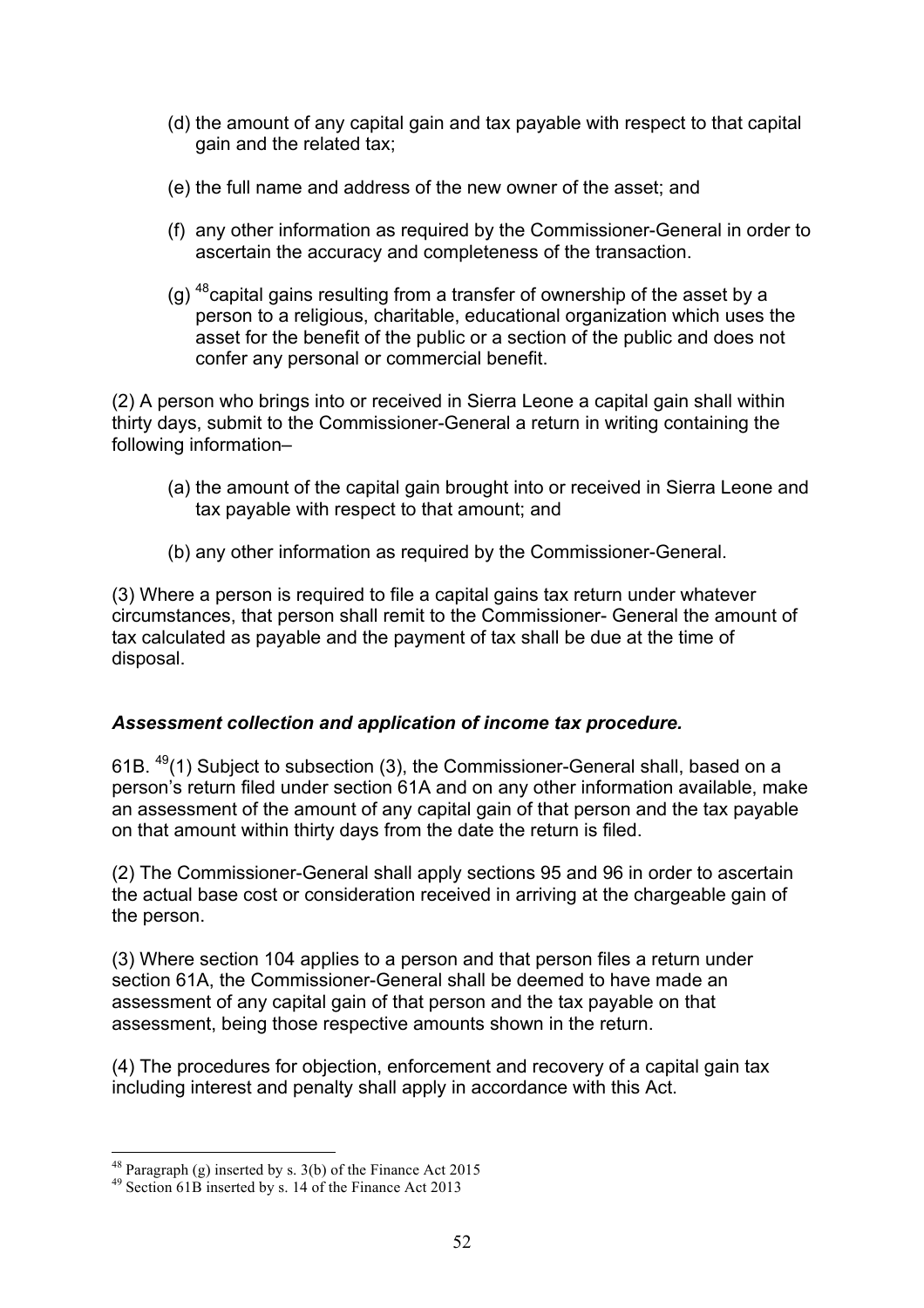(d) the amount of any capital gain and tax payable with respect to that capital gain and the related tax;

(e) the full name and address of the new owner of the asset; and

(f) any other information as required by the Commissioner-General in order to ascertain the accuracy and completeness of the transaction.

(g) [48]capital gains resulting from a transfer of ownership of the asset by a person to a religious, charitable, educational organization which uses the asset for the benefit of the public or a section of the public and does not confer any personal or commercial benefit.

(2) A person who brings into or received in Sierra Leone a capital gain shall within thirty days, submit to the Commissioner-General a return in writing containing the following information–

(a) the amount of the capital gain brought into or received in Sierra Leone and tax payable with respect to that amount; and

(b) any other information as required by the Commissioner-General.

(3) Where a person is required to file a capital gains tax return under whatever circumstances, that person shall remit to the Commissioner- General the amount of tax calculated as payable and the payment of tax shall be due at the time of disposal.

***Assessment collection and application of income tax procedure.***

61B. [49](1) Subject to subsection (3), the Commissioner-General shall, based on a person's return filed under section 61A and on any other information available, make an assessment of the amount of any capital gain of that person and the tax payable on that amount within thirty days from the date the return is filed.

(2) The Commissioner-General shall apply sections 95 and 96 in order to ascertain the actual base cost or consideration received in arriving at the chargeable gain of the person.

(3) Where section 104 applies to a person and that person files a return under section 61A, the Commissioner-General shall be deemed to have made an assessment of any capital gain of that person and the tax payable on that assessment, being those respective amounts shown in the return.

(4) The procedures for objection, enforcement and recovery of a capital gain tax including interest and penalty shall apply in accordance with this Act.

---

[48] Paragraph (g) inserted by s. 3(b) of the Finance Act 2015

[49] Section 61B inserted by s. 14 of the Finance Act 2013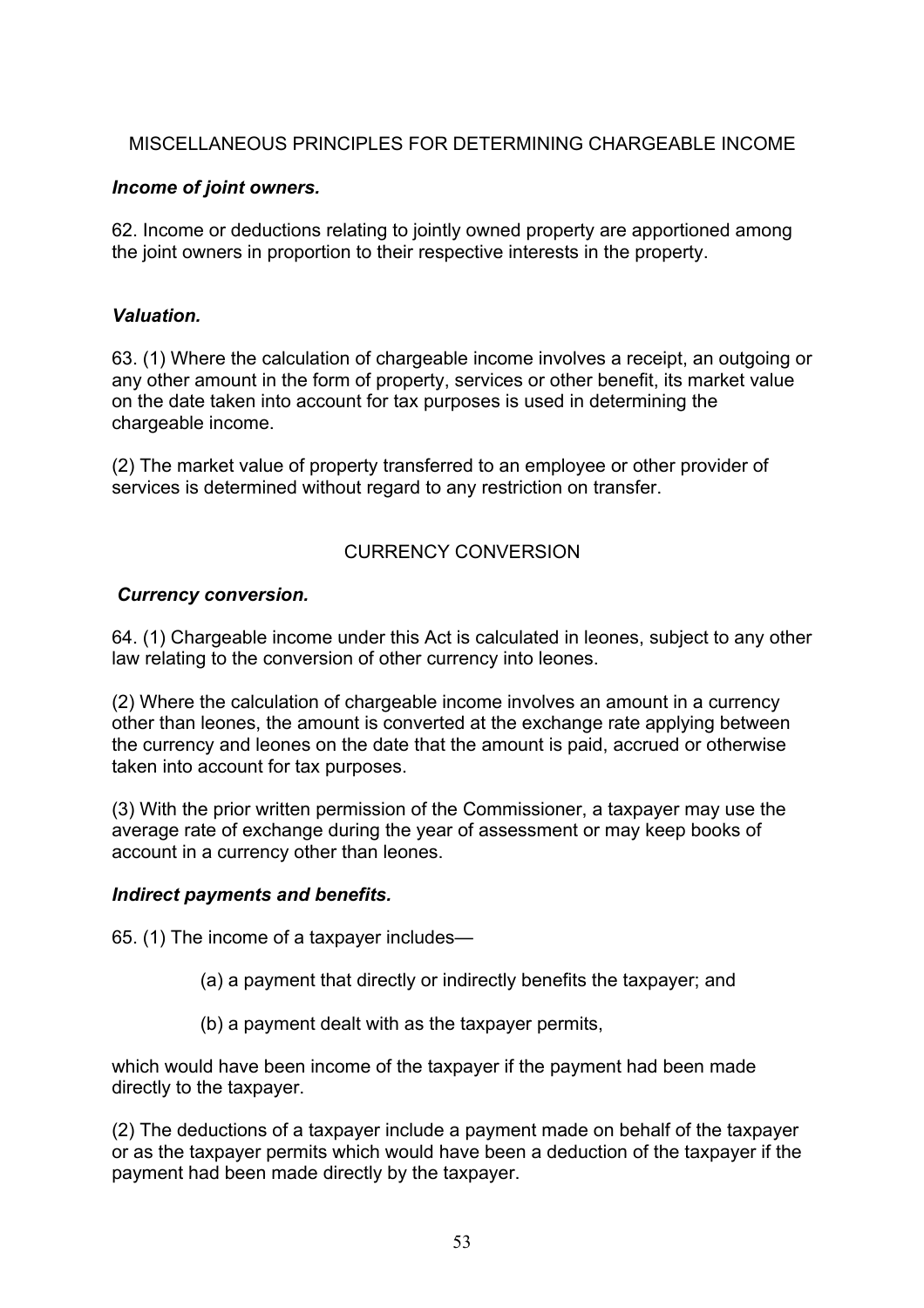## MISCELLANEOUS PRINCIPLES FOR DETERMINING CHARGEABLE INCOME

***Income of joint owners.***

62. Income or deductions relating to jointly owned property are apportioned among the joint owners in proportion to their respective interests in the property.

***Valuation.***

63. (1) Where the calculation of chargeable income involves a receipt, an outgoing or any other amount in the form of property, services or other benefit, its market value on the date taken into account for tax purposes is used in determining the chargeable income.

(2) The market value of property transferred to an employee or other provider of services is determined without regard to any restriction on transfer.

## CURRENCY CONVERSION

***Currency conversion.***

64. (1) Chargeable income under this Act is calculated in leones, subject to any other law relating to the conversion of other currency into leones.

(2) Where the calculation of chargeable income involves an amount in a currency other than leones, the amount is converted at the exchange rate applying between the currency and leones on the date that the amount is paid, accrued or otherwise taken into account for tax purposes.

(3) With the prior written permission of the Commissioner, a taxpayer may use the average rate of exchange during the year of assessment or may keep books of account in a currency other than leones.

***Indirect payments and benefits.***

65. (1) The income of a taxpayer includes—

(a) a payment that directly or indirectly benefits the taxpayer; and

(b) a payment dealt with as the taxpayer permits,

which would have been income of the taxpayer if the payment had been made directly to the taxpayer.

(2) The deductions of a taxpayer include a payment made on behalf of the taxpayer or as the taxpayer permits which would have been a deduction of the taxpayer if the payment had been made directly by the taxpayer.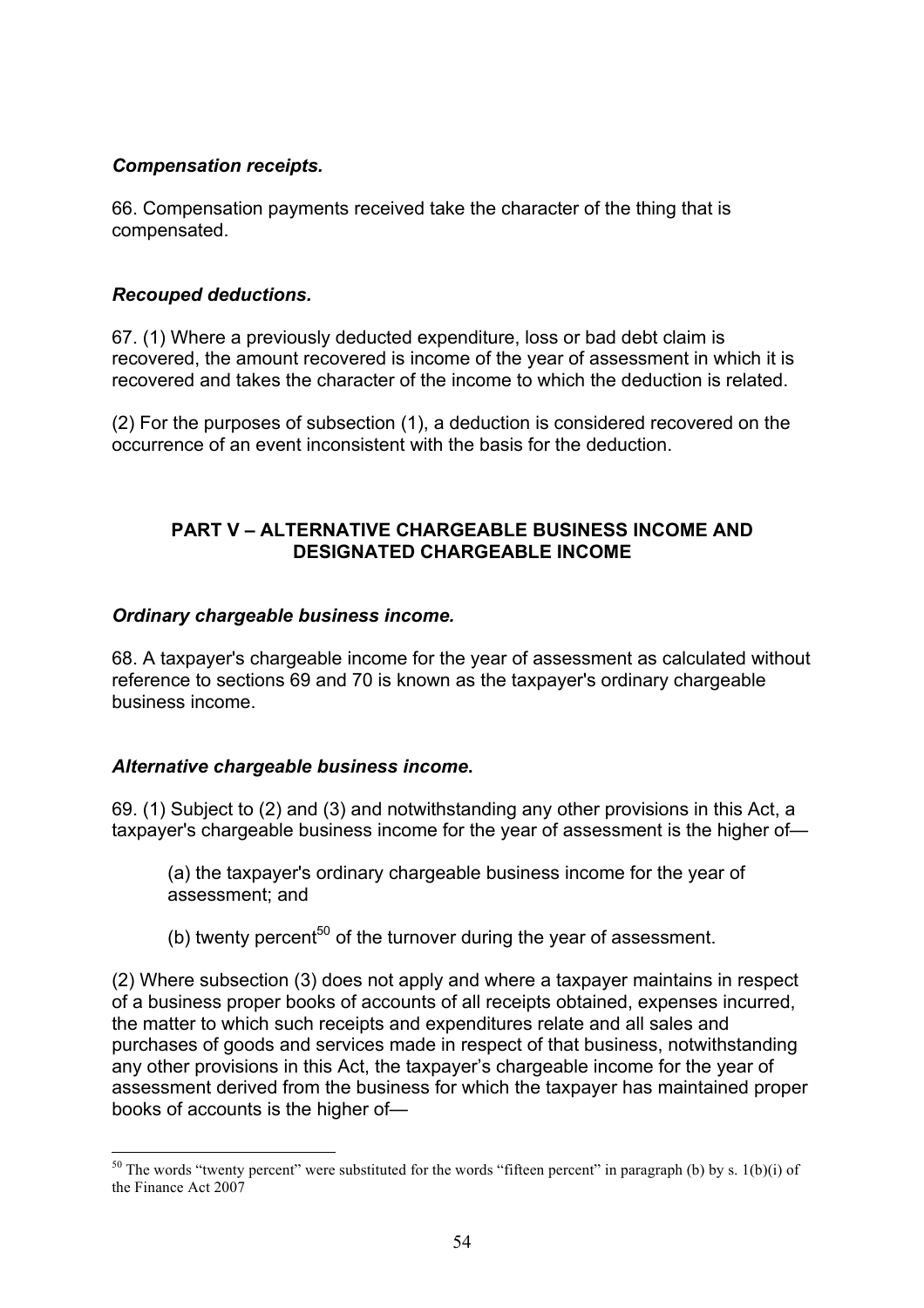***Compensation receipts.***

66. Compensation payments received take the character of the thing that is compensated.

***Recouped deductions.***

67. (1) Where a previously deducted expenditure, loss or bad debt claim is recovered, the amount recovered is income of the year of assessment in which it is recovered and takes the character of the income to which the deduction is related.

(2) For the purposes of subsection (1), a deduction is considered recovered on the occurrence of an event inconsistent with the basis for the deduction.

## PART V – ALTERNATIVE CHARGEABLE BUSINESS INCOME AND DESIGNATED CHARGEABLE INCOME

***Ordinary chargeable business income.***

68. A taxpayer's chargeable income for the year of assessment as calculated without reference to sections 69 and 70 is known as the taxpayer's ordinary chargeable business income.

***Alternative chargeable business income.***

69. (1) Subject to (2) and (3) and notwithstanding any other provisions in this Act, a taxpayer's chargeable business income for the year of assessment is the higher of—

(a) the taxpayer's ordinary chargeable business income for the year of assessment; and

(b) twenty percent[50] of the turnover during the year of assessment.

(2) Where subsection (3) does not apply and where a taxpayer maintains in respect of a business proper books of accounts of all receipts obtained, expenses incurred, the matter to which such receipts and expenditures relate and all sales and purchases of goods and services made in respect of that business, notwithstanding any other provisions in this Act, the taxpayer's chargeable income for the year of assessment derived from the business for which the taxpayer has maintained proper books of accounts is the higher of—

[50] The words "twenty percent" were substituted for the words "fifteen percent" in paragraph (b) by s. 1(b)(i) of the Finance Act 2007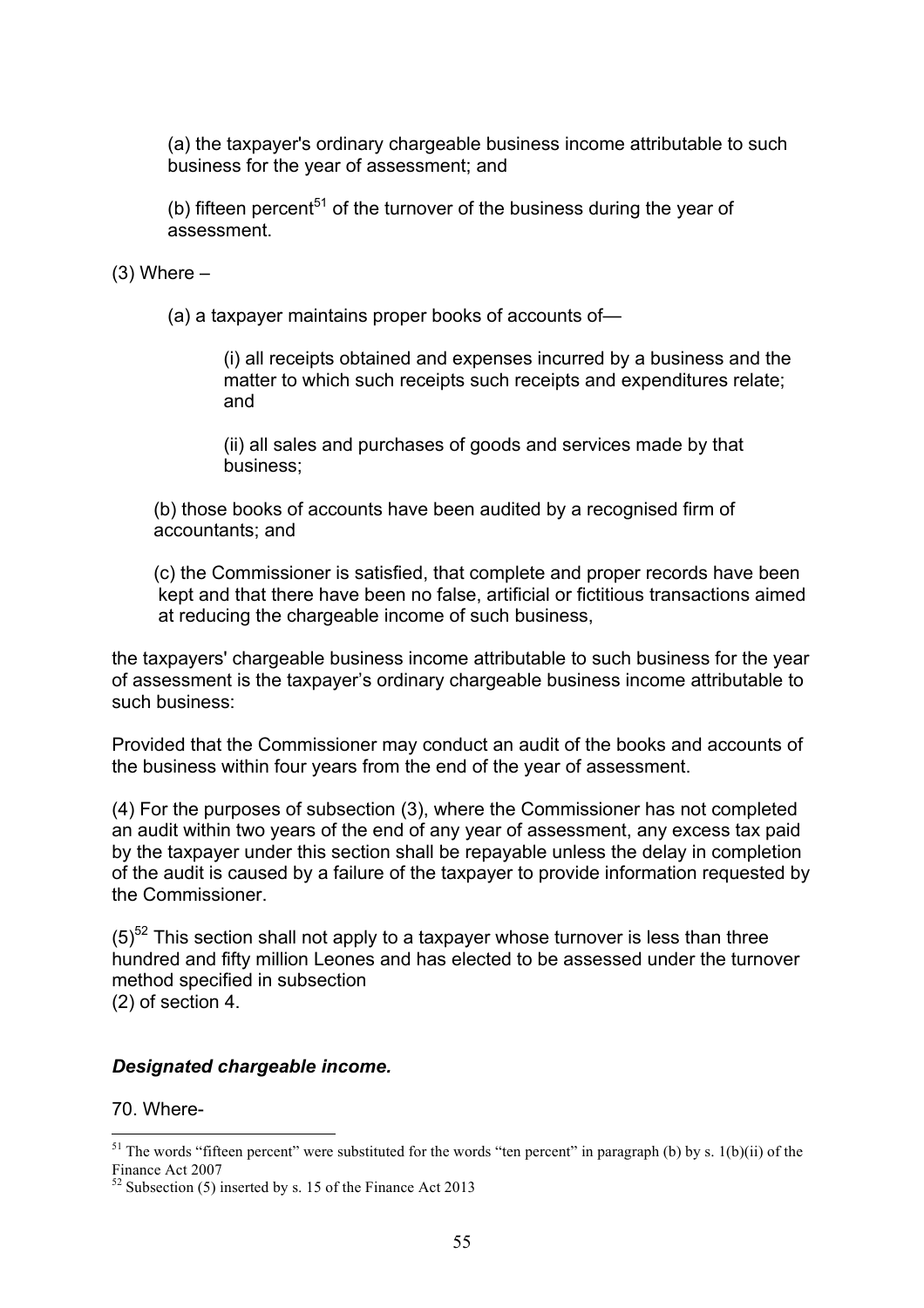(a) the taxpayer's ordinary chargeable business income attributable to such business for the year of assessment; and

(b) fifteen percent[51] of the turnover of the business during the year of assessment.

(3) Where –

(a) a taxpayer maintains proper books of accounts of—

(i) all receipts obtained and expenses incurred by a business and the matter to which such receipts such receipts and expenditures relate; and

(ii) all sales and purchases of goods and services made by that business;

(b) those books of accounts have been audited by a recognised firm of accountants; and

(c) the Commissioner is satisfied, that complete and proper records have been kept and that there have been no false, artificial or fictitious transactions aimed at reducing the chargeable income of such business,

the taxpayers' chargeable business income attributable to such business for the year of assessment is the taxpayer's ordinary chargeable business income attributable to such business:

Provided that the Commissioner may conduct an audit of the books and accounts of the business within four years from the end of the year of assessment.

(4) For the purposes of subsection (3), where the Commissioner has not completed an audit within two years of the end of any year of assessment, any excess tax paid by the taxpayer under this section shall be repayable unless the delay in completion of the audit is caused by a failure of the taxpayer to provide information requested by the Commissioner.

(5)[52] This section shall not apply to a taxpayer whose turnover is less than three hundred and fifty million Leones and has elected to be assessed under the turnover method specified in subsection
(2) of section 4.

***Designated chargeable income.***

70. Where-

---

[51] The words "fifteen percent" were substituted for the words "ten percent" in paragraph (b) by s. 1(b)(ii) of the Finance Act 2007

[52] Subsection (5) inserted by s. 15 of the Finance Act 2013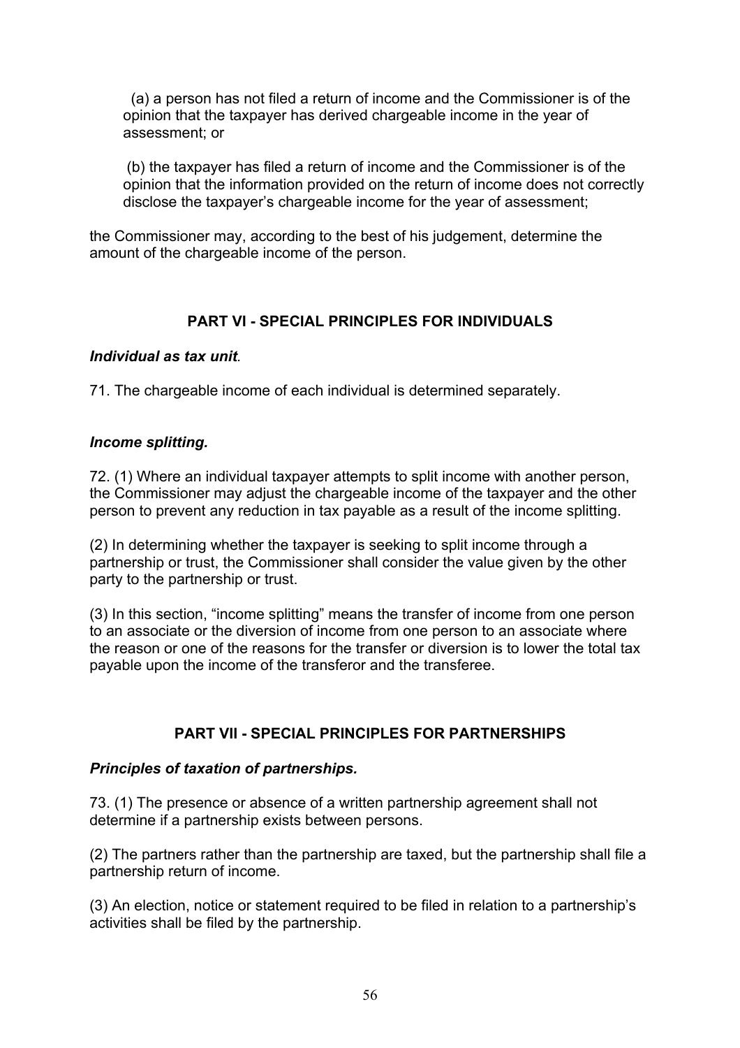(a) a person has not filed a return of income and the Commissioner is of the opinion that the taxpayer has derived chargeable income in the year of assessment; or

(b) the taxpayer has filed a return of income and the Commissioner is of the opinion that the information provided on the return of income does not correctly disclose the taxpayer's chargeable income for the year of assessment;

the Commissioner may, according to the best of his judgement, determine the amount of the chargeable income of the person.

## PART VI - SPECIAL PRINCIPLES FOR INDIVIDUALS

***Individual as tax unit.***

71. The chargeable income of each individual is determined separately.

***Income splitting.***

72. (1) Where an individual taxpayer attempts to split income with another person, the Commissioner may adjust the chargeable income of the taxpayer and the other person to prevent any reduction in tax payable as a result of the income splitting.

(2) In determining whether the taxpayer is seeking to split income through a partnership or trust, the Commissioner shall consider the value given by the other party to the partnership or trust.

(3) In this section, "income splitting" means the transfer of income from one person to an associate or the diversion of income from one person to an associate where the reason or one of the reasons for the transfer or diversion is to lower the total tax payable upon the income of the transferor and the transferee.

## PART VII - SPECIAL PRINCIPLES FOR PARTNERSHIPS

***Principles of taxation of partnerships.***

73. (1) The presence or absence of a written partnership agreement shall not determine if a partnership exists between persons.

(2) The partners rather than the partnership are taxed, but the partnership shall file a partnership return of income.

(3) An election, notice or statement required to be filed in relation to a partnership's activities shall be filed by the partnership.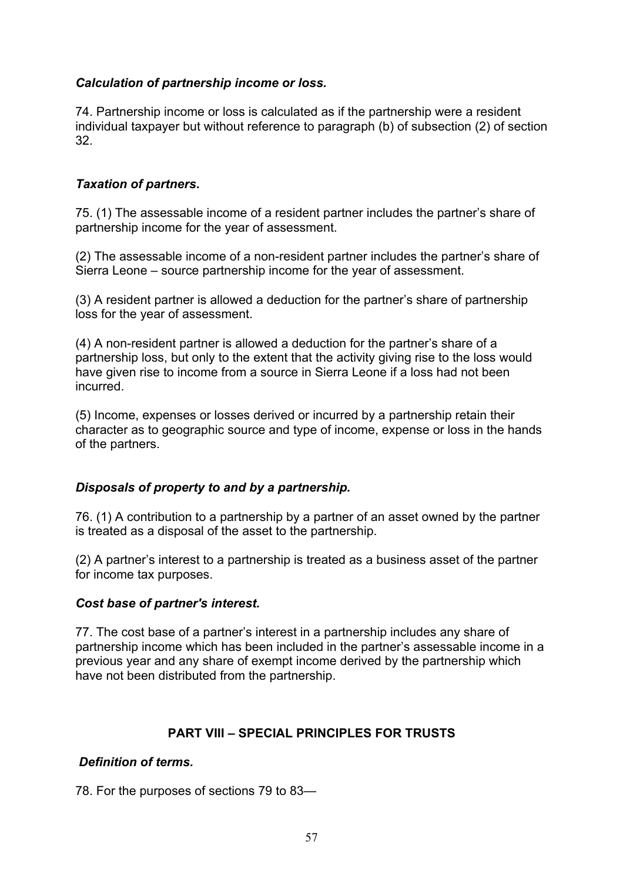***Calculation of partnership income or loss.***

74. Partnership income or loss is calculated as if the partnership were a resident individual taxpayer but without reference to paragraph (b) of subsection (2) of section 32.

***Taxation of partners*.**

75. (1) The assessable income of a resident partner includes the partner's share of partnership income for the year of assessment.

(2) The assessable income of a non-resident partner includes the partner's share of Sierra Leone – source partnership income for the year of assessment.

(3) A resident partner is allowed a deduction for the partner's share of partnership loss for the year of assessment.

(4) A non-resident partner is allowed a deduction for the partner's share of a partnership loss, but only to the extent that the activity giving rise to the loss would have given rise to income from a source in Sierra Leone if a loss had not been incurred.

(5) Income, expenses or losses derived or incurred by a partnership retain their character as to geographic source and type of income, expense or loss in the hands of the partners.

***Disposals of property to and by a partnership.***

76. (1) A contribution to a partnership by a partner of an asset owned by the partner is treated as a disposal of the asset to the partnership.

(2) A partner's interest to a partnership is treated as a business asset of the partner for income tax purposes.

***Cost base of partner's interest.***

77. The cost base of a partner's interest in a partnership includes any share of partnership income which has been included in the partner's assessable income in a previous year and any share of exempt income derived by the partnership which have not been distributed from the partnership.

## PART VIII – SPECIAL PRINCIPLES FOR TRUSTS

***Definition of terms.***

78. For the purposes of sections 79 to 83—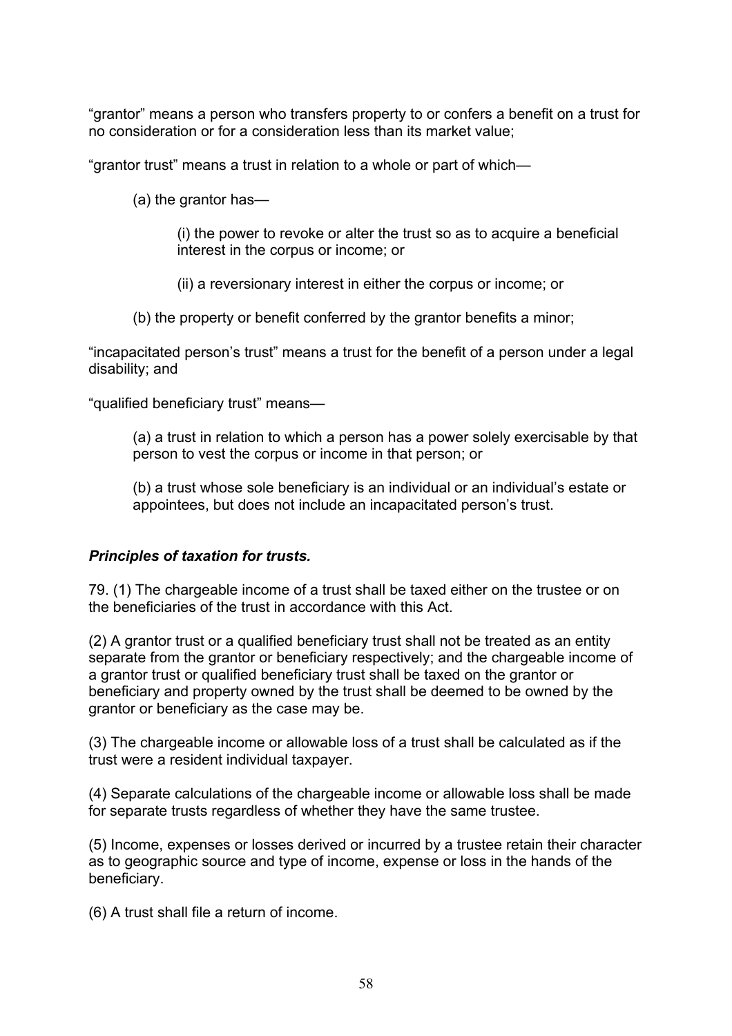"grantor" means a person who transfers property to or confers a benefit on a trust for no consideration or for a consideration less than its market value;

"grantor trust" means a trust in relation to a whole or part of which—

(a) the grantor has—

(i) the power to revoke or alter the trust so as to acquire a beneficial interest in the corpus or income; or

(ii) a reversionary interest in either the corpus or income; or

(b) the property or benefit conferred by the grantor benefits a minor;

"incapacitated person's trust" means a trust for the benefit of a person under a legal disability; and

"qualified beneficiary trust" means—

(a) a trust in relation to which a person has a power solely exercisable by that person to vest the corpus or income in that person; or

(b) a trust whose sole beneficiary is an individual or an individual's estate or appointees, but does not include an incapacitated person's trust.

***Principles of taxation for trusts.***

79. (1) The chargeable income of a trust shall be taxed either on the trustee or on the beneficiaries of the trust in accordance with this Act.

(2) A grantor trust or a qualified beneficiary trust shall not be treated as an entity separate from the grantor or beneficiary respectively; and the chargeable income of a grantor trust or qualified beneficiary trust shall be taxed on the grantor or beneficiary and property owned by the trust shall be deemed to be owned by the grantor or beneficiary as the case may be.

(3) The chargeable income or allowable loss of a trust shall be calculated as if the trust were a resident individual taxpayer.

(4) Separate calculations of the chargeable income or allowable loss shall be made for separate trusts regardless of whether they have the same trustee.

(5) Income, expenses or losses derived or incurred by a trustee retain their character as to geographic source and type of income, expense or loss in the hands of the beneficiary.

(6) A trust shall file a return of income.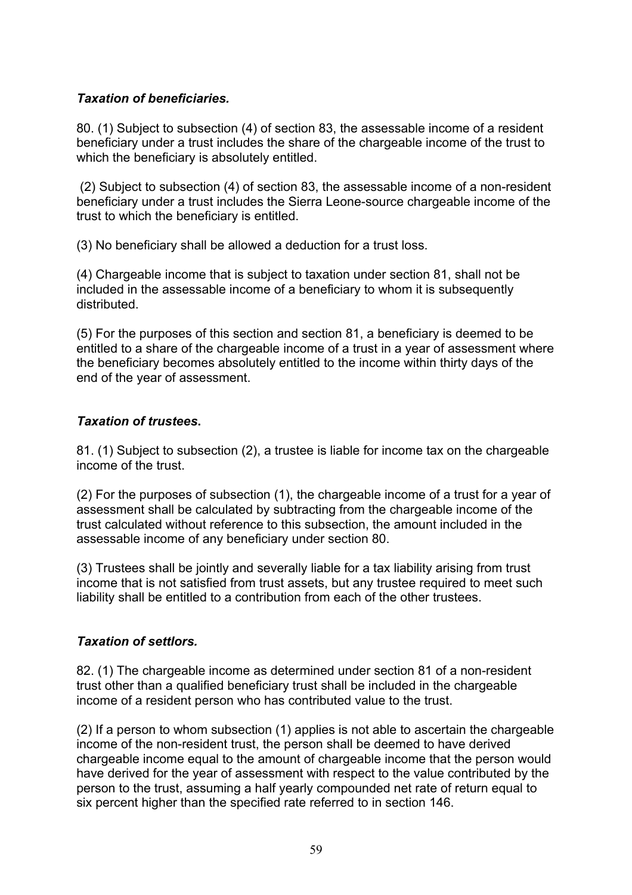***Taxation of beneficiaries.***

80. (1) Subject to subsection (4) of section 83, the assessable income of a resident beneficiary under a trust includes the share of the chargeable income of the trust to which the beneficiary is absolutely entitled.

(2) Subject to subsection (4) of section 83, the assessable income of a non-resident beneficiary under a trust includes the Sierra Leone-source chargeable income of the trust to which the beneficiary is entitled.

(3) No beneficiary shall be allowed a deduction for a trust loss.

(4) Chargeable income that is subject to taxation under section 81, shall not be included in the assessable income of a beneficiary to whom it is subsequently distributed.

(5) For the purposes of this section and section 81, a beneficiary is deemed to be entitled to a share of the chargeable income of a trust in a year of assessment where the beneficiary becomes absolutely entitled to the income within thirty days of the end of the year of assessment.

***Taxation of trustees.***

81. (1) Subject to subsection (2), a trustee is liable for income tax on the chargeable income of the trust.

(2) For the purposes of subsection (1), the chargeable income of a trust for a year of assessment shall be calculated by subtracting from the chargeable income of the trust calculated without reference to this subsection, the amount included in the assessable income of any beneficiary under section 80.

(3) Trustees shall be jointly and severally liable for a tax liability arising from trust income that is not satisfied from trust assets, but any trustee required to meet such liability shall be entitled to a contribution from each of the other trustees.

***Taxation of settlors.***

82. (1) The chargeable income as determined under section 81 of a non-resident trust other than a qualified beneficiary trust shall be included in the chargeable income of a resident person who has contributed value to the trust.

(2) If a person to whom subsection (1) applies is not able to ascertain the chargeable income of the non-resident trust, the person shall be deemed to have derived chargeable income equal to the amount of chargeable income that the person would have derived for the year of assessment with respect to the value contributed by the person to the trust, assuming a half yearly compounded net rate of return equal to six percent higher than the specified rate referred to in section 146.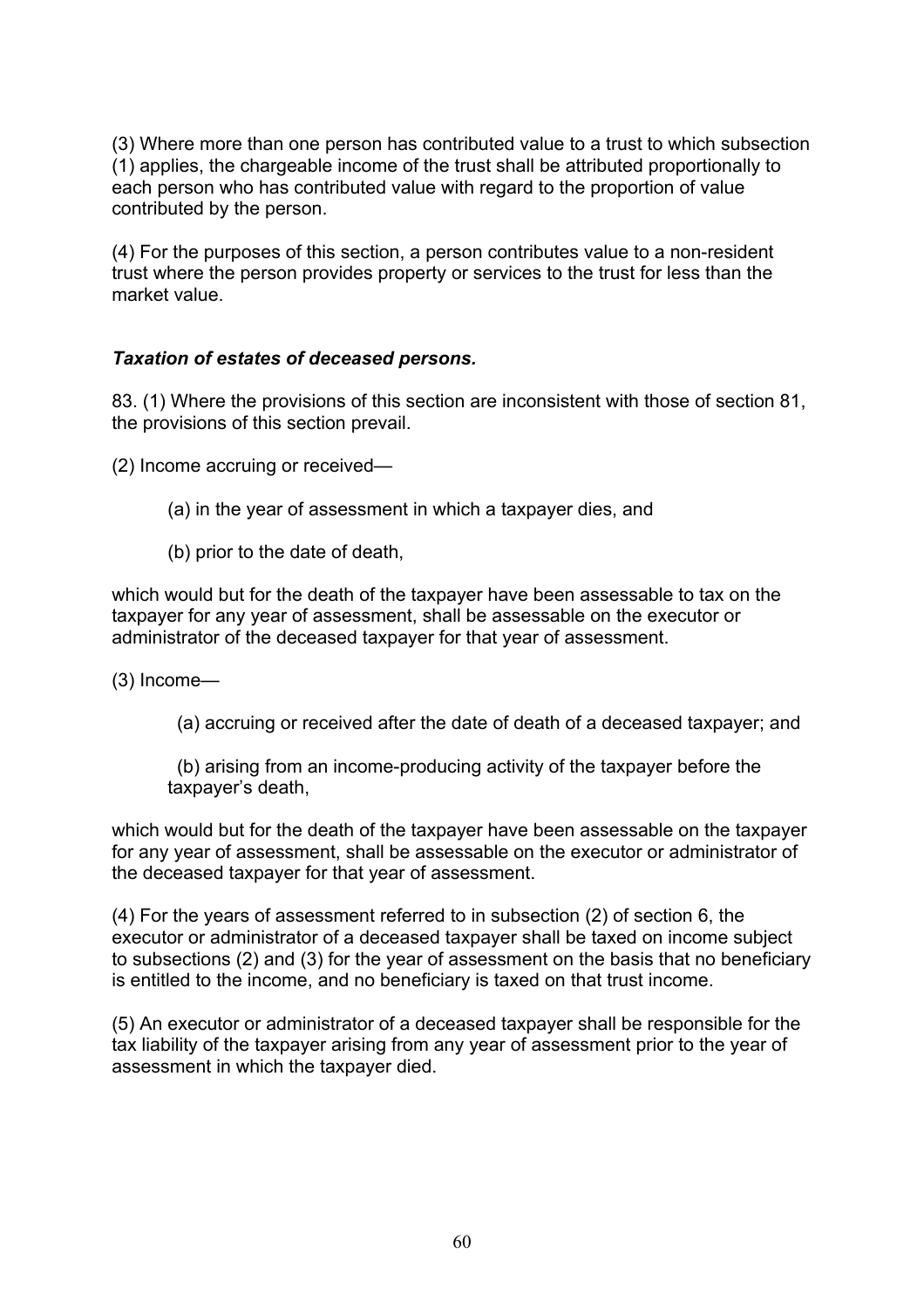(3) Where more than one person has contributed value to a trust to which subsection (1) applies, the chargeable income of the trust shall be attributed proportionally to each person who has contributed value with regard to the proportion of value contributed by the person.

(4) For the purposes of this section, a person contributes value to a non-resident trust where the person provides property or services to the trust for less than the market value.

***Taxation of estates of deceased persons.***

83. (1) Where the provisions of this section are inconsistent with those of section 81, the provisions of this section prevail.

(2) Income accruing or received—

(a) in the year of assessment in which a taxpayer dies, and

(b) prior to the date of death,

which would but for the death of the taxpayer have been assessable to tax on the taxpayer for any year of assessment, shall be assessable on the executor or administrator of the deceased taxpayer for that year of assessment.

(3) Income—

(a) accruing or received after the date of death of a deceased taxpayer; and

(b) arising from an income-producing activity of the taxpayer before the taxpayer's death,

which would but for the death of the taxpayer have been assessable on the taxpayer for any year of assessment, shall be assessable on the executor or administrator of the deceased taxpayer for that year of assessment.

(4) For the years of assessment referred to in subsection (2) of section 6, the executor or administrator of a deceased taxpayer shall be taxed on income subject to subsections (2) and (3) for the year of assessment on the basis that no beneficiary is entitled to the income, and no beneficiary is taxed on that trust income.

(5) An executor or administrator of a deceased taxpayer shall be responsible for the tax liability of the taxpayer arising from any year of assessment prior to the year of assessment in which the taxpayer died.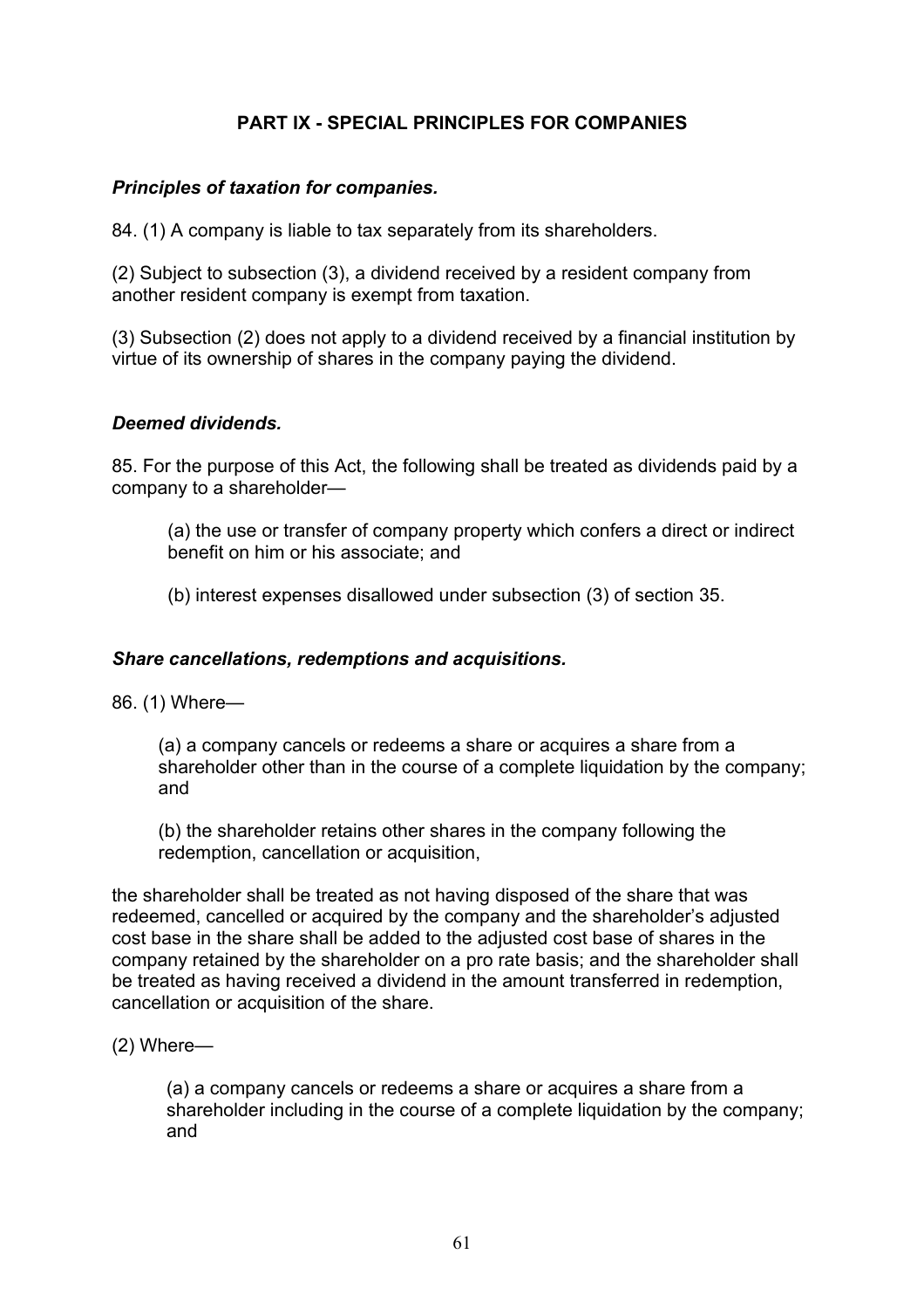## PART IX - SPECIAL PRINCIPLES FOR COMPANIES

### *Principles of taxation for companies.*

84. (1) A company is liable to tax separately from its shareholders.

(2) Subject to subsection (3), a dividend received by a resident company from another resident company is exempt from taxation.

(3) Subsection (2) does not apply to a dividend received by a financial institution by virtue of its ownership of shares in the company paying the dividend.

### *Deemed dividends.*

85. For the purpose of this Act, the following shall be treated as dividends paid by a company to a shareholder—

> (a) the use or transfer of company property which confers a direct or indirect benefit on him or his associate; and
>
> (b) interest expenses disallowed under subsection (3) of section 35.

### *Share cancellations, redemptions and acquisitions.*

86. (1) Where—

> (a) a company cancels or redeems a share or acquires a share from a shareholder other than in the course of a complete liquidation by the company; and
>
> (b) the shareholder retains other shares in the company following the redemption, cancellation or acquisition,

the shareholder shall be treated as not having disposed of the share that was redeemed, cancelled or acquired by the company and the shareholder's adjusted cost base in the share shall be added to the adjusted cost base of shares in the company retained by the shareholder on a pro rate basis; and the shareholder shall be treated as having received a dividend in the amount transferred in redemption, cancellation or acquisition of the share.

(2) Where—

> (a) a company cancels or redeems a share or acquires a share from a shareholder including in the course of a complete liquidation by the company; and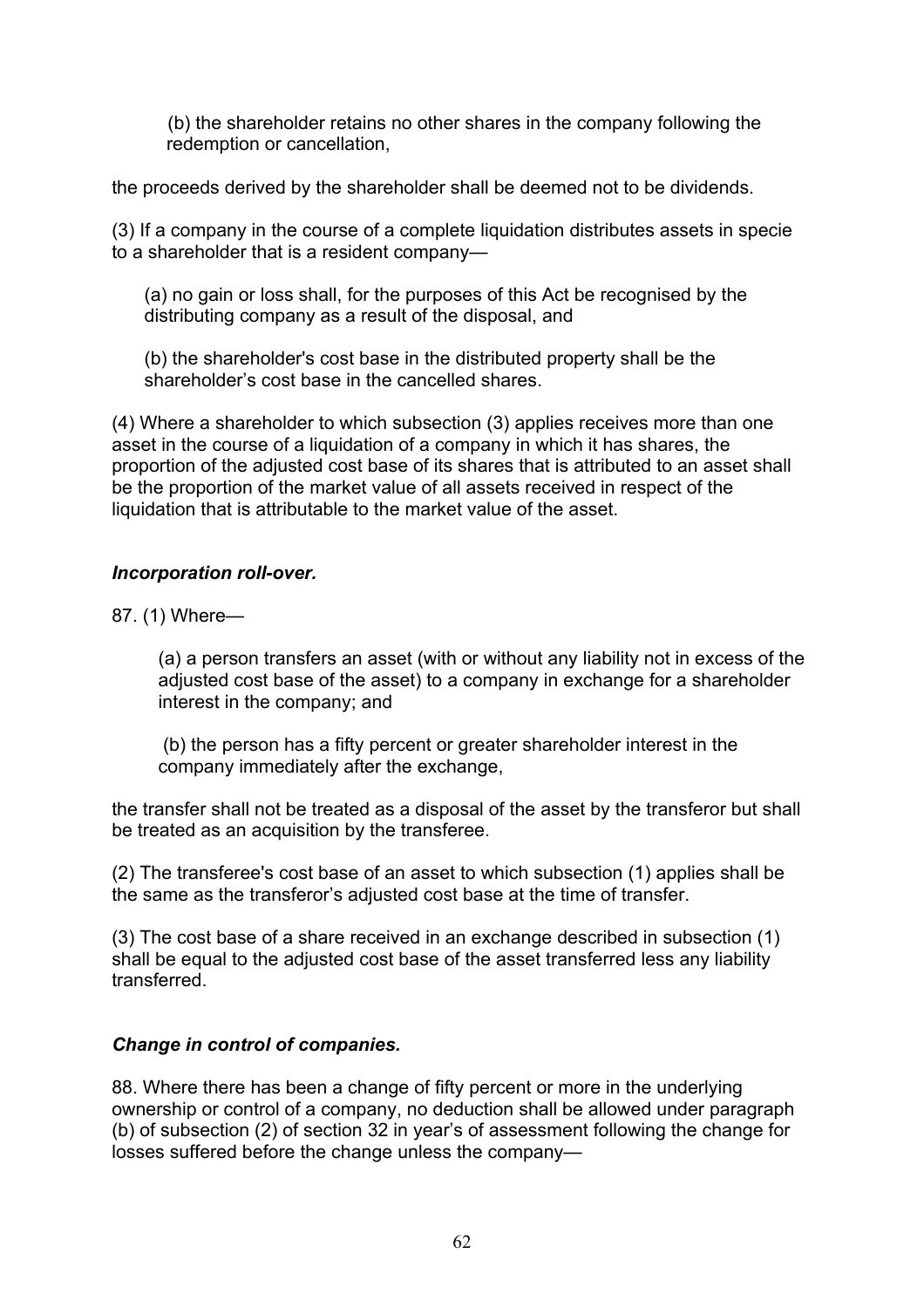(b) the shareholder retains no other shares in the company following the redemption or cancellation,

the proceeds derived by the shareholder shall be deemed not to be dividends.

(3) If a company in the course of a complete liquidation distributes assets in specie to a shareholder that is a resident company—

(a) no gain or loss shall, for the purposes of this Act be recognised by the distributing company as a result of the disposal, and

(b) the shareholder's cost base in the distributed property shall be the shareholder's cost base in the cancelled shares.

(4) Where a shareholder to which subsection (3) applies receives more than one asset in the course of a liquidation of a company in which it has shares, the proportion of the adjusted cost base of its shares that is attributed to an asset shall be the proportion of the market value of all assets received in respect of the liquidation that is attributable to the market value of the asset.

***Incorporation roll-over.***

87. (1) Where—

(a) a person transfers an asset (with or without any liability not in excess of the adjusted cost base of the asset) to a company in exchange for a shareholder interest in the company; and

(b) the person has a fifty percent or greater shareholder interest in the company immediately after the exchange,

the transfer shall not be treated as a disposal of the asset by the transferor but shall be treated as an acquisition by the transferee.

(2) The transferee's cost base of an asset to which subsection (1) applies shall be the same as the transferor's adjusted cost base at the time of transfer.

(3) The cost base of a share received in an exchange described in subsection (1) shall be equal to the adjusted cost base of the asset transferred less any liability transferred.

***Change in control of companies.***

88. Where there has been a change of fifty percent or more in the underlying ownership or control of a company, no deduction shall be allowed under paragraph (b) of subsection (2) of section 32 in year's of assessment following the change for losses suffered before the change unless the company—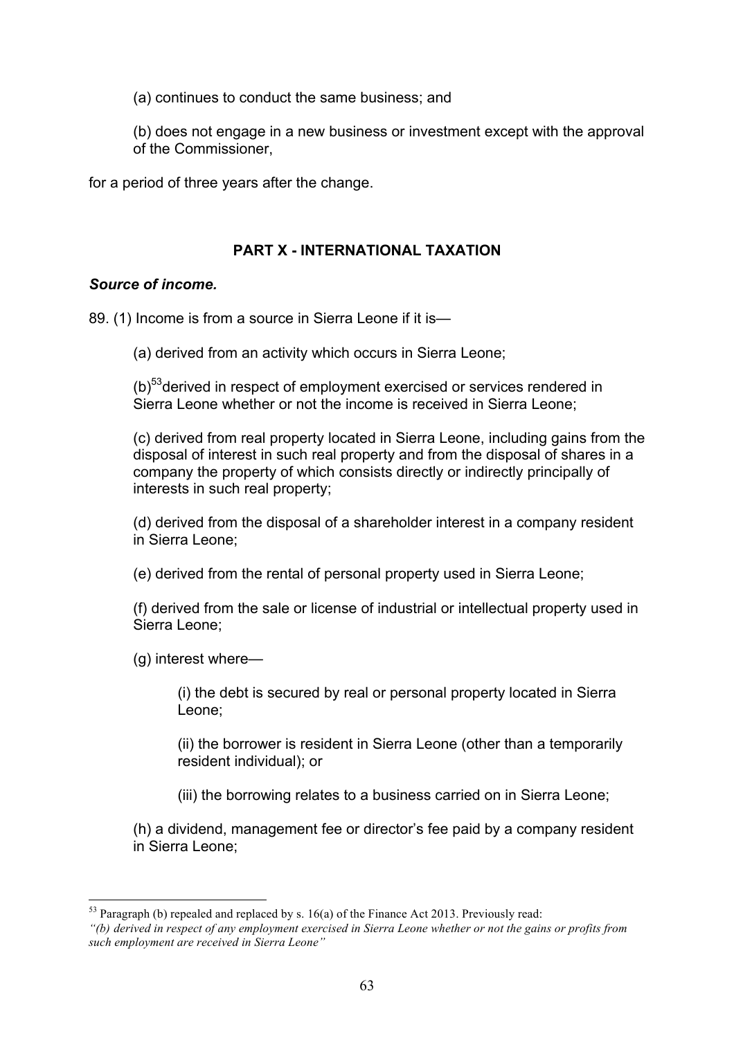(a) continues to conduct the same business; and

(b) does not engage in a new business or investment except with the approval of the Commissioner,

for a period of three years after the change.

## PART X - INTERNATIONAL TAXATION

***Source of income.***

89. (1) Income is from a source in Sierra Leone if it is—

(a) derived from an activity which occurs in Sierra Leone;

(b)[53] derived in respect of employment exercised or services rendered in Sierra Leone whether or not the income is received in Sierra Leone;

(c) derived from real property located in Sierra Leone, including gains from the disposal of interest in such real property and from the disposal of shares in a company the property of which consists directly or indirectly principally of interests in such real property;

(d) derived from the disposal of a shareholder interest in a company resident in Sierra Leone;

(e) derived from the rental of personal property used in Sierra Leone;

(f) derived from the sale or license of industrial or intellectual property used in Sierra Leone;

(g) interest where—

(i) the debt is secured by real or personal property located in Sierra Leone;

(ii) the borrower is resident in Sierra Leone (other than a temporarily resident individual); or

(iii) the borrowing relates to a business carried on in Sierra Leone;

(h) a dividend, management fee or director's fee paid by a company resident in Sierra Leone;

---

[53] Paragraph (b) repealed and replaced by s. 16(a) of the Finance Act 2013. Previously read:
*"(b) derived in respect of any employment exercised in Sierra Leone whether or not the gains or profits from such employment are received in Sierra Leone"*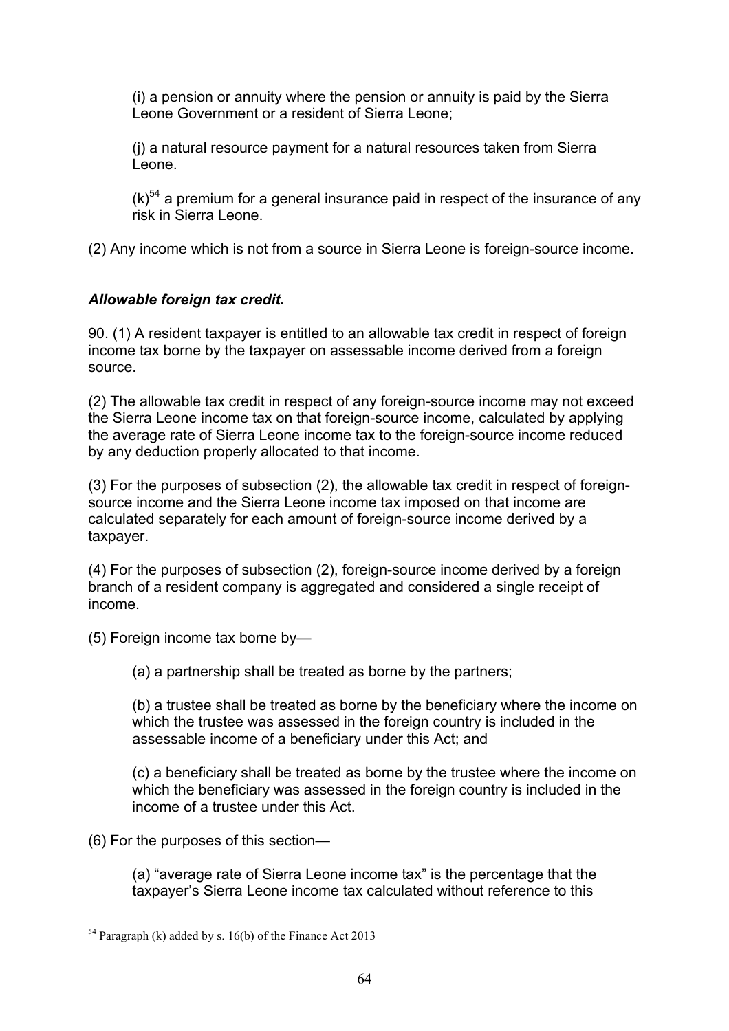(i) a pension or annuity where the pension or annuity is paid by the Sierra Leone Government or a resident of Sierra Leone;

(j) a natural resource payment for a natural resources taken from Sierra Leone.

(k)[54] a premium for a general insurance paid in respect of the insurance of any risk in Sierra Leone.

(2) Any income which is not from a source in Sierra Leone is foreign-source income.

***Allowable foreign tax credit.***

90. (1) A resident taxpayer is entitled to an allowable tax credit in respect of foreign income tax borne by the taxpayer on assessable income derived from a foreign source.

(2) The allowable tax credit in respect of any foreign-source income may not exceed the Sierra Leone income tax on that foreign-source income, calculated by applying the average rate of Sierra Leone income tax to the foreign-source income reduced by any deduction properly allocated to that income.

(3) For the purposes of subsection (2), the allowable tax credit in respect of foreign-source income and the Sierra Leone income tax imposed on that income are calculated separately for each amount of foreign-source income derived by a taxpayer.

(4) For the purposes of subsection (2), foreign-source income derived by a foreign branch of a resident company is aggregated and considered a single receipt of income.

(5) Foreign income tax borne by—

(a) a partnership shall be treated as borne by the partners;

(b) a trustee shall be treated as borne by the beneficiary where the income on which the trustee was assessed in the foreign country is included in the assessable income of a beneficiary under this Act; and

(c) a beneficiary shall be treated as borne by the trustee where the income on which the beneficiary was assessed in the foreign country is included in the income of a trustee under this Act.

(6) For the purposes of this section—

(a) "average rate of Sierra Leone income tax" is the percentage that the taxpayer's Sierra Leone income tax calculated without reference to this

---

[54] Paragraph (k) added by s. 16(b) of the Finance Act 2013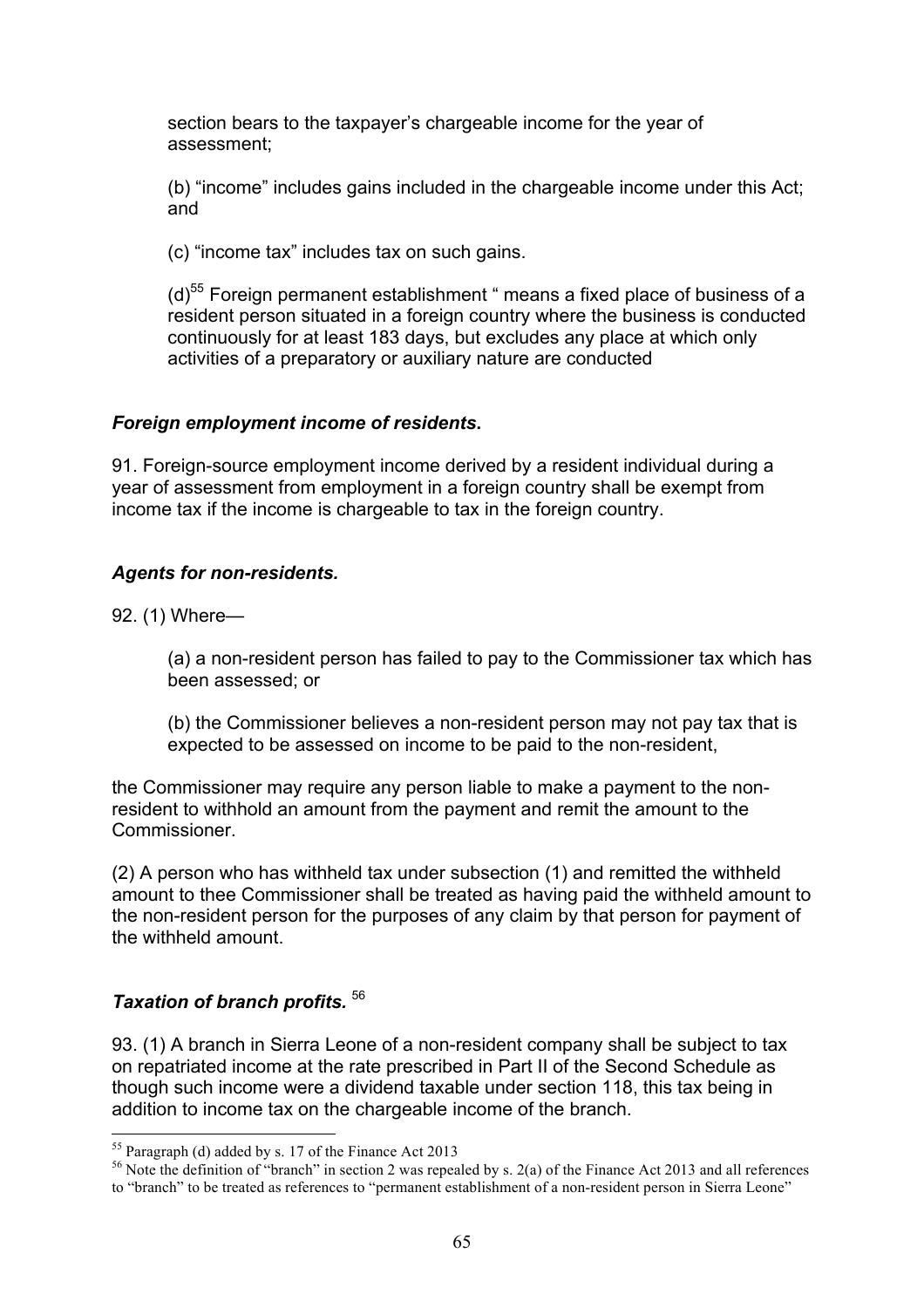section bears to the taxpayer's chargeable income for the year of assessment;

(b) "income" includes gains included in the chargeable income under this Act; and

(c) "income tax" includes tax on such gains.

(d)[55] Foreign permanent establishment " means a fixed place of business of a resident person situated in a foreign country where the business is conducted continuously for at least 183 days, but excludes any place at which only activities of a preparatory or auxiliary nature are conducted

### *Foreign employment income of residents.*

91. Foreign-source employment income derived by a resident individual during a year of assessment from employment in a foreign country shall be exempt from income tax if the income is chargeable to tax in the foreign country.

### *Agents for non-residents.*

92. (1) Where—

(a) a non-resident person has failed to pay to the Commissioner tax which has been assessed; or

(b) the Commissioner believes a non-resident person may not pay tax that is expected to be assessed on income to be paid to the non-resident,

the Commissioner may require any person liable to make a payment to the non-resident to withhold an amount from the payment and remit the amount to the Commissioner.

(2) A person who has withheld tax under subsection (1) and remitted the withheld amount to thee Commissioner shall be treated as having paid the withheld amount to the non-resident person for the purposes of any claim by that person for payment of the withheld amount.

### *Taxation of branch profits.* [56]

93. (1) A branch in Sierra Leone of a non-resident company shall be subject to tax on repatriated income at the rate prescribed in Part II of the Second Schedule as though such income were a dividend taxable under section 118, this tax being in addition to income tax on the chargeable income of the branch.

---

[55] Paragraph (d) added by s. 17 of the Finance Act 2013

[56] Note the definition of "branch" in section 2 was repealed by s. 2(a) of the Finance Act 2013 and all references to "branch" to be treated as references to "permanent establishment of a non-resident person in Sierra Leone"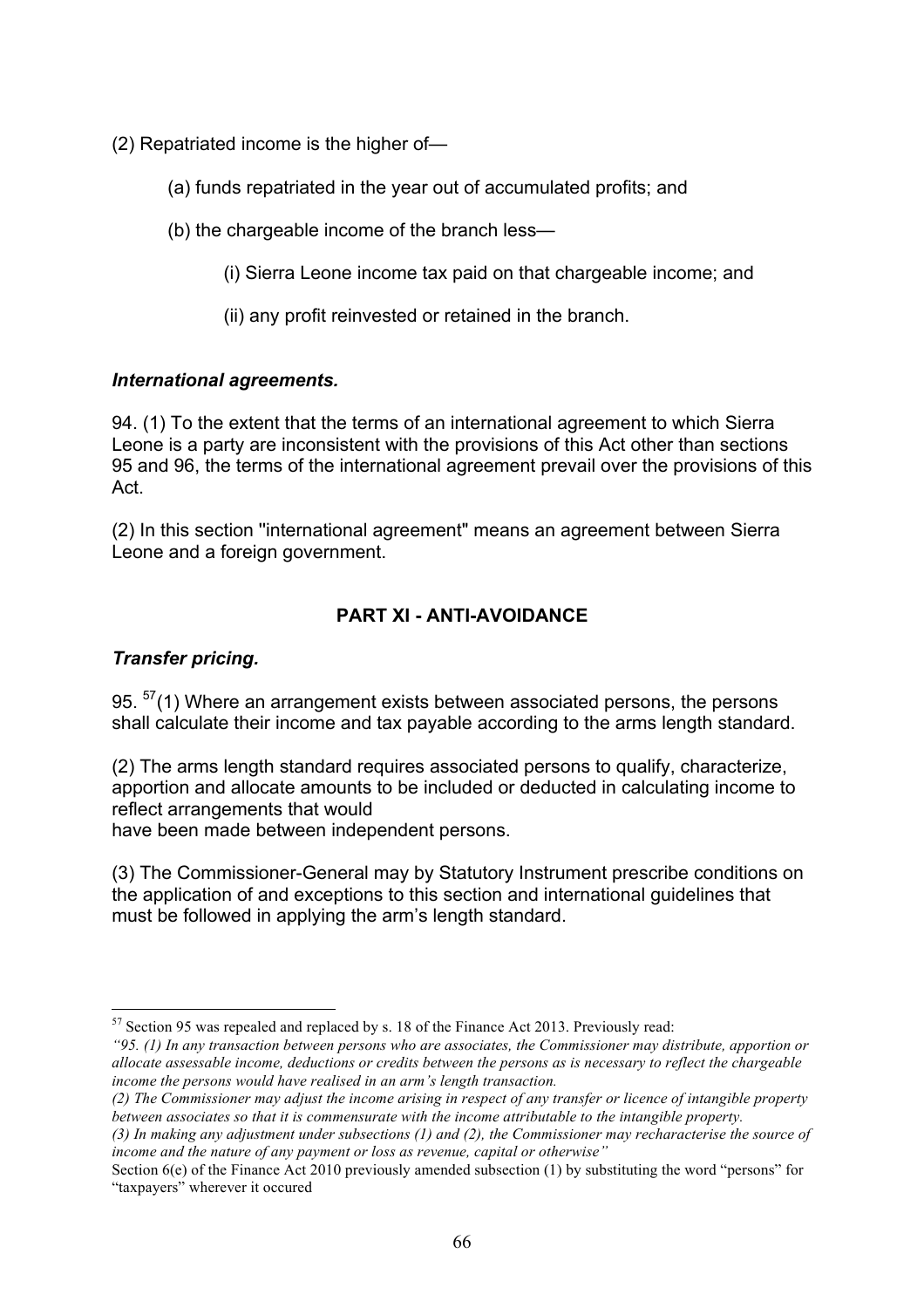(2) Repatriated income is the higher of—

(a) funds repatriated in the year out of accumulated profits; and

(b) the chargeable income of the branch less—

(i) Sierra Leone income tax paid on that chargeable income; and

(ii) any profit reinvested or retained in the branch.

### *International agreements.*

94. (1) To the extent that the terms of an international agreement to which Sierra Leone is a party are inconsistent with the provisions of this Act other than sections 95 and 96, the terms of the international agreement prevail over the provisions of this Act.

(2) In this section "international agreement" means an agreement between Sierra Leone and a foreign government.

## PART XI - ANTI-AVOIDANCE

### *Transfer pricing.*

95. [57](1) Where an arrangement exists between associated persons, the persons shall calculate their income and tax payable according to the arms length standard.

(2) The arms length standard requires associated persons to qualify, characterize, apportion and allocate amounts to be included or deducted in calculating income to reflect arrangements that would have been made between independent persons.

(3) The Commissioner-General may by Statutory Instrument prescribe conditions on the application of and exceptions to this section and international guidelines that must be followed in applying the arm's length standard.

---

[57] Section 95 was repealed and replaced by s. 18 of the Finance Act 2013. Previously read:

*"95. (1) In any transaction between persons who are associates, the Commissioner may distribute, apportion or allocate assessable income, deductions or credits between the persons as is necessary to reflect the chargeable income the persons would have realised in an arm's length transaction.*

*(2) The Commissioner may adjust the income arising in respect of any transfer or licence of intangible property between associates so that it is commensurate with the income attributable to the intangible property.*

*(3) In making any adjustment under subsections (1) and (2), the Commissioner may recharacterise the source of income and the nature of any payment or loss as revenue, capital or otherwise"*

Section 6(e) of the Finance Act 2010 previously amended subsection (1) by substituting the word "persons" for "taxpayers" wherever it occured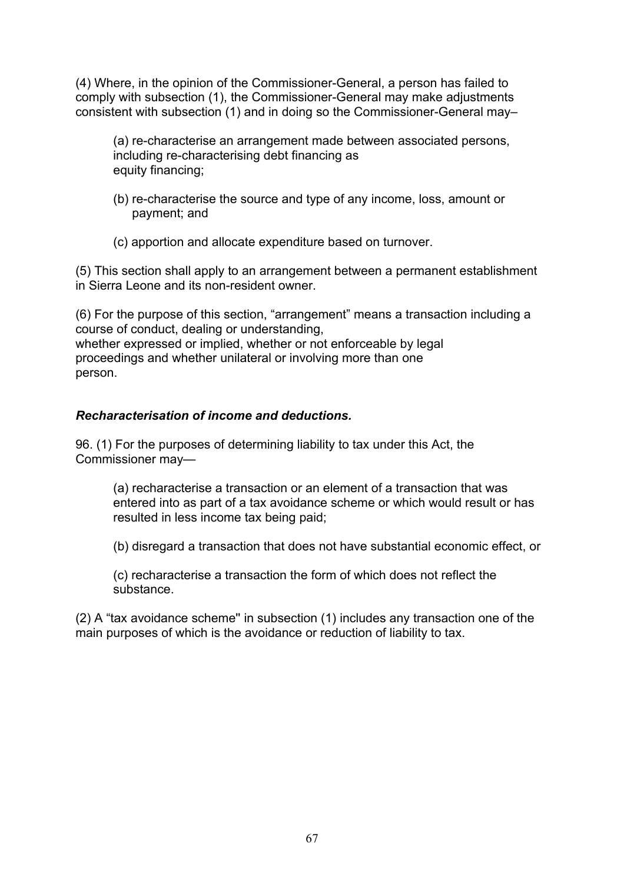(4) Where, in the opinion of the Commissioner-General, a person has failed to comply with subsection (1), the Commissioner-General may make adjustments consistent with subsection (1) and in doing so the Commissioner-General may–

(a) re-characterise an arrangement made between associated persons, including re-characterising debt financing as equity financing;

(b) re-characterise the source and type of any income, loss, amount or payment; and

(c) apportion and allocate expenditure based on turnover.

(5) This section shall apply to an arrangement between a permanent establishment in Sierra Leone and its non-resident owner.

(6) For the purpose of this section, “arrangement” means a transaction including a course of conduct, dealing or understanding, whether expressed or implied, whether or not enforceable by legal proceedings and whether unilateral or involving more than one person.

***Recharacterisation of income and deductions.***

96. (1) For the purposes of determining liability to tax under this Act, the Commissioner may—

(a) recharacterise a transaction or an element of a transaction that was entered into as part of a tax avoidance scheme or which would result or has resulted in less income tax being paid;

(b) disregard a transaction that does not have substantial economic effect, or

(c) recharacterise a transaction the form of which does not reflect the substance.

(2) A “tax avoidance scheme" in subsection (1) includes any transaction one of the main purposes of which is the avoidance or reduction of liability to tax.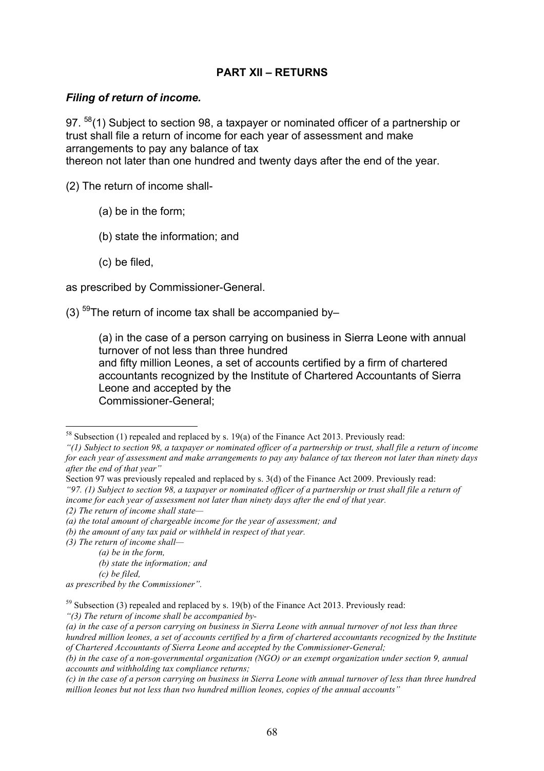## PART XII – RETURNS

### *Filing of return of income.*

97. [58](1) Subject to section 98, a taxpayer or nominated officer of a partnership or trust shall file a return of income for each year of assessment and make arrangements to pay any balance of tax thereon not later than one hundred and twenty days after the end of the year.

(2) The return of income shall-

> (a) be in the form;
>
> (b) state the information; and
>
> (c) be filed,

as prescribed by Commissioner-General.

(3) [59]The return of income tax shall be accompanied by–

> (a) in the case of a person carrying on business in Sierra Leone with annual turnover of not less than three hundred and fifty million Leones, a set of accounts certified by a firm of chartered accountants recognized by the Institute of Chartered Accountants of Sierra Leone and accepted by the Commissioner-General;

---

[58] Subsection (1) repealed and replaced by s. 19(a) of the Finance Act 2013. Previously read:
*"(1) Subject to section 98, a taxpayer or nominated officer of a partnership or trust, shall file a return of income for each year of assessment and make arrangements to pay any balance of tax thereon not later than ninety days after the end of that year"*
Section 97 was previously repealed and replaced by s. 3(d) of the Finance Act 2009. Previously read:
*"97. (1) Subject to section 98, a taxpayer or nominated officer of a partnership or trust shall file a return of income for each year of assessment not later than ninety days after the end of that year.*
*(2) The return of income shall state—*
*(a) the total amount of chargeable income for the year of assessment; and*
*(b) the amount of any tax paid or withheld in respect of that year.*
*(3) The return of income shall—*
*(a) be in the form,*
*(b) state the information; and*
*(c) be filed,*
*as prescribed by the Commissioner".*

[59] Subsection (3) repealed and replaced by s. 19(b) of the Finance Act 2013. Previously read:
*"(3) The return of income shall be accompanied by-*
*(a) in the case of a person carrying on business in Sierra Leone with annual turnover of not less than three hundred million leones, a set of accounts certified by a firm of chartered accountants recognized by the Institute of Chartered Accountants of Sierra Leone and accepted by the Commissioner-General;*
*(b) in the case of a non-governmental organization (NGO) or an exempt organization under section 9, annual accounts and withholding tax compliance returns;*
*(c) in the case of a person carrying on business in Sierra Leone with annual turnover of less than three hundred million leones but not less than two hundred million leones, copies of the annual accounts"*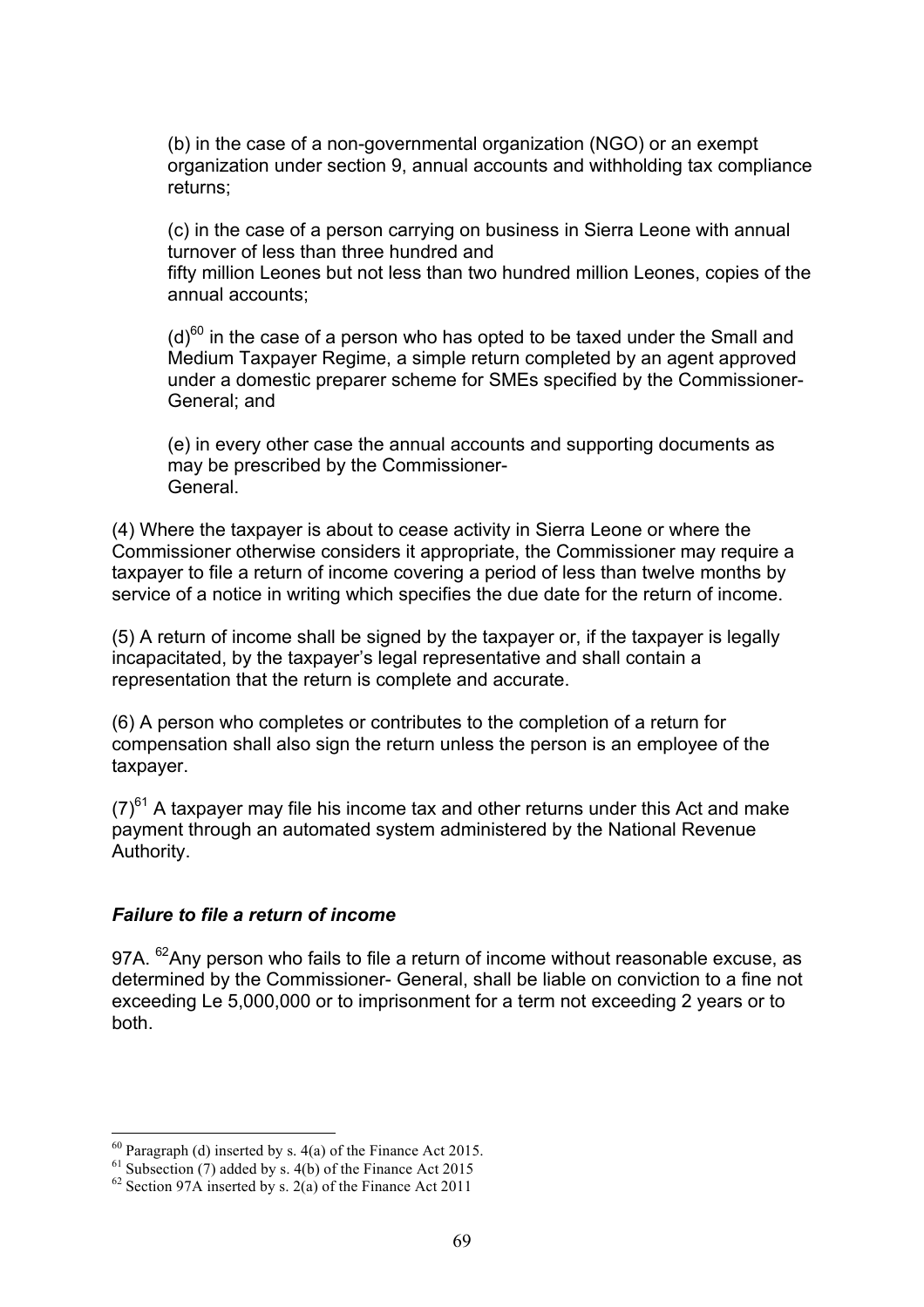(b) in the case of a non-governmental organization (NGO) or an exempt organization under section 9, annual accounts and withholding tax compliance returns;

(c) in the case of a person carrying on business in Sierra Leone with annual turnover of less than three hundred and fifty million Leones but not less than two hundred million Leones, copies of the annual accounts;

(d)[60] in the case of a person who has opted to be taxed under the Small and Medium Taxpayer Regime, a simple return completed by an agent approved under a domestic preparer scheme for SMEs specified by the Commissioner-General; and

(e) in every other case the annual accounts and supporting documents as may be prescribed by the Commissioner-General.

(4) Where the taxpayer is about to cease activity in Sierra Leone or where the Commissioner otherwise considers it appropriate, the Commissioner may require a taxpayer to file a return of income covering a period of less than twelve months by service of a notice in writing which specifies the due date for the return of income.

(5) A return of income shall be signed by the taxpayer or, if the taxpayer is legally incapacitated, by the taxpayer's legal representative and shall contain a representation that the return is complete and accurate.

(6) A person who completes or contributes to the completion of a return for compensation shall also sign the return unless the person is an employee of the taxpayer.

(7)[61] A taxpayer may file his income tax and other returns under this Act and make payment through an automated system administered by the National Revenue Authority.

### *Failure to file a return of income*

97A. [62]Any person who fails to file a return of income without reasonable excuse, as determined by the Commissioner- General, shall be liable on conviction to a fine not exceeding Le 5,000,000 or to imprisonment for a term not exceeding 2 years or to both.

---

[60] Paragraph (d) inserted by s. 4(a) of the Finance Act 2015.

[61] Subsection (7) added by s. 4(b) of the Finance Act 2015

[62] Section 97A inserted by s. 2(a) of the Finance Act 2011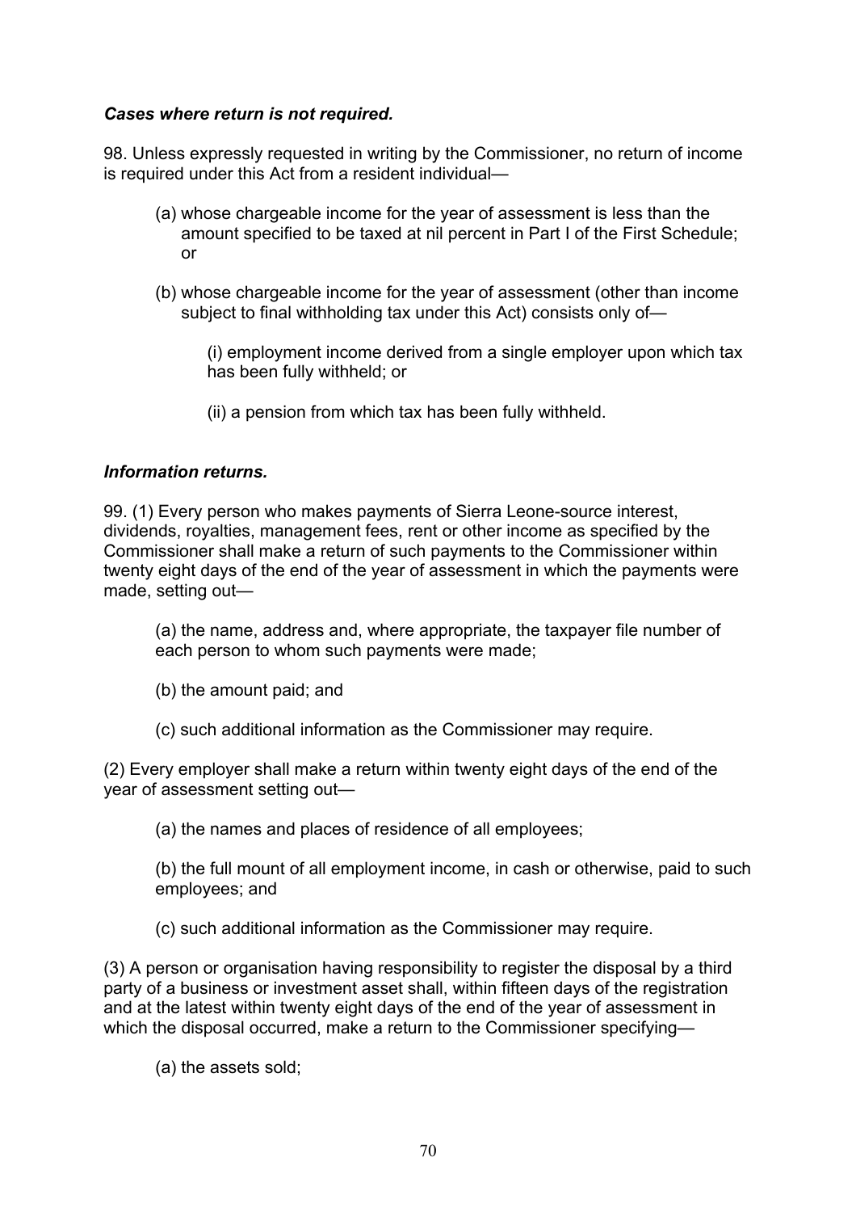***Cases where return is not required.***

98. Unless expressly requested in writing by the Commissioner, no return of income is required under this Act from a resident individual—

(a) whose chargeable income for the year of assessment is less than the amount specified to be taxed at nil percent in Part I of the First Schedule; or

(b) whose chargeable income for the year of assessment (other than income subject to final withholding tax under this Act) consists only of—

(i) employment income derived from a single employer upon which tax has been fully withheld; or

(ii) a pension from which tax has been fully withheld.

***Information returns.***

99. (1) Every person who makes payments of Sierra Leone-source interest, dividends, royalties, management fees, rent or other income as specified by the Commissioner shall make a return of such payments to the Commissioner within twenty eight days of the end of the year of assessment in which the payments were made, setting out—

(a) the name, address and, where appropriate, the taxpayer file number of each person to whom such payments were made;

(b) the amount paid; and

(c) such additional information as the Commissioner may require.

(2) Every employer shall make a return within twenty eight days of the end of the year of assessment setting out—

(a) the names and places of residence of all employees;

(b) the full mount of all employment income, in cash or otherwise, paid to such employees; and

(c) such additional information as the Commissioner may require.

(3) A person or organisation having responsibility to register the disposal by a third party of a business or investment asset shall, within fifteen days of the registration and at the latest within twenty eight days of the end of the year of assessment in which the disposal occurred, make a return to the Commissioner specifying—

(a) the assets sold;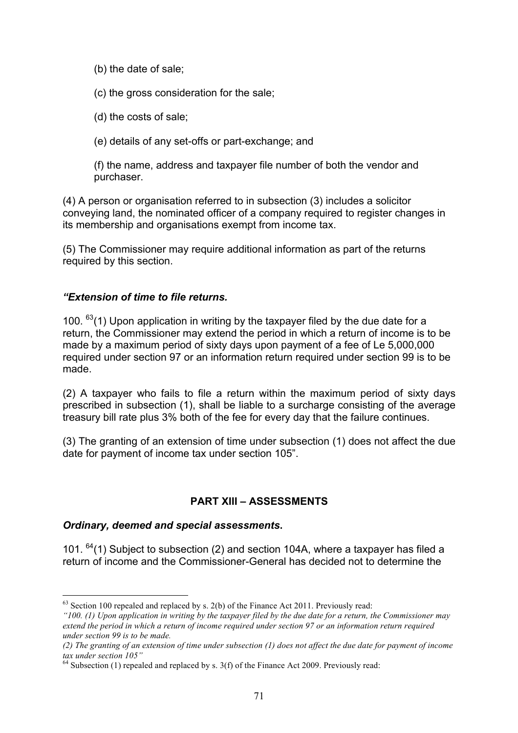(b) the date of sale;

(c) the gross consideration for the sale;

(d) the costs of sale;

(e) details of any set-offs or part-exchange; and

(f) the name, address and taxpayer file number of both the vendor and purchaser.

(4) A person or organisation referred to in subsection (3) includes a solicitor conveying land, the nominated officer of a company required to register changes in its membership and organisations exempt from income tax.

(5) The Commissioner may require additional information as part of the returns required by this section.

***"Extension of time to file returns.***

100. [63](1) Upon application in writing by the taxpayer filed by the due date for a return, the Commissioner may extend the period in which a return of income is to be made by a maximum period of sixty days upon payment of a fee of Le 5,000,000 required under section 97 or an information return required under section 99 is to be made.

(2) A taxpayer who fails to file a return within the maximum period of sixty days prescribed in subsection (1), shall be liable to a surcharge consisting of the average treasury bill rate plus 3% both of the fee for every day that the failure continues.

(3) The granting of an extension of time under subsection (1) does not affect the due date for payment of income tax under section 105".

## PART XIII – ASSESSMENTS

***Ordinary, deemed and special assessments*.**

101. [64](1) Subject to subsection (2) and section 104A, where a taxpayer has filed a return of income and the Commissioner-General has decided not to determine the

---

[63] Section 100 repealed and replaced by s. 2(b) of the Finance Act 2011. Previously read:
*"100. (1) Upon application in writing by the taxpayer filed by the due date for a return, the Commissioner may extend the period in which a return of income required under section 97 or an information return required under section 99 is to be made.*
*(2) The granting of an extension of time under subsection (1) does not affect the due date for payment of income tax under section 105"*

[64] Subsection (1) repealed and replaced by s. 3(f) of the Finance Act 2009. Previously read: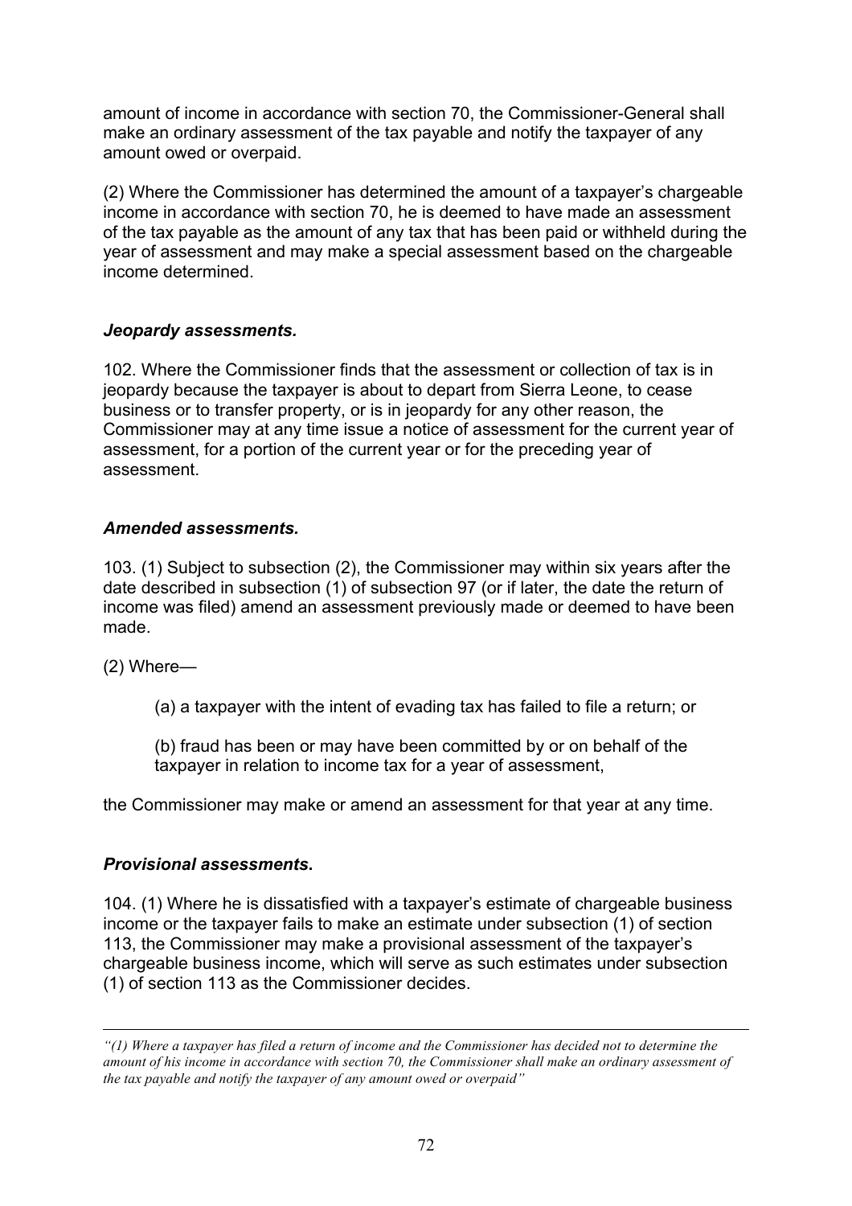amount of income in accordance with section 70, the Commissioner-General shall make an ordinary assessment of the tax payable and notify the taxpayer of any amount owed or overpaid.

(2) Where the Commissioner has determined the amount of a taxpayer's chargeable income in accordance with section 70, he is deemed to have made an assessment of the tax payable as the amount of any tax that has been paid or withheld during the year of assessment and may make a special assessment based on the chargeable income determined.

### *Jeopardy assessments.*

102. Where the Commissioner finds that the assessment or collection of tax is in jeopardy because the taxpayer is about to depart from Sierra Leone, to cease business or to transfer property, or is in jeopardy for any other reason, the Commissioner may at any time issue a notice of assessment for the current year of assessment, for a portion of the current year or for the preceding year of assessment.

### *Amended assessments.*

103. (1) Subject to subsection (2), the Commissioner may within six years after the date described in subsection (1) of subsection 97 (or if later, the date the return of income was filed) amend an assessment previously made or deemed to have been made.

(2) Where—

(a) a taxpayer with the intent of evading tax has failed to file a return; or

(b) fraud has been or may have been committed by or on behalf of the taxpayer in relation to income tax for a year of assessment,

the Commissioner may make or amend an assessment for that year at any time.

### ***Provisional assessments*.**

104. (1) Where he is dissatisfied with a taxpayer's estimate of chargeable business income or the taxpayer fails to make an estimate under subsection (1) of section 113, the Commissioner may make a provisional assessment of the taxpayer's chargeable business income, which will serve as such estimates under subsection (1) of section 113 as the Commissioner decides.

---

*"(1) Where a taxpayer has filed a return of income and the Commissioner has decided not to determine the amount of his income in accordance with section 70, the Commissioner shall make an ordinary assessment of the tax payable and notify the taxpayer of any amount owed or overpaid"*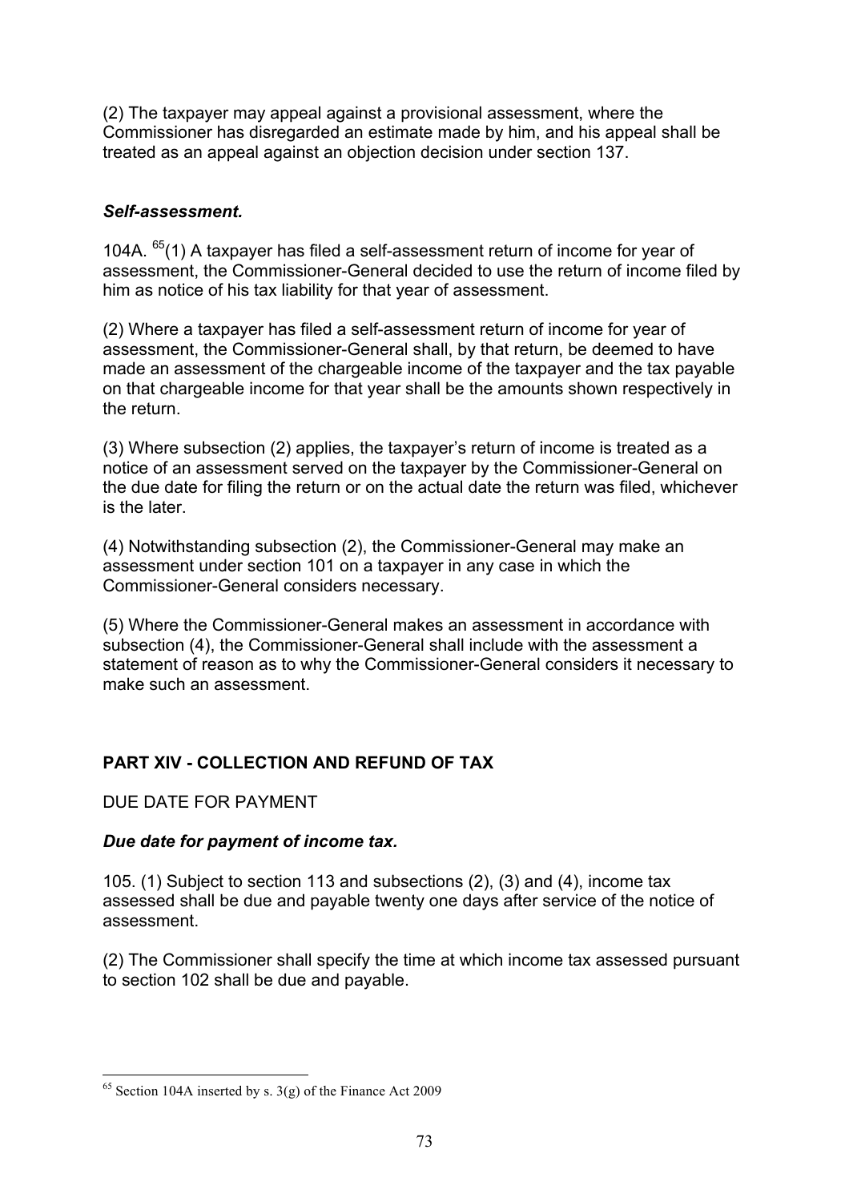(2) The taxpayer may appeal against a provisional assessment, where the Commissioner has disregarded an estimate made by him, and his appeal shall be treated as an appeal against an objection decision under section 137.

### *Self-assessment.*

104A. [65](1) A taxpayer has filed a self-assessment return of income for year of assessment, the Commissioner-General decided to use the return of income filed by him as notice of his tax liability for that year of assessment.

(2) Where a taxpayer has filed a self-assessment return of income for year of assessment, the Commissioner-General shall, by that return, be deemed to have made an assessment of the chargeable income of the taxpayer and the tax payable on that chargeable income for that year shall be the amounts shown respectively in the return.

(3) Where subsection (2) applies, the taxpayer's return of income is treated as a notice of an assessment served on the taxpayer by the Commissioner-General on the due date for filing the return or on the actual date the return was filed, whichever is the later.

(4) Notwithstanding subsection (2), the Commissioner-General may make an assessment under section 101 on a taxpayer in any case in which the Commissioner-General considers necessary.

(5) Where the Commissioner-General makes an assessment in accordance with subsection (4), the Commissioner-General shall include with the assessment a statement of reason as to why the Commissioner-General considers it necessary to make such an assessment.

## PART XIV - COLLECTION AND REFUND OF TAX

DUE DATE FOR PAYMENT

### *Due date for payment of income tax.*

105. (1) Subject to section 113 and subsections (2), (3) and (4), income tax assessed shall be due and payable twenty one days after service of the notice of assessment.

(2) The Commissioner shall specify the time at which income tax assessed pursuant to section 102 shall be due and payable.

---

[65] Section 104A inserted by s. 3(g) of the Finance Act 2009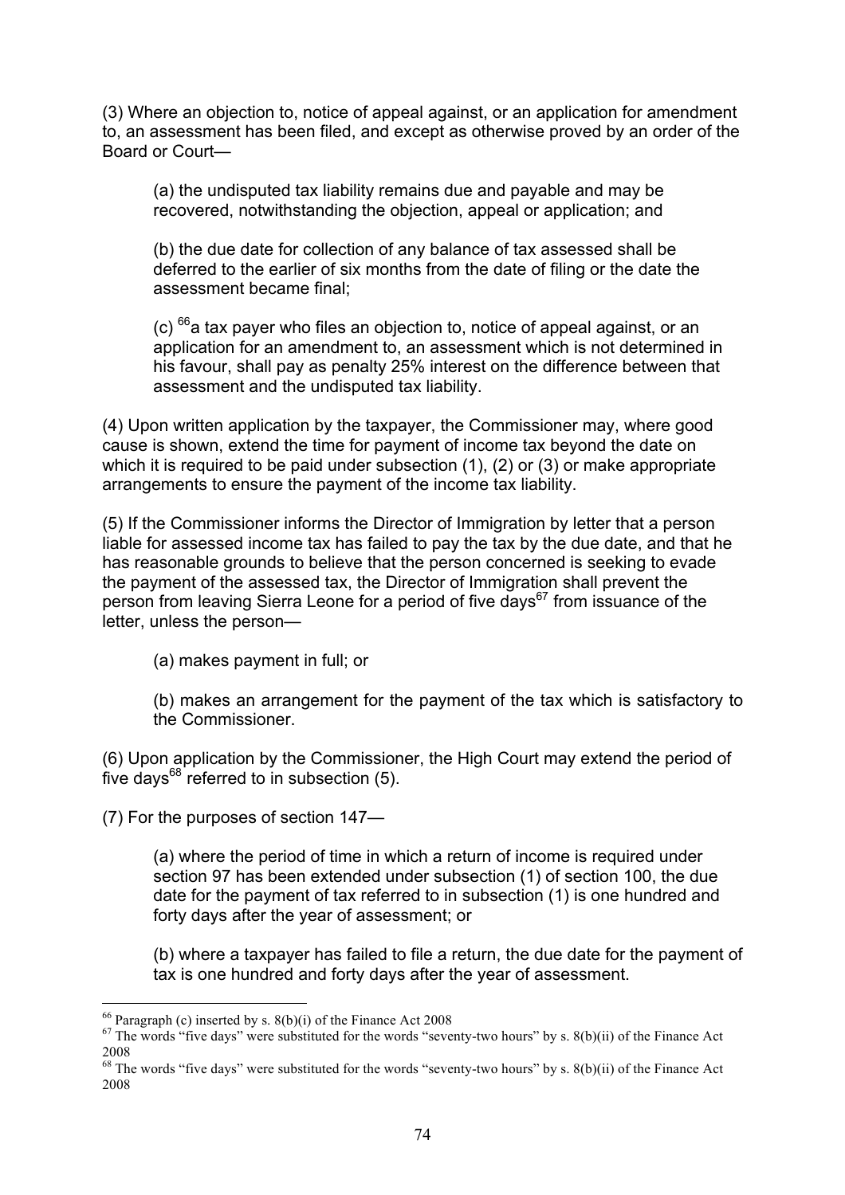(3) Where an objection to, notice of appeal against, or an application for amendment to, an assessment has been filed, and except as otherwise proved by an order of the Board or Court—

(a) the undisputed tax liability remains due and payable and may be recovered, notwithstanding the objection, appeal or application; and

(b) the due date for collection of any balance of tax assessed shall be deferred to the earlier of six months from the date of filing or the date the assessment became final;

(c) [66]a tax payer who files an objection to, notice of appeal against, or an application for an amendment to, an assessment which is not determined in his favour, shall pay as penalty 25% interest on the difference between that assessment and the undisputed tax liability.

(4) Upon written application by the taxpayer, the Commissioner may, where good cause is shown, extend the time for payment of income tax beyond the date on which it is required to be paid under subsection (1), (2) or (3) or make appropriate arrangements to ensure the payment of the income tax liability.

(5) If the Commissioner informs the Director of Immigration by letter that a person liable for assessed income tax has failed to pay the tax by the due date, and that he has reasonable grounds to believe that the person concerned is seeking to evade the payment of the assessed tax, the Director of Immigration shall prevent the person from leaving Sierra Leone for a period of five days[67] from issuance of the letter, unless the person—

(a) makes payment in full; or

(b) makes an arrangement for the payment of the tax which is satisfactory to the Commissioner.

(6) Upon application by the Commissioner, the High Court may extend the period of five days[68] referred to in subsection (5).

(7) For the purposes of section 147—

(a) where the period of time in which a return of income is required under section 97 has been extended under subsection (1) of section 100, the due date for the payment of tax referred to in subsection (1) is one hundred and forty days after the year of assessment; or

(b) where a taxpayer has failed to file a return, the due date for the payment of tax is one hundred and forty days after the year of assessment.

---

[66] Paragraph (c) inserted by s. 8(b)(i) of the Finance Act 2008

[67] The words "five days" were substituted for the words "seventy-two hours" by s. 8(b)(ii) of the Finance Act 2008

[68] The words "five days" were substituted for the words "seventy-two hours" by s. 8(b)(ii) of the Finance Act 2008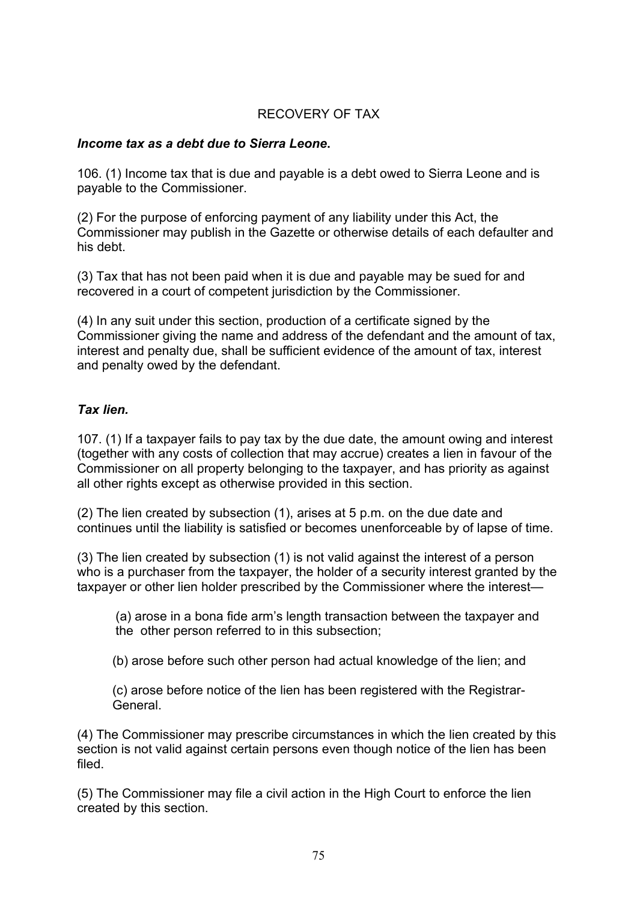## RECOVERY OF TAX

### *Income tax as a debt due to Sierra Leone.*

106. (1) Income tax that is due and payable is a debt owed to Sierra Leone and is payable to the Commissioner.

(2) For the purpose of enforcing payment of any liability under this Act, the Commissioner may publish in the Gazette or otherwise details of each defaulter and his debt.

(3) Tax that has not been paid when it is due and payable may be sued for and recovered in a court of competent jurisdiction by the Commissioner.

(4) In any suit under this section, production of a certificate signed by the Commissioner giving the name and address of the defendant and the amount of tax, interest and penalty due, shall be sufficient evidence of the amount of tax, interest and penalty owed by the defendant.

### *Tax lien.*

107. (1) If a taxpayer fails to pay tax by the due date, the amount owing and interest (together with any costs of collection that may accrue) creates a lien in favour of the Commissioner on all property belonging to the taxpayer, and has priority as against all other rights except as otherwise provided in this section.

(2) The lien created by subsection (1), arises at 5 p.m. on the due date and continues until the liability is satisfied or becomes unenforceable by of lapse of time.

(3) The lien created by subsection (1) is not valid against the interest of a person who is a purchaser from the taxpayer, the holder of a security interest granted by the taxpayer or other lien holder prescribed by the Commissioner where the interest—

(a) arose in a bona fide arm's length transaction between the taxpayer and the other person referred to in this subsection;

(b) arose before such other person had actual knowledge of the lien; and

(c) arose before notice of the lien has been registered with the Registrar-General.

(4) The Commissioner may prescribe circumstances in which the lien created by this section is not valid against certain persons even though notice of the lien has been filed.

(5) The Commissioner may file a civil action in the High Court to enforce the lien created by this section.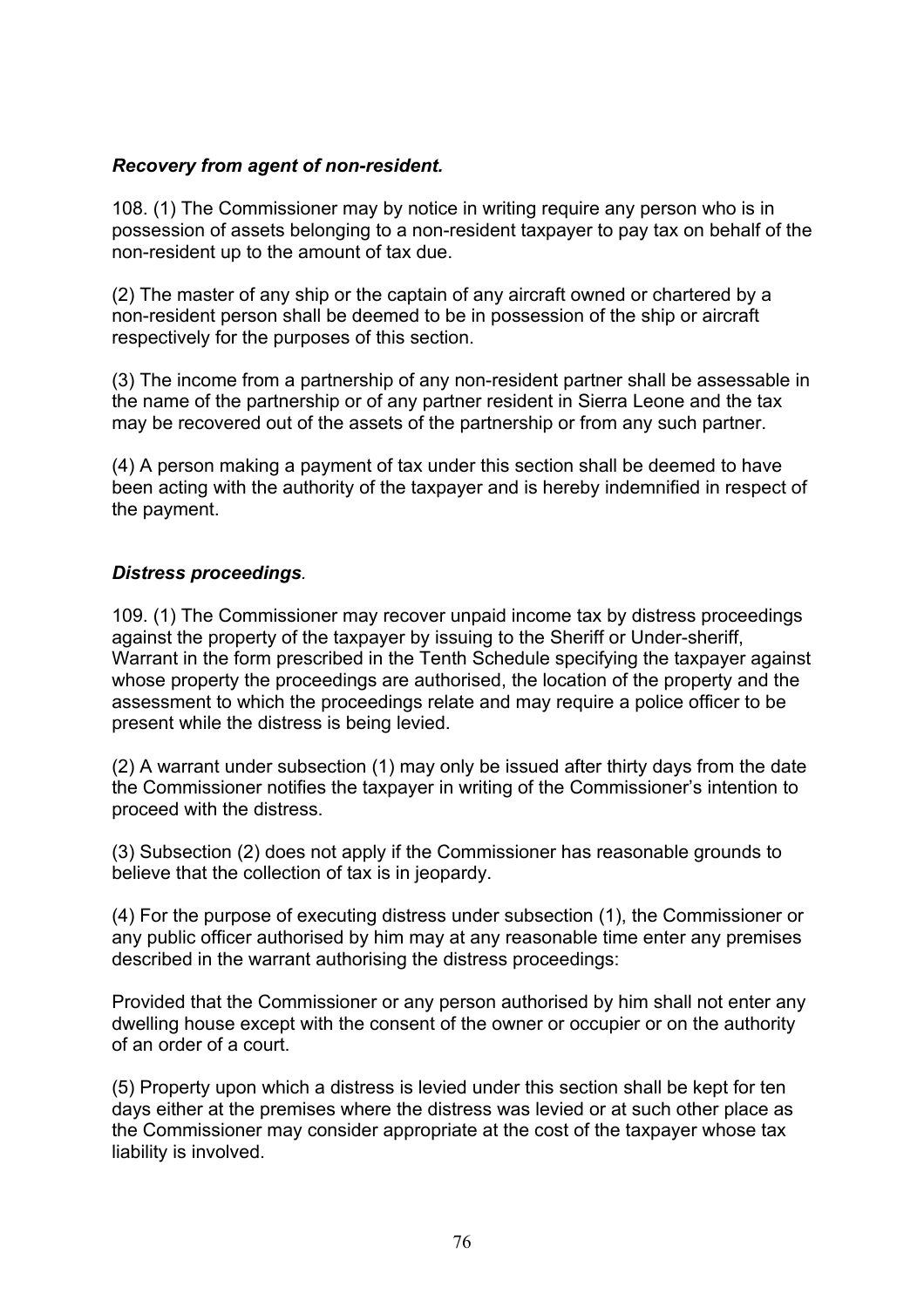***Recovery from agent of non-resident.***

108. (1) The Commissioner may by notice in writing require any person who is in possession of assets belonging to a non-resident taxpayer to pay tax on behalf of the non-resident up to the amount of tax due.

(2) The master of any ship or the captain of any aircraft owned or chartered by a non-resident person shall be deemed to be in possession of the ship or aircraft respectively for the purposes of this section.

(3) The income from a partnership of any non-resident partner shall be assessable in the name of the partnership or of any partner resident in Sierra Leone and the tax may be recovered out of the assets of the partnership or from any such partner.

(4) A person making a payment of tax under this section shall be deemed to have been acting with the authority of the taxpayer and is hereby indemnified in respect of the payment.

***Distress proceedings*.**

109. (1) The Commissioner may recover unpaid income tax by distress proceedings against the property of the taxpayer by issuing to the Sheriff or Under-sheriff, Warrant in the form prescribed in the Tenth Schedule specifying the taxpayer against whose property the proceedings are authorised, the location of the property and the assessment to which the proceedings relate and may require a police officer to be present while the distress is being levied.

(2) A warrant under subsection (1) may only be issued after thirty days from the date the Commissioner notifies the taxpayer in writing of the Commissioner's intention to proceed with the distress.

(3) Subsection (2) does not apply if the Commissioner has reasonable grounds to believe that the collection of tax is in jeopardy.

(4) For the purpose of executing distress under subsection (1), the Commissioner or any public officer authorised by him may at any reasonable time enter any premises described in the warrant authorising the distress proceedings:

Provided that the Commissioner or any person authorised by him shall not enter any dwelling house except with the consent of the owner or occupier or on the authority of an order of a court.

(5) Property upon which a distress is levied under this section shall be kept for ten days either at the premises where the distress was levied or at such other place as the Commissioner may consider appropriate at the cost of the taxpayer whose tax liability is involved.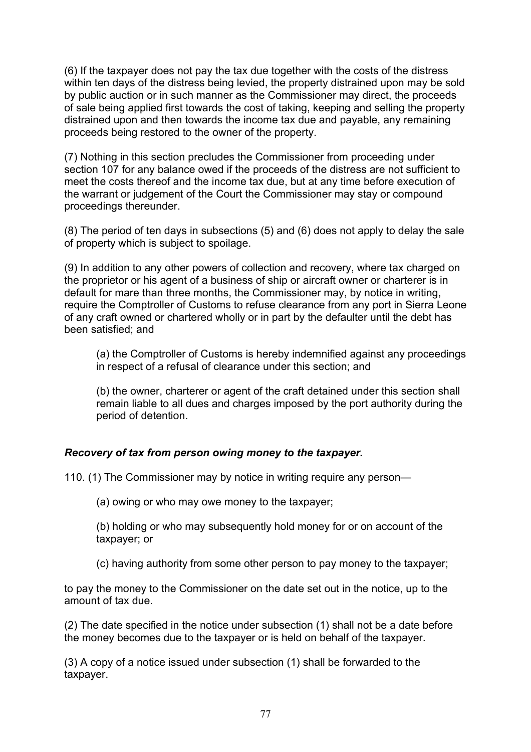(6) If the taxpayer does not pay the tax due together with the costs of the distress within ten days of the distress being levied, the property distrained upon may be sold by public auction or in such manner as the Commissioner may direct, the proceeds of sale being applied first towards the cost of taking, keeping and selling the property distrained upon and then towards the income tax due and payable, any remaining proceeds being restored to the owner of the property.

(7) Nothing in this section precludes the Commissioner from proceeding under section 107 for any balance owed if the proceeds of the distress are not sufficient to meet the costs thereof and the income tax due, but at any time before execution of the warrant or judgement of the Court the Commissioner may stay or compound proceedings thereunder.

(8) The period of ten days in subsections (5) and (6) does not apply to delay the sale of property which is subject to spoilage.

(9) In addition to any other powers of collection and recovery, where tax charged on the proprietor or his agent of a business of ship or aircraft owner or charterer is in default for mare than three months, the Commissioner may, by notice in writing, require the Comptroller of Customs to refuse clearance from any port in Sierra Leone of any craft owned or chartered wholly or in part by the defaulter until the debt has been satisfied; and

> (a) the Comptroller of Customs is hereby indemnified against any proceedings in respect of a refusal of clearance under this section; and
>
> (b) the owner, charterer or agent of the craft detained under this section shall remain liable to all dues and charges imposed by the port authority during the period of detention.

***Recovery of tax from person owing money to the taxpayer.***

110. (1) The Commissioner may by notice in writing require any person—

> (a) owing or who may owe money to the taxpayer;
>
> (b) holding or who may subsequently hold money for or on account of the taxpayer; or
>
> (c) having authority from some other person to pay money to the taxpayer;

to pay the money to the Commissioner on the date set out in the notice, up to the amount of tax due.

(2) The date specified in the notice under subsection (1) shall not be a date before the money becomes due to the taxpayer or is held on behalf of the taxpayer.

(3) A copy of a notice issued under subsection (1) shall be forwarded to the taxpayer.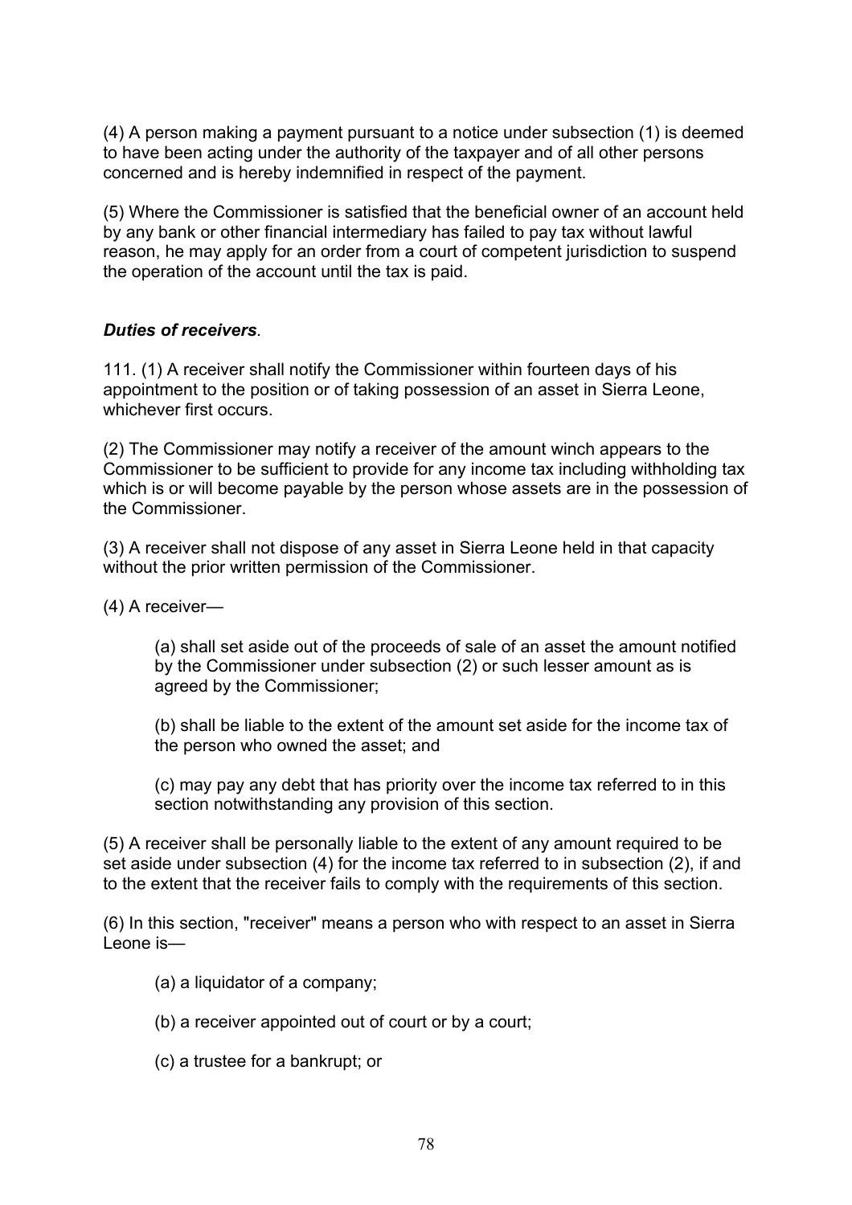(4) A person making a payment pursuant to a notice under subsection (1) is deemed to have been acting under the authority of the taxpayer and of all other persons concerned and is hereby indemnified in respect of the payment.

(5) Where the Commissioner is satisfied that the beneficial owner of an account held by any bank or other financial intermediary has failed to pay tax without lawful reason, he may apply for an order from a court of competent jurisdiction to suspend the operation of the account until the tax is paid.

***Duties of receivers***.

111. (1) A receiver shall notify the Commissioner within fourteen days of his appointment to the position or of taking possession of an asset in Sierra Leone, whichever first occurs.

(2) The Commissioner may notify a receiver of the amount winch appears to the Commissioner to be sufficient to provide for any income tax including withholding tax which is or will become payable by the person whose assets are in the possession of the Commissioner.

(3) A receiver shall not dispose of any asset in Sierra Leone held in that capacity without the prior written permission of the Commissioner.

(4) A receiver—

> (a) shall set aside out of the proceeds of sale of an asset the amount notified by the Commissioner under subsection (2) or such lesser amount as is agreed by the Commissioner;
>
> (b) shall be liable to the extent of the amount set aside for the income tax of the person who owned the asset; and
>
> (c) may pay any debt that has priority over the income tax referred to in this section notwithstanding any provision of this section.

(5) A receiver shall be personally liable to the extent of any amount required to be set aside under subsection (4) for the income tax referred to in subsection (2), if and to the extent that the receiver fails to comply with the requirements of this section.

(6) In this section, "receiver" means a person who with respect to an asset in Sierra Leone is—

> (a) a liquidator of a company;
>
> (b) a receiver appointed out of court or by a court;
>
> (c) a trustee for a bankrupt; or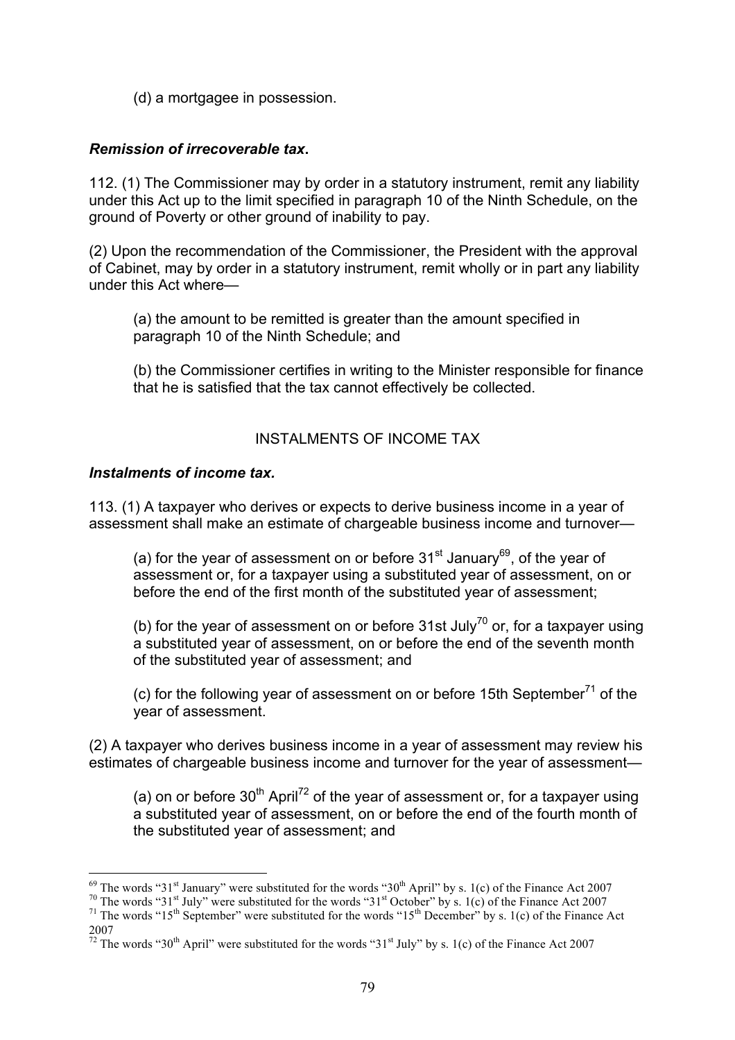(d) a mortgagee in possession.

***Remission of irrecoverable tax.***

112. (1) The Commissioner may by order in a statutory instrument, remit any liability under this Act up to the limit specified in paragraph 10 of the Ninth Schedule, on the ground of Poverty or other ground of inability to pay.

(2) Upon the recommendation of the Commissioner, the President with the approval of Cabinet, may by order in a statutory instrument, remit wholly or in part any liability under this Act where—

(a) the amount to be remitted is greater than the amount specified in paragraph 10 of the Ninth Schedule; and

(b) the Commissioner certifies in writing to the Minister responsible for finance that he is satisfied that the tax cannot effectively be collected.

INSTALMENTS OF INCOME TAX

***Instalments of income tax.***

113. (1) A taxpayer who derives or expects to derive business income in a year of assessment shall make an estimate of chargeable business income and turnover—

(a) for the year of assessment on or before 31st January[69], of the year of assessment or, for a taxpayer using a substituted year of assessment, on or before the end of the first month of the substituted year of assessment;

(b) for the year of assessment on or before 31st July[70] or, for a taxpayer using a substituted year of assessment, on or before the end of the seventh month of the substituted year of assessment; and

(c) for the following year of assessment on or before 15th September[71] of the year of assessment.

(2) A taxpayer who derives business income in a year of assessment may review his estimates of chargeable business income and turnover for the year of assessment—

(a) on or before 30th April[72] of the year of assessment or, for a taxpayer using a substituted year of assessment, on or before the end of the fourth month of the substituted year of assessment; and

---

[69] The words "31st January" were substituted for the words "30th April" by s. 1(c) of the Finance Act 2007

[70] The words "31st July" were substituted for the words "31st October" by s. 1(c) of the Finance Act 2007

[71] The words "15th September" were substituted for the words "15th December" by s. 1(c) of the Finance Act 2007

[72] The words "30th April" were substituted for the words "31st July" by s. 1(c) of the Finance Act 2007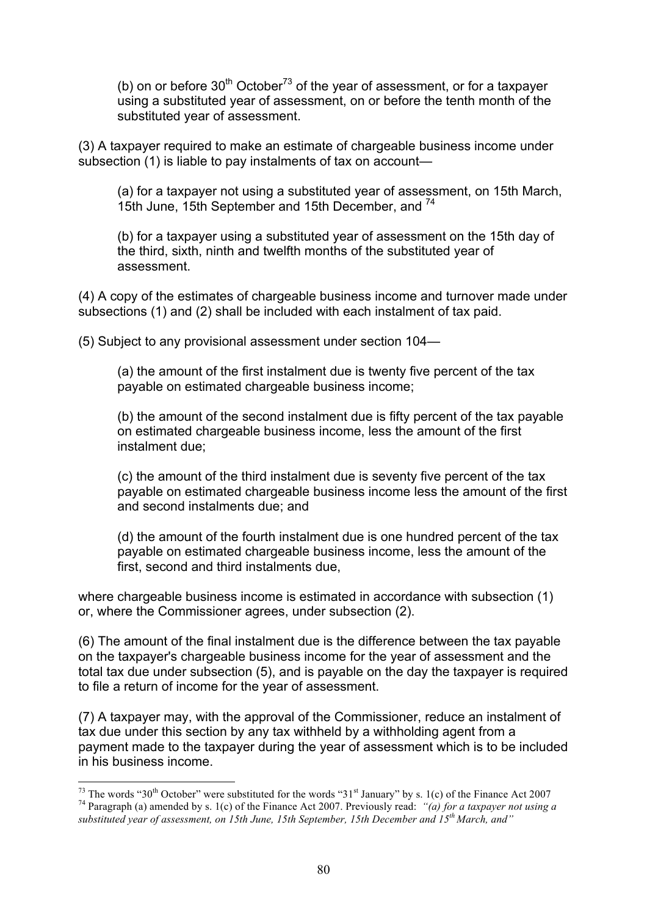(b) on or before 30th October[73] of the year of assessment, or for a taxpayer using a substituted year of assessment, on or before the tenth month of the substituted year of assessment.

(3) A taxpayer required to make an estimate of chargeable business income under subsection (1) is liable to pay instalments of tax on account—

(a) for a taxpayer not using a substituted year of assessment, on 15th March, 15th June, 15th September and 15th December, and [74]

(b) for a taxpayer using a substituted year of assessment on the 15th day of the third, sixth, ninth and twelfth months of the substituted year of assessment.

(4) A copy of the estimates of chargeable business income and turnover made under subsections (1) and (2) shall be included with each instalment of tax paid.

(5) Subject to any provisional assessment under section 104—

(a) the amount of the first instalment due is twenty five percent of the tax payable on estimated chargeable business income;

(b) the amount of the second instalment due is fifty percent of the tax payable on estimated chargeable business income, less the amount of the first instalment due;

(c) the amount of the third instalment due is seventy five percent of the tax payable on estimated chargeable business income less the amount of the first and second instalments due; and

(d) the amount of the fourth instalment due is one hundred percent of the tax payable on estimated chargeable business income, less the amount of the first, second and third instalments due,

where chargeable business income is estimated in accordance with subsection (1) or, where the Commissioner agrees, under subsection (2).

(6) The amount of the final instalment due is the difference between the tax payable on the taxpayer's chargeable business income for the year of assessment and the total tax due under subsection (5), and is payable on the day the taxpayer is required to file a return of income for the year of assessment.

(7) A taxpayer may, with the approval of the Commissioner, reduce an instalment of tax due under this section by any tax withheld by a withholding agent from a payment made to the taxpayer during the year of assessment which is to be included in his business income.

---

[73] The words "30th October" were substituted for the words "31st January" by s. 1(c) of the Finance Act 2007

[74] Paragraph (a) amended by s. 1(c) of the Finance Act 2007. Previously read: *"(a) for a taxpayer not using a substituted year of assessment, on 15th June, 15th September, 15th December and 15th March, and"*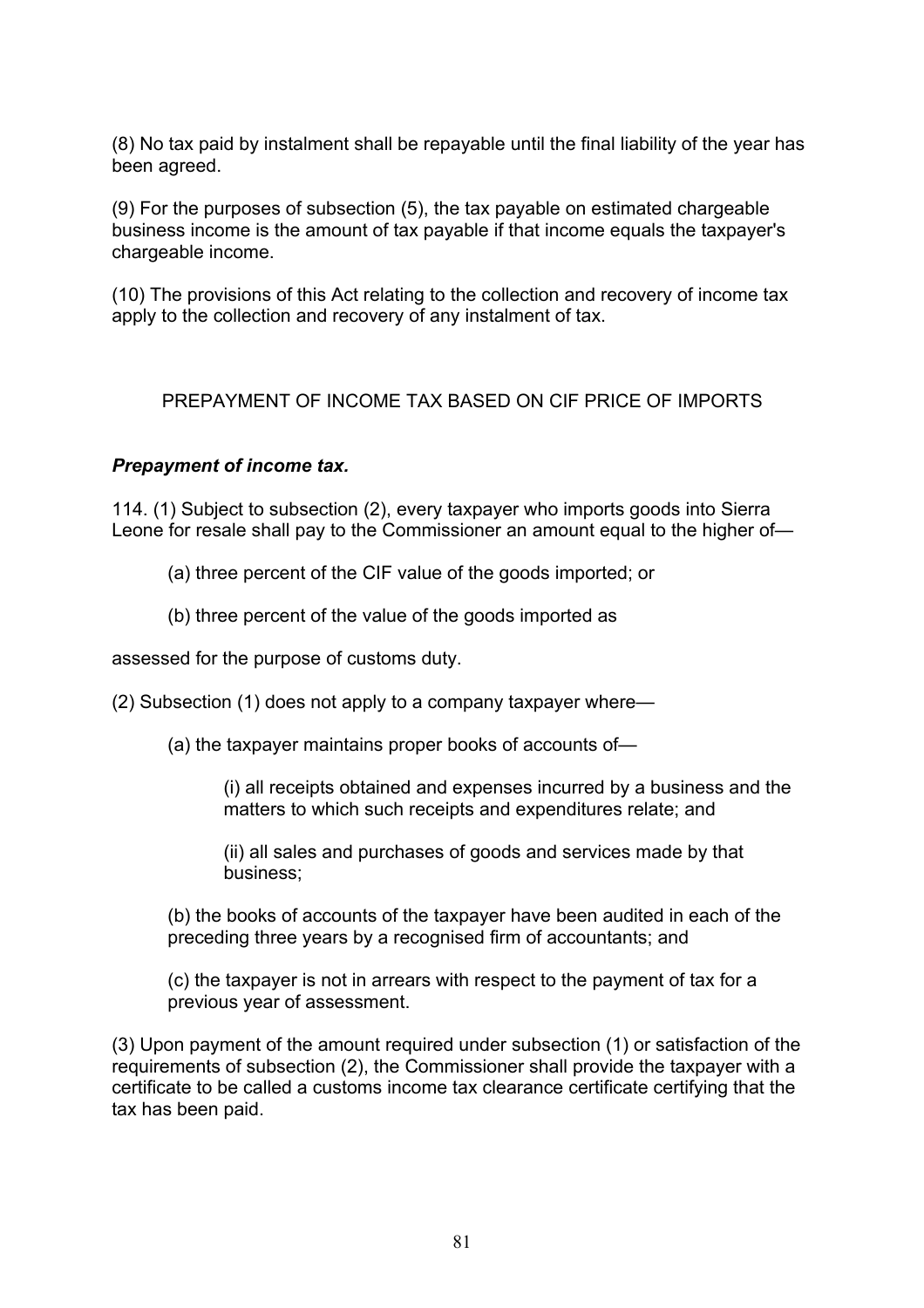(8) No tax paid by instalment shall be repayable until the final liability of the year has been agreed.

(9) For the purposes of subsection (5), the tax payable on estimated chargeable business income is the amount of tax payable if that income equals the taxpayer's chargeable income.

(10) The provisions of this Act relating to the collection and recovery of income tax apply to the collection and recovery of any instalment of tax.

## PREPAYMENT OF INCOME TAX BASED ON CIF PRICE OF IMPORTS

***Prepayment of income tax.***

114. (1) Subject to subsection (2), every taxpayer who imports goods into Sierra Leone for resale shall pay to the Commissioner an amount equal to the higher of—

(a) three percent of the CIF value of the goods imported; or

(b) three percent of the value of the goods imported as

assessed for the purpose of customs duty.

(2) Subsection (1) does not apply to a company taxpayer where—

(a) the taxpayer maintains proper books of accounts of—

(i) all receipts obtained and expenses incurred by a business and the matters to which such receipts and expenditures relate; and

(ii) all sales and purchases of goods and services made by that business;

(b) the books of accounts of the taxpayer have been audited in each of the preceding three years by a recognised firm of accountants; and

(c) the taxpayer is not in arrears with respect to the payment of tax for a previous year of assessment.

(3) Upon payment of the amount required under subsection (1) or satisfaction of the requirements of subsection (2), the Commissioner shall provide the taxpayer with a certificate to be called a customs income tax clearance certificate certifying that the tax has been paid.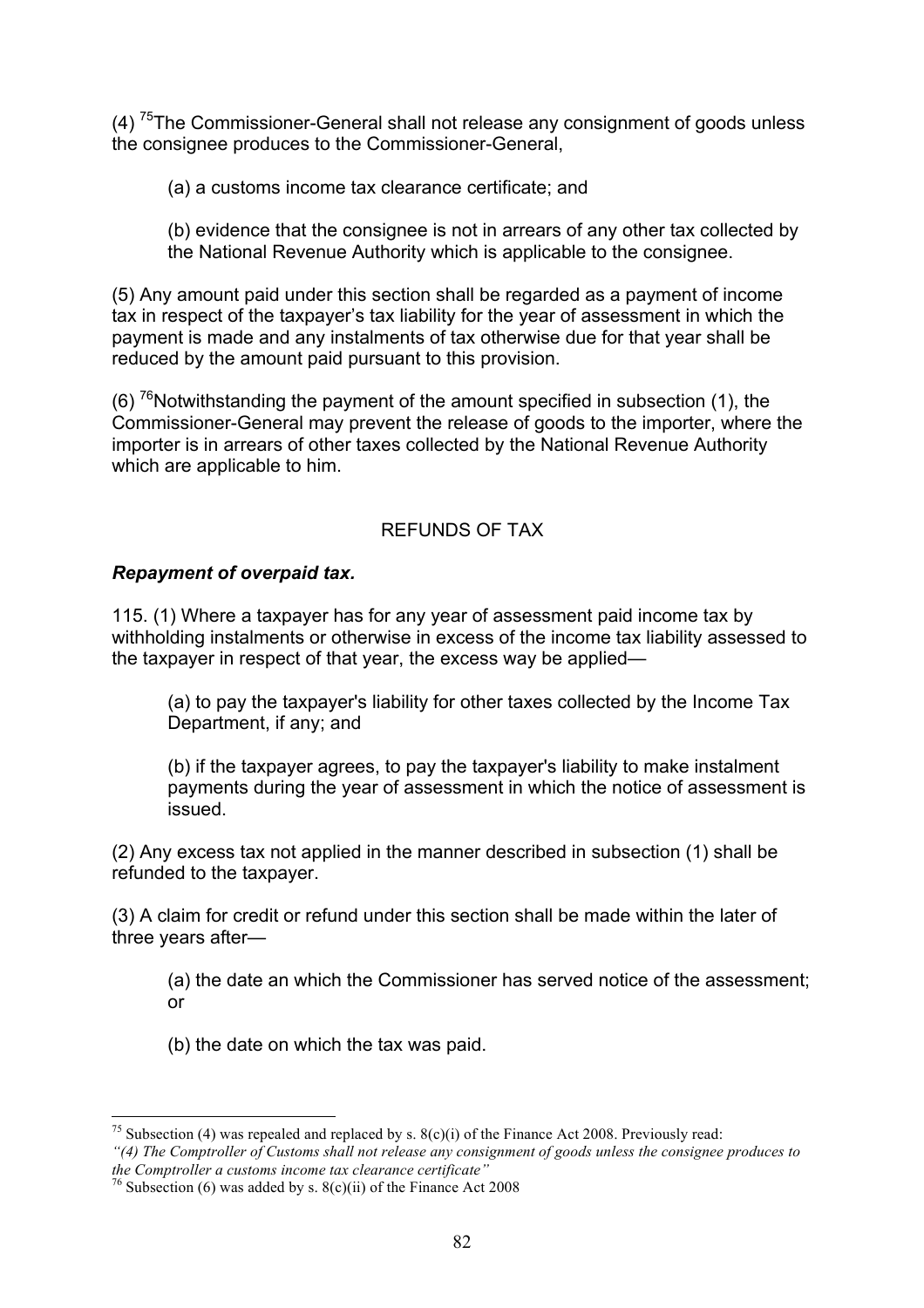(4) [75]The Commissioner-General shall not release any consignment of goods unless the consignee produces to the Commissioner-General,

(a) a customs income tax clearance certificate; and

(b) evidence that the consignee is not in arrears of any other tax collected by the National Revenue Authority which is applicable to the consignee.

(5) Any amount paid under this section shall be regarded as a payment of income tax in respect of the taxpayer's tax liability for the year of assessment in which the payment is made and any instalments of tax otherwise due for that year shall be reduced by the amount paid pursuant to this provision.

(6) [76]Notwithstanding the payment of the amount specified in subsection (1), the Commissioner-General may prevent the release of goods to the importer, where the importer is in arrears of other taxes collected by the National Revenue Authority which are applicable to him.

## REFUNDS OF TAX

***Repayment of overpaid tax.***

115. (1) Where a taxpayer has for any year of assessment paid income tax by withholding instalments or otherwise in excess of the income tax liability assessed to the taxpayer in respect of that year, the excess way be applied—

(a) to pay the taxpayer's liability for other taxes collected by the Income Tax Department, if any; and

(b) if the taxpayer agrees, to pay the taxpayer's liability to make instalment payments during the year of assessment in which the notice of assessment is issued.

(2) Any excess tax not applied in the manner described in subsection (1) shall be refunded to the taxpayer.

(3) A claim for credit or refund under this section shall be made within the later of three years after—

(a) the date an which the Commissioner has served notice of the assessment; or

(b) the date on which the tax was paid.

---

[75] Subsection (4) was repealed and replaced by s. 8(c)(i) of the Finance Act 2008. Previously read: *"(4) The Comptroller of Customs shall not release any consignment of goods unless the consignee produces to the Comptroller a customs income tax clearance certificate"*

[76] Subsection (6) was added by s. 8(c)(ii) of the Finance Act 2008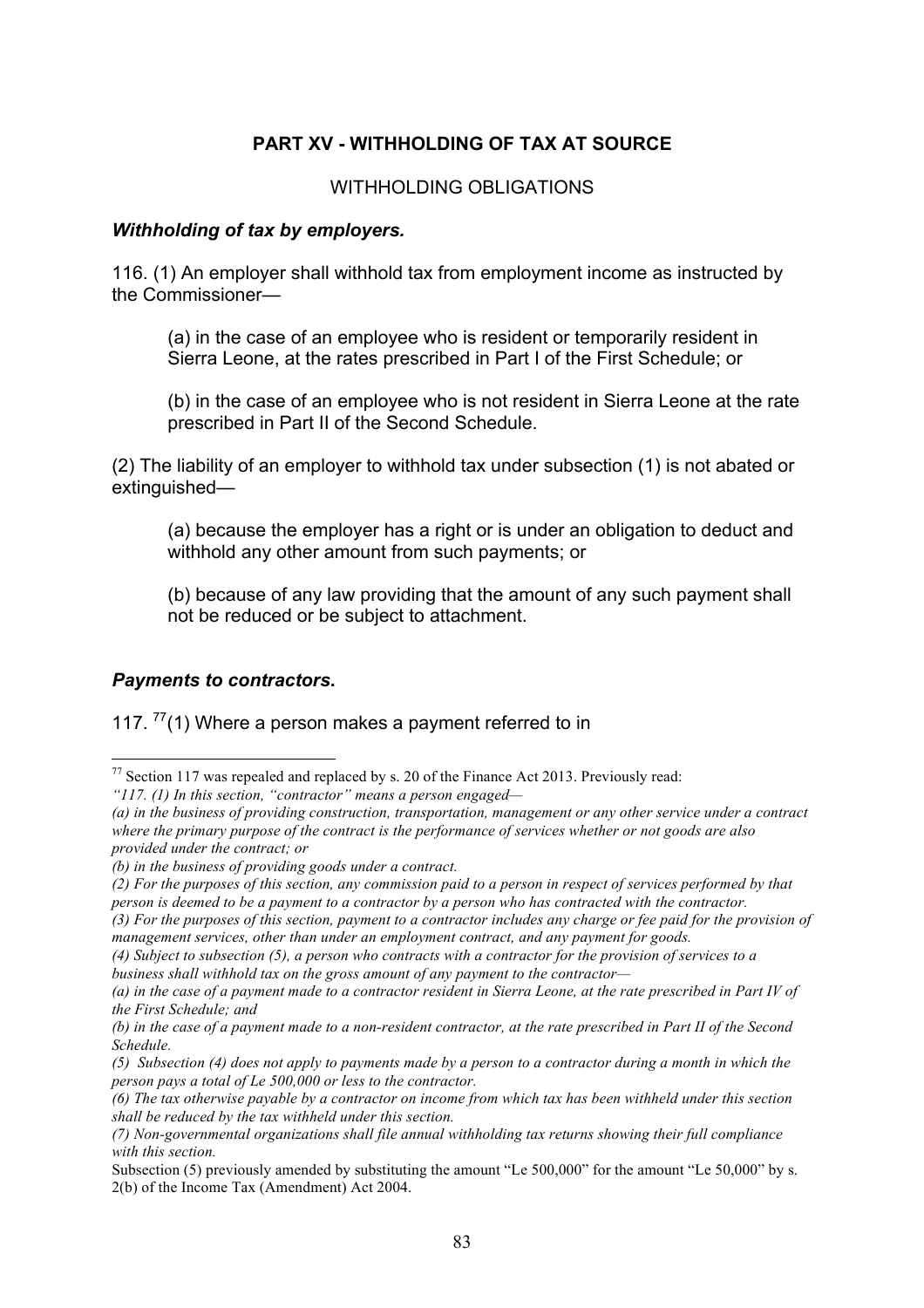## PART XV - WITHHOLDING OF TAX AT SOURCE

WITHHOLDING OBLIGATIONS

### *Withholding of tax by employers.*

116. (1) An employer shall withhold tax from employment income as instructed by the Commissioner—

(a) in the case of an employee who is resident or temporarily resident in Sierra Leone, at the rates prescribed in Part I of the First Schedule; or

(b) in the case of an employee who is not resident in Sierra Leone at the rate prescribed in Part II of the Second Schedule.

(2) The liability of an employer to withhold tax under subsection (1) is not abated or extinguished—

(a) because the employer has a right or is under an obligation to deduct and withhold any other amount from such payments; or

(b) because of any law providing that the amount of any such payment shall not be reduced or be subject to attachment.

### *Payments to contractors.*

117. [77](1) Where a person makes a payment referred to in

---

[77] Section 117 was repealed and replaced by s. 20 of the Finance Act 2013. Previously read:

*"117. (1) In this section, "contractor" means a person engaged—*

*(a) in the business of providing construction, transportation, management or any other service under a contract where the primary purpose of the contract is the performance of services whether or not goods are also provided under the contract; or*

*(b) in the business of providing goods under a contract.*

*(2) For the purposes of this section, any commission paid to a person in respect of services performed by that person is deemed to be a payment to a contractor by a person who has contracted with the contractor.*

*(3) For the purposes of this section, payment to a contractor includes any charge or fee paid for the provision of management services, other than under an employment contract, and any payment for goods.*

*(4) Subject to subsection (5), a person who contracts with a contractor for the provision of services to a business shall withhold tax on the gross amount of any payment to the contractor—*

*(a) in the case of a payment made to a contractor resident in Sierra Leone, at the rate prescribed in Part IV of the First Schedule; and*

*(b) in the case of a payment made to a non-resident contractor, at the rate prescribed in Part II of the Second Schedule.*

*(5) Subsection (4) does not apply to payments made by a person to a contractor during a month in which the person pays a total of Le 500,000 or less to the contractor.*

*(6) The tax otherwise payable by a contractor on income from which tax has been withheld under this section shall be reduced by the tax withheld under this section.*

*(7) Non-governmental organizations shall file annual withholding tax returns showing their full compliance with this section.*

Subsection (5) previously amended by substituting the amount "Le 500,000" for the amount "Le 50,000" by s. 2(b) of the Income Tax (Amendment) Act 2004.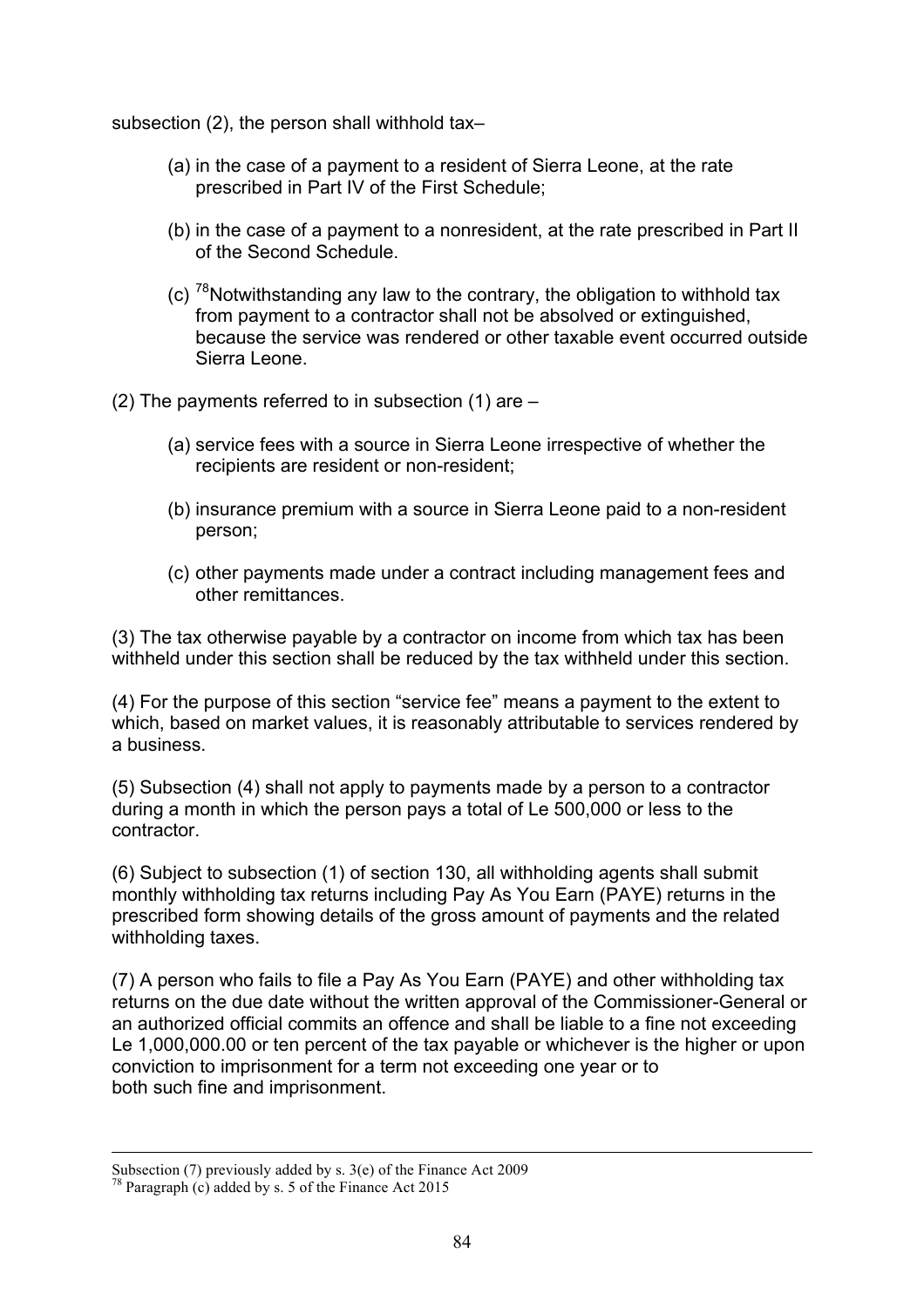subsection (2), the person shall withhold tax–

(a) in the case of a payment to a resident of Sierra Leone, at the rate prescribed in Part IV of the First Schedule;

(b) in the case of a payment to a nonresident, at the rate prescribed in Part II of the Second Schedule.

(c) [78]Notwithstanding any law to the contrary, the obligation to withhold tax from payment to a contractor shall not be absolved or extinguished, because the service was rendered or other taxable event occurred outside Sierra Leone.

(2) The payments referred to in subsection (1) are –

(a) service fees with a source in Sierra Leone irrespective of whether the recipients are resident or non-resident;

(b) insurance premium with a source in Sierra Leone paid to a non-resident person;

(c) other payments made under a contract including management fees and other remittances.

(3) The tax otherwise payable by a contractor on income from which tax has been withheld under this section shall be reduced by the tax withheld under this section.

(4) For the purpose of this section "service fee" means a payment to the extent to which, based on market values, it is reasonably attributable to services rendered by a business.

(5) Subsection (4) shall not apply to payments made by a person to a contractor during a month in which the person pays a total of Le 500,000 or less to the contractor.

(6) Subject to subsection (1) of section 130, all withholding agents shall submit monthly withholding tax returns including Pay As You Earn (PAYE) returns in the prescribed form showing details of the gross amount of payments and the related withholding taxes.

(7) A person who fails to file a Pay As You Earn (PAYE) and other withholding tax returns on the due date without the written approval of the Commissioner-General or an authorized official commits an offence and shall be liable to a fine not exceeding Le 1,000,000.00 or ten percent of the tax payable or whichever is the higher or upon conviction to imprisonment for a term not exceeding one year or to both such fine and imprisonment.

---

Subsection (7) previously added by s. 3(e) of the Finance Act 2009

[78] Paragraph (c) added by s. 5 of the Finance Act 2015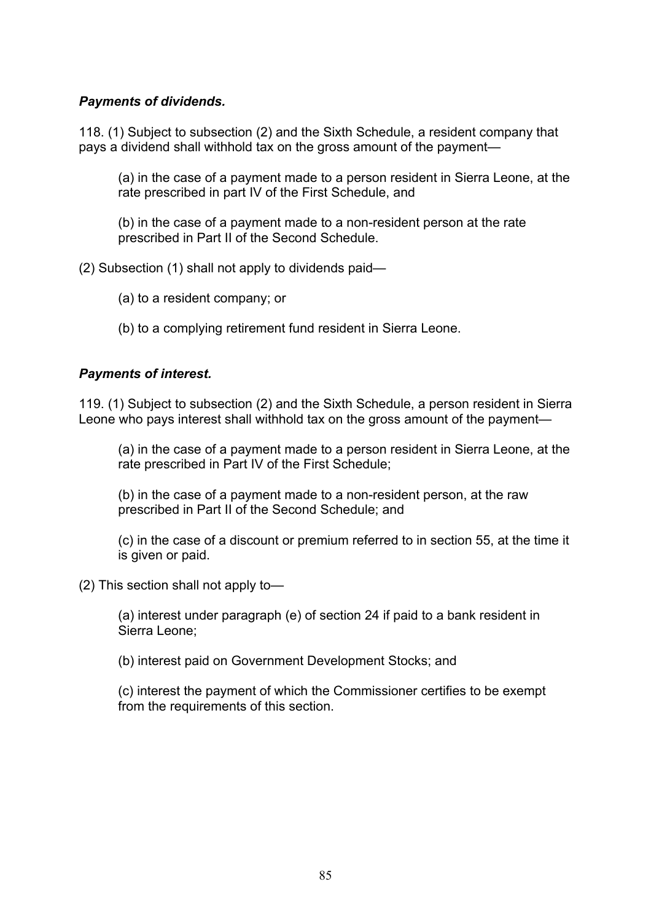***Payments of dividends.***

118. (1) Subject to subsection (2) and the Sixth Schedule, a resident company that pays a dividend shall withhold tax on the gross amount of the payment—

(a) in the case of a payment made to a person resident in Sierra Leone, at the rate prescribed in part IV of the First Schedule, and

(b) in the case of a payment made to a non-resident person at the rate prescribed in Part II of the Second Schedule.

(2) Subsection (1) shall not apply to dividends paid—

(a) to a resident company; or

(b) to a complying retirement fund resident in Sierra Leone.

***Payments of interest.***

119. (1) Subject to subsection (2) and the Sixth Schedule, a person resident in Sierra Leone who pays interest shall withhold tax on the gross amount of the payment—

(a) in the case of a payment made to a person resident in Sierra Leone, at the rate prescribed in Part IV of the First Schedule;

(b) in the case of a payment made to a non-resident person, at the raw prescribed in Part II of the Second Schedule; and

(c) in the case of a discount or premium referred to in section 55, at the time it is given or paid.

(2) This section shall not apply to—

(a) interest under paragraph (e) of section 24 if paid to a bank resident in Sierra Leone;

(b) interest paid on Government Development Stocks; and

(c) interest the payment of which the Commissioner certifies to be exempt from the requirements of this section.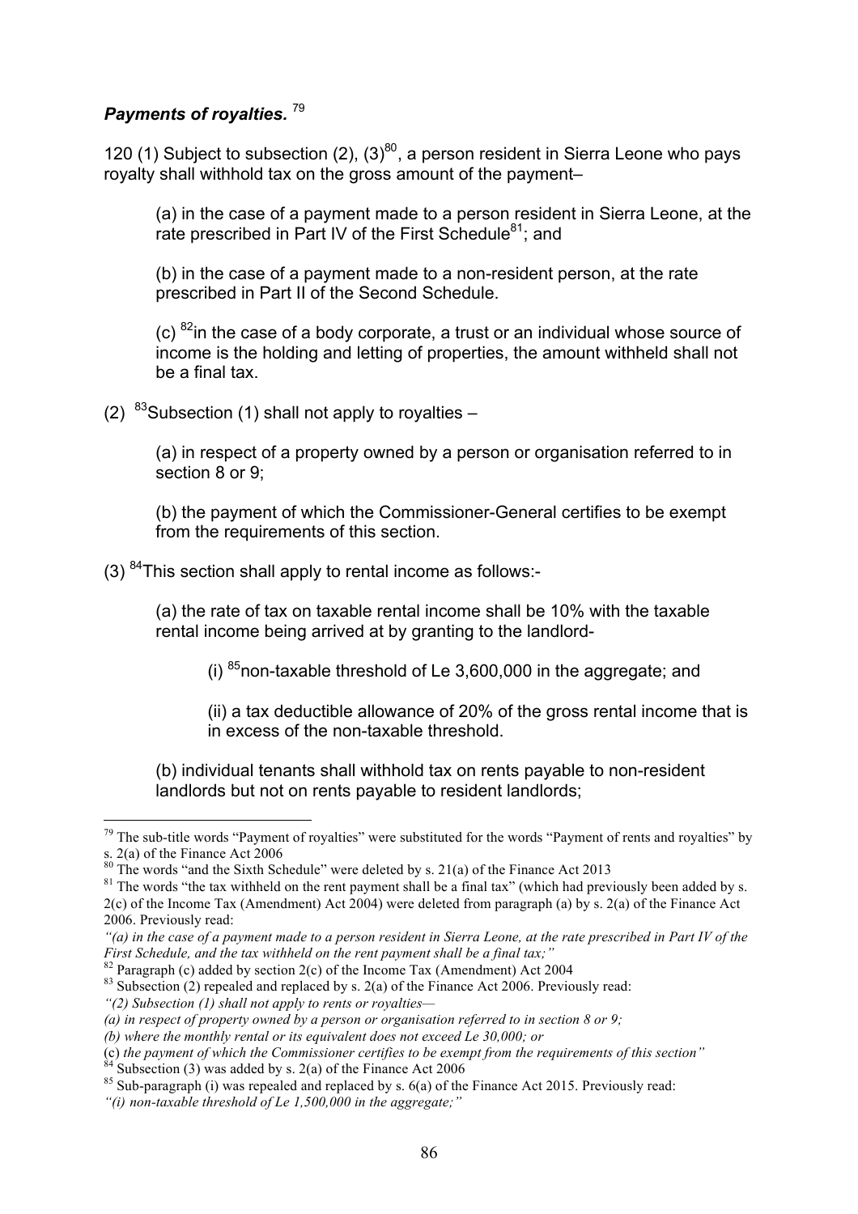***Payments of royalties.*** [79]

120 (1) Subject to subsection (2), (3)[80], a person resident in Sierra Leone who pays royalty shall withhold tax on the gross amount of the payment–

(a) in the case of a payment made to a person resident in Sierra Leone, at the rate prescribed in Part IV of the First Schedule[81]; and

(b) in the case of a payment made to a non-resident person, at the rate prescribed in Part II of the Second Schedule.

(c) [82]in the case of a body corporate, a trust or an individual whose source of income is the holding and letting of properties, the amount withheld shall not be a final tax.

(2) [83]Subsection (1) shall not apply to royalties –

(a) in respect of a property owned by a person or organisation referred to in section 8 or 9;

(b) the payment of which the Commissioner-General certifies to be exempt from the requirements of this section.

(3) [84]This section shall apply to rental income as follows:-

(a) the rate of tax on taxable rental income shall be 10% with the taxable rental income being arrived at by granting to the landlord-

(i) [85]non-taxable threshold of Le 3,600,000 in the aggregate; and

(ii) a tax deductible allowance of 20% of the gross rental income that is in excess of the non-taxable threshold.

(b) individual tenants shall withhold tax on rents payable to non-resident landlords but not on rents payable to resident landlords;

---

[79] The sub-title words "Payment of royalties" were substituted for the words "Payment of rents and royalties" by s. 2(a) of the Finance Act 2006

[80] The words "and the Sixth Schedule" were deleted by s. 21(a) of the Finance Act 2013

[81] The words "the tax withheld on the rent payment shall be a final tax" (which had previously been added by s. 2(c) of the Income Tax (Amendment) Act 2004) were deleted from paragraph (a) by s. 2(a) of the Finance Act 2006. Previously read:

*"(a) in the case of a payment made to a person resident in Sierra Leone, at the rate prescribed in Part IV of the First Schedule, and the tax withheld on the rent payment shall be a final tax;"*

[82] Paragraph (c) added by section 2(c) of the Income Tax (Amendment) Act 2004

[83] Subsection (2) repealed and replaced by s. 2(a) of the Finance Act 2006. Previously read:

*"(2) Subsection (1) shall not apply to rents or royalties—*

*(a) in respect of property owned by a person or organisation referred to in section 8 or 9;*

*(b) where the monthly rental or its equivalent does not exceed Le 30,000; or*

*(c) the payment of which the Commissioner certifies to be exempt from the requirements of this section"*

[84] Subsection (3) was added by s. 2(a) of the Finance Act 2006

[85] Sub-paragraph (i) was repealed and replaced by s. 6(a) of the Finance Act 2015. Previously read:

*"(i) non-taxable threshold of Le 1,500,000 in the aggregate;"*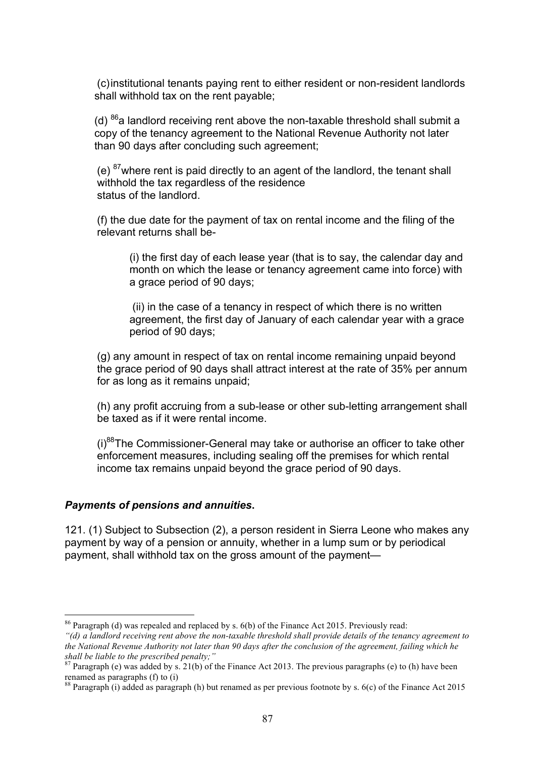(c) institutional tenants paying rent to either resident or non-resident landlords shall withhold tax on the rent payable;

(d) [86]a landlord receiving rent above the non-taxable threshold shall submit a copy of the tenancy agreement to the National Revenue Authority not later than 90 days after concluding such agreement;

(e) [87]where rent is paid directly to an agent of the landlord, the tenant shall withhold the tax regardless of the residence status of the landlord.

(f) the due date for the payment of tax on rental income and the filing of the relevant returns shall be-

(i) the first day of each lease year (that is to say, the calendar day and month on which the lease or tenancy agreement came into force) with a grace period of 90 days;

(ii) in the case of a tenancy in respect of which there is no written agreement, the first day of January of each calendar year with a grace period of 90 days;

(g) any amount in respect of tax on rental income remaining unpaid beyond the grace period of 90 days shall attract interest at the rate of 35% per annum for as long as it remains unpaid;

(h) any profit accruing from a sub-lease or other sub-letting arrangement shall be taxed as if it were rental income.

(i)[88]The Commissioner-General may take or authorise an officer to take other enforcement measures, including sealing off the premises for which rental income tax remains unpaid beyond the grace period of 90 days.

### *Payments of pensions and annuities.*

121. (1) Subject to Subsection (2), a person resident in Sierra Leone who makes any payment by way of a pension or annuity, whether in a lump sum or by periodical payment, shall withhold tax on the gross amount of the payment—

---

[86] Paragraph (d) was repealed and replaced by s. 6(b) of the Finance Act 2015. Previously read:
*"(d) a landlord receiving rent above the non-taxable threshold shall provide details of the tenancy agreement to the National Revenue Authority not later than 90 days after the conclusion of the agreement, failing which he shall be liable to the prescribed penalty;"*

[87] Paragraph (e) was added by s. 21(b) of the Finance Act 2013. The previous paragraphs (e) to (h) have been renamed as paragraphs (f) to (i)

[88] Paragraph (i) added as paragraph (h) but renamed as per previous footnote by s. 6(c) of the Finance Act 2015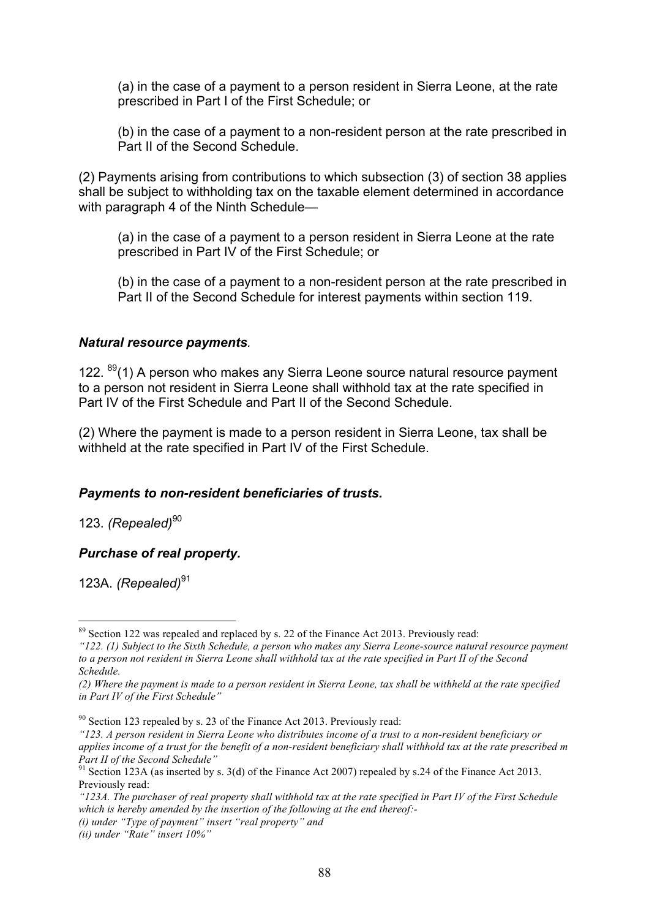(a) in the case of a payment to a person resident in Sierra Leone, at the rate prescribed in Part I of the First Schedule; or

(b) in the case of a payment to a non-resident person at the rate prescribed in Part II of the Second Schedule.

(2) Payments arising from contributions to which subsection (3) of section 38 applies shall be subject to withholding tax on the taxable element determined in accordance with paragraph 4 of the Ninth Schedule—

(a) in the case of a payment to a person resident in Sierra Leone at the rate prescribed in Part IV of the First Schedule; or

(b) in the case of a payment to a non-resident person at the rate prescribed in Part II of the Second Schedule for interest payments within section 119.

### *Natural resource payments.*

122. [89](1) A person who makes any Sierra Leone source natural resource payment to a person not resident in Sierra Leone shall withhold tax at the rate specified in Part IV of the First Schedule and Part II of the Second Schedule.

(2) Where the payment is made to a person resident in Sierra Leone, tax shall be withheld at the rate specified in Part IV of the First Schedule.

### *Payments to non-resident beneficiaries of trusts.*

123. *(Repealed)*[90]

### *Purchase of real property.*

123A. *(Repealed)*[91]

---

[89] Section 122 was repealed and replaced by s. 22 of the Finance Act 2013. Previously read:
*"122. (1) Subject to the Sixth Schedule, a person who makes any Sierra Leone-source natural resource payment to a person not resident in Sierra Leone shall withhold tax at the rate specified in Part II of the Second Schedule.*
*(2) Where the payment is made to a person resident in Sierra Leone, tax shall be withheld at the rate specified in Part IV of the First Schedule"*

[90] Section 123 repealed by s. 23 of the Finance Act 2013. Previously read:
*"123. A person resident in Sierra Leone who distributes income of a trust to a non-resident beneficiary or applies income of a trust for the benefit of a non-resident beneficiary shall withhold tax at the rate prescribed m Part II of the Second Schedule"*

[91] Section 123A (as inserted by s. 3(d) of the Finance Act 2007) repealed by s.24 of the Finance Act 2013. Previously read:
*"123A. The purchaser of real property shall withhold tax at the rate specified in Part IV of the First Schedule which is hereby amended by the insertion of the following at the end thereof:-*
*(i) under "Type of payment" insert "real property" and*
*(ii) under "Rate" insert 10%"*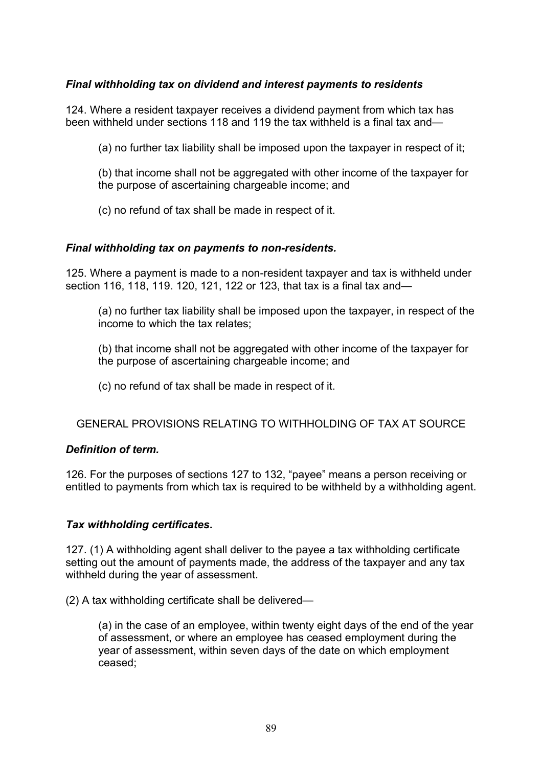***Final withholding tax on dividend and interest payments to residents***

124. Where a resident taxpayer receives a dividend payment from which tax has been withheld under sections 118 and 119 the tax withheld is a final tax and—

(a) no further tax liability shall be imposed upon the taxpayer in respect of it;

(b) that income shall not be aggregated with other income of the taxpayer for the purpose of ascertaining chargeable income; and

(c) no refund of tax shall be made in respect of it.

***Final withholding tax on payments to non-residents.***

125. Where a payment is made to a non-resident taxpayer and tax is withheld under section 116, 118, 119. 120, 121, 122 or 123, that tax is a final tax and—

(a) no further tax liability shall be imposed upon the taxpayer, in respect of the income to which the tax relates;

(b) that income shall not be aggregated with other income of the taxpayer for the purpose of ascertaining chargeable income; and

(c) no refund of tax shall be made in respect of it.

GENERAL PROVISIONS RELATING TO WITHHOLDING OF TAX AT SOURCE

***Definition of term.***

126. For the purposes of sections 127 to 132, "payee" means a person receiving or entitled to payments from which tax is required to be withheld by a withholding agent.

***Tax withholding certificates*.**

127. (1) A withholding agent shall deliver to the payee a tax withholding certificate setting out the amount of payments made, the address of the taxpayer and any tax withheld during the year of assessment.

(2) A tax withholding certificate shall be delivered—

(a) in the case of an employee, within twenty eight days of the end of the year of assessment, or where an employee has ceased employment during the year of assessment, within seven days of the date on which employment ceased;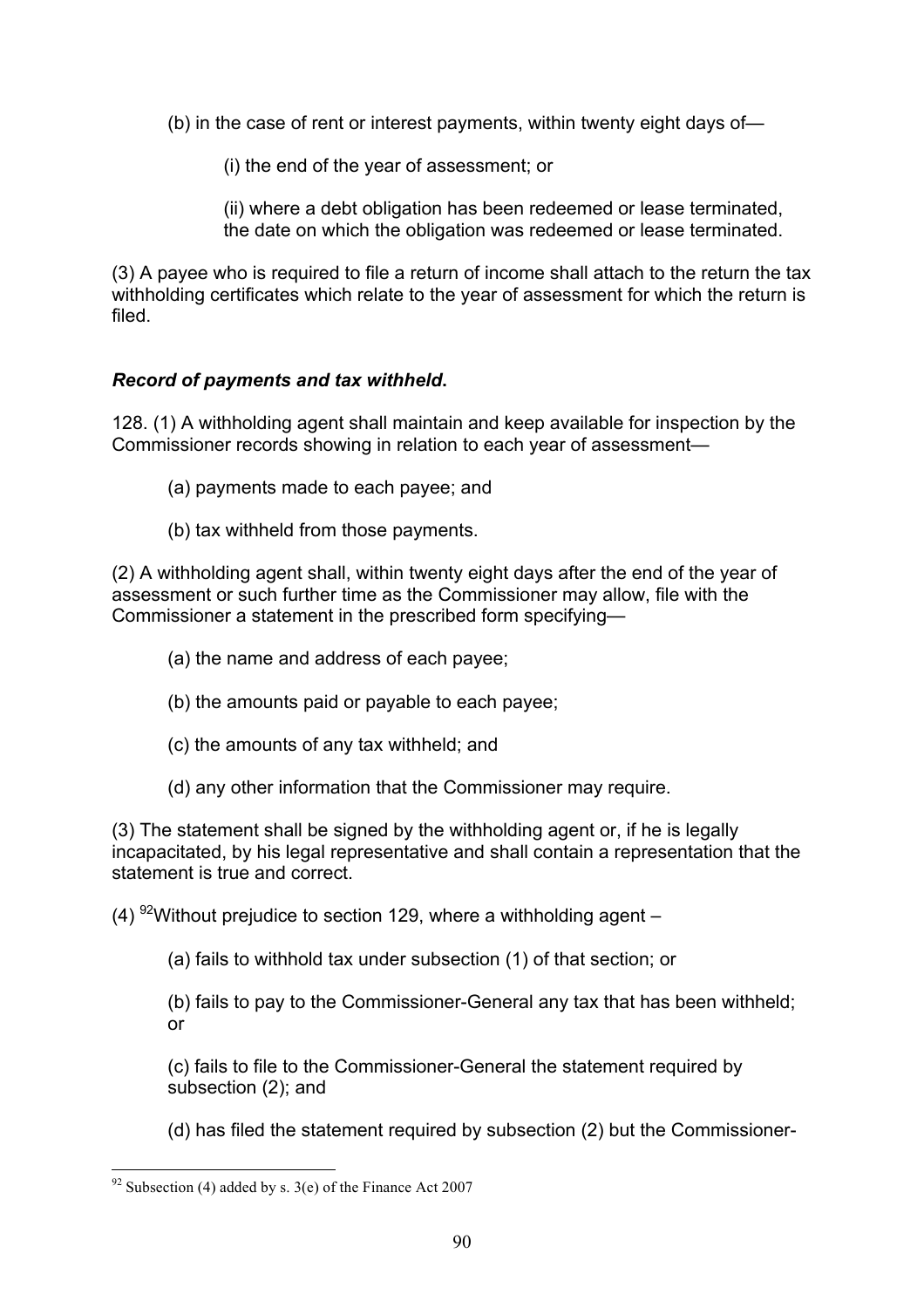(b) in the case of rent or interest payments, within twenty eight days of—

(i) the end of the year of assessment; or

(ii) where a debt obligation has been redeemed or lease terminated, the date on which the obligation was redeemed or lease terminated.

(3) A payee who is required to file a return of income shall attach to the return the tax withholding certificates which relate to the year of assessment for which the return is filed.

***Record of payments and tax withheld.***

128. (1) A withholding agent shall maintain and keep available for inspection by the Commissioner records showing in relation to each year of assessment—

(a) payments made to each payee; and

(b) tax withheld from those payments.

(2) A withholding agent shall, within twenty eight days after the end of the year of assessment or such further time as the Commissioner may allow, file with the Commissioner a statement in the prescribed form specifying—

(a) the name and address of each payee;

(b) the amounts paid or payable to each payee;

(c) the amounts of any tax withheld; and

(d) any other information that the Commissioner may require.

(3) The statement shall be signed by the withholding agent or, if he is legally incapacitated, by his legal representative and shall contain a representation that the statement is true and correct.

(4) [92]Without prejudice to section 129, where a withholding agent –

(a) fails to withhold tax under subsection (1) of that section; or

(b) fails to pay to the Commissioner-General any tax that has been withheld; or

(c) fails to file to the Commissioner-General the statement required by subsection (2); and

(d) has filed the statement required by subsection (2) but the Commissioner-

[92] Subsection (4) added by s. 3(e) of the Finance Act 2007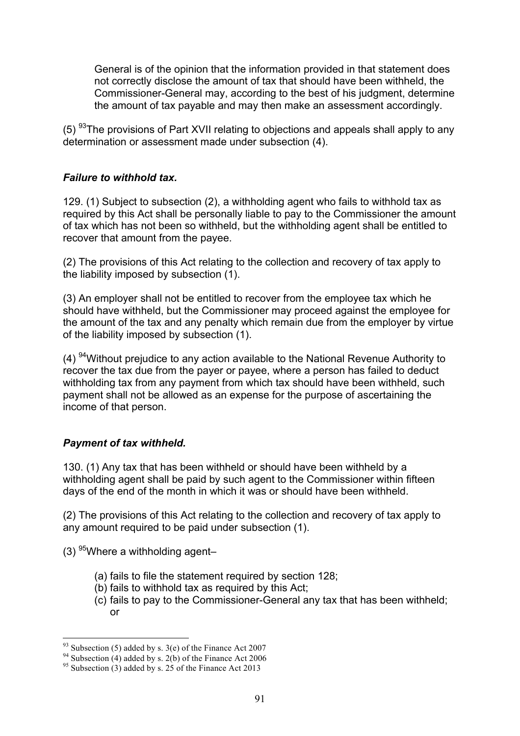General is of the opinion that the information provided in that statement does not correctly disclose the amount of tax that should have been withheld, the Commissioner-General may, according to the best of his judgment, determine the amount of tax payable and may then make an assessment accordingly.

(5) [93]The provisions of Part XVII relating to objections and appeals shall apply to any determination or assessment made under subsection (4).

***Failure to withhold tax.***

129. (1) Subject to subsection (2), a withholding agent who fails to withhold tax as required by this Act shall be personally liable to pay to the Commissioner the amount of tax which has not been so withheld, but the withholding agent shall be entitled to recover that amount from the payee.

(2) The provisions of this Act relating to the collection and recovery of tax apply to the liability imposed by subsection (1).

(3) An employer shall not be entitled to recover from the employee tax which he should have withheld, but the Commissioner may proceed against the employee for the amount of the tax and any penalty which remain due from the employer by virtue of the liability imposed by subsection (1).

(4) [94]Without prejudice to any action available to the National Revenue Authority to recover the tax due from the payer or payee, where a person has failed to deduct withholding tax from any payment from which tax should have been withheld, such payment shall not be allowed as an expense for the purpose of ascertaining the income of that person.

***Payment of tax withheld.***

130. (1) Any tax that has been withheld or should have been withheld by a withholding agent shall be paid by such agent to the Commissioner within fifteen days of the end of the month in which it was or should have been withheld.

(2) The provisions of this Act relating to the collection and recovery of tax apply to any amount required to be paid under subsection (1).

(3) [95]Where a withholding agent–

(a) fails to file the statement required by section 128;
(b) fails to withhold tax as required by this Act;
(c) fails to pay to the Commissioner-General any tax that has been withheld; or

---

[93] Subsection (5) added by s. 3(e) of the Finance Act 2007
[94] Subsection (4) added by s. 2(b) of the Finance Act 2006
[95] Subsection (3) added by s. 25 of the Finance Act 2013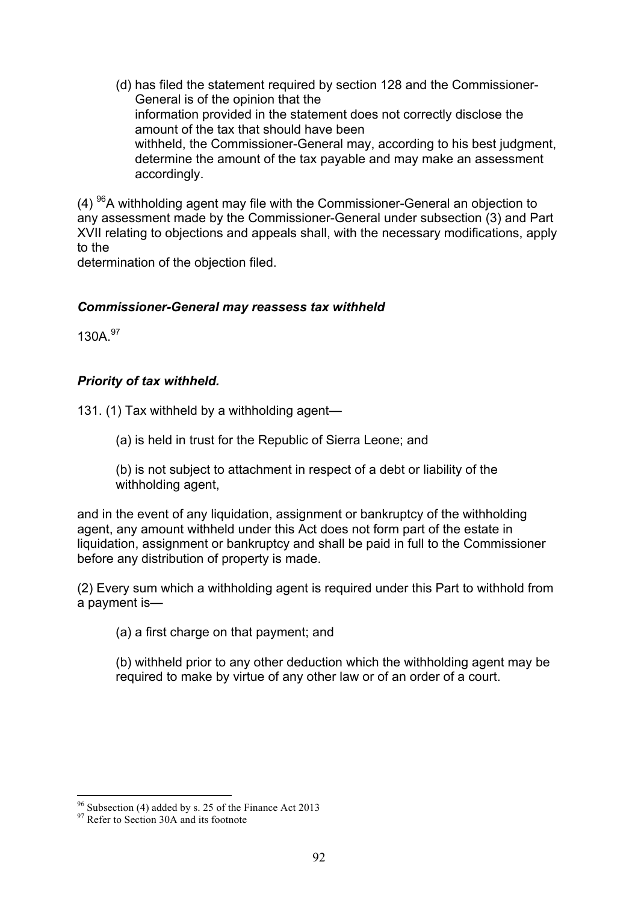(d) has filed the statement required by section 128 and the Commissioner-General is of the opinion that the information provided in the statement does not correctly disclose the amount of the tax that should have been withheld, the Commissioner-General may, according to his best judgment, determine the amount of the tax payable and may make an assessment accordingly.

(4) [96]A withholding agent may file with the Commissioner-General an objection to any assessment made by the Commissioner-General under subsection (3) and Part XVII relating to objections and appeals shall, with the necessary modifications, apply to the determination of the objection filed.

### *Commissioner-General may reassess tax withheld*

130A.[97]

### *Priority of tax withheld.*

131. (1) Tax withheld by a withholding agent—

(a) is held in trust for the Republic of Sierra Leone; and

(b) is not subject to attachment in respect of a debt or liability of the withholding agent,

and in the event of any liquidation, assignment or bankruptcy of the withholding agent, any amount withheld under this Act does not form part of the estate in liquidation, assignment or bankruptcy and shall be paid in full to the Commissioner before any distribution of property is made.

(2) Every sum which a withholding agent is required under this Part to withhold from a payment is—

(a) a first charge on that payment; and

(b) withheld prior to any other deduction which the withholding agent may be required to make by virtue of any other law or of an order of a court.

---

[96] Subsection (4) added by s. 25 of the Finance Act 2013

[97] Refer to Section 30A and its footnote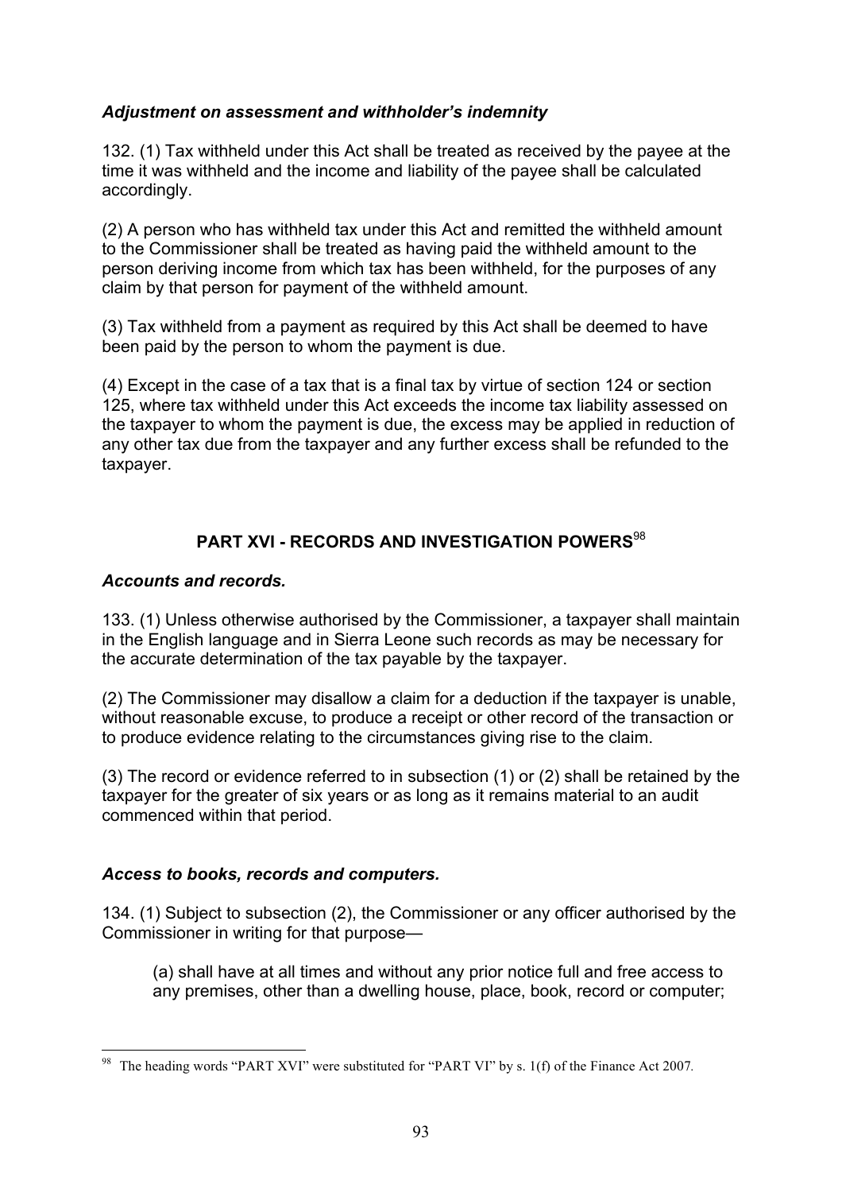***Adjustment on assessment and withholder's indemnity***

132. (1) Tax withheld under this Act shall be treated as received by the payee at the time it was withheld and the income and liability of the payee shall be calculated accordingly.

(2) A person who has withheld tax under this Act and remitted the withheld amount to the Commissioner shall be treated as having paid the withheld amount to the person deriving income from which tax has been withheld, for the purposes of any claim by that person for payment of the withheld amount.

(3) Tax withheld from a payment as required by this Act shall be deemed to have been paid by the person to whom the payment is due.

(4) Except in the case of a tax that is a final tax by virtue of section 124 or section 125, where tax withheld under this Act exceeds the income tax liability assessed on the taxpayer to whom the payment is due, the excess may be applied in reduction of any other tax due from the taxpayer and any further excess shall be refunded to the taxpayer.

## PART XVI - RECORDS AND INVESTIGATION POWERS[98]

***Accounts and records.***

133. (1) Unless otherwise authorised by the Commissioner, a taxpayer shall maintain in the English language and in Sierra Leone such records as may be necessary for the accurate determination of the tax payable by the taxpayer.

(2) The Commissioner may disallow a claim for a deduction if the taxpayer is unable, without reasonable excuse, to produce a receipt or other record of the transaction or to produce evidence relating to the circumstances giving rise to the claim.

(3) The record or evidence referred to in subsection (1) or (2) shall be retained by the taxpayer for the greater of six years or as long as it remains material to an audit commenced within that period.

***Access to books, records and computers.***

134. (1) Subject to subsection (2), the Commissioner or any officer authorised by the Commissioner in writing for that purpose—

(a) shall have at all times and without any prior notice full and free access to any premises, other than a dwelling house, place, book, record or computer;

---

[98] The heading words "PART XVI" were substituted for "PART VI" by s. 1(f) of the Finance Act 2007.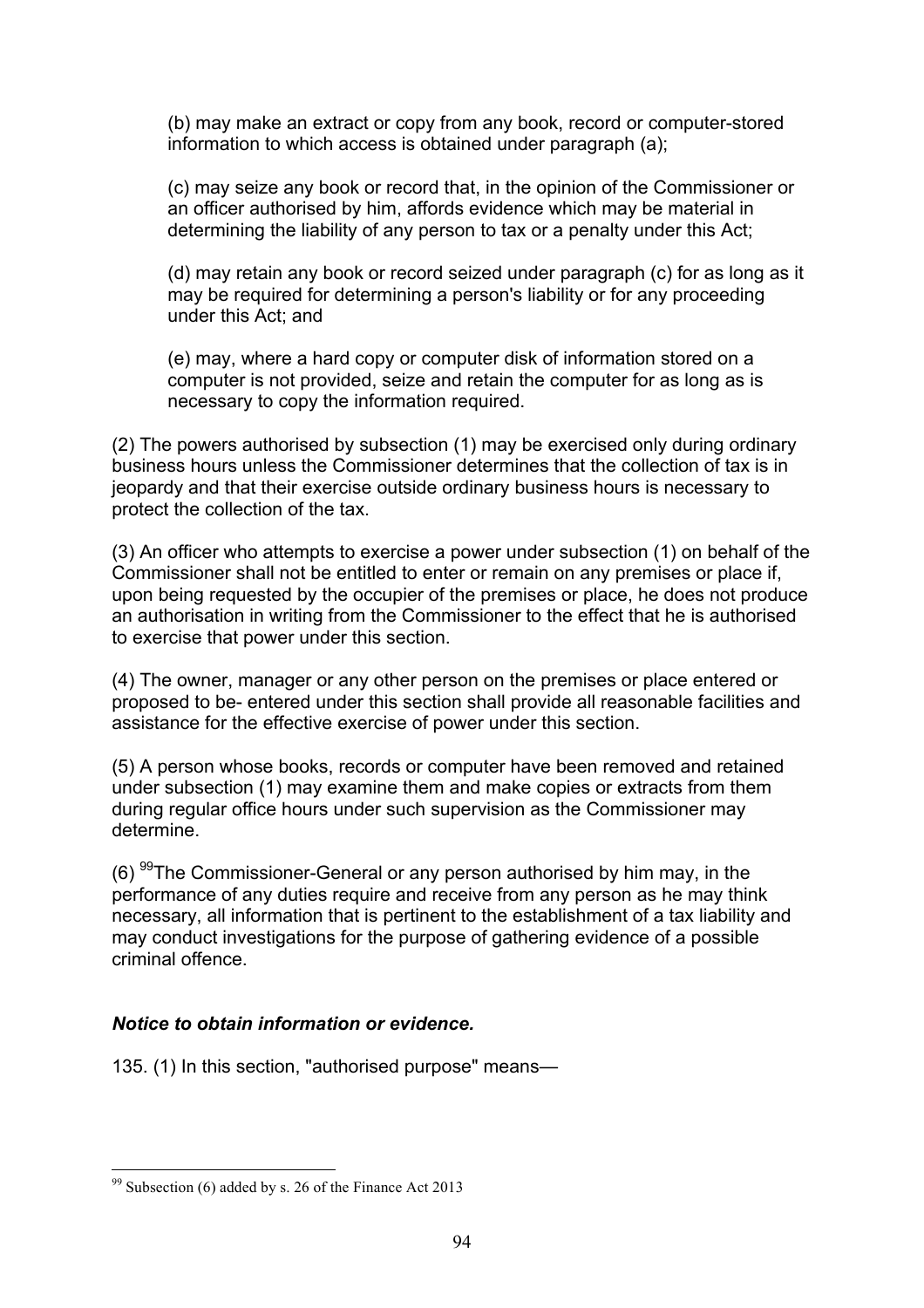(b) may make an extract or copy from any book, record or computer-stored information to which access is obtained under paragraph (a);

(c) may seize any book or record that, in the opinion of the Commissioner or an officer authorised by him, affords evidence which may be material in determining the liability of any person to tax or a penalty under this Act;

(d) may retain any book or record seized under paragraph (c) for as long as it may be required for determining a person's liability or for any proceeding under this Act; and

(e) may, where a hard copy or computer disk of information stored on a computer is not provided, seize and retain the computer for as long as is necessary to copy the information required.

(2) The powers authorised by subsection (1) may be exercised only during ordinary business hours unless the Commissioner determines that the collection of tax is in jeopardy and that their exercise outside ordinary business hours is necessary to protect the collection of the tax.

(3) An officer who attempts to exercise a power under subsection (1) on behalf of the Commissioner shall not be entitled to enter or remain on any premises or place if, upon being requested by the occupier of the premises or place, he does not produce an authorisation in writing from the Commissioner to the effect that he is authorised to exercise that power under this section.

(4) The owner, manager or any other person on the premises or place entered or proposed to be- entered under this section shall provide all reasonable facilities and assistance for the effective exercise of power under this section.

(5) A person whose books, records or computer have been removed and retained under subsection (1) may examine them and make copies or extracts from them during regular office hours under such supervision as the Commissioner may determine.

(6) [99]The Commissioner-General or any person authorised by him may, in the performance of any duties require and receive from any person as he may think necessary, all information that is pertinent to the establishment of a tax liability and may conduct investigations for the purpose of gathering evidence of a possible criminal offence.

***Notice to obtain information or evidence.***

135. (1) In this section, "authorised purpose" means—

[99] Subsection (6) added by s. 26 of the Finance Act 2013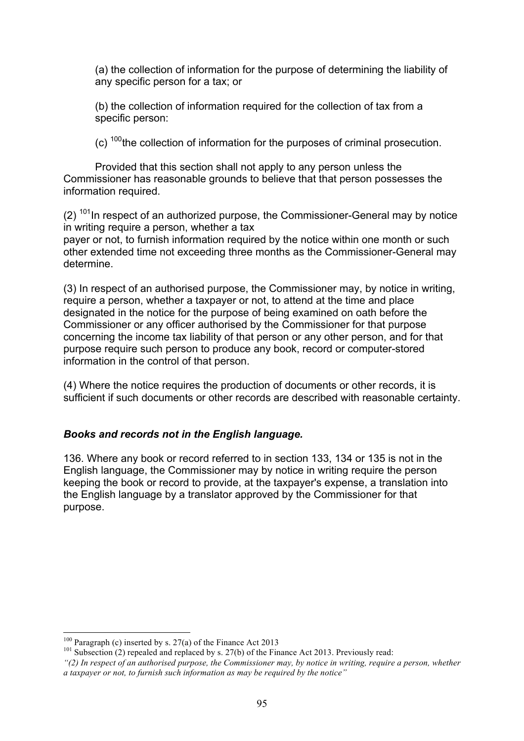(a) the collection of information for the purpose of determining the liability of any specific person for a tax; or

(b) the collection of information required for the collection of tax from a specific person:

(c) [100]the collection of information for the purposes of criminal prosecution.

Provided that this section shall not apply to any person unless the Commissioner has reasonable grounds to believe that that person possesses the information required.

(2) [101]In respect of an authorized purpose, the Commissioner-General may by notice in writing require a person, whether a tax payer or not, to furnish information required by the notice within one month or such other extended time not exceeding three months as the Commissioner-General may determine.

(3) In respect of an authorised purpose, the Commissioner may, by notice in writing, require a person, whether a taxpayer or not, to attend at the time and place designated in the notice for the purpose of being examined on oath before the Commissioner or any officer authorised by the Commissioner for that purpose concerning the income tax liability of that person or any other person, and for that purpose require such person to produce any book, record or computer-stored information in the control of that person.

(4) Where the notice requires the production of documents or other records, it is sufficient if such documents or other records are described with reasonable certainty.

### ***Books and records not in the English language.***

136. Where any book or record referred to in section 133, 134 or 135 is not in the English language, the Commissioner may by notice in writing require the person keeping the book or record to provide, at the taxpayer's expense, a translation into the English language by a translator approved by the Commissioner for that purpose.

---

[100] Paragraph (c) inserted by s. 27(a) of the Finance Act 2013

[101] Subsection (2) repealed and replaced by s. 27(b) of the Finance Act 2013. Previously read:
*"(2) In respect of an authorised purpose, the Commissioner may, by notice in writing, require a person, whether a taxpayer or not, to furnish such information as may be required by the notice"*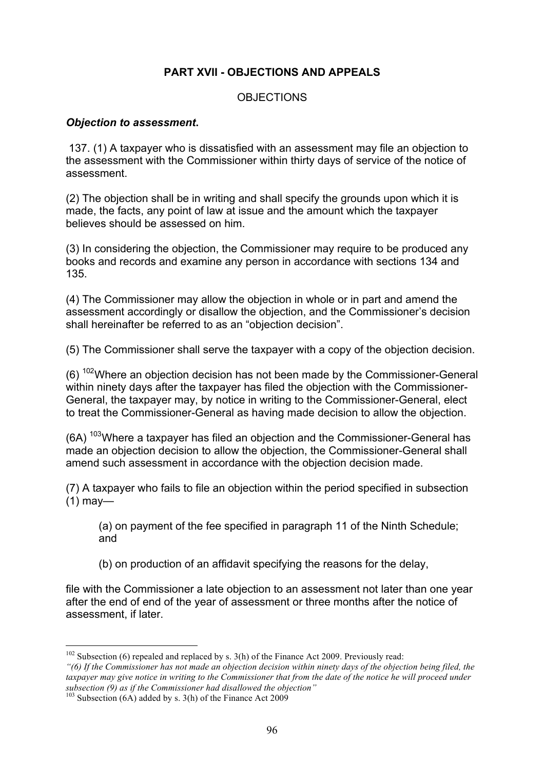## PART XVII - OBJECTIONS AND APPEALS

OBJECTIONS

***Objection to assessment*.**

137. (1) A taxpayer who is dissatisfied with an assessment may file an objection to the assessment with the Commissioner within thirty days of service of the notice of assessment.

(2) The objection shall be in writing and shall specify the grounds upon which it is made, the facts, any point of law at issue and the amount which the taxpayer believes should be assessed on him.

(3) In considering the objection, the Commissioner may require to be produced any books and records and examine any person in accordance with sections 134 and 135.

(4) The Commissioner may allow the objection in whole or in part and amend the assessment accordingly or disallow the objection, and the Commissioner's decision shall hereinafter be referred to as an "objection decision".

(5) The Commissioner shall serve the taxpayer with a copy of the objection decision.

(6) [102]Where an objection decision has not been made by the Commissioner-General within ninety days after the taxpayer has filed the objection with the Commissioner-General, the taxpayer may, by notice in writing to the Commissioner-General, elect to treat the Commissioner-General as having made decision to allow the objection.

(6A) [103]Where a taxpayer has filed an objection and the Commissioner-General has made an objection decision to allow the objection, the Commissioner-General shall amend such assessment in accordance with the objection decision made.

(7) A taxpayer who fails to file an objection within the period specified in subsection (1) may—

> (a) on payment of the fee specified in paragraph 11 of the Ninth Schedule; and
>
> (b) on production of an affidavit specifying the reasons for the delay,

file with the Commissioner a late objection to an assessment not later than one year after the end of end of the year of assessment or three months after the notice of assessment, if later.

---

[102] Subsection (6) repealed and replaced by s. 3(h) of the Finance Act 2009. Previously read:
*"(6) If the Commissioner has not made an objection decision within ninety days of the objection being filed, the taxpayer may give notice in writing to the Commissioner that from the date of the notice he will proceed under subsection (9) as if the Commissioner had disallowed the objection"*

[103] Subsection (6A) added by s. 3(h) of the Finance Act 2009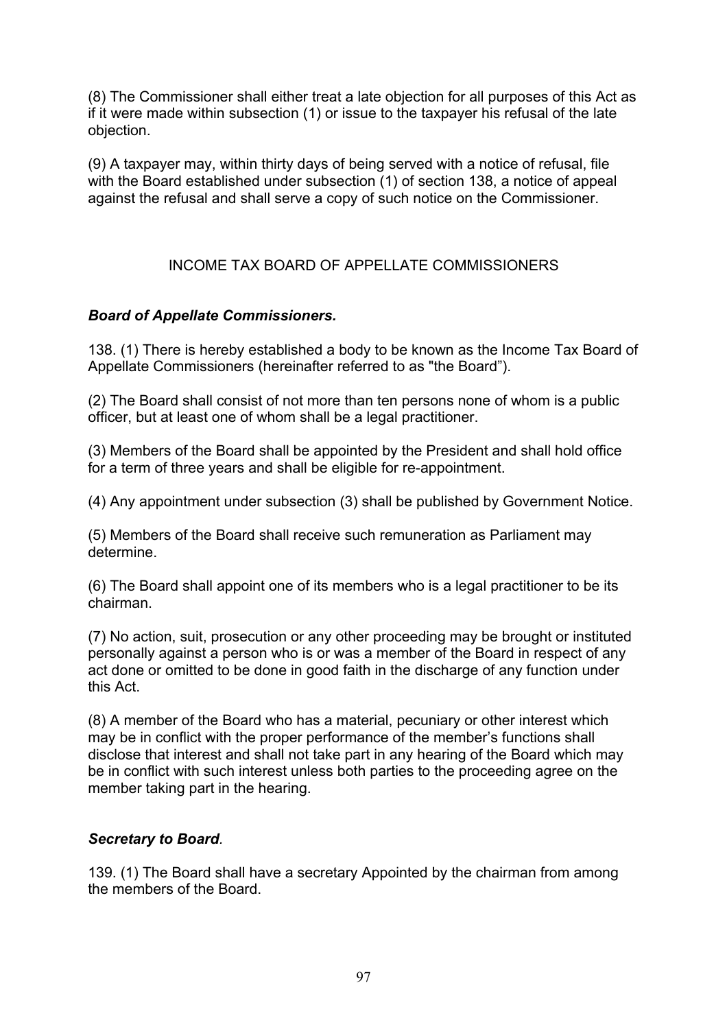(8) The Commissioner shall either treat a late objection for all purposes of this Act as if it were made within subsection (1) or issue to the taxpayer his refusal of the late objection.

(9) A taxpayer may, within thirty days of being served with a notice of refusal, file with the Board established under subsection (1) of section 138, a notice of appeal against the refusal and shall serve a copy of such notice on the Commissioner.

## INCOME TAX BOARD OF APPELLATE COMMISSIONERS

### *Board of Appellate Commissioners.*

138. (1) There is hereby established a body to be known as the Income Tax Board of Appellate Commissioners (hereinafter referred to as "the Board").

(2) The Board shall consist of not more than ten persons none of whom is a public officer, but at least one of whom shall be a legal practitioner.

(3) Members of the Board shall be appointed by the President and shall hold office for a term of three years and shall be eligible for re-appointment.

(4) Any appointment under subsection (3) shall be published by Government Notice.

(5) Members of the Board shall receive such remuneration as Parliament may determine.

(6) The Board shall appoint one of its members who is a legal practitioner to be its chairman.

(7) No action, suit, prosecution or any other proceeding may be brought or instituted personally against a person who is or was a member of the Board in respect of any act done or omitted to be done in good faith in the discharge of any function under this Act.

(8) A member of the Board who has a material, pecuniary or other interest which may be in conflict with the proper performance of the member's functions shall disclose that interest and shall not take part in any hearing of the Board which may be in conflict with such interest unless both parties to the proceeding agree on the member taking part in the hearing.

### *Secretary to Board.*

139. (1) The Board shall have a secretary Appointed by the chairman from among the members of the Board.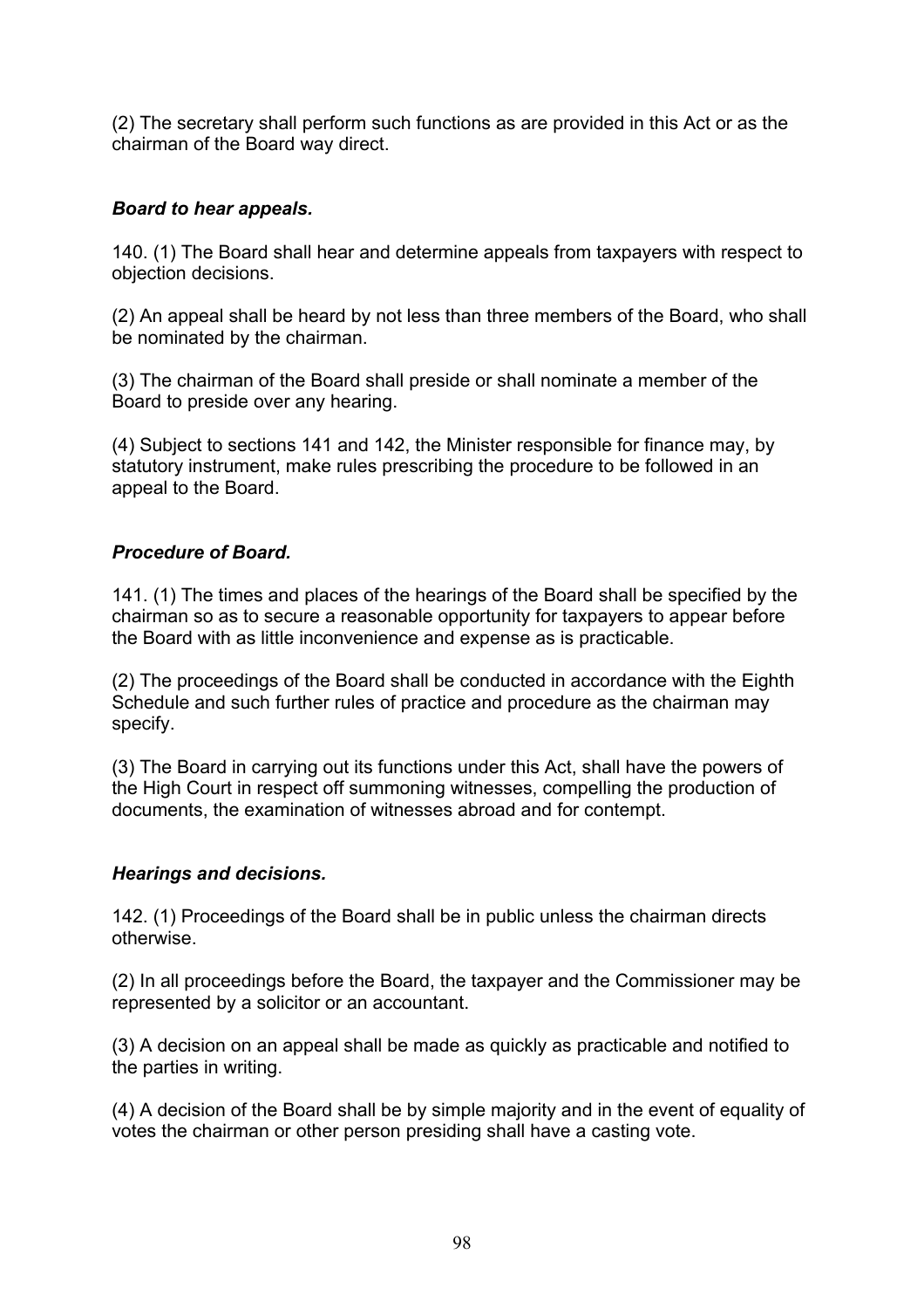(2) The secretary shall perform such functions as are provided in this Act or as the chairman of the Board way direct.

***Board to hear appeals.***

140. (1) The Board shall hear and determine appeals from taxpayers with respect to objection decisions.

(2) An appeal shall be heard by not less than three members of the Board, who shall be nominated by the chairman.

(3) The chairman of the Board shall preside or shall nominate a member of the Board to preside over any hearing.

(4) Subject to sections 141 and 142, the Minister responsible for finance may, by statutory instrument, make rules prescribing the procedure to be followed in an appeal to the Board.

***Procedure of Board.***

141. (1) The times and places of the hearings of the Board shall be specified by the chairman so as to secure a reasonable opportunity for taxpayers to appear before the Board with as little inconvenience and expense as is practicable.

(2) The proceedings of the Board shall be conducted in accordance with the Eighth Schedule and such further rules of practice and procedure as the chairman may specify.

(3) The Board in carrying out its functions under this Act, shall have the powers of the High Court in respect off summoning witnesses, compelling the production of documents, the examination of witnesses abroad and for contempt.

***Hearings and decisions.***

142. (1) Proceedings of the Board shall be in public unless the chairman directs otherwise.

(2) In all proceedings before the Board, the taxpayer and the Commissioner may be represented by a solicitor or an accountant.

(3) A decision on an appeal shall be made as quickly as practicable and notified to the parties in writing.

(4) A decision of the Board shall be by simple majority and in the event of equality of votes the chairman or other person presiding shall have a casting vote.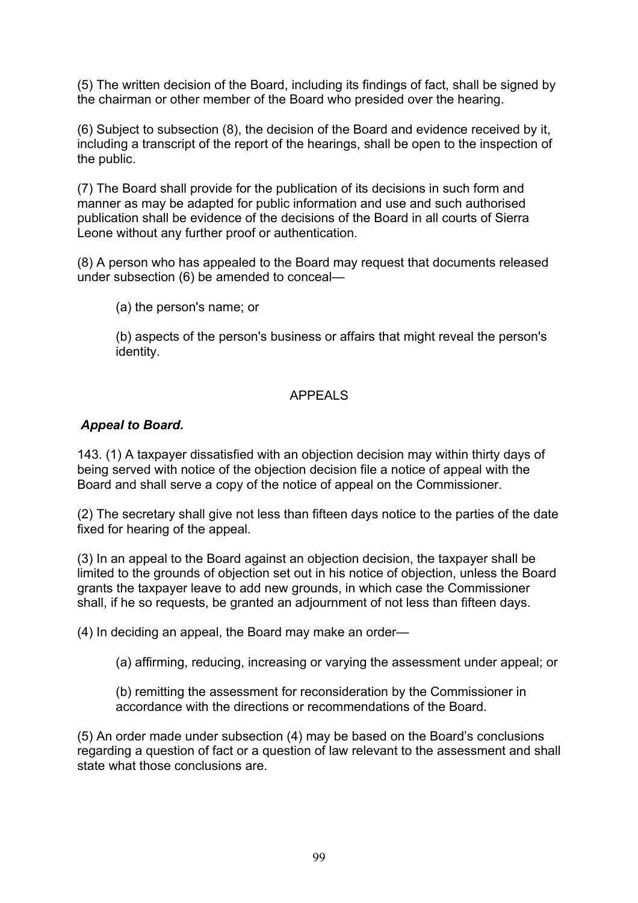(5) The written decision of the Board, including its findings of fact, shall be signed by the chairman or other member of the Board who presided over the hearing.

(6) Subject to subsection (8), the decision of the Board and evidence received by it, including a transcript of the report of the hearings, shall be open to the inspection of the public.

(7) The Board shall provide for the publication of its decisions in such form and manner as may be adapted for public information and use and such authorised publication shall be evidence of the decisions of the Board in all courts of Sierra Leone without any further proof or authentication.

(8) A person who has appealed to the Board may request that documents released under subsection (6) be amended to conceal—

(a) the person's name; or

(b) aspects of the person's business or affairs that might reveal the person's identity.

## APPEALS

***Appeal to Board.***

143. (1) A taxpayer dissatisfied with an objection decision may within thirty days of being served with notice of the objection decision file a notice of appeal with the Board and shall serve a copy of the notice of appeal on the Commissioner.

(2) The secretary shall give not less than fifteen days notice to the parties of the date fixed for hearing of the appeal.

(3) In an appeal to the Board against an objection decision, the taxpayer shall be limited to the grounds of objection set out in his notice of objection, unless the Board grants the taxpayer leave to add new grounds, in which case the Commissioner shall, if he so requests, be granted an adjournment of not less than fifteen days.

(4) In deciding an appeal, the Board may make an order—

(a) affirming, reducing, increasing or varying the assessment under appeal; or

(b) remitting the assessment for reconsideration by the Commissioner in accordance with the directions or recommendations of the Board.

(5) An order made under subsection (4) may be based on the Board's conclusions regarding a question of fact or a question of law relevant to the assessment and shall state what those conclusions are.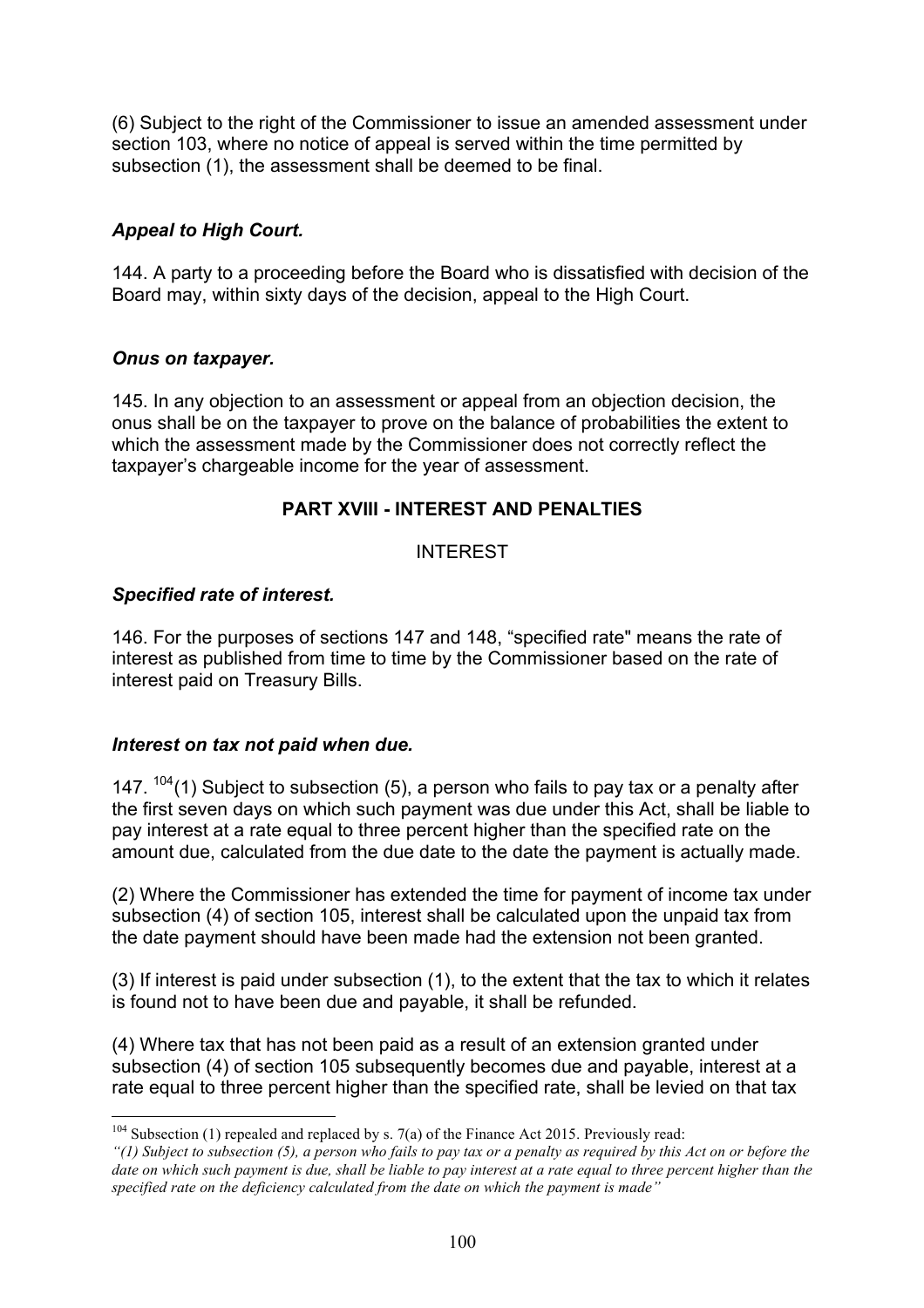(6) Subject to the right of the Commissioner to issue an amended assessment under section 103, where no notice of appeal is served within the time permitted by subsection (1), the assessment shall be deemed to be final.

***Appeal to High Court.***

144. A party to a proceeding before the Board who is dissatisfied with decision of the Board may, within sixty days of the decision, appeal to the High Court.

***Onus on taxpayer.***

145. In any objection to an assessment or appeal from an objection decision, the onus shall be on the taxpayer to prove on the balance of probabilities the extent to which the assessment made by the Commissioner does not correctly reflect the taxpayer's chargeable income for the year of assessment.

## PART XVIII - INTEREST AND PENALTIES

### INTEREST

***Specified rate of interest.***

146. For the purposes of sections 147 and 148, "specified rate" means the rate of interest as published from time to time by the Commissioner based on the rate of interest paid on Treasury Bills.

***Interest on tax not paid when due.***

147. [104](1) Subject to subsection (5), a person who fails to pay tax or a penalty after the first seven days on which such payment was due under this Act, shall be liable to pay interest at a rate equal to three percent higher than the specified rate on the amount due, calculated from the due date to the date the payment is actually made.

(2) Where the Commissioner has extended the time for payment of income tax under subsection (4) of section 105, interest shall be calculated upon the unpaid tax from the date payment should have been made had the extension not been granted.

(3) If interest is paid under subsection (1), to the extent that the tax to which it relates is found not to have been due and payable, it shall be refunded.

(4) Where tax that has not been paid as a result of an extension granted under subsection (4) of section 105 subsequently becomes due and payable, interest at a rate equal to three percent higher than the specified rate, shall be levied on that tax

---

[104] Subsection (1) repealed and replaced by s. 7(a) of the Finance Act 2015. Previously read:
*"(1) Subject to subsection (5), a person who fails to pay tax or a penalty as required by this Act on or before the date on which such payment is due, shall be liable to pay interest at a rate equal to three percent higher than the specified rate on the deficiency calculated from the date on which the payment is made"*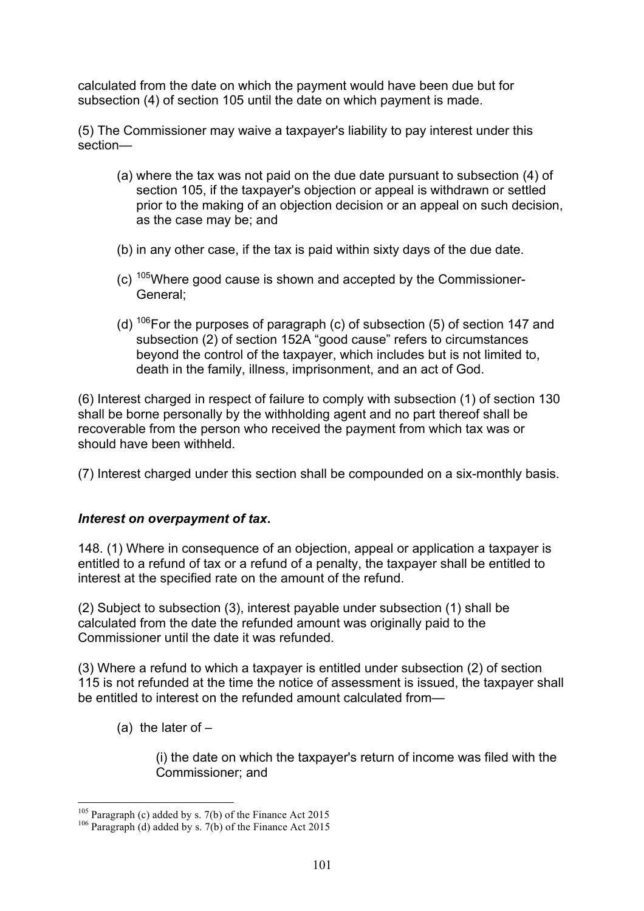calculated from the date on which the payment would have been due but for subsection (4) of section 105 until the date on which payment is made.

(5) The Commissioner may waive a taxpayer's liability to pay interest under this section—

(a) where the tax was not paid on the due date pursuant to subsection (4) of section 105, if the taxpayer's objection or appeal is withdrawn or settled prior to the making of an objection decision or an appeal on such decision, as the case may be; and

(b) in any other case, if the tax is paid within sixty days of the due date.

(c) [105]Where good cause is shown and accepted by the Commissioner-General;

(d) [106]For the purposes of paragraph (c) of subsection (5) of section 147 and subsection (2) of section 152A "good cause" refers to circumstances beyond the control of the taxpayer, which includes but is not limited to, death in the family, illness, imprisonment, and an act of God.

(6) Interest charged in respect of failure to comply with subsection (1) of section 130 shall be borne personally by the withholding agent and no part thereof shall be recoverable from the person who received the payment from which tax was or should have been withheld.

(7) Interest charged under this section shall be compounded on a six-monthly basis.

***Interest on overpayment of tax*.**

148. (1) Where in consequence of an objection, appeal or application a taxpayer is entitled to a refund of tax or a refund of a penalty, the taxpayer shall be entitled to interest at the specified rate on the amount of the refund.

(2) Subject to subsection (3), interest payable under subsection (1) shall be calculated from the date the refunded amount was originally paid to the Commissioner until the date it was refunded.

(3) Where a refund to which a taxpayer is entitled under subsection (2) of section 115 is not refunded at the time the notice of assessment is issued, the taxpayer shall be entitled to interest on the refunded amount calculated from—

(a) the later of –

(i) the date on which the taxpayer's return of income was filed with the Commissioner; and

---

[105] Paragraph (c) added by s. 7(b) of the Finance Act 2015

[106] Paragraph (d) added by s. 7(b) of the Finance Act 2015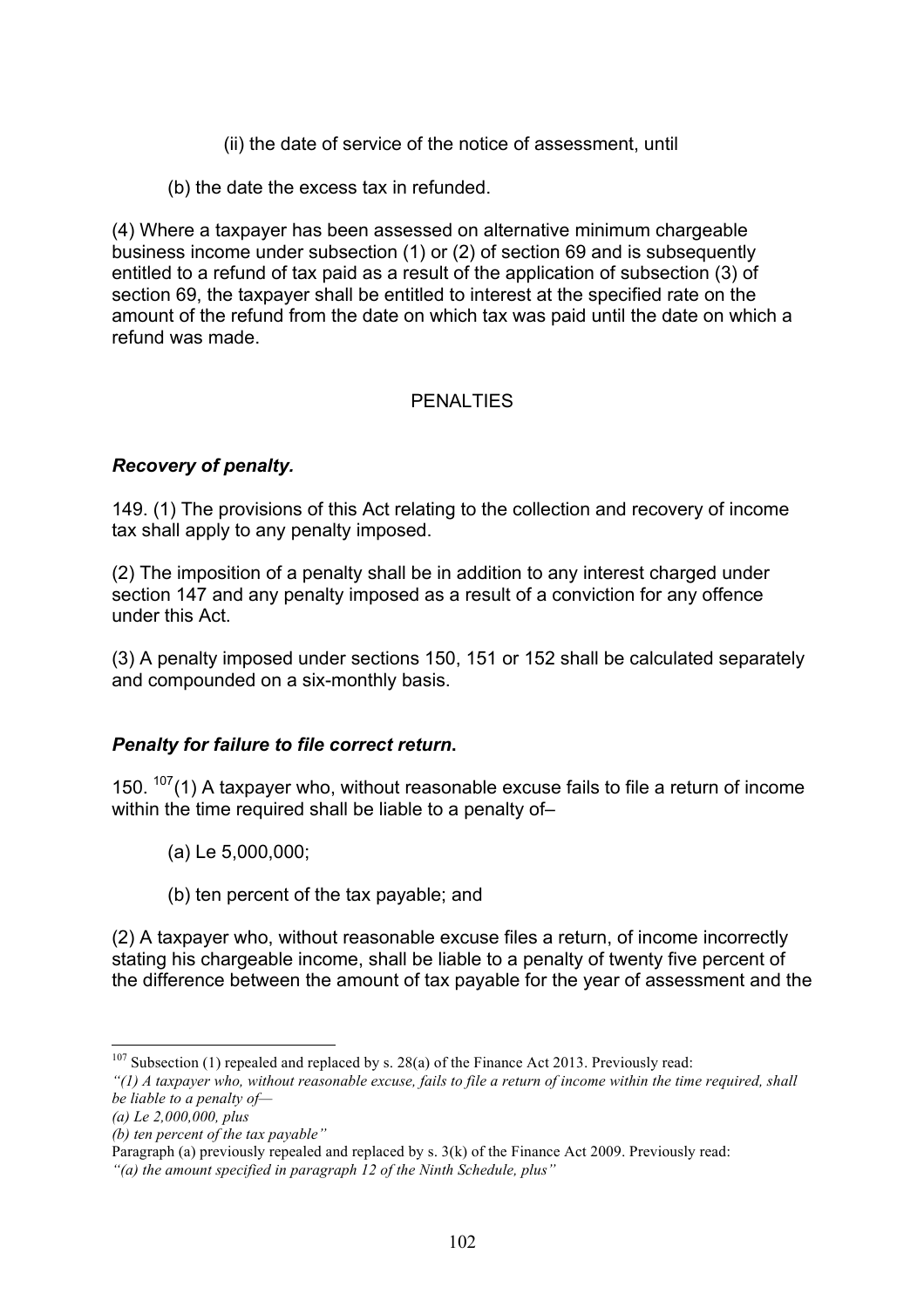(ii) the date of service of the notice of assessment, until

(b) the date the excess tax in refunded.

(4) Where a taxpayer has been assessed on alternative minimum chargeable business income under subsection (1) or (2) of section 69 and is subsequently entitled to a refund of tax paid as a result of the application of subsection (3) of section 69, the taxpayer shall be entitled to interest at the specified rate on the amount of the refund from the date on which tax was paid until the date on which a refund was made.

## PENALTIES

### *Recovery of penalty.*

149. (1) The provisions of this Act relating to the collection and recovery of income tax shall apply to any penalty imposed.

(2) The imposition of a penalty shall be in addition to any interest charged under section 147 and any penalty imposed as a result of a conviction for any offence under this Act.

(3) A penalty imposed under sections 150, 151 or 152 shall be calculated separately and compounded on a six-monthly basis.

### *Penalty for failure to file correct return.*

150. [107](1) A taxpayer who, without reasonable excuse fails to file a return of income within the time required shall be liable to a penalty of–

(a) Le 5,000,000;

(b) ten percent of the tax payable; and

(2) A taxpayer who, without reasonable excuse files a return, of income incorrectly stating his chargeable income, shall be liable to a penalty of twenty five percent of the difference between the amount of tax payable for the year of assessment and the

---

[107] Subsection (1) repealed and replaced by s. 28(a) of the Finance Act 2013. Previously read:
*"(1) A taxpayer who, without reasonable excuse, fails to file a return of income within the time required, shall be liable to a penalty of—*
*(a) Le 2,000,000, plus*
*(b) ten percent of the tax payable"*
Paragraph (a) previously repealed and replaced by s. 3(k) of the Finance Act 2009. Previously read:
*"(a) the amount specified in paragraph 12 of the Ninth Schedule, plus"*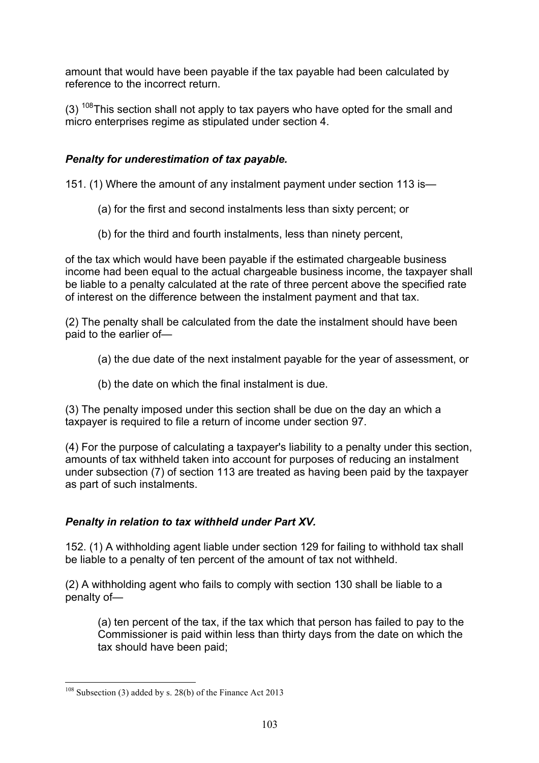amount that would have been payable if the tax payable had been calculated by reference to the incorrect return.

(3) [108]This section shall not apply to tax payers who have opted for the small and micro enterprises regime as stipulated under section 4.

### *Penalty for underestimation of tax payable.*

151. (1) Where the amount of any instalment payment under section 113 is—

(a) for the first and second instalments less than sixty percent; or

(b) for the third and fourth instalments, less than ninety percent,

of the tax which would have been payable if the estimated chargeable business income had been equal to the actual chargeable business income, the taxpayer shall be liable to a penalty calculated at the rate of three percent above the specified rate of interest on the difference between the instalment payment and that tax.

(2) The penalty shall be calculated from the date the instalment should have been paid to the earlier of—

(a) the due date of the next instalment payable for the year of assessment, or

(b) the date on which the final instalment is due.

(3) The penalty imposed under this section shall be due on the day an which a taxpayer is required to file a return of income under section 97.

(4) For the purpose of calculating a taxpayer's liability to a penalty under this section, amounts of tax withheld taken into account for purposes of reducing an instalment under subsection (7) of section 113 are treated as having been paid by the taxpayer as part of such instalments.

### *Penalty in relation to tax withheld under Part XV.*

152. (1) A withholding agent liable under section 129 for failing to withhold tax shall be liable to a penalty of ten percent of the amount of tax not withheld.

(2) A withholding agent who fails to comply with section 130 shall be liable to a penalty of—

(a) ten percent of the tax, if the tax which that person has failed to pay to the Commissioner is paid within less than thirty days from the date on which the tax should have been paid;

---

[108] Subsection (3) added by s. 28(b) of the Finance Act 2013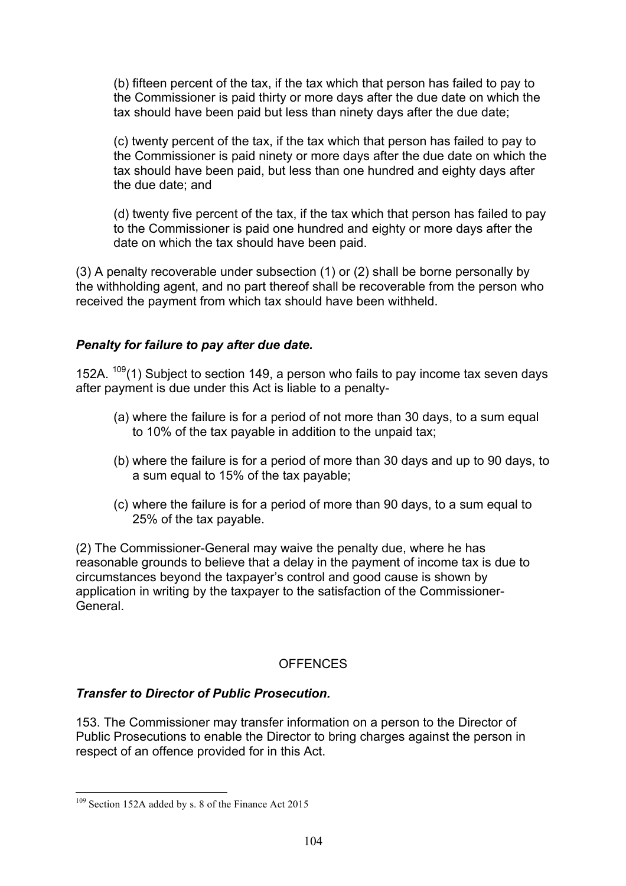(b) fifteen percent of the tax, if the tax which that person has failed to pay to the Commissioner is paid thirty or more days after the due date on which the tax should have been paid but less than ninety days after the due date;

(c) twenty percent of the tax, if the tax which that person has failed to pay to the Commissioner is paid ninety or more days after the due date on which the tax should have been paid, but less than one hundred and eighty days after the due date; and

(d) twenty five percent of the tax, if the tax which that person has failed to pay to the Commissioner is paid one hundred and eighty or more days after the date on which the tax should have been paid.

(3) A penalty recoverable under subsection (1) or (2) shall be borne personally by the withholding agent, and no part thereof shall be recoverable from the person who received the payment from which tax should have been withheld.

***Penalty for failure to pay after due date.***

152A. [109](1) Subject to section 149, a person who fails to pay income tax seven days after payment is due under this Act is liable to a penalty-

(a) where the failure is for a period of not more than 30 days, to a sum equal to 10% of the tax payable in addition to the unpaid tax;

(b) where the failure is for a period of more than 30 days and up to 90 days, to a sum equal to 15% of the tax payable;

(c) where the failure is for a period of more than 90 days, to a sum equal to 25% of the tax payable.

(2) The Commissioner-General may waive the penalty due, where he has reasonable grounds to believe that a delay in the payment of income tax is due to circumstances beyond the taxpayer's control and good cause is shown by application in writing by the taxpayer to the satisfaction of the Commissioner-General.

OFFENCES

***Transfer to Director of Public Prosecution.***

153. The Commissioner may transfer information on a person to the Director of Public Prosecutions to enable the Director to bring charges against the person in respect of an offence provided for in this Act.

[109] Section 152A added by s. 8 of the Finance Act 2015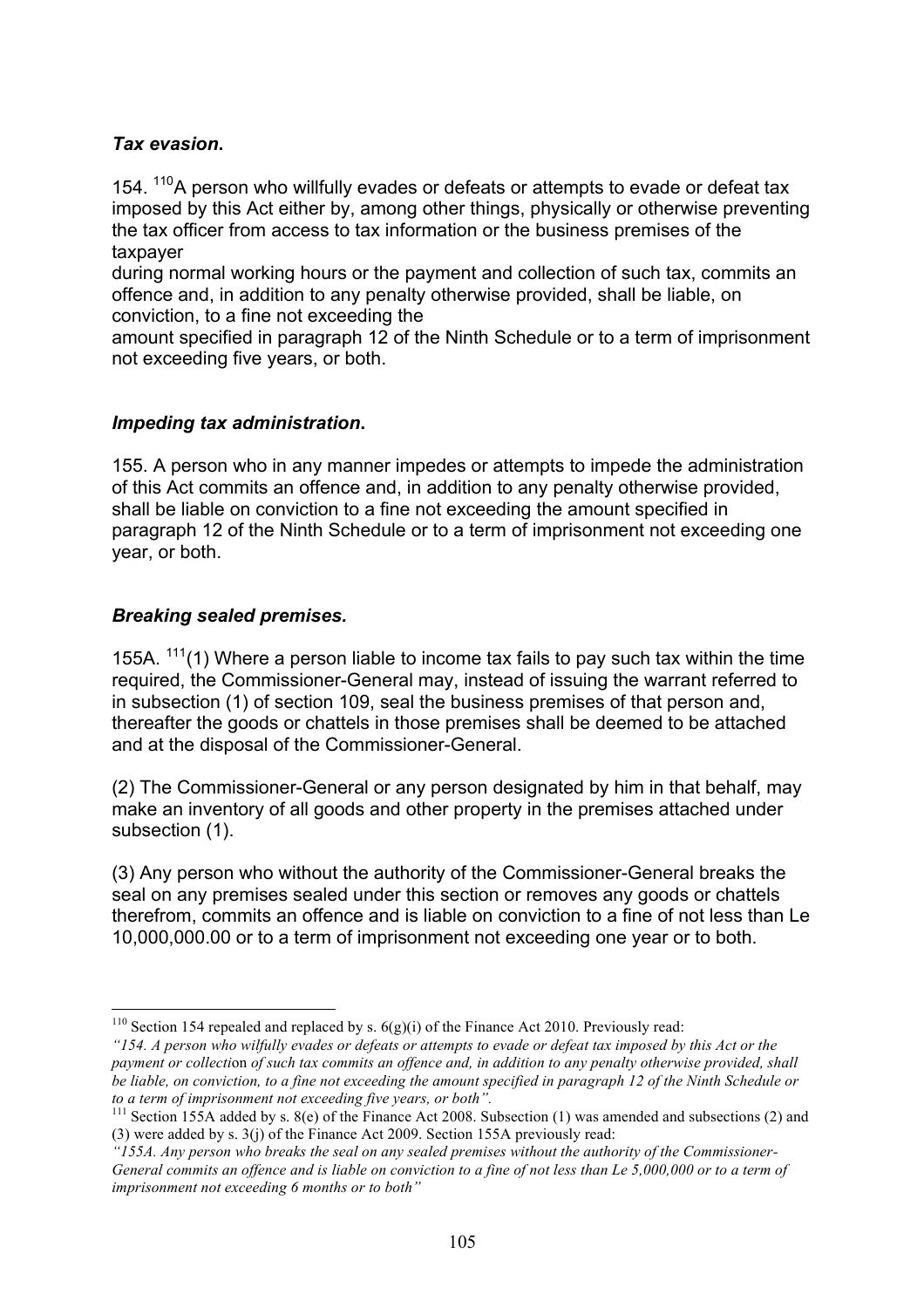***Tax evasion*.**

154. [110]A person who willfully evades or defeats or attempts to evade or defeat tax imposed by this Act either by, among other things, physically or otherwise preventing the tax officer from access to tax information or the business premises of the taxpayer
during normal working hours or the payment and collection of such tax, commits an offence and, in addition to any penalty otherwise provided, shall be liable, on conviction, to a fine not exceeding the
amount specified in paragraph 12 of the Ninth Schedule or to a term of imprisonment not exceeding five years, or both.

***Impeding tax administration*.**

155. A person who in any manner impedes or attempts to impede the administration of this Act commits an offence and, in addition to any penalty otherwise provided, shall be liable on conviction to a fine not exceeding the amount specified in paragraph 12 of the Ninth Schedule or to a term of imprisonment not exceeding one year, or both.

***Breaking sealed premises.***

155A. [111](1) Where a person liable to income tax fails to pay such tax within the time required, the Commissioner-General may, instead of issuing the warrant referred to in subsection (1) of section 109, seal the business premises of that person and, thereafter the goods or chattels in those premises shall be deemed to be attached and at the disposal of the Commissioner-General.

(2) The Commissioner-General or any person designated by him in that behalf, may make an inventory of all goods and other property in the premises attached under subsection (1).

(3) Any person who without the authority of the Commissioner-General breaks the seal on any premises sealed under this section or removes any goods or chattels therefrom, commits an offence and is liable on conviction to a fine of not less than Le 10,000,000.00 or to a term of imprisonment not exceeding one year or to both.

---

[110] Section 154 repealed and replaced by s. 6(g)(i) of the Finance Act 2010. Previously read:
*"154. A person who wilfully evades or defeats or attempts to evade or defeat tax imposed by this Act or the payment or collection of such tax commits an offence and, in addition to any penalty otherwise provided, shall be liable, on conviction, to a fine not exceeding the amount specified in paragraph 12 of the Ninth Schedule or to a term of imprisonment not exceeding five years, or both".*

[111] Section 155A added by s. 8(e) of the Finance Act 2008. Subsection (1) was amended and subsections (2) and (3) were added by s. 3(j) of the Finance Act 2009. Section 155A previously read:
*"155A. Any person who breaks the seal on any sealed premises without the authority of the Commissioner-General commits an offence and is liable on conviction to a fine of not less than Le 5,000,000 or to a term of imprisonment not exceeding 6 months or to both"*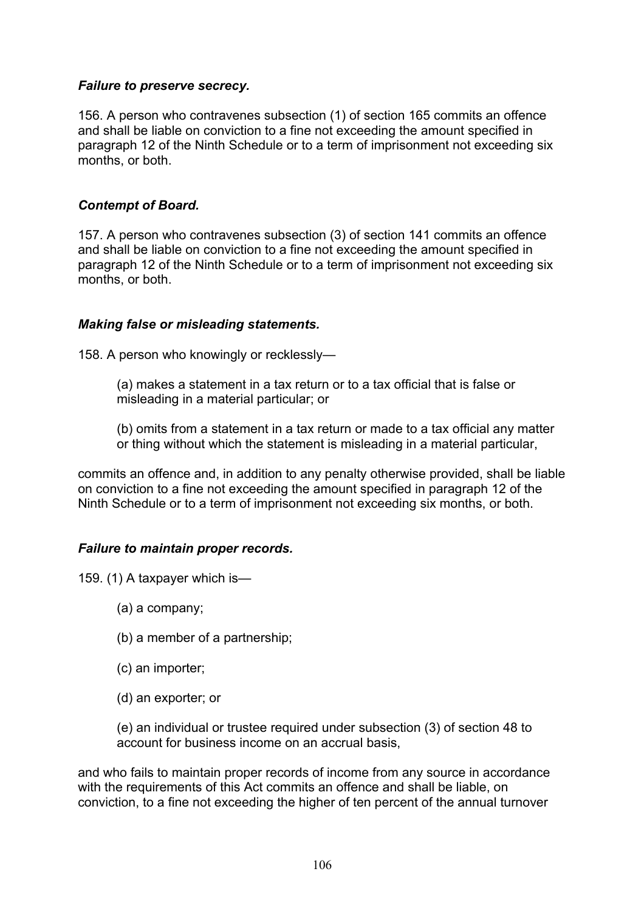***Failure to preserve secrecy.***

156. A person who contravenes subsection (1) of section 165 commits an offence and shall be liable on conviction to a fine not exceeding the amount specified in paragraph 12 of the Ninth Schedule or to a term of imprisonment not exceeding six months, or both.

***Contempt of Board.***

157. A person who contravenes subsection (3) of section 141 commits an offence and shall be liable on conviction to a fine not exceeding the amount specified in paragraph 12 of the Ninth Schedule or to a term of imprisonment not exceeding six months, or both.

***Making false or misleading statements.***

158. A person who knowingly or recklessly—

> (a) makes a statement in a tax return or to a tax official that is false or misleading in a material particular; or
>
> (b) omits from a statement in a tax return or made to a tax official any matter or thing without which the statement is misleading in a material particular,

commits an offence and, in addition to any penalty otherwise provided, shall be liable on conviction to a fine not exceeding the amount specified in paragraph 12 of the Ninth Schedule or to a term of imprisonment not exceeding six months, or both.

***Failure to maintain proper records.***

159. (1) A taxpayer which is—

> (a) a company;
>
> (b) a member of a partnership;
>
> (c) an importer;
>
> (d) an exporter; or
>
> (e) an individual or trustee required under subsection (3) of section 48 to account for business income on an accrual basis,

and who fails to maintain proper records of income from any source in accordance with the requirements of this Act commits an offence and shall be liable, on conviction, to a fine not exceeding the higher of ten percent of the annual turnover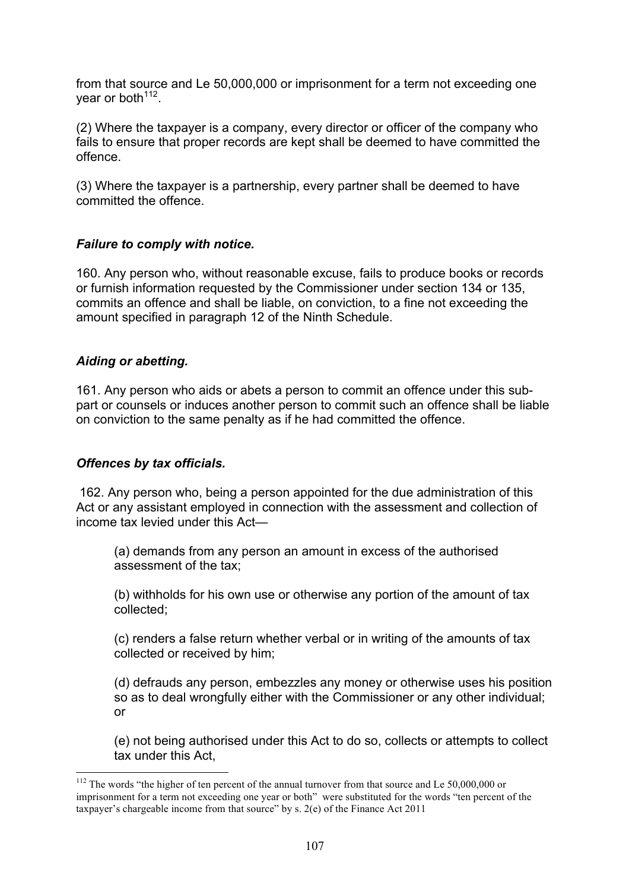from that source and Le 50,000,000 or imprisonment for a term not exceeding one year or both[112].

(2) Where the taxpayer is a company, every director or officer of the company who fails to ensure that proper records are kept shall be deemed to have committed the offence.

(3) Where the taxpayer is a partnership, every partner shall be deemed to have committed the offence.

***Failure to comply with notice.***

160. Any person who, without reasonable excuse, fails to produce books or records or furnish information requested by the Commissioner under section 134 or 135, commits an offence and shall be liable, on conviction, to a fine not exceeding the amount specified in paragraph 12 of the Ninth Schedule.

***Aiding or abetting.***

161. Any person who aids or abets a person to commit an offence under this sub-part or counsels or induces another person to commit such an offence shall be liable on conviction to the same penalty as if he had committed the offence.

***Offences by tax officials.***

162. Any person who, being a person appointed for the due administration of this Act or any assistant employed in connection with the assessment and collection of income tax levied under this Act—

(a) demands from any person an amount in excess of the authorised assessment of the tax;

(b) withholds for his own use or otherwise any portion of the amount of tax collected;

(c) renders a false return whether verbal or in writing of the amounts of tax collected or received by him;

(d) defrauds any person, embezzles any money or otherwise uses his position so as to deal wrongfully either with the Commissioner or any other individual; or

(e) not being authorised under this Act to do so, collects or attempts to collect tax under this Act,

---

[112] The words "the higher of ten percent of the annual turnover from that source and Le 50,000,000 or imprisonment for a term not exceeding one year or both" were substituted for the words "ten percent of the taxpayer's chargeable income from that source" by s. 2(e) of the Finance Act 2011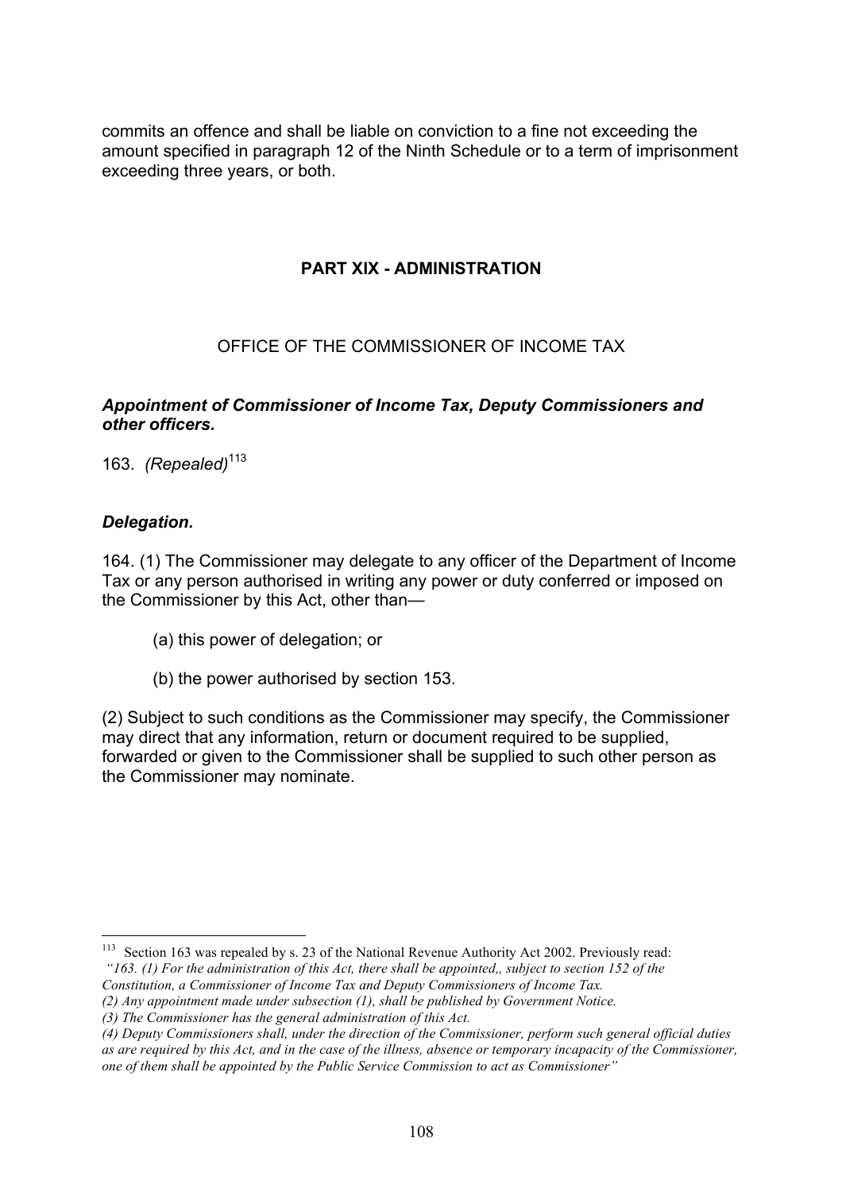commits an offence and shall be liable on conviction to a fine not exceeding the amount specified in paragraph 12 of the Ninth Schedule or to a term of imprisonment exceeding three years, or both.

## PART XIX - ADMINISTRATION

### OFFICE OF THE COMMISSIONER OF INCOME TAX

***Appointment of Commissioner of Income Tax, Deputy Commissioners and other officers.***

163. *(Repealed)*[113]

***Delegation.***

164. (1) The Commissioner may delegate to any officer of the Department of Income Tax or any person authorised in writing any power or duty conferred or imposed on the Commissioner by this Act, other than—

(a) this power of delegation; or

(b) the power authorised by section 153.

(2) Subject to such conditions as the Commissioner may specify, the Commissioner may direct that any information, return or document required to be supplied, forwarded or given to the Commissioner shall be supplied to such other person as the Commissioner may nominate.

---

[113] Section 163 was repealed by s. 23 of the National Revenue Authority Act 2002. Previously read: *"163. (1) For the administration of this Act, there shall be appointed,, subject to section 152 of the Constitution, a Commissioner of Income Tax and Deputy Commissioners of Income Tax.*
*(2) Any appointment made under subsection (1), shall be published by Government Notice.*
*(3) The Commissioner has the general administration of this Act.*
*(4) Deputy Commissioners shall, under the direction of the Commissioner, perform such general official duties as are required by this Act, and in the case of the illness, absence or temporary incapacity of the Commissioner, one of them shall be appointed by the Public Service Commission to act as Commissioner"*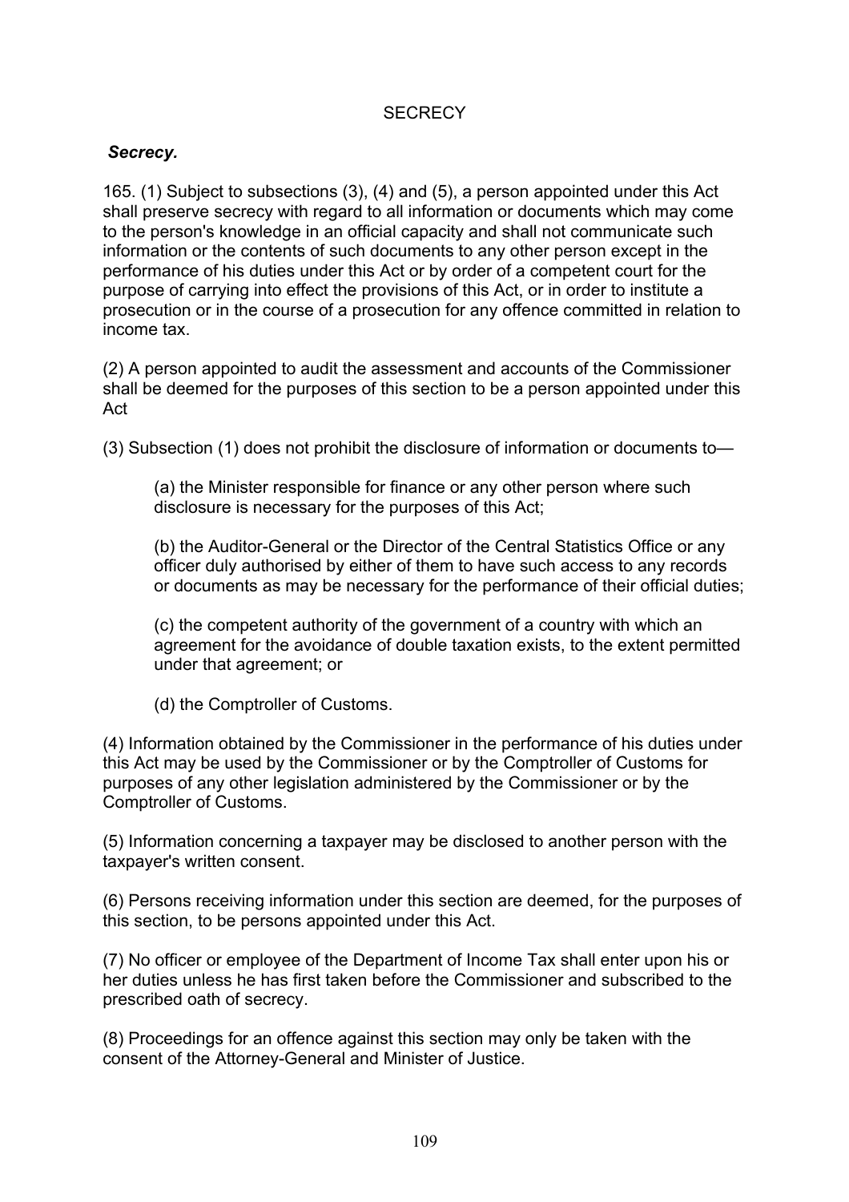## SECRECY

### *Secrecy.*

165. (1) Subject to subsections (3), (4) and (5), a person appointed under this Act shall preserve secrecy with regard to all information or documents which may come to the person's knowledge in an official capacity and shall not communicate such information or the contents of such documents to any other person except in the performance of his duties under this Act or by order of a competent court for the purpose of carrying into effect the provisions of this Act, or in order to institute a prosecution or in the course of a prosecution for any offence committed in relation to income tax.

(2) A person appointed to audit the assessment and accounts of the Commissioner shall be deemed for the purposes of this section to be a person appointed under this Act

(3) Subsection (1) does not prohibit the disclosure of information or documents to—

(a) the Minister responsible for finance or any other person where such disclosure is necessary for the purposes of this Act;

(b) the Auditor-General or the Director of the Central Statistics Office or any officer duly authorised by either of them to have such access to any records or documents as may be necessary for the performance of their official duties;

(c) the competent authority of the government of a country with which an agreement for the avoidance of double taxation exists, to the extent permitted under that agreement; or

(d) the Comptroller of Customs.

(4) Information obtained by the Commissioner in the performance of his duties under this Act may be used by the Commissioner or by the Comptroller of Customs for purposes of any other legislation administered by the Commissioner or by the Comptroller of Customs.

(5) Information concerning a taxpayer may be disclosed to another person with the taxpayer's written consent.

(6) Persons receiving information under this section are deemed, for the purposes of this section, to be persons appointed under this Act.

(7) No officer or employee of the Department of Income Tax shall enter upon his or her duties unless he has first taken before the Commissioner and subscribed to the prescribed oath of secrecy.

(8) Proceedings for an offence against this section may only be taken with the consent of the Attorney-General and Minister of Justice.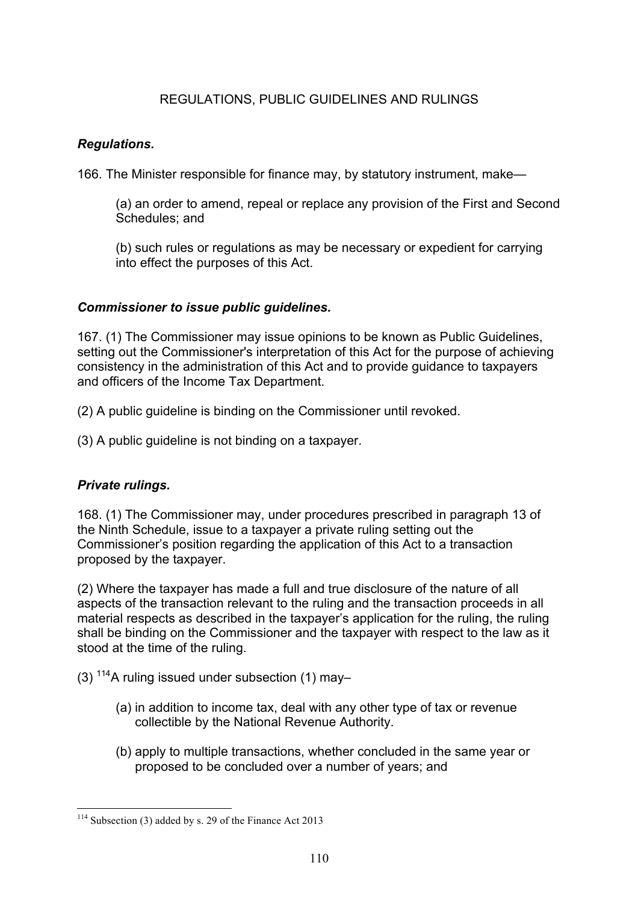## REGULATIONS, PUBLIC GUIDELINES AND RULINGS

***Regulations.***

166. The Minister responsible for finance may, by statutory instrument, make—

(a) an order to amend, repeal or replace any provision of the First and Second Schedules; and

(b) such rules or regulations as may be necessary or expedient for carrying into effect the purposes of this Act.

***Commissioner to issue public guidelines.***

167. (1) The Commissioner may issue opinions to be known as Public Guidelines, setting out the Commissioner's interpretation of this Act for the purpose of achieving consistency in the administration of this Act and to provide guidance to taxpayers and officers of the Income Tax Department.

(2) A public guideline is binding on the Commissioner until revoked.

(3) A public guideline is not binding on a taxpayer.

***Private rulings.***

168. (1) The Commissioner may, under procedures prescribed in paragraph 13 of the Ninth Schedule, issue to a taxpayer a private ruling setting out the Commissioner's position regarding the application of this Act to a transaction proposed by the taxpayer.

(2) Where the taxpayer has made a full and true disclosure of the nature of all aspects of the transaction relevant to the ruling and the transaction proceeds in all material respects as described in the taxpayer's application for the ruling, the ruling shall be binding on the Commissioner and the taxpayer with respect to the law as it stood at the time of the ruling.

(3) [114]A ruling issued under subsection (1) may–

(a) in addition to income tax, deal with any other type of tax or revenue collectible by the National Revenue Authority.

(b) apply to multiple transactions, whether concluded in the same year or proposed to be concluded over a number of years; and

---

[114] Subsection (3) added by s. 29 of the Finance Act 2013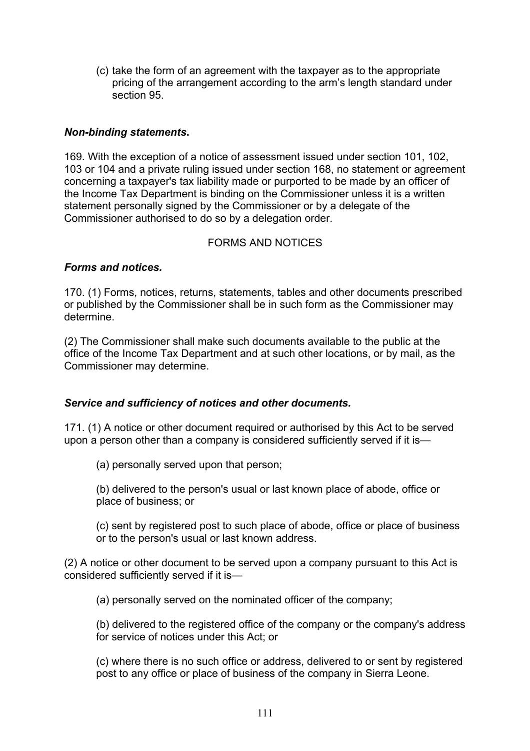(c) take the form of an agreement with the taxpayer as to the appropriate pricing of the arrangement according to the arm's length standard under section 95.

***Non-binding statements.***

169. With the exception of a notice of assessment issued under section 101, 102, 103 or 104 and a private ruling issued under section 168, no statement or agreement concerning a taxpayer's tax liability made or purported to be made by an officer of the Income Tax Department is binding on the Commissioner unless it is a written statement personally signed by the Commissioner or by a delegate of the Commissioner authorised to do so by a delegation order.

## FORMS AND NOTICES

***Forms and notices.***

170. (1) Forms, notices, returns, statements, tables and other documents prescribed or published by the Commissioner shall be in such form as the Commissioner may determine.

(2) The Commissioner shall make such documents available to the public at the office of the Income Tax Department and at such other locations, or by mail, as the Commissioner may determine.

***Service and sufficiency of notices and other documents.***

171. (1) A notice or other document required or authorised by this Act to be served upon a person other than a company is considered sufficiently served if it is—

(a) personally served upon that person;

(b) delivered to the person's usual or last known place of abode, office or place of business; or

(c) sent by registered post to such place of abode, office or place of business or to the person's usual or last known address.

(2) A notice or other document to be served upon a company pursuant to this Act is considered sufficiently served if it is—

(a) personally served on the nominated officer of the company;

(b) delivered to the registered office of the company or the company's address for service of notices under this Act; or

(c) where there is no such office or address, delivered to or sent by registered post to any office or place of business of the company in Sierra Leone.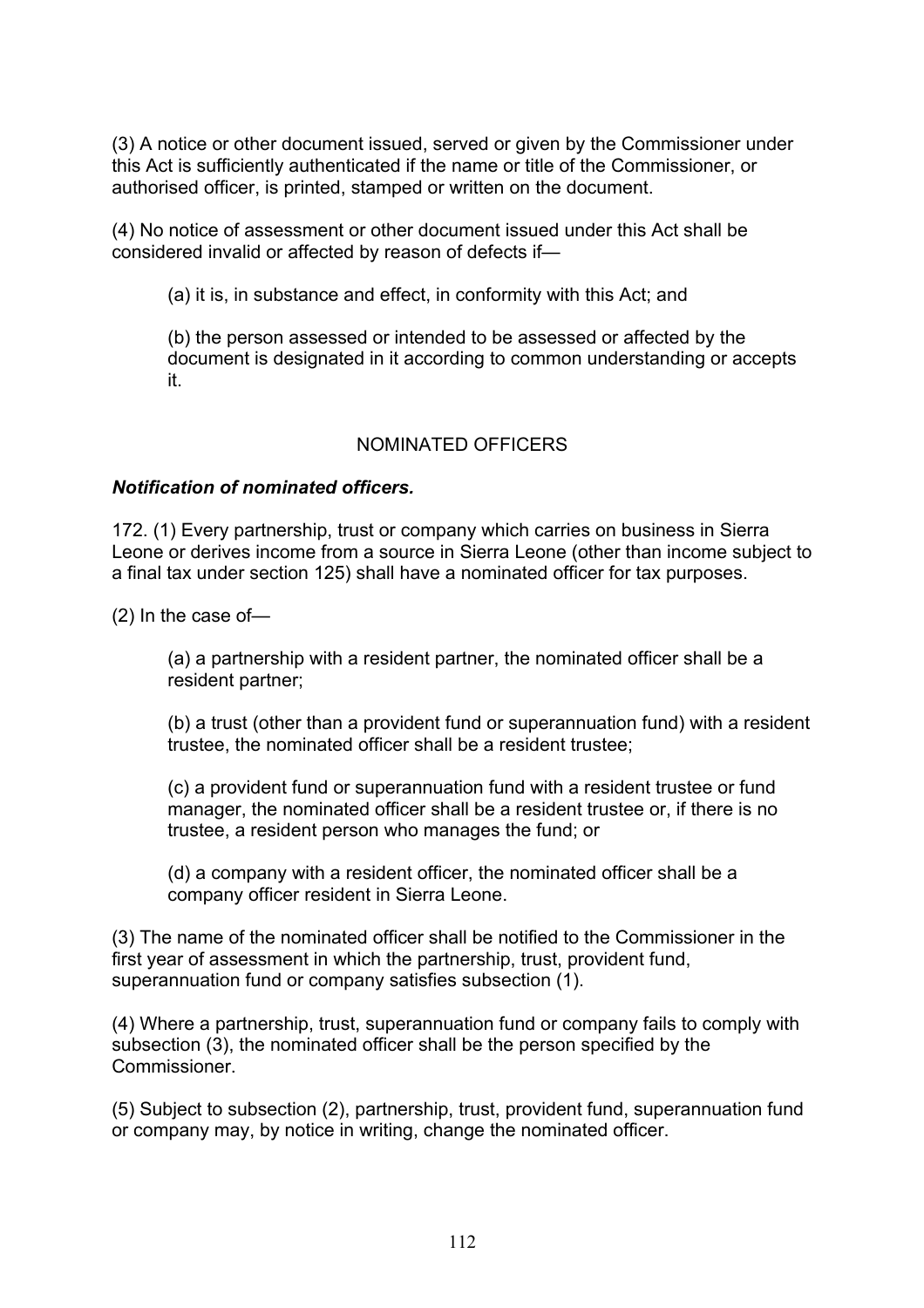(3) A notice or other document issued, served or given by the Commissioner under this Act is sufficiently authenticated if the name or title of the Commissioner, or authorised officer, is printed, stamped or written on the document.

(4) No notice of assessment or other document issued under this Act shall be considered invalid or affected by reason of defects if—

(a) it is, in substance and effect, in conformity with this Act; and

(b) the person assessed or intended to be assessed or affected by the document is designated in it according to common understanding or accepts it.

## NOMINATED OFFICERS

***Notification of nominated officers.***

172. (1) Every partnership, trust or company which carries on business in Sierra Leone or derives income from a source in Sierra Leone (other than income subject to a final tax under section 125) shall have a nominated officer for tax purposes.

(2) In the case of—

(a) a partnership with a resident partner, the nominated officer shall be a resident partner;

(b) a trust (other than a provident fund or superannuation fund) with a resident trustee, the nominated officer shall be a resident trustee;

(c) a provident fund or superannuation fund with a resident trustee or fund manager, the nominated officer shall be a resident trustee or, if there is no trustee, a resident person who manages the fund; or

(d) a company with a resident officer, the nominated officer shall be a company officer resident in Sierra Leone.

(3) The name of the nominated officer shall be notified to the Commissioner in the first year of assessment in which the partnership, trust, provident fund, superannuation fund or company satisfies subsection (1).

(4) Where a partnership, trust, superannuation fund or company fails to comply with subsection (3), the nominated officer shall be the person specified by the Commissioner.

(5) Subject to subsection (2), partnership, trust, provident fund, superannuation fund or company may, by notice in writing, change the nominated officer.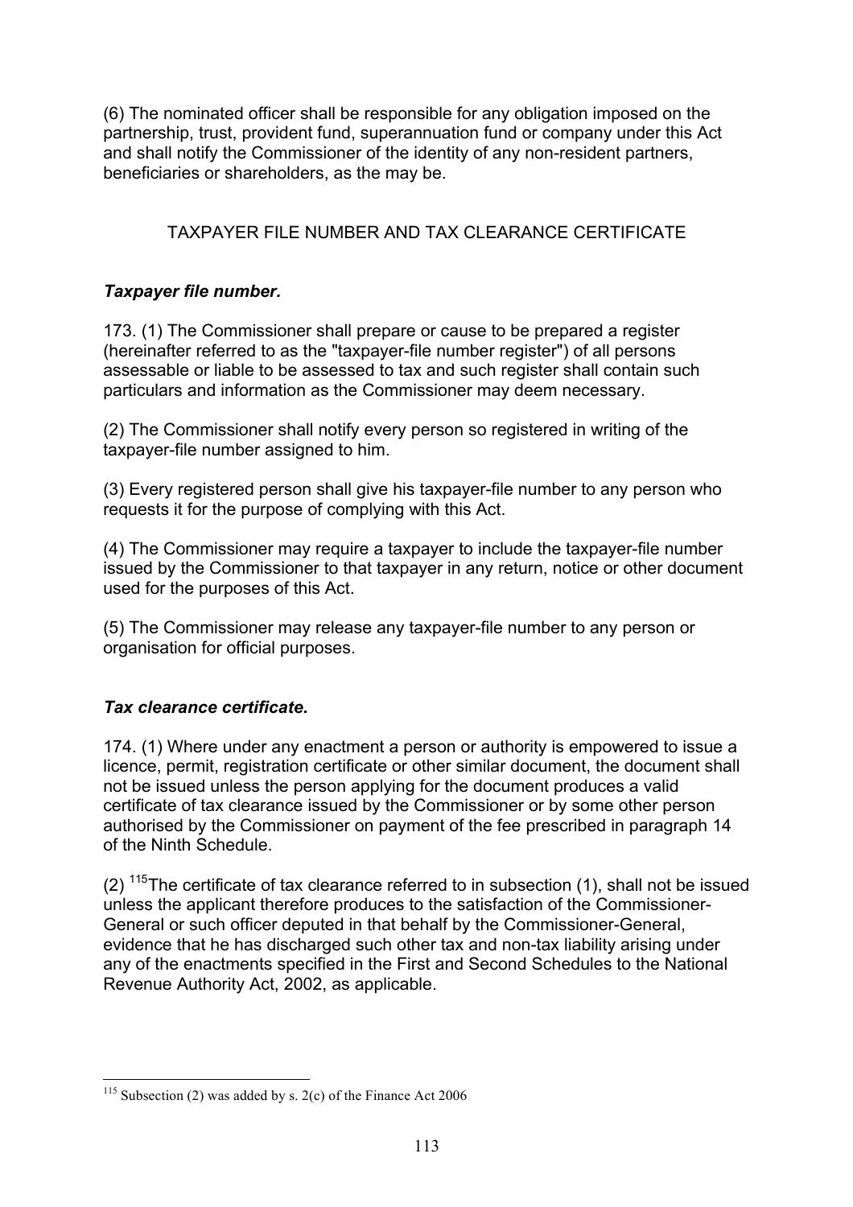(6) The nominated officer shall be responsible for any obligation imposed on the partnership, trust, provident fund, superannuation fund or company under this Act and shall notify the Commissioner of the identity of any non-resident partners, beneficiaries or shareholders, as the may be.

## TAXPAYER FILE NUMBER AND TAX CLEARANCE CERTIFICATE

### *Taxpayer file number.*

173. (1) The Commissioner shall prepare or cause to be prepared a register (hereinafter referred to as the "taxpayer-file number register") of all persons assessable or liable to be assessed to tax and such register shall contain such particulars and information as the Commissioner may deem necessary.

(2) The Commissioner shall notify every person so registered in writing of the taxpayer-file number assigned to him.

(3) Every registered person shall give his taxpayer-file number to any person who requests it for the purpose of complying with this Act.

(4) The Commissioner may require a taxpayer to include the taxpayer-file number issued by the Commissioner to that taxpayer in any return, notice or other document used for the purposes of this Act.

(5) The Commissioner may release any taxpayer-file number to any person or organisation for official purposes.

### *Tax clearance certificate.*

174. (1) Where under any enactment a person or authority is empowered to issue a licence, permit, registration certificate or other similar document, the document shall not be issued unless the person applying for the document produces a valid certificate of tax clearance issued by the Commissioner or by some other person authorised by the Commissioner on payment of the fee prescribed in paragraph 14 of the Ninth Schedule.

(2) [115]The certificate of tax clearance referred to in subsection (1), shall not be issued unless the applicant therefore produces to the satisfaction of the Commissioner-General or such officer deputed in that behalf by the Commissioner-General, evidence that he has discharged such other tax and non-tax liability arising under any of the enactments specified in the First and Second Schedules to the National Revenue Authority Act, 2002, as applicable.

---

[115] Subsection (2) was added by s. 2(c) of the Finance Act 2006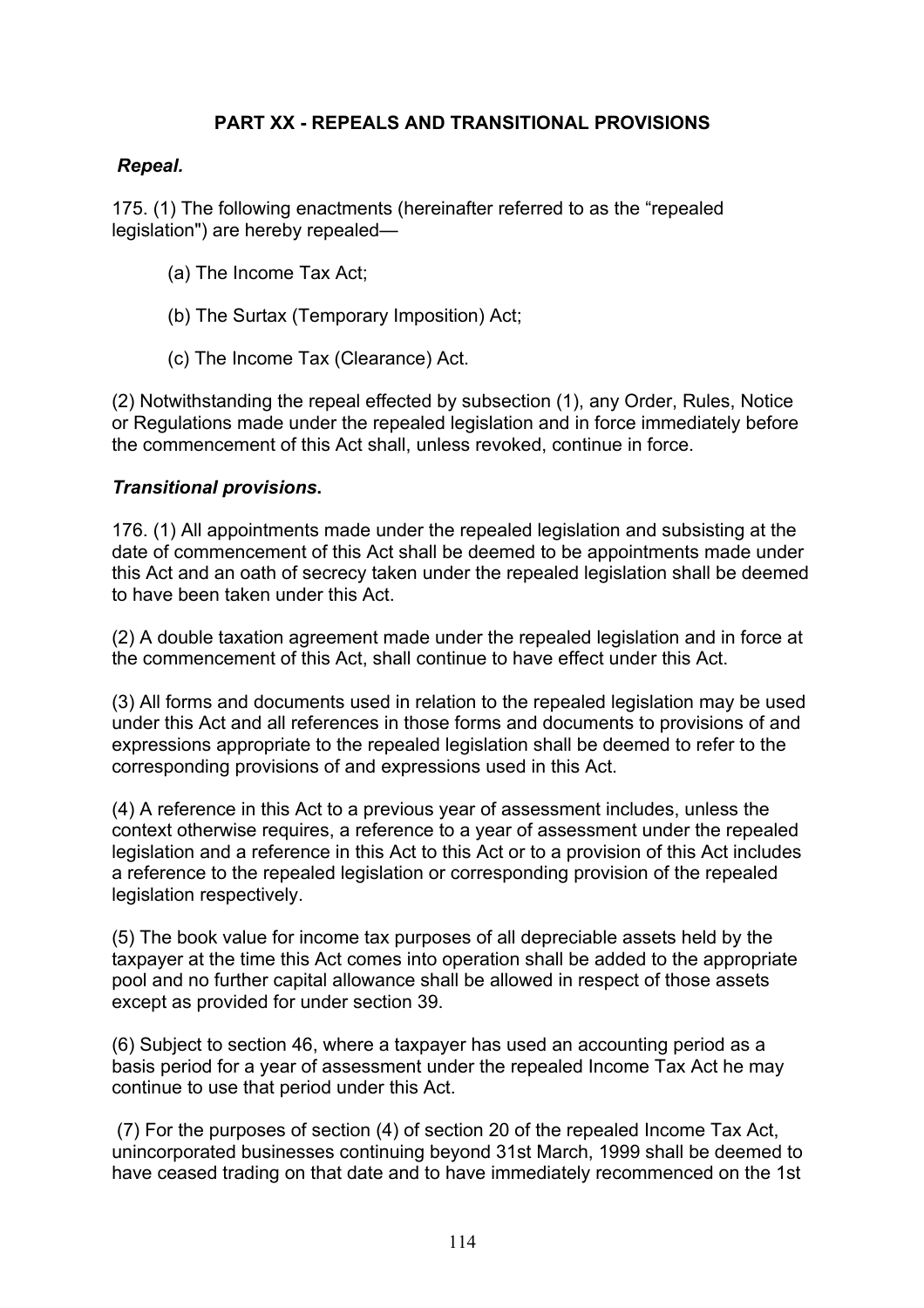## PART XX - REPEALS AND TRANSITIONAL PROVISIONS

***Repeal.***

175. (1) The following enactments (hereinafter referred to as the "repealed legislation") are hereby repealed—

(a) The Income Tax Act;

(b) The Surtax (Temporary Imposition) Act;

(c) The Income Tax (Clearance) Act.

(2) Notwithstanding the repeal effected by subsection (1), any Order, Rules, Notice or Regulations made under the repealed legislation and in force immediately before the commencement of this Act shall, unless revoked, continue in force.

***Transitional provisions.***

176. (1) All appointments made under the repealed legislation and subsisting at the date of commencement of this Act shall be deemed to be appointments made under this Act and an oath of secrecy taken under the repealed legislation shall be deemed to have been taken under this Act.

(2) A double taxation agreement made under the repealed legislation and in force at the commencement of this Act, shall continue to have effect under this Act.

(3) All forms and documents used in relation to the repealed legislation may be used under this Act and all references in those forms and documents to provisions of and expressions appropriate to the repealed legislation shall be deemed to refer to the corresponding provisions of and expressions used in this Act.

(4) A reference in this Act to a previous year of assessment includes, unless the context otherwise requires, a reference to a year of assessment under the repealed legislation and a reference in this Act to this Act or to a provision of this Act includes a reference to the repealed legislation or corresponding provision of the repealed legislation respectively.

(5) The book value for income tax purposes of all depreciable assets held by the taxpayer at the time this Act comes into operation shall be added to the appropriate pool and no further capital allowance shall be allowed in respect of those assets except as provided for under section 39.

(6) Subject to section 46, where a taxpayer has used an accounting period as a basis period for a year of assessment under the repealed Income Tax Act he may continue to use that period under this Act.

(7) For the purposes of section (4) of section 20 of the repealed Income Tax Act, unincorporated businesses continuing beyond 31st March, 1999 shall be deemed to have ceased trading on that date and to have immediately recommenced on the 1st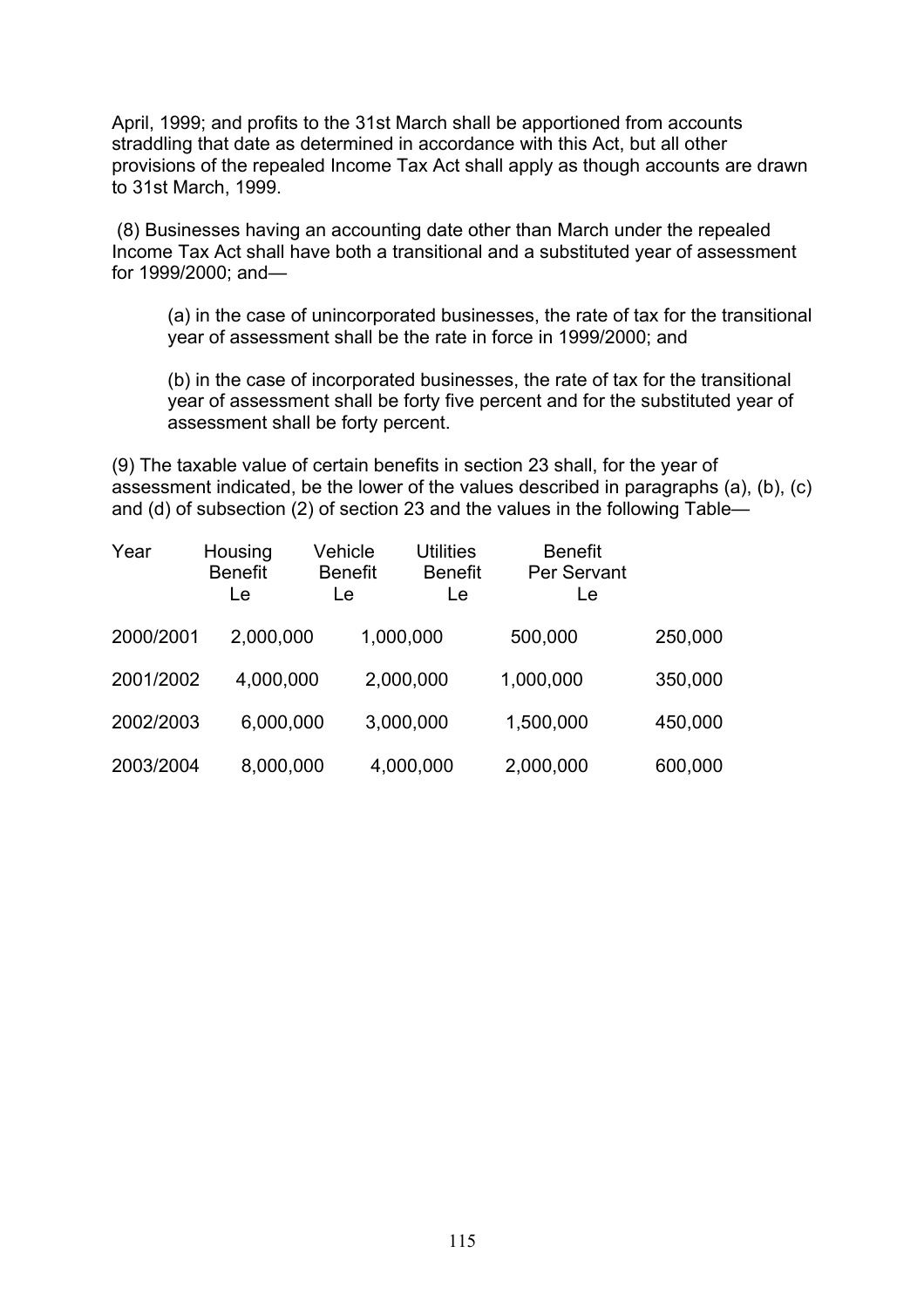April, 1999; and profits to the 31st March shall be apportioned from accounts straddling that date as determined in accordance with this Act, but all other provisions of the repealed Income Tax Act shall apply as though accounts are drawn to 31st March, 1999.

(8) Businesses having an accounting date other than March under the repealed Income Tax Act shall have both a transitional and a substituted year of assessment for 1999/2000; and—

(a) in the case of unincorporated businesses, the rate of tax for the transitional year of assessment shall be the rate in force in 1999/2000; and

(b) in the case of incorporated businesses, the rate of tax for the transitional year of assessment shall be forty five percent and for the substituted year of assessment shall be forty percent.

(9) The taxable value of certain benefits in section 23 shall, for the year of assessment indicated, be the lower of the values described in paragraphs (a), (b), (c) and (d) of subsection (2) of section 23 and the values in the following Table—

| Year | Housing Benefit Le | Vehicle Benefit Le | Utilities Benefit Le | Benefit Per Servant Le |
|---|---|---|---|---|
| 2000/2001 | 2,000,000 | 1,000,000 | 500,000 | 250,000 |
| 2001/2002 | 4,000,000 | 2,000,000 | 1,000,000 | 350,000 |
| 2002/2003 | 6,000,000 | 3,000,000 | 1,500,000 | 450,000 |
| 2003/2004 | 8,000,000 | 4,000,000 | 2,000,000 | 600,000 |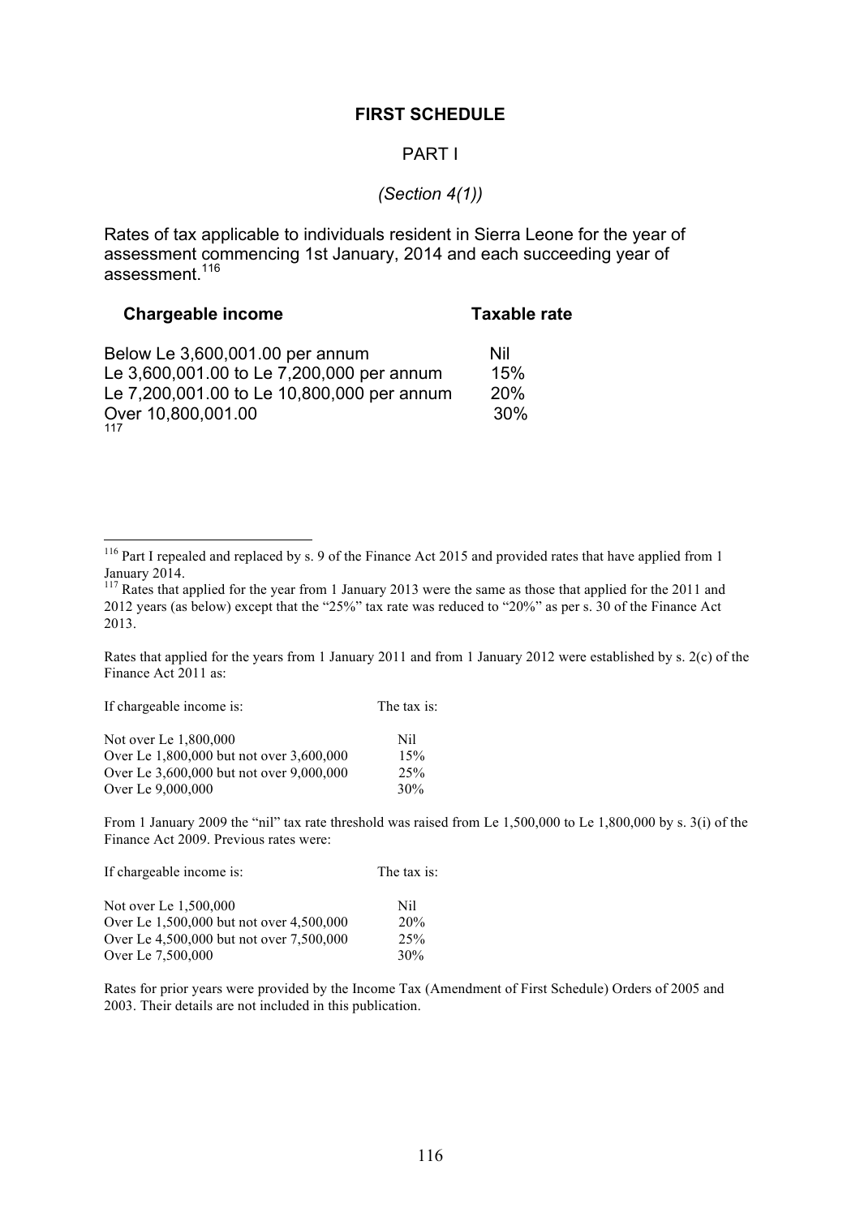## FIRST SCHEDULE

PART I

*(Section 4(1))*

Rates of tax applicable to individuals resident in Sierra Leone for the year of assessment commencing 1st January, 2014 and each succeeding year of assessment.[116]

| **Chargeable income** | **Taxable rate** |
|---|---|
| Below Le 3,600,001.00 per annum | Nil |
| Le 3,600,001.00 to Le 7,200,000 per annum | 15% |
| Le 7,200,001.00 to Le 10,800,000 per annum | 20% |
| Over 10,800,001.00 | 30% |

[117]

---

[116] Part I repealed and replaced by s. 9 of the Finance Act 2015 and provided rates that have applied from 1 January 2014.

[117] Rates that applied for the year from 1 January 2013 were the same as those that applied for the 2011 and 2012 years (as below) except that the "25%" tax rate was reduced to "20%" as per s. 30 of the Finance Act 2013.

Rates that applied for the years from 1 January 2011 and from 1 January 2012 were established by s. 2(c) of the Finance Act 2011 as:

| If chargeable income is: | The tax is: |
|---|---|
| Not over Le 1,800,000 | Nil |
| Over Le 1,800,000 but not over 3,600,000 | 15% |
| Over Le 3,600,000 but not over 9,000,000 | 25% |
| Over Le 9,000,000 | 30% |

From 1 January 2009 the "nil" tax rate threshold was raised from Le 1,500,000 to Le 1,800,000 by s. 3(i) of the Finance Act 2009. Previous rates were:

| If chargeable income is: | The tax is: |
|---|---|
| Not over Le 1,500,000 | Nil |
| Over Le 1,500,000 but not over 4,500,000 | 20% |
| Over Le 4,500,000 but not over 7,500,000 | 25% |
| Over Le 7,500,000 | 30% |

Rates for prior years were provided by the Income Tax (Amendment of First Schedule) Orders of 2005 and 2003. Their details are not included in this publication.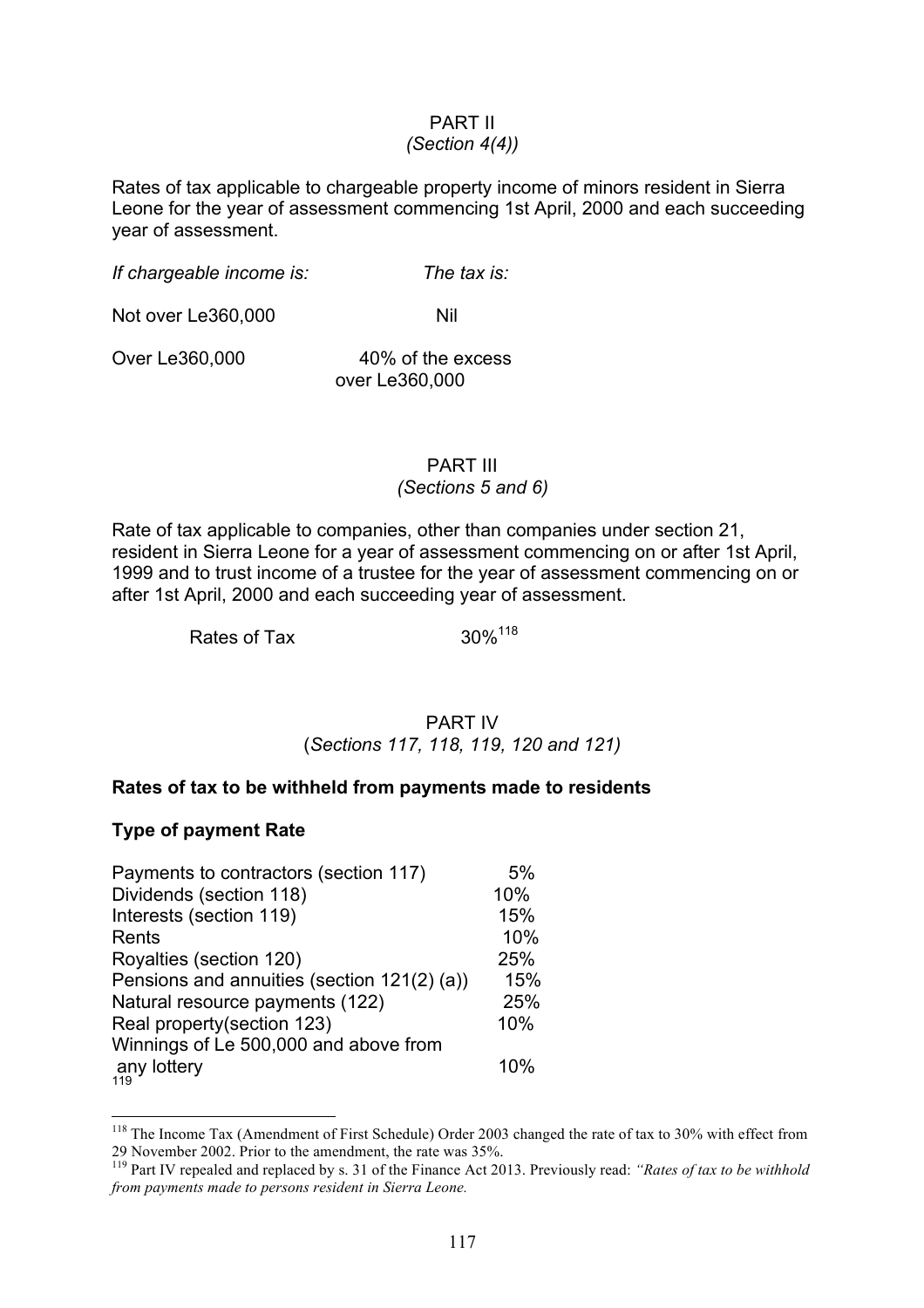## PART II
*(Section 4(4))*

Rates of tax applicable to chargeable property income of minors resident in Sierra Leone for the year of assessment commencing 1st April, 2000 and each succeeding year of assessment.

| *If chargeable income is:* | *The tax is:* |
|---|---|
| Not over Le360,000 | Nil |
| Over Le360,000 | 40% of the excess over Le360,000 |

## PART III
*(Sections 5 and 6)*

Rate of tax applicable to companies, other than companies under section 21, resident in Sierra Leone for a year of assessment commencing on or after 1st April, 1999 and to trust income of a trustee for the year of assessment commencing on or after 1st April, 2000 and each succeeding year of assessment.

Rates of Tax 30%[118]

## PART IV
(*Sections 117, 118, 119, 120 and 121)*

**Rates of tax to be withheld from payments made to residents**

| **Type of payment** | **Rate** |
|---|---|
| Payments to contractors (section 117) | 5% |
| Dividends (section 118) | 10% |
| Interests (section 119) | 15% |
| Rents | 10% |
| Royalties (section 120) | 25% |
| Pensions and annuities (section 121(2) (a)) | 15% |
| Natural resource payments (122) | 25% |
| Real property(section 123) | 10% |
| Winnings of Le 500,000 and above from any lottery | 10% |

[119]

---

[118] The Income Tax (Amendment of First Schedule) Order 2003 changed the rate of tax to 30% with effect from 29 November 2002. Prior to the amendment, the rate was 35%.

[119] Part IV repealed and replaced by s. 31 of the Finance Act 2013. Previously read: *"Rates of tax to be withhold from payments made to persons resident in Sierra Leone.*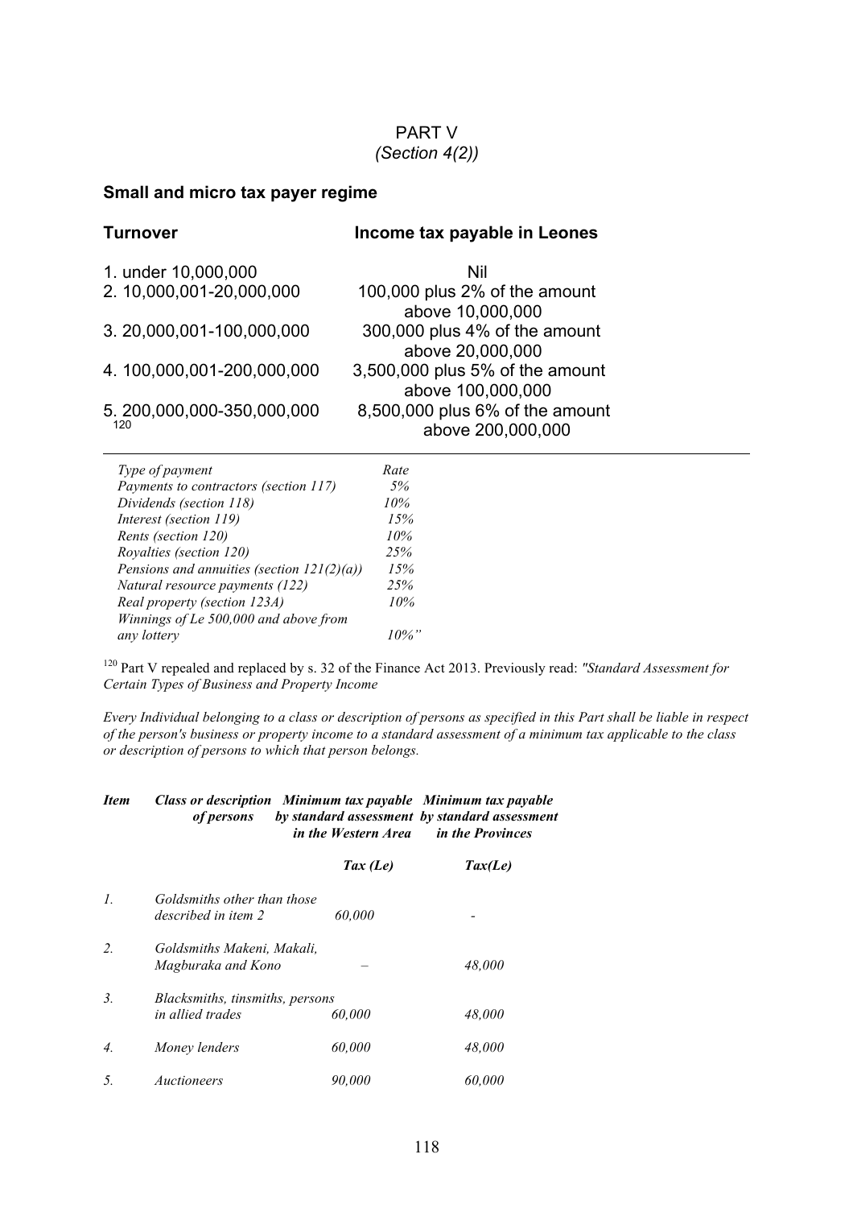PART V
*(Section 4(2))*

**Small and micro tax payer regime**

| Turnover | Income tax payable in Leones |
|---|---|
| 1. under 10,000,000 | Nil |
| 2. 10,000,001-20,000,000 | 100,000 plus 2% of the amount above 10,000,000 |
| 3. 20,000,001-100,000,000 | 300,000 plus 4% of the amount above 20,000,000 |
| 4. 100,000,001-200,000,000 | 3,500,000 plus 5% of the amount above 100,000,000 |
| 5. 200,000,000-350,000,000 [120] | 8,500,000 plus 6% of the amount above 200,000,000 |

| *Type of payment* | *Rate* |
|---|---|
| *Payments to contractors (section 117)* | *5%* |
| *Dividends (section 118)* | *10%* |
| *Interest (section 119)* | *15%* |
| *Rents (section 120)* | *10%* |
| *Royalties (section 120)* | *25%* |
| *Pensions and annuities (section 121(2)(a))* | *15%* |
| *Natural resource payments (122)* | *25%* |
| *Real property (section 123A)* | *10%* |
| *Winnings of Le 500,000 and above from any lottery* | *10%"* |

[120] Part V repealed and replaced by s. 32 of the Finance Act 2013. Previously read: *"Standard Assessment for Certain Types of Business and Property Income*

*Every Individual belonging to a class or description of persons as specified in this Part shall be liable in respect of the person's business or property income to a standard assessment of a minimum tax applicable to the class or description of persons to which that person belongs.*

| ***Item*** | ***Class or description of persons*** | ***Minimum tax payable by standard assessment in the Western Area*** | ***Minimum tax payable by standard assessment in the Provinces*** |
|---|---|---|---|
| | | ***Tax (Le)*** | ***Tax(Le)*** |
| *1.* | *Goldsmiths other than those described in item 2* | *60,000* | - |
| *2.* | *Goldsmiths Makeni, Makali, Magburaka and Kono* | – | *48,000* |
| *3.* | *Blacksmiths, tinsmiths, persons in allied trades* | *60,000* | *48,000* |
| *4.* | *Money lenders* | *60,000* | *48,000* |
| *5.* | *Auctioneers* | *90,000* | *60,000* |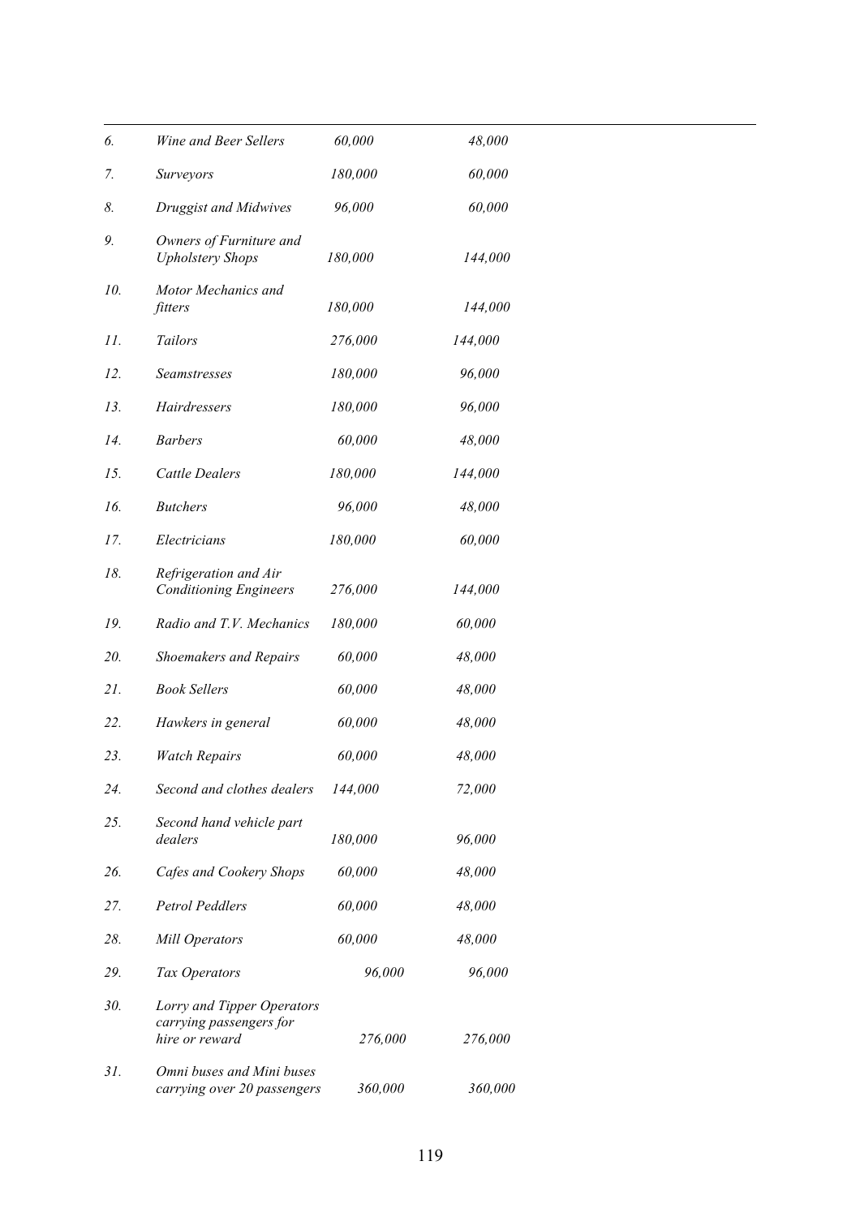| | | | |
|---|---|---|---|
| *6.* | *Wine and Beer Sellers* | *60,000* | *48,000* |
| *7.* | *Surveyors* | *180,000* | *60,000* |
| *8.* | *Druggist and Midwives* | *96,000* | *60,000* |
| *9.* | *Owners of Furniture and Upholstery Shops* | *180,000* | *144,000* |
| *10.* | *Motor Mechanics and fitters* | *180,000* | *144,000* |
| *11.* | *Tailors* | *276,000* | *144,000* |
| *12.* | *Seamstresses* | *180,000* | *96,000* |
| *13.* | *Hairdressers* | *180,000* | *96,000* |
| *14.* | *Barbers* | *60,000* | *48,000* |
| *15.* | *Cattle Dealers* | *180,000* | *144,000* |
| *16.* | *Butchers* | *96,000* | *48,000* |
| *17.* | *Electricians* | *180,000* | *60,000* |
| *18.* | *Refrigeration and Air Conditioning Engineers* | *276,000* | *144,000* |
| *19.* | *Radio and T.V. Mechanics* | *180,000* | *60,000* |
| *20.* | *Shoemakers and Repairs* | *60,000* | *48,000* |
| *21.* | *Book Sellers* | *60,000* | *48,000* |
| *22.* | *Hawkers in general* | *60,000* | *48,000* |
| *23.* | *Watch Repairs* | *60,000* | *48,000* |
| *24.* | *Second and clothes dealers* | *144,000* | *72,000* |
| *25.* | *Second hand vehicle part dealers* | *180,000* | *96,000* |
| *26.* | *Cafes and Cookery Shops* | *60,000* | *48,000* |
| *27.* | *Petrol Peddlers* | *60,000* | *48,000* |
| *28.* | *Mill Operators* | *60,000* | *48,000* |
| *29.* | *Tax Operators* | *96,000* | *96,000* |
| *30.* | *Lorry and Tipper Operators carrying passengers for hire or reward* | *276,000* | *276,000* |
| *31.* | *Omni buses and Mini buses carrying over 20 passengers* | *360,000* | *360,000* |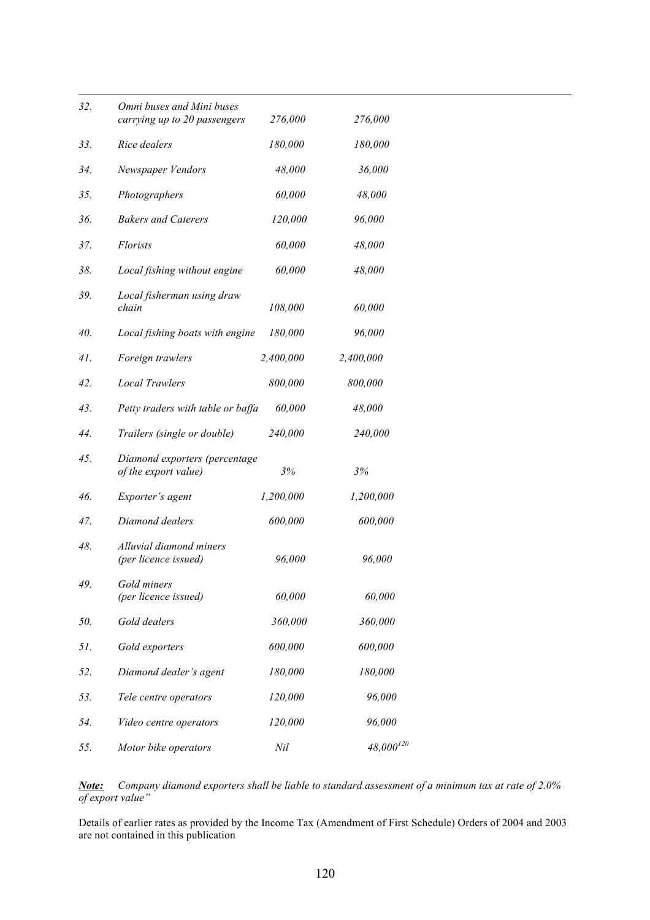| | | | |
|---|---|---|---|
| *32.* | *Omni buses and Mini buses carrying up to 20 passengers* | *276,000* | *276,000* |
| *33.* | *Rice dealers* | *180,000* | *180,000* |
| *34.* | *Newspaper Vendors* | *48,000* | *36,000* |
| *35.* | *Photographers* | *60,000* | *48,000* |
| *36.* | *Bakers and Caterers* | *120,000* | *96,000* |
| *37.* | *Florists* | *60,000* | *48,000* |
| *38.* | *Local fishing without engine* | *60,000* | *48,000* |
| *39.* | *Local fisherman using draw chain* | *108,000* | *60,000* |
| *40.* | *Local fishing boats with engine* | *180,000* | *96,000* |
| *41.* | *Foreign trawlers* | *2,400,000* | *2,400,000* |
| *42.* | *Local Trawlers* | *800,000* | *800,000* |
| *43.* | *Petty traders with table or baffa* | *60,000* | *48,000* |
| *44.* | *Trailers (single or double)* | *240,000* | *240,000* |
| *45.* | *Diamond exporters (percentage of the export value)* | *3%* | *3%* |
| *46.* | *Exporter's agent* | *1,200,000* | *1,200,000* |
| *47.* | *Diamond dealers* | *600,000* | *600,000* |
| *48.* | *Alluvial diamond miners (per licence issued)* | *96,000* | *96,000* |
| *49.* | *Gold miners (per licence issued)* | *60,000* | *60,000* |
| *50.* | *Gold dealers* | *360,000* | *360,000* |
| *51.* | *Gold exporters* | *600,000* | *600,000* |
| *52.* | *Diamond dealer's agent* | *180,000* | *180,000* |
| *53.* | *Tele centre operators* | *120,000* | *96,000* |
| *54.* | *Video centre operators* | *120,000* | *96,000* |
| *55.* | *Motor bike operators* | *Nil* | *48,000*[120] |

***Note:*** *Company diamond exporters shall be liable to standard assessment of a minimum tax at rate of 2.0% of export value"*

Details of earlier rates as provided by the Income Tax (Amendment of First Schedule) Orders of 2004 and 2003 are not contained in this publication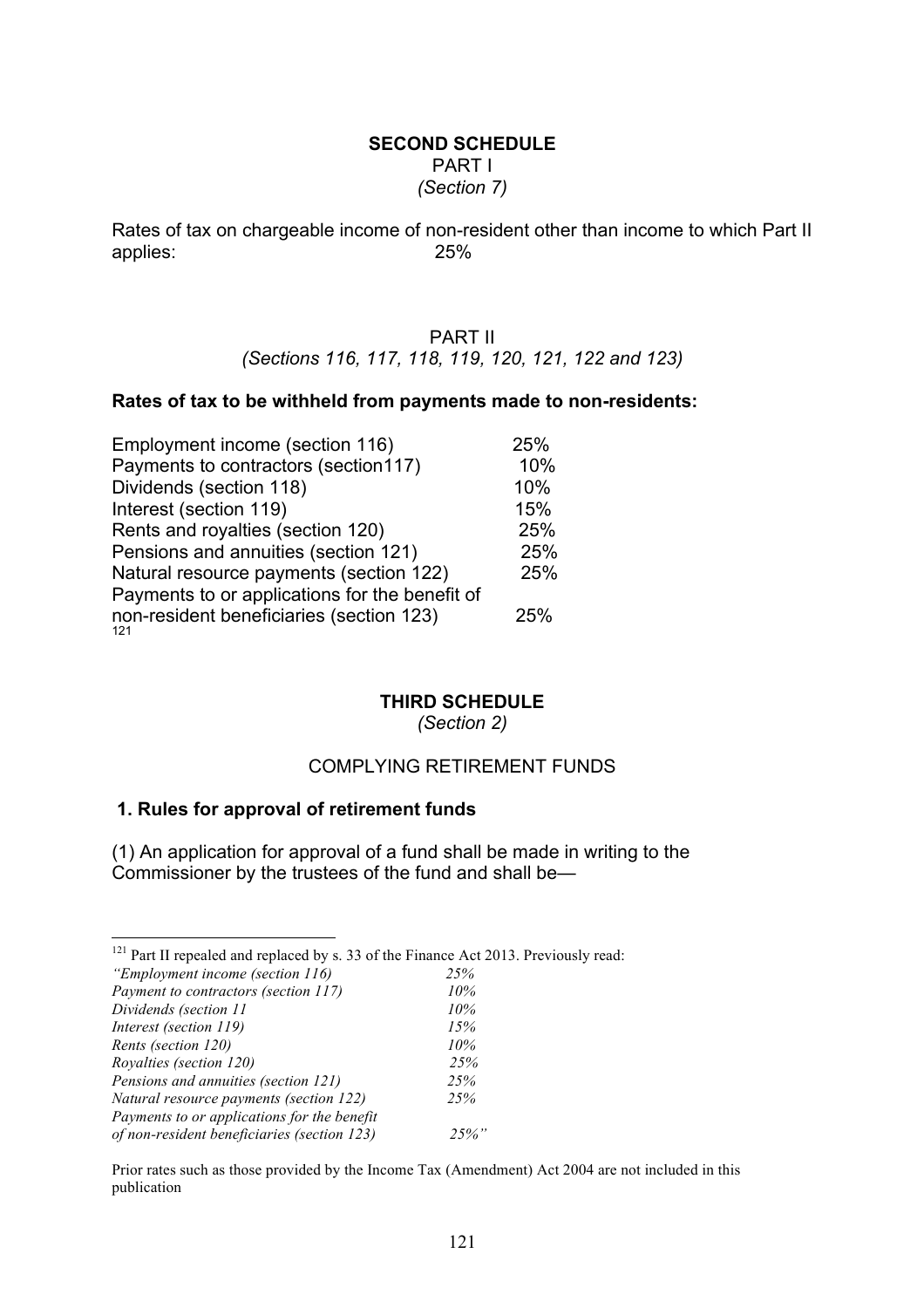## SECOND SCHEDULE

PART I

*(Section 7)*

Rates of tax on chargeable income of non-resident other than income to which Part II applies: 25%

PART II

*(Sections 116, 117, 118, 119, 120, 121, 122 and 123)*

**Rates of tax to be withheld from payments made to non-residents:**

| | |
|---|---|
| Employment income (section 116) | 25% |
| Payments to contractors (section117) | 10% |
| Dividends (section 118) | 10% |
| Interest (section 119) | 15% |
| Rents and royalties (section 120) | 25% |
| Pensions and annuities (section 121) | 25% |
| Natural resource payments (section 122) | 25% |
| Payments to or applications for the benefit of non-resident beneficiaries (section 123) [121] | 25% |

## THIRD SCHEDULE

*(Section 2)*

COMPLYING RETIREMENT FUNDS

### 1. Rules for approval of retirement funds

(1) An application for approval of a fund shall be made in writing to the Commissioner by the trustees of the fund and shall be—

---

[121] Part II repealed and replaced by s. 33 of the Finance Act 2013. Previously read:

| | |
|---|---|
| *"Employment income (section 116)* | *25%* |
| *Payment to contractors (section 117)* | *10%* |
| *Dividends (section 11* | *10%* |
| *Interest (section 119)* | *15%* |
| *Rents (section 120)* | *10%* |
| *Royalties (section 120)* | *25%* |
| *Pensions and annuities (section 121)* | *25%* |
| *Natural resource payments (section 122)* | *25%* |
| *Payments to or applications for the benefit of non-resident beneficiaries (section 123)* | *25%"* |

Prior rates such as those provided by the Income Tax (Amendment) Act 2004 are not included in this publication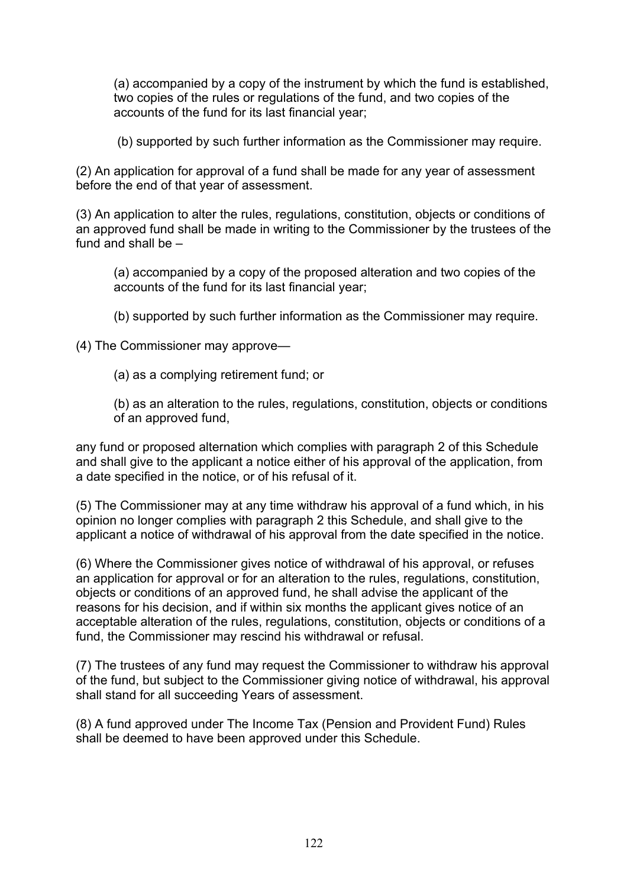(a) accompanied by a copy of the instrument by which the fund is established, two copies of the rules or regulations of the fund, and two copies of the accounts of the fund for its last financial year;

(b) supported by such further information as the Commissioner may require.

(2) An application for approval of a fund shall be made for any year of assessment before the end of that year of assessment.

(3) An application to alter the rules, regulations, constitution, objects or conditions of an approved fund shall be made in writing to the Commissioner by the trustees of the fund and shall be –

(a) accompanied by a copy of the proposed alteration and two copies of the accounts of the fund for its last financial year;

(b) supported by such further information as the Commissioner may require.

(4) The Commissioner may approve—

(a) as a complying retirement fund; or

(b) as an alteration to the rules, regulations, constitution, objects or conditions of an approved fund,

any fund or proposed alternation which complies with paragraph 2 of this Schedule and shall give to the applicant a notice either of his approval of the application, from a date specified in the notice, or of his refusal of it.

(5) The Commissioner may at any time withdraw his approval of a fund which, in his opinion no longer complies with paragraph 2 this Schedule, and shall give to the applicant a notice of withdrawal of his approval from the date specified in the notice.

(6) Where the Commissioner gives notice of withdrawal of his approval, or refuses an application for approval or for an alteration to the rules, regulations, constitution, objects or conditions of an approved fund, he shall advise the applicant of the reasons for his decision, and if within six months the applicant gives notice of an acceptable alteration of the rules, regulations, constitution, objects or conditions of a fund, the Commissioner may rescind his withdrawal or refusal.

(7) The trustees of any fund may request the Commissioner to withdraw his approval of the fund, but subject to the Commissioner giving notice of withdrawal, his approval shall stand for all succeeding Years of assessment.

(8) A fund approved under The Income Tax (Pension and Provident Fund) Rules shall be deemed to have been approved under this Schedule.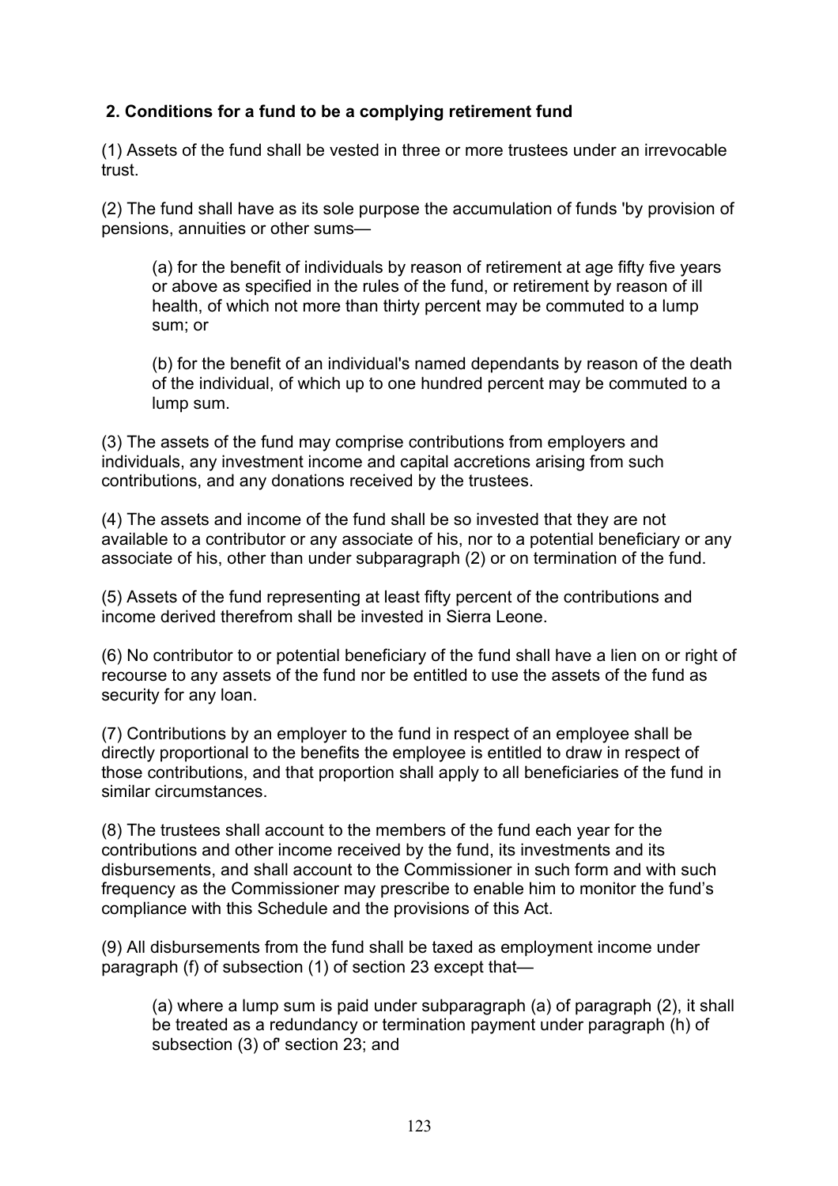## 2. Conditions for a fund to be a complying retirement fund

(1) Assets of the fund shall be vested in three or more trustees under an irrevocable trust.

(2) The fund shall have as its sole purpose the accumulation of funds 'by provision of pensions, annuities or other sums—

> (a) for the benefit of individuals by reason of retirement at age fifty five years or above as specified in the rules of the fund, or retirement by reason of ill health, of which not more than thirty percent may be commuted to a lump sum; or
>
> (b) for the benefit of an individual's named dependants by reason of the death of the individual, of which up to one hundred percent may be commuted to a lump sum.

(3) The assets of the fund may comprise contributions from employers and individuals, any investment income and capital accretions arising from such contributions, and any donations received by the trustees.

(4) The assets and income of the fund shall be so invested that they are not available to a contributor or any associate of his, nor to a potential beneficiary or any associate of his, other than under subparagraph (2) or on termination of the fund.

(5) Assets of the fund representing at least fifty percent of the contributions and income derived therefrom shall be invested in Sierra Leone.

(6) No contributor to or potential beneficiary of the fund shall have a lien on or right of recourse to any assets of the fund nor be entitled to use the assets of the fund as security for any loan.

(7) Contributions by an employer to the fund in respect of an employee shall be directly proportional to the benefits the employee is entitled to draw in respect of those contributions, and that proportion shall apply to all beneficiaries of the fund in similar circumstances.

(8) The trustees shall account to the members of the fund each year for the contributions and other income received by the fund, its investments and its disbursements, and shall account to the Commissioner in such form and with such frequency as the Commissioner may prescribe to enable him to monitor the fund's compliance with this Schedule and the provisions of this Act.

(9) All disbursements from the fund shall be taxed as employment income under paragraph (f) of subsection (1) of section 23 except that—

> (a) where a lump sum is paid under subparagraph (a) of paragraph (2), it shall be treated as a redundancy or termination payment under paragraph (h) of subsection (3) of' section 23; and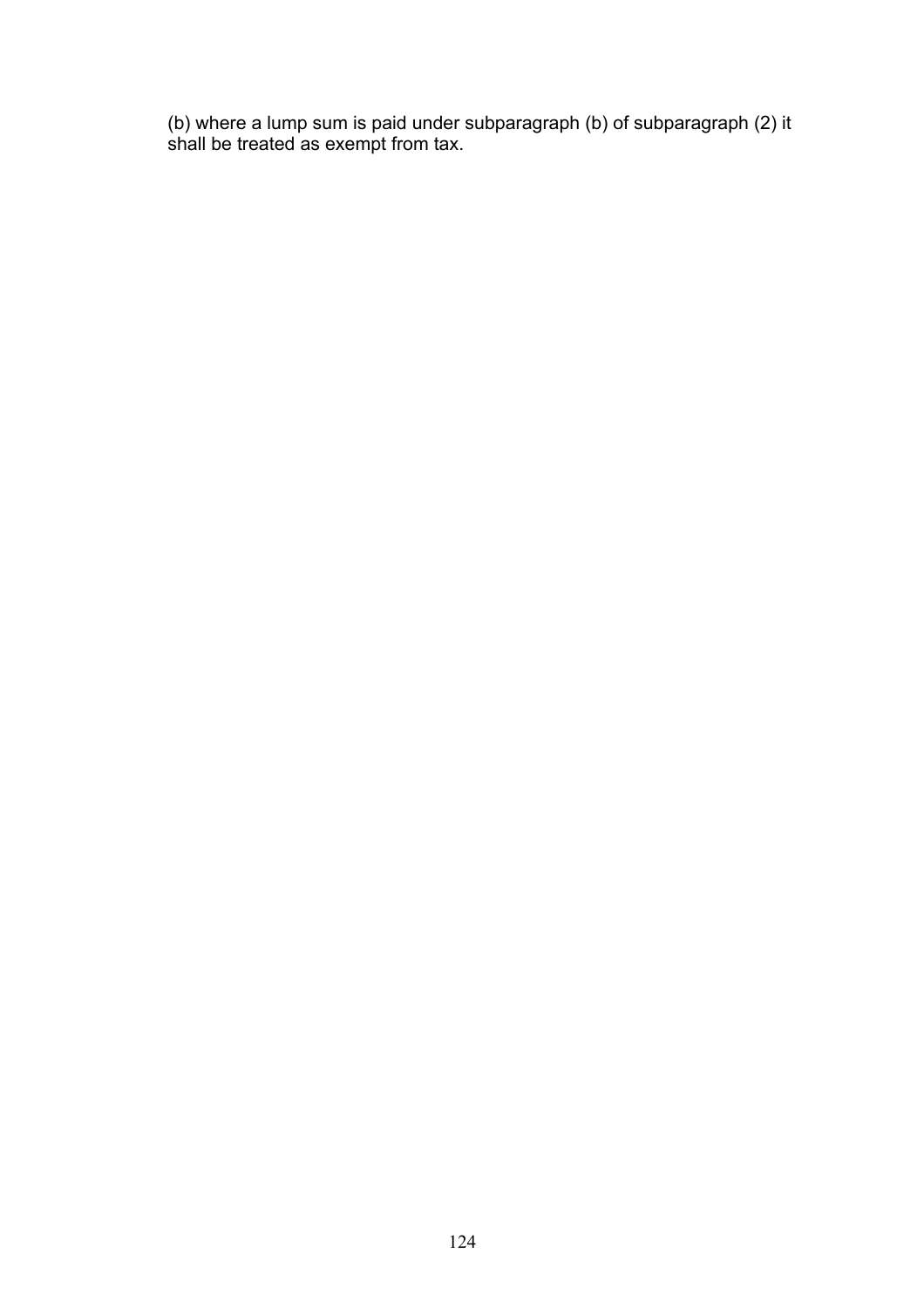(b) where a lump sum is paid under subparagraph (b) of subparagraph (2) it shall be treated as exempt from tax.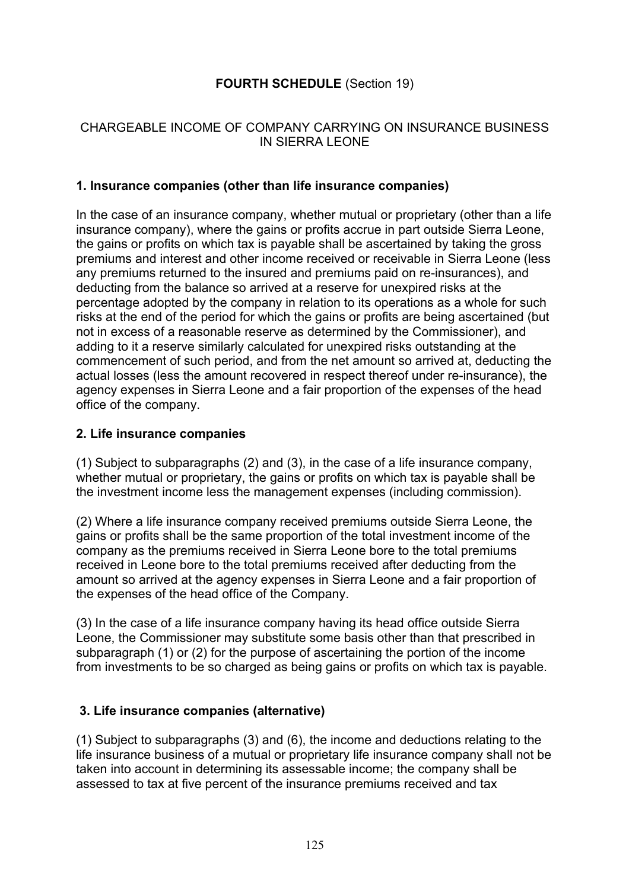**FOURTH SCHEDULE** (Section 19)

CHARGEABLE INCOME OF COMPANY CARRYING ON INSURANCE BUSINESS IN SIERRA LEONE

**1. Insurance companies (other than life insurance companies)**

In the case of an insurance company, whether mutual or proprietary (other than a life insurance company), where the gains or profits accrue in part outside Sierra Leone, the gains or profits on which tax is payable shall be ascertained by taking the gross premiums and interest and other income received or receivable in Sierra Leone (less any premiums returned to the insured and premiums paid on re-insurances), and deducting from the balance so arrived at a reserve for unexpired risks at the percentage adopted by the company in relation to its operations as a whole for such risks at the end of the period for which the gains or profits are being ascertained (but not in excess of a reasonable reserve as determined by the Commissioner), and adding to it a reserve similarly calculated for unexpired risks outstanding at the commencement of such period, and from the net amount so arrived at, deducting the actual losses (less the amount recovered in respect thereof under re-insurance), the agency expenses in Sierra Leone and a fair proportion of the expenses of the head office of the company.

**2. Life insurance companies**

(1) Subject to subparagraphs (2) and (3), in the case of a life insurance company, whether mutual or proprietary, the gains or profits on which tax is payable shall be the investment income less the management expenses (including commission).

(2) Where a life insurance company received premiums outside Sierra Leone, the gains or profits shall be the same proportion of the total investment income of the company as the premiums received in Sierra Leone bore to the total premiums received in Leone bore to the total premiums received after deducting from the amount so arrived at the agency expenses in Sierra Leone and a fair proportion of the expenses of the head office of the Company.

(3) In the case of a life insurance company having its head office outside Sierra Leone, the Commissioner may substitute some basis other than that prescribed in subparagraph (1) or (2) for the purpose of ascertaining the portion of the income from investments to be so charged as being gains or profits on which tax is payable.

**3. Life insurance companies (alternative)**

(1) Subject to subparagraphs (3) and (6), the income and deductions relating to the life insurance business of a mutual or proprietary life insurance company shall not be taken into account in determining its assessable income; the company shall be assessed to tax at five percent of the insurance premiums received and tax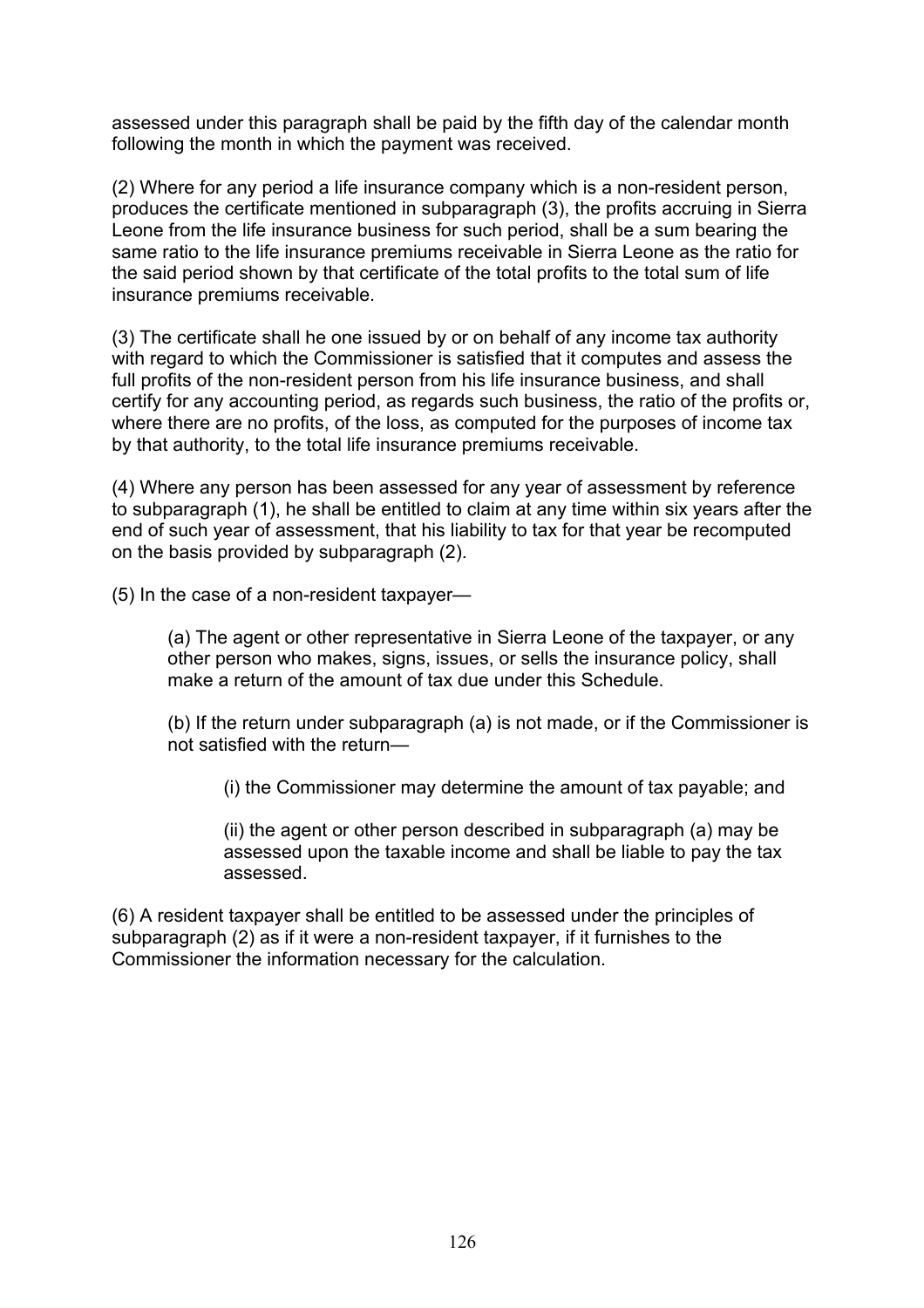assessed under this paragraph shall be paid by the fifth day of the calendar month following the month in which the payment was received.

(2) Where for any period a life insurance company which is a non-resident person, produces the certificate mentioned in subparagraph (3), the profits accruing in Sierra Leone from the life insurance business for such period, shall be a sum bearing the same ratio to the life insurance premiums receivable in Sierra Leone as the ratio for the said period shown by that certificate of the total profits to the total sum of life insurance premiums receivable.

(3) The certificate shall he one issued by or on behalf of any income tax authority with regard to which the Commissioner is satisfied that it computes and assess the full profits of the non-resident person from his life insurance business, and shall certify for any accounting period, as regards such business, the ratio of the profits or, where there are no profits, of the loss, as computed for the purposes of income tax by that authority, to the total life insurance premiums receivable.

(4) Where any person has been assessed for any year of assessment by reference to subparagraph (1), he shall be entitled to claim at any time within six years after the end of such year of assessment, that his liability to tax for that year be recomputed on the basis provided by subparagraph (2).

(5) In the case of a non-resident taxpayer—

> (a) The agent or other representative in Sierra Leone of the taxpayer, or any other person who makes, signs, issues, or sells the insurance policy, shall make a return of the amount of tax due under this Schedule.
>
> (b) If the return under subparagraph (a) is not made, or if the Commissioner is not satisfied with the return—
>
> > (i) the Commissioner may determine the amount of tax payable; and
> >
> > (ii) the agent or other person described in subparagraph (a) may be assessed upon the taxable income and shall be liable to pay the tax assessed.

(6) A resident taxpayer shall be entitled to be assessed under the principles of subparagraph (2) as if it were a non-resident taxpayer, if it furnishes to the Commissioner the information necessary for the calculation.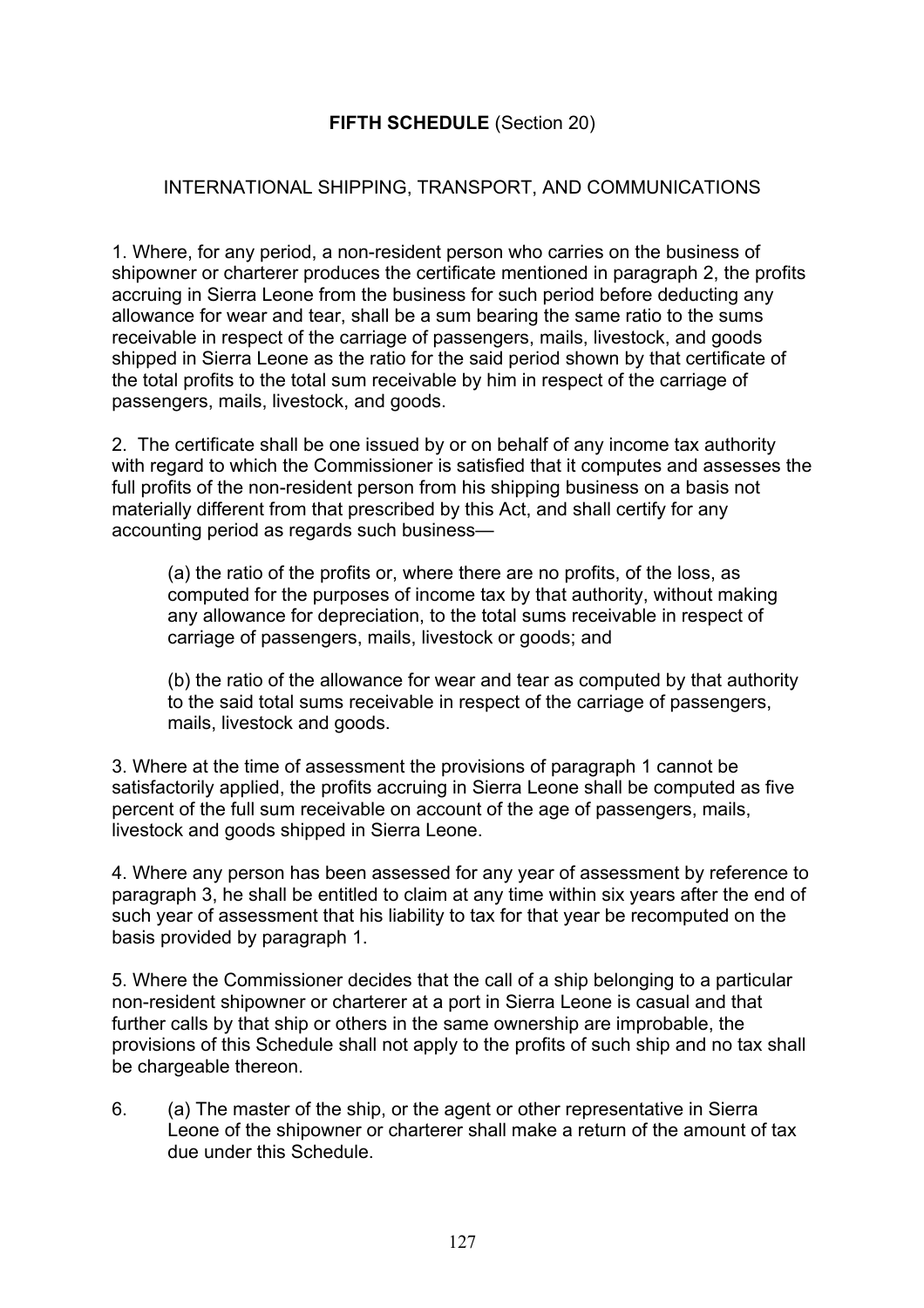**FIFTH SCHEDULE** (Section 20)

INTERNATIONAL SHIPPING, TRANSPORT, AND COMMUNICATIONS

1. Where, for any period, a non-resident person who carries on the business of shipowner or charterer produces the certificate mentioned in paragraph 2, the profits accruing in Sierra Leone from the business for such period before deducting any allowance for wear and tear, shall be a sum bearing the same ratio to the sums receivable in respect of the carriage of passengers, mails, livestock, and goods shipped in Sierra Leone as the ratio for the said period shown by that certificate of the total profits to the total sum receivable by him in respect of the carriage of passengers, mails, livestock, and goods.

2. The certificate shall be one issued by or on behalf of any income tax authority with regard to which the Commissioner is satisfied that it computes and assesses the full profits of the non-resident person from his shipping business on a basis not materially different from that prescribed by this Act, and shall certify for any accounting period as regards such business—

(a) the ratio of the profits or, where there are no profits, of the loss, as computed for the purposes of income tax by that authority, without making any allowance for depreciation, to the total sums receivable in respect of carriage of passengers, mails, livestock or goods; and

(b) the ratio of the allowance for wear and tear as computed by that authority to the said total sums receivable in respect of the carriage of passengers, mails, livestock and goods.

3. Where at the time of assessment the provisions of paragraph 1 cannot be satisfactorily applied, the profits accruing in Sierra Leone shall be computed as five percent of the full sum receivable on account of the age of passengers, mails, livestock and goods shipped in Sierra Leone.

4. Where any person has been assessed for any year of assessment by reference to paragraph 3, he shall be entitled to claim at any time within six years after the end of such year of assessment that his liability to tax for that year be recomputed on the basis provided by paragraph 1.

5. Where the Commissioner decides that the call of a ship belonging to a particular non-resident shipowner or charterer at a port in Sierra Leone is casual and that further calls by that ship or others in the same ownership are improbable, the provisions of this Schedule shall not apply to the profits of such ship and no tax shall be chargeable thereon.

6. (a) The master of the ship, or the agent or other representative in Sierra Leone of the shipowner or charterer shall make a return of the amount of tax due under this Schedule.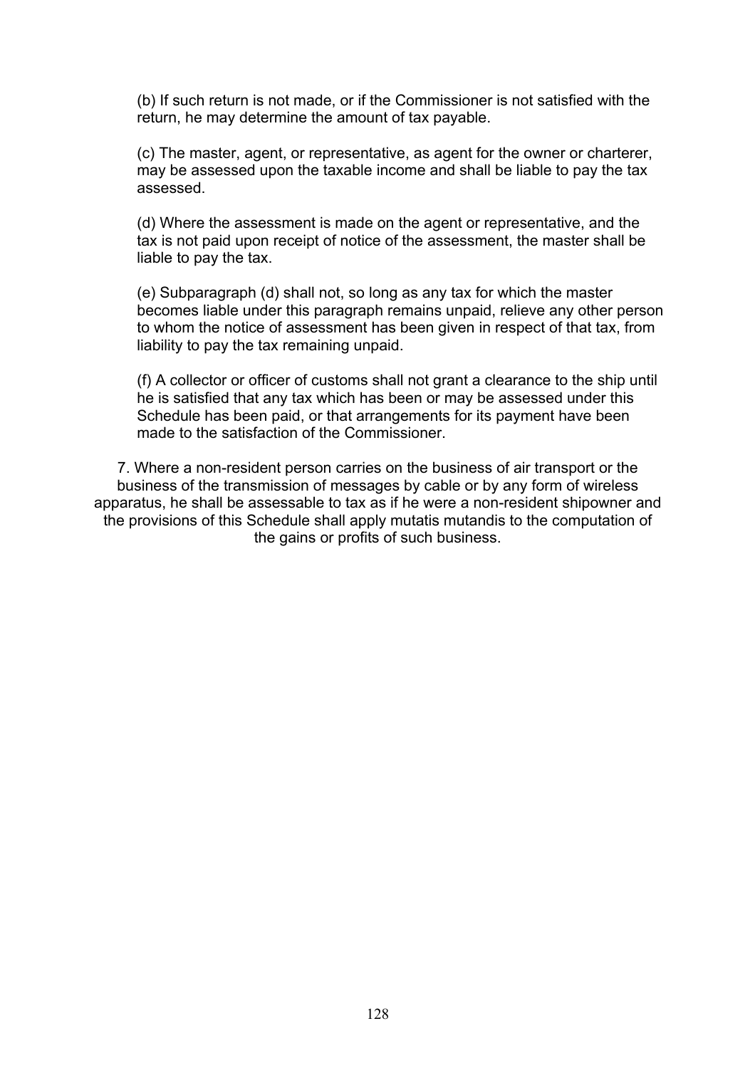(b) If such return is not made, or if the Commissioner is not satisfied with the return, he may determine the amount of tax payable.

(c) The master, agent, or representative, as agent for the owner or charterer, may be assessed upon the taxable income and shall be liable to pay the tax assessed.

(d) Where the assessment is made on the agent or representative, and the tax is not paid upon receipt of notice of the assessment, the master shall be liable to pay the tax.

(e) Subparagraph (d) shall not, so long as any tax for which the master becomes liable under this paragraph remains unpaid, relieve any other person to whom the notice of assessment has been given in respect of that tax, from liability to pay the tax remaining unpaid.

(f) A collector or officer of customs shall not grant a clearance to the ship until he is satisfied that any tax which has been or may be assessed under this Schedule has been paid, or that arrangements for its payment have been made to the satisfaction of the Commissioner.

7. Where a non-resident person carries on the business of air transport or the business of the transmission of messages by cable or by any form of wireless apparatus, he shall be assessable to tax as if he were a non-resident shipowner and the provisions of this Schedule shall apply mutatis mutandis to the computation of the gains or profits of such business.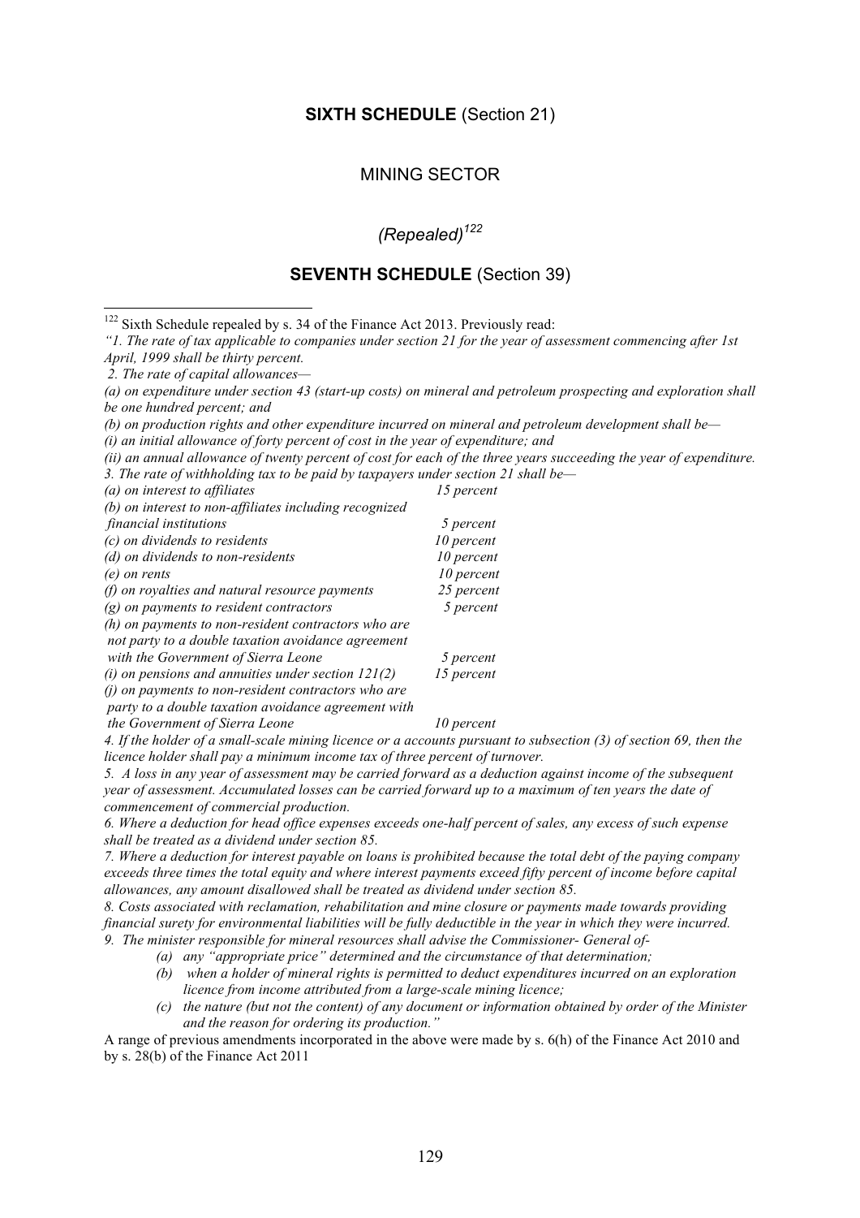## **SIXTH SCHEDULE** (Section 21)

### MINING SECTOR

*(Repealed)*[122]

## **SEVENTH SCHEDULE** (Section 39)

---

[122] Sixth Schedule repealed by s. 34 of the Finance Act 2013. Previously read:

*"1. The rate of tax applicable to companies under section 21 for the year of assessment commencing after 1st April, 1999 shall be thirty percent.*

*2. The rate of capital allowances—*

*(a) on expenditure under section 43 (start-up costs) on mineral and petroleum prospecting and exploration shall be one hundred percent; and*

*(b) on production rights and other expenditure incurred on mineral and petroleum development shall be—*

*(i) an initial allowance of forty percent of cost in the year of expenditure; and*

*(ii) an annual allowance of twenty percent of cost for each of the three years succeeding the year of expenditure.*

*3. The rate of withholding tax to be paid by taxpayers under section 21 shall be—*

| | |
|---|---|
| *(a) on interest to affiliates* | *15 percent* |
| *(b) on interest to non-affiliates including recognized financial institutions* | *5 percent* |
| *(c) on dividends to residents* | *10 percent* |
| *(d) on dividends to non-residents* | *10 percent* |
| *(e) on rents* | *10 percent* |
| *(f) on royalties and natural resource payments* | *25 percent* |
| *(g) on payments to resident contractors* | *5 percent* |
| *(h) on payments to non-resident contractors who are not party to a double taxation avoidance agreement with the Government of Sierra Leone* | *5 percent* |
| *(i) on pensions and annuities under section 121(2)* | *15 percent* |
| *(j) on payments to non-resident contractors who are party to a double taxation avoidance agreement with the Government of Sierra Leone* | *10 percent* |

*4. If the holder of a small-scale mining licence or a accounts pursuant to subsection (3) of section 69, then the licence holder shall pay a minimum income tax of three percent of turnover.*

*5. A loss in any year of assessment may be carried forward as a deduction against income of the subsequent year of assessment. Accumulated losses can be carried forward up to a maximum of ten years the date of commencement of commercial production.*

*6. Where a deduction for head office expenses exceeds one-half percent of sales, any excess of such expense shall be treated as a dividend under section 85.*

*7. Where a deduction for interest payable on loans is prohibited because the total debt of the paying company exceeds three times the total equity and where interest payments exceed fifty percent of income before capital allowances, any amount disallowed shall be treated as dividend under section 85.*

*8. Costs associated with reclamation, rehabilitation and mine closure or payments made towards providing financial surety for environmental liabilities will be fully deductible in the year in which they were incurred.*

*9. The minister responsible for mineral resources shall advise the Commissioner- General of-*

*(a) any "appropriate price" determined and the circumstance of that determination;*

*(b) when a holder of mineral rights is permitted to deduct expenditures incurred on an exploration licence from income attributed from a large-scale mining licence;*

*(c) the nature (but not the content) of any document or information obtained by order of the Minister and the reason for ordering its production."*

A range of previous amendments incorporated in the above were made by s. 6(h) of the Finance Act 2010 and by s. 28(b) of the Finance Act 2011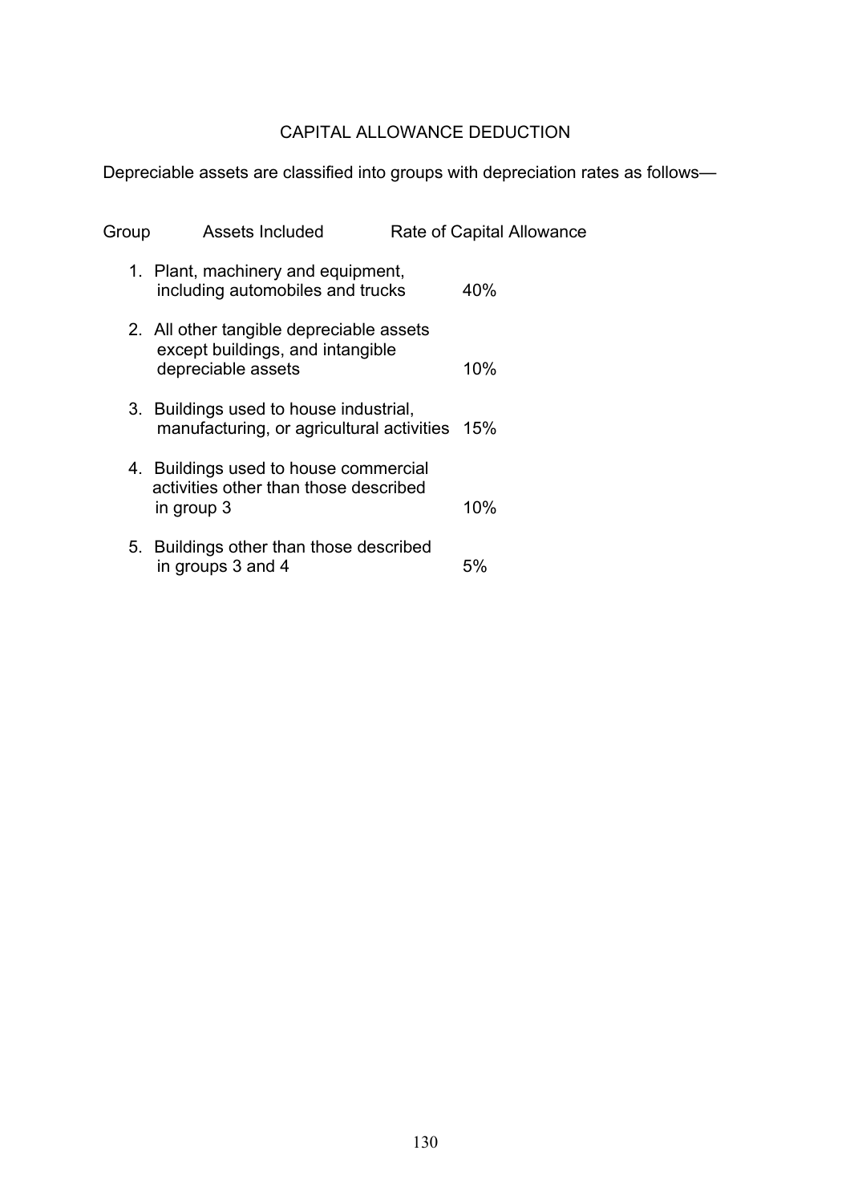## CAPITAL ALLOWANCE DEDUCTION

Depreciable assets are classified into groups with depreciation rates as follows—

| Group | Assets Included | Rate of Capital Allowance |
|---|---|---|
| 1. | Plant, machinery and equipment, including automobiles and trucks | 40% |
| 2. | All other tangible depreciable assets except buildings, and intangible depreciable assets | 10% |
| 3. | Buildings used to house industrial, manufacturing, or agricultural activities | 15% |
| 4. | Buildings used to house commercial activities other than those described in group 3 | 10% |
| 5. | Buildings other than those described in groups 3 and 4 | 5% |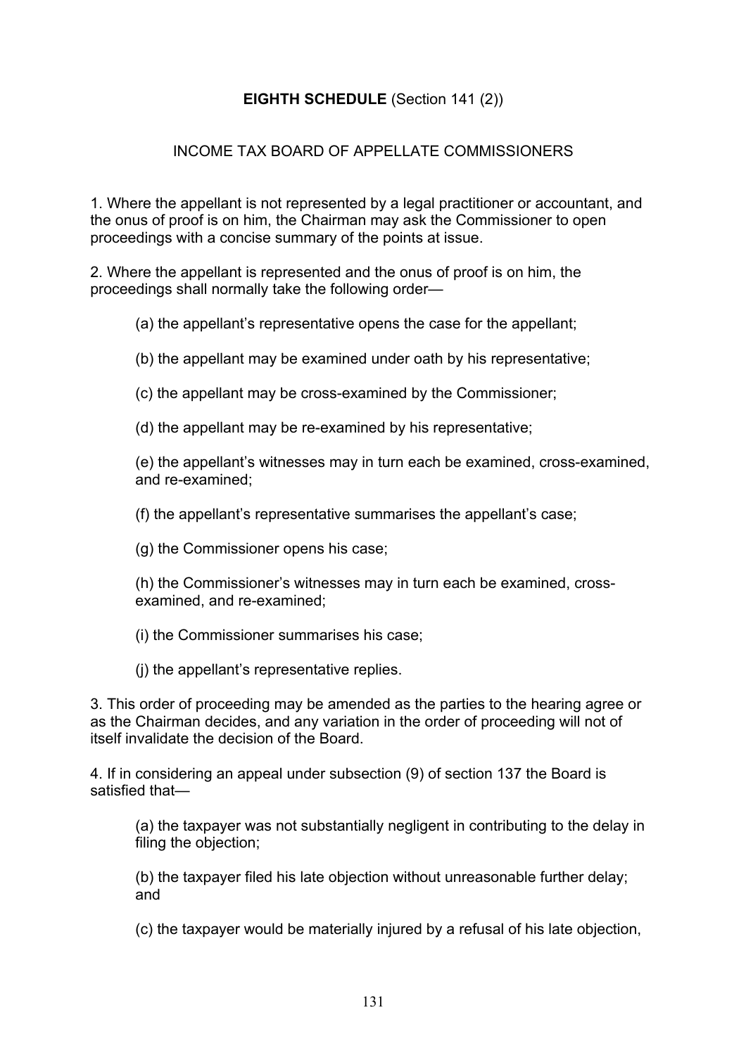## **EIGHTH SCHEDULE** (Section 141 (2))

### INCOME TAX BOARD OF APPELLATE COMMISSIONERS

1. Where the appellant is not represented by a legal practitioner or accountant, and the onus of proof is on him, the Chairman may ask the Commissioner to open proceedings with a concise summary of the points at issue.

2. Where the appellant is represented and the onus of proof is on him, the proceedings shall normally take the following order—

   (a) the appellant's representative opens the case for the appellant;

   (b) the appellant may be examined under oath by his representative;

   (c) the appellant may be cross-examined by the Commissioner;

   (d) the appellant may be re-examined by his representative;

   (e) the appellant's witnesses may in turn each be examined, cross-examined, and re-examined;

   (f) the appellant's representative summarises the appellant's case;

   (g) the Commissioner opens his case;

   (h) the Commissioner's witnesses may in turn each be examined, cross-examined, and re-examined;

   (i) the Commissioner summarises his case;

   (j) the appellant's representative replies.

3. This order of proceeding may be amended as the parties to the hearing agree or as the Chairman decides, and any variation in the order of proceeding will not of itself invalidate the decision of the Board.

4. If in considering an appeal under subsection (9) of section 137 the Board is satisfied that—

   (a) the taxpayer was not substantially negligent in contributing to the delay in filing the objection;

   (b) the taxpayer filed his late objection without unreasonable further delay; and

   (c) the taxpayer would be materially injured by a refusal of his late objection,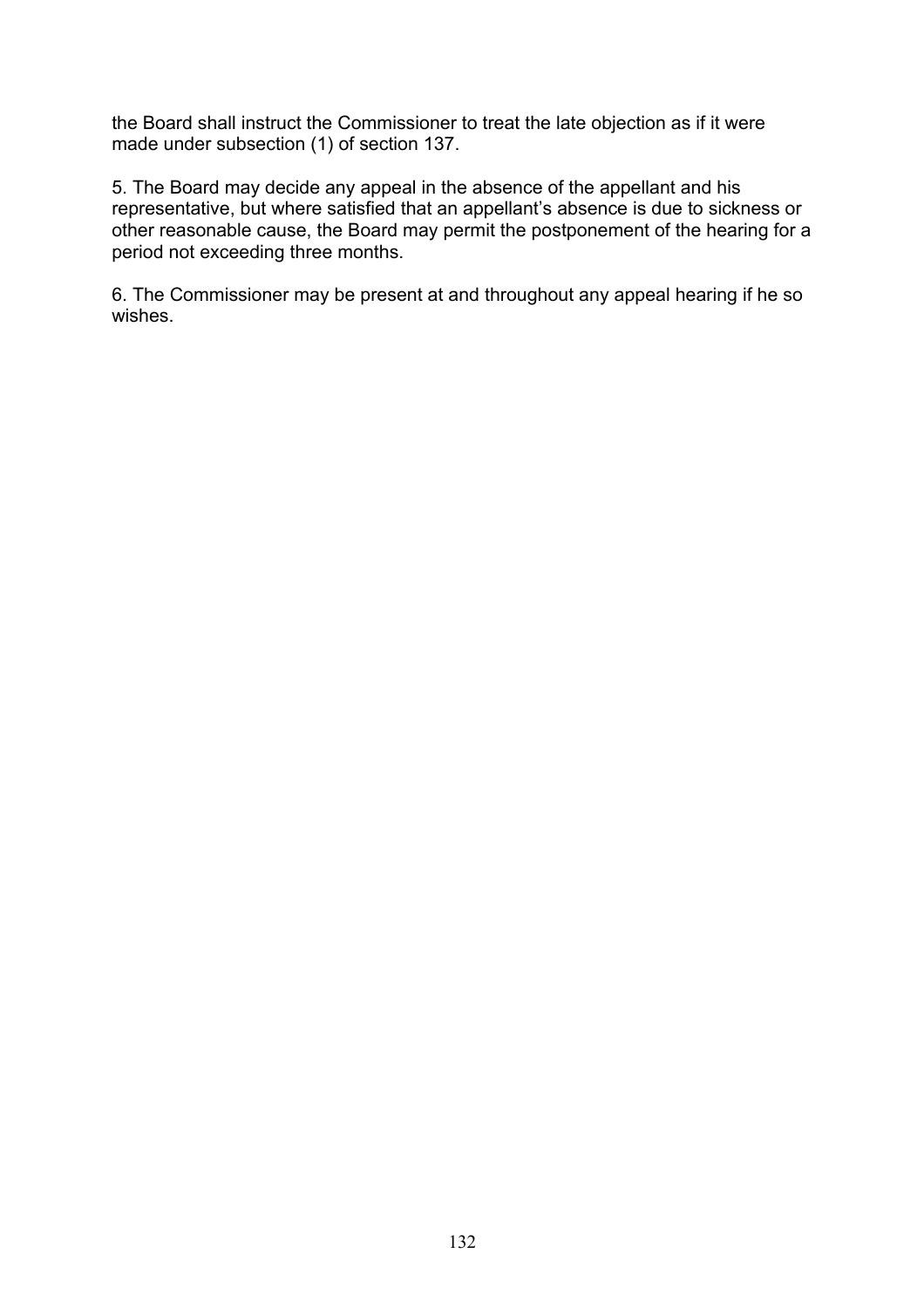the Board shall instruct the Commissioner to treat the late objection as if it were made under subsection (1) of section 137.

5. The Board may decide any appeal in the absence of the appellant and his representative, but where satisfied that an appellant's absence is due to sickness or other reasonable cause, the Board may permit the postponement of the hearing for a period not exceeding three months.

6. The Commissioner may be present at and throughout any appeal hearing if he so wishes.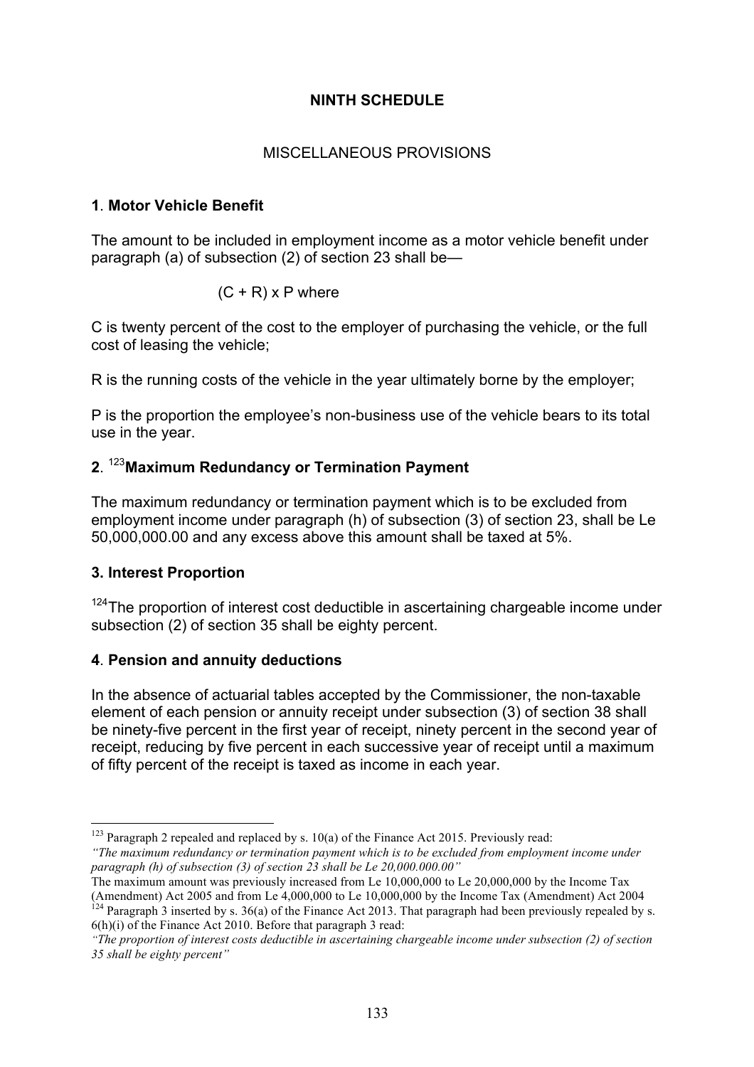# NINTH SCHEDULE

## MISCELLANEOUS PROVISIONS

**1**. **Motor Vehicle Benefit**

The amount to be included in employment income as a motor vehicle benefit under paragraph (a) of subsection (2) of section 23 shall be—

$(C + R) \times P$ where

C is twenty percent of the cost to the employer of purchasing the vehicle, or the full cost of leasing the vehicle;

R is the running costs of the vehicle in the year ultimately borne by the employer;

P is the proportion the employee's non-business use of the vehicle bears to its total use in the year.

**2**. [123]**Maximum Redundancy or Termination Payment**

The maximum redundancy or termination payment which is to be excluded from employment income under paragraph (h) of subsection (3) of section 23, shall be Le 50,000,000.00 and any excess above this amount shall be taxed at 5%.

**3. Interest Proportion**

[124]The proportion of interest cost deductible in ascertaining chargeable income under subsection (2) of section 35 shall be eighty percent.

**4**. **Pension and annuity deductions**

In the absence of actuarial tables accepted by the Commissioner, the non-taxable element of each pension or annuity receipt under subsection (3) of section 38 shall be ninety-five percent in the first year of receipt, ninety percent in the second year of receipt, reducing by five percent in each successive year of receipt until a maximum of fifty percent of the receipt is taxed as income in each year.

---

[123] Paragraph 2 repealed and replaced by s. 10(a) of the Finance Act 2015. Previously read:
*"The maximum redundancy or termination payment which is to be excluded from employment income under paragraph (h) of subsection (3) of section 23 shall be Le 20,000.000.00"*
The maximum amount was previously increased from Le 10,000,000 to Le 20,000,000 by the Income Tax (Amendment) Act 2005 and from Le 4,000,000 to Le 10,000,000 by the Income Tax (Amendment) Act 2004

[124] Paragraph 3 inserted by s. 36(a) of the Finance Act 2013. That paragraph had been previously repealed by s. 6(h)(i) of the Finance Act 2010. Before that paragraph 3 read:
*"The proportion of interest costs deductible in ascertaining chargeable income under subsection (2) of section 35 shall be eighty percent"*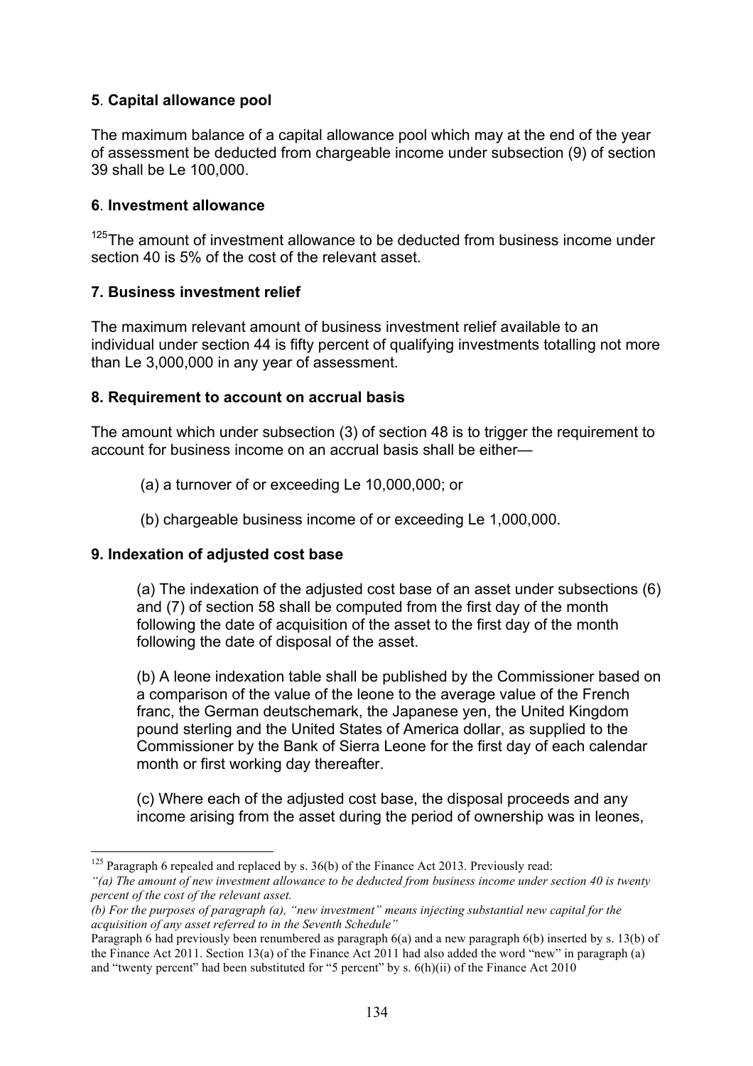**5**. **Capital allowance pool**

The maximum balance of a capital allowance pool which may at the end of the year of assessment be deducted from chargeable income under subsection (9) of section 39 shall be Le 100,000.

**6**. **Investment allowance**

[125]The amount of investment allowance to be deducted from business income under section 40 is 5% of the cost of the relevant asset.

**7. Business investment relief**

The maximum relevant amount of business investment relief available to an individual under section 44 is fifty percent of qualifying investments totalling not more than Le 3,000,000 in any year of assessment.

**8. Requirement to account on accrual basis**

The amount which under subsection (3) of section 48 is to trigger the requirement to account for business income on an accrual basis shall be either—

(a) a turnover of or exceeding Le 10,000,000; or

(b) chargeable business income of or exceeding Le 1,000,000.

**9. Indexation of adjusted cost base**

(a) The indexation of the adjusted cost base of an asset under subsections (6) and (7) of section 58 shall be computed from the first day of the month following the date of acquisition of the asset to the first day of the month following the date of disposal of the asset.

(b) A leone indexation table shall be published by the Commissioner based on a comparison of the value of the leone to the average value of the French franc, the German deutschemark, the Japanese yen, the United Kingdom pound sterling and the United States of America dollar, as supplied to the Commissioner by the Bank of Sierra Leone for the first day of each calendar month or first working day thereafter.

(c) Where each of the adjusted cost base, the disposal proceeds and any income arising from the asset during the period of ownership was in leones,

---

[125] Paragraph 6 repealed and replaced by s. 36(b) of the Finance Act 2013. Previously read:
*"(a) The amount of new investment allowance to be deducted from business income under section 40 is twenty percent of the cost of the relevant asset.*
*(b) For the purposes of paragraph (a), "new investment" means injecting substantial new capital for the acquisition of any asset referred to in the Seventh Schedule"*
Paragraph 6 had previously been renumbered as paragraph 6(a) and a new paragraph 6(b) inserted by s. 13(b) of the Finance Act 2011. Section 13(a) of the Finance Act 2011 had also added the word "new" in paragraph (a) and "twenty percent" had been substituted for "5 percent" by s. 6(h)(ii) of the Finance Act 2010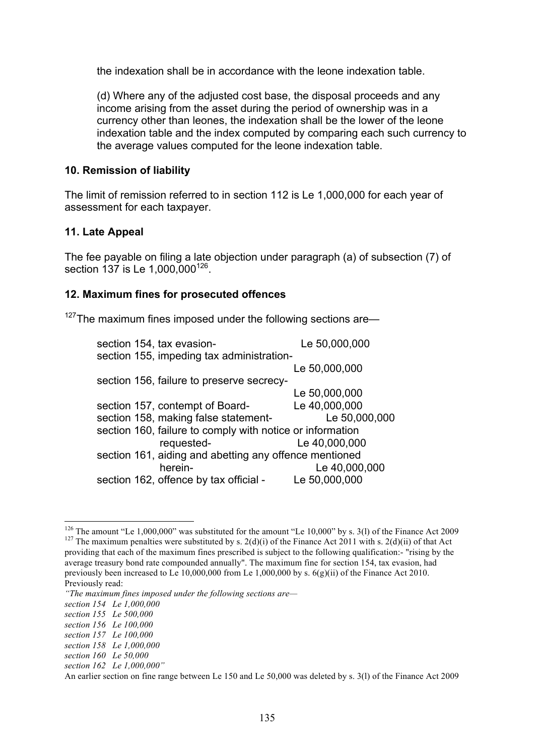the indexation shall be in accordance with the leone indexation table.

(d) Where any of the adjusted cost base, the disposal proceeds and any income arising from the asset during the period of ownership was in a currency other than leones, the indexation shall be the lower of the leone indexation table and the index computed by comparing each such currency to the average values computed for the leone indexation table.

**10. Remission of liability**

The limit of remission referred to in section 112 is Le 1,000,000 for each year of assessment for each taxpayer.

**11. Late Appeal**

The fee payable on filing a late objection under paragraph (a) of subsection (7) of section 137 is Le 1,000,000[126].

**12. Maximum fines for prosecuted offences**

[127]The maximum fines imposed under the following sections are—

| | |
|---|---|
| section 154, tax evasion- | Le 50,000,000 |
| section 155, impeding tax administration- | Le 50,000,000 |
| section 156, failure to preserve secrecy- | Le 50,000,000 |
| section 157, contempt of Board- | Le 40,000,000 |
| section 158, making false statement- | Le 50,000,000 |
| section 160, failure to comply with notice or information requested- | Le 40,000,000 |
| section 161, aiding and abetting any offence mentioned herein- | Le 40,000,000 |
| section 162, offence by tax official - | Le 50,000,000 |

---

[126] The amount "Le 1,000,000" was substituted for the amount "Le 10,000" by s. 3(l) of the Finance Act 2009

[127] The maximum penalties were substituted by s. 2(d)(i) of the Finance Act 2011 with s. 2(d)(ii) of that Act providing that each of the maximum fines prescribed is subject to the following qualification:- "rising by the average treasury bond rate compounded annually". The maximum fine for section 154, tax evasion, had previously been increased to Le 10,000,000 from Le 1,000,000 by s. 6(g)(ii) of the Finance Act 2010. Previously read:

*"The maximum fines imposed under the following sections are—*
*section 154 Le 1,000,000*
*section 155 Le 500,000*
*section 156 Le 100,000*
*section 157 Le 100,000*
*section 158 Le 1,000,000*
*section 160 Le 50,000*
*section 162 Le 1,000,000"*

An earlier section on fine range between Le 150 and Le 50,000 was deleted by s. 3(l) of the Finance Act 2009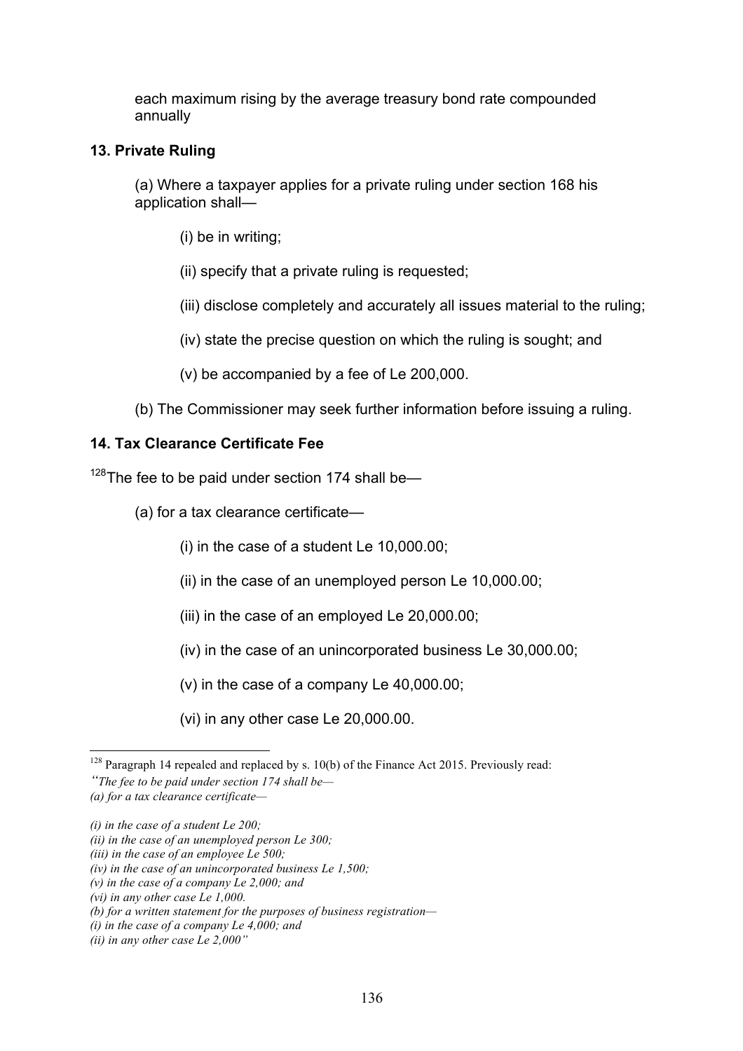each maximum rising by the average treasury bond rate compounded annually

## 13. Private Ruling

(a) Where a taxpayer applies for a private ruling under section 168 his application shall—

(i) be in writing;

(ii) specify that a private ruling is requested;

(iii) disclose completely and accurately all issues material to the ruling;

(iv) state the precise question on which the ruling is sought; and

(v) be accompanied by a fee of Le 200,000.

(b) The Commissioner may seek further information before issuing a ruling.

## 14. Tax Clearance Certificate Fee

[128]The fee to be paid under section 174 shall be—

(a) for a tax clearance certificate—

(i) in the case of a student Le 10,000.00;

(ii) in the case of an unemployed person Le 10,000.00;

(iii) in the case of an employed Le 20,000.00;

(iv) in the case of an unincorporated business Le 30,000.00;

(v) in the case of a company Le 40,000.00;

(vi) in any other case Le 20,000.00.

---

[128] Paragraph 14 repealed and replaced by s. 10(b) of the Finance Act 2015. Previously read:
*"The fee to be paid under section 174 shall be—*
*(a) for a tax clearance certificate—*

*(i) in the case of a student Le 200;*
*(ii) in the case of an unemployed person Le 300;*
*(iii) in the case of an employee Le 500;*
*(iv) in the case of an unincorporated business Le 1,500;*
*(v) in the case of a company Le 2,000; and*
*(vi) in any other case Le 1,000.*
*(b) for a written statement for the purposes of business registration—*
*(i) in the case of a company Le 4,000; and*
*(ii) in any other case Le 2,000"*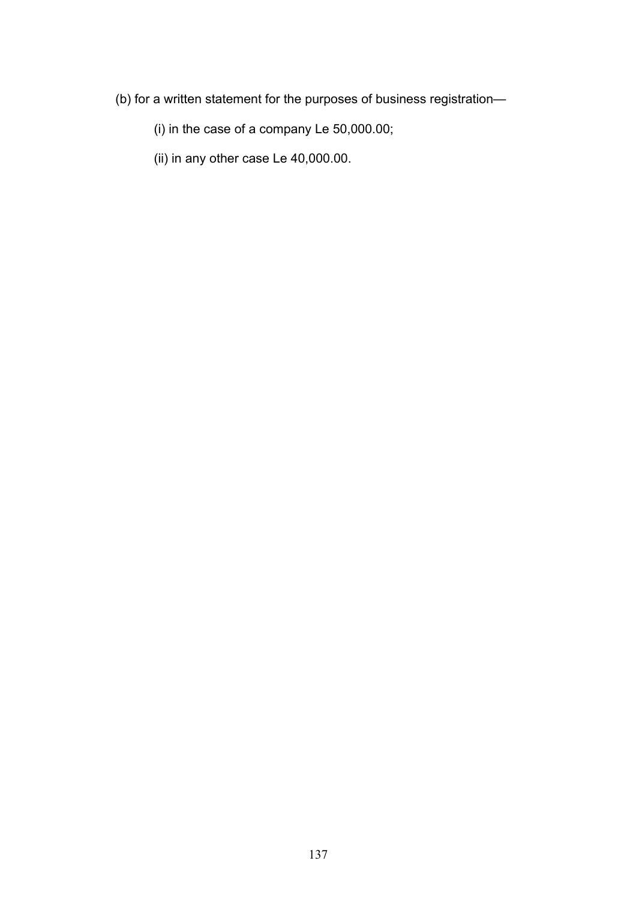(b) for a written statement for the purposes of business registration—

(i) in the case of a company Le 50,000.00;

(ii) in any other case Le 40,000.00.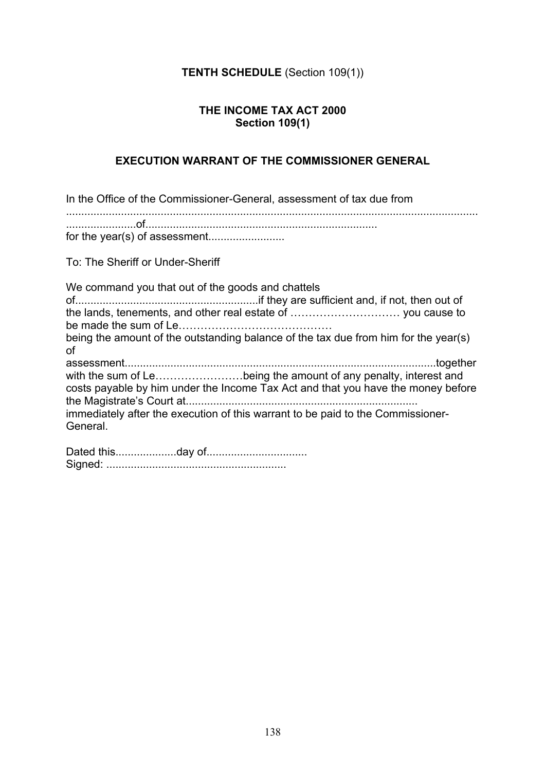**TENTH SCHEDULE** (Section 109(1))

**THE INCOME TAX ACT 2000**
**Section 109(1)**

**EXECUTION WARRANT OF THE COMMISSIONER GENERAL**

In the Office of the Commissioner-General, assessment of tax due from ........................................................................................................................................ .......................of...........................................................................
for the year(s) of assessment.........................

To: The Sheriff or Under-Sheriff

We command you that out of the goods and chattels of..........................................................if they are sufficient and, if not, then out of the lands, tenements, and other real estate of ………………………… you cause to be made the sum of Le……………………………………
being the amount of the outstanding balance of the tax due from him for the year(s) of assessment...................................................................................................together with the sum of Le……………………being the amount of any penalty, interest and costs payable by him under the Income Tax Act and that you have the money before the Magistrate's Court at..........................................................................
immediately after the execution of this warrant to be paid to the Commissioner-General.

Dated this....................day of................................
Signed: ..........................................................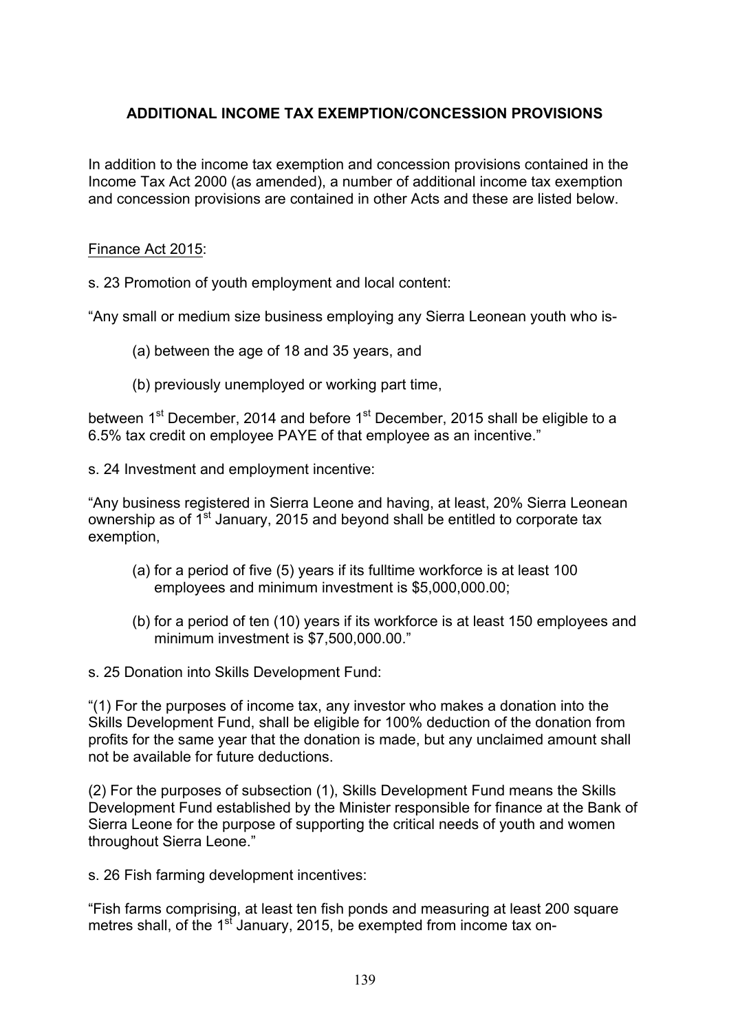## ADDITIONAL INCOME TAX EXEMPTION/CONCESSION PROVISIONS

In addition to the income tax exemption and concession provisions contained in the Income Tax Act 2000 (as amended), a number of additional income tax exemption and concession provisions are contained in other Acts and these are listed below.

Finance Act 2015:

s. 23 Promotion of youth employment and local content:

"Any small or medium size business employing any Sierra Leonean youth who is-

(a) between the age of 18 and 35 years, and

(b) previously unemployed or working part time,

between 1st December, 2014 and before 1st December, 2015 shall be eligible to a 6.5% tax credit on employee PAYE of that employee as an incentive."

s. 24 Investment and employment incentive:

"Any business registered in Sierra Leone and having, at least, 20% Sierra Leonean ownership as of 1st January, 2015 and beyond shall be entitled to corporate tax exemption,

(a) for a period of five (5) years if its fulltime workforce is at least 100 employees and minimum investment is $5,000,000.00;

(b) for a period of ten (10) years if its workforce is at least 150 employees and minimum investment is $7,500,000.00."

s. 25 Donation into Skills Development Fund:

"(1) For the purposes of income tax, any investor who makes a donation into the Skills Development Fund, shall be eligible for 100% deduction of the donation from profits for the same year that the donation is made, but any unclaimed amount shall not be available for future deductions.

(2) For the purposes of subsection (1), Skills Development Fund means the Skills Development Fund established by the Minister responsible for finance at the Bank of Sierra Leone for the purpose of supporting the critical needs of youth and women throughout Sierra Leone."

s. 26 Fish farming development incentives:

"Fish farms comprising, at least ten fish ponds and measuring at least 200 square metres shall, of the 1st January, 2015, be exempted from income tax on-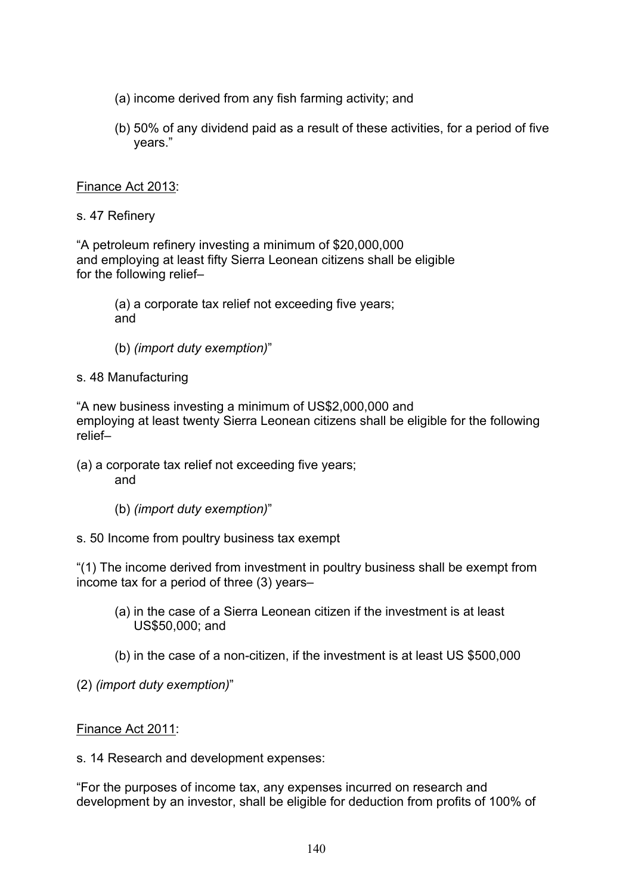(a) income derived from any fish farming activity; and

(b) 50% of any dividend paid as a result of these activities, for a period of five years."

Finance Act 2013:

s. 47 Refinery

"A petroleum refinery investing a minimum of $20,000,000 and employing at least fifty Sierra Leonean citizens shall be eligible for the following relief–

(a) a corporate tax relief not exceeding five years; and

(b) *(import duty exemption)*"

s. 48 Manufacturing

"A new business investing a minimum of US$2,000,000 and employing at least twenty Sierra Leonean citizens shall be eligible for the following relief–

(a) a corporate tax relief not exceeding five years; and

(b) *(import duty exemption)*"

s. 50 Income from poultry business tax exempt

"(1) The income derived from investment in poultry business shall be exempt from income tax for a period of three (3) years–

(a) in the case of a Sierra Leonean citizen if the investment is at least US$50,000; and

(b) in the case of a non-citizen, if the investment is at least US $500,000

(2) *(import duty exemption)*"

Finance Act 2011:

s. 14 Research and development expenses:

"For the purposes of income tax, any expenses incurred on research and development by an investor, shall be eligible for deduction from profits of 100% of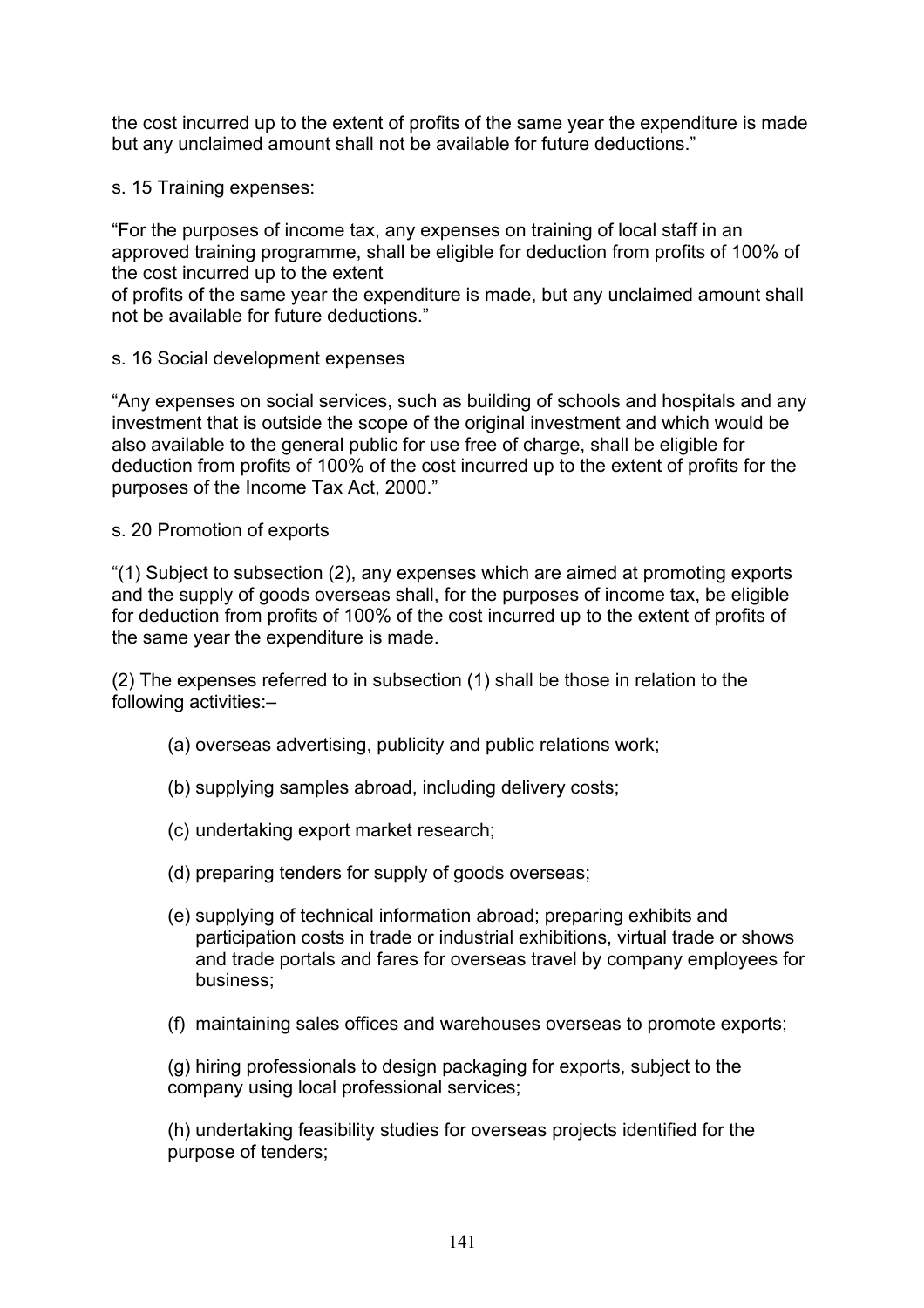the cost incurred up to the extent of profits of the same year the expenditure is made but any unclaimed amount shall not be available for future deductions."

s. 15 Training expenses:

"For the purposes of income tax, any expenses on training of local staff in an approved training programme, shall be eligible for deduction from profits of 100% of the cost incurred up to the extent
of profits of the same year the expenditure is made, but any unclaimed amount shall not be available for future deductions."

s. 16 Social development expenses

"Any expenses on social services, such as building of schools and hospitals and any investment that is outside the scope of the original investment and which would be also available to the general public for use free of charge, shall be eligible for deduction from profits of 100% of the cost incurred up to the extent of profits for the purposes of the Income Tax Act, 2000."

s. 20 Promotion of exports

"(1) Subject to subsection (2), any expenses which are aimed at promoting exports and the supply of goods overseas shall, for the purposes of income tax, be eligible for deduction from profits of 100% of the cost incurred up to the extent of profits of the same year the expenditure is made.

(2) The expenses referred to in subsection (1) shall be those in relation to the following activities:–

(a) overseas advertising, publicity and public relations work;

(b) supplying samples abroad, including delivery costs;

(c) undertaking export market research;

(d) preparing tenders for supply of goods overseas;

(e) supplying of technical information abroad; preparing exhibits and participation costs in trade or industrial exhibitions, virtual trade or shows and trade portals and fares for overseas travel by company employees for business;

(f) maintaining sales offices and warehouses overseas to promote exports;

(g) hiring professionals to design packaging for exports, subject to the company using local professional services;

(h) undertaking feasibility studies for overseas projects identified for the purpose of tenders;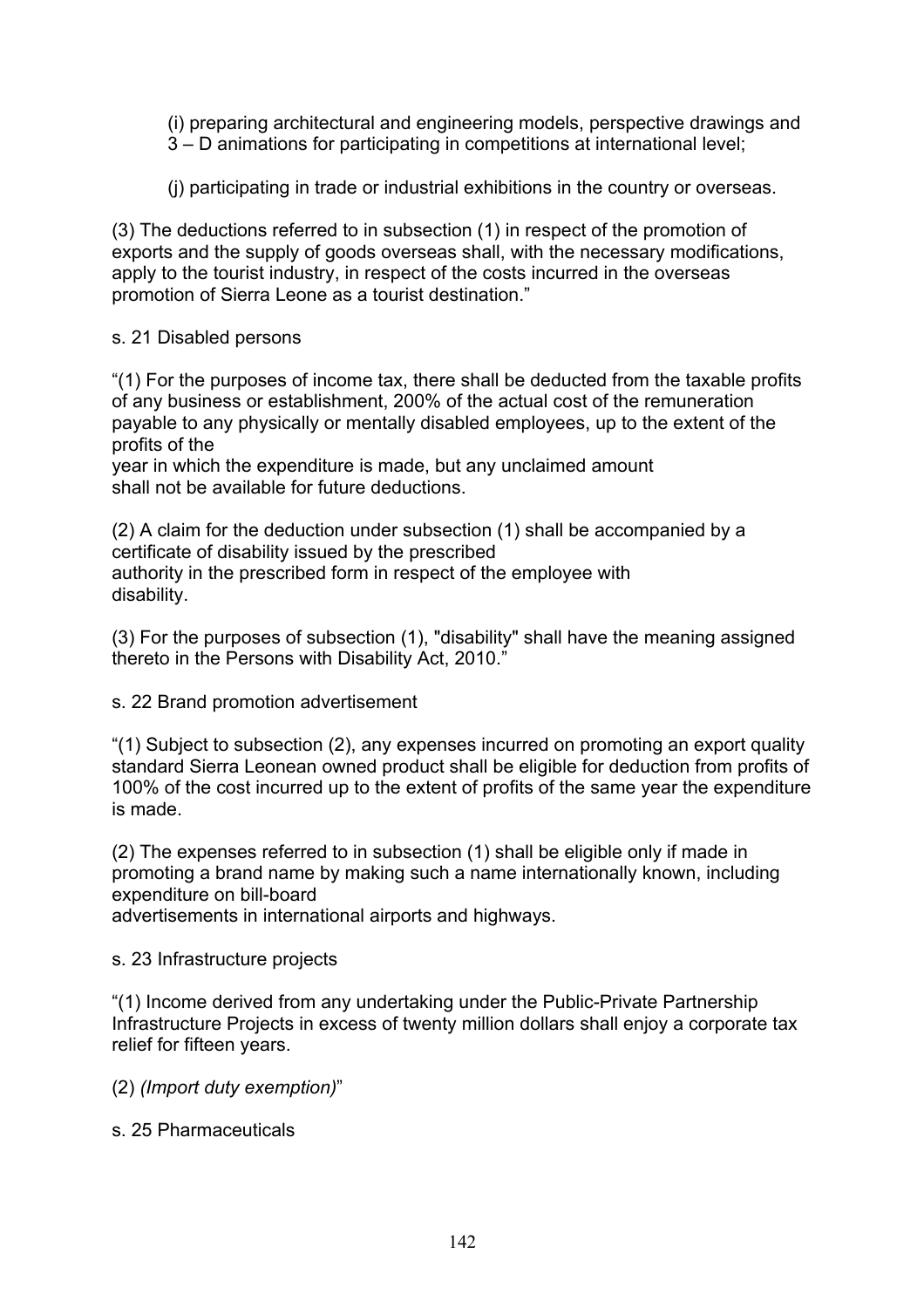(i) preparing architectural and engineering models, perspective drawings and 3 – D animations for participating in competitions at international level;

(j) participating in trade or industrial exhibitions in the country or overseas.

(3) The deductions referred to in subsection (1) in respect of the promotion of exports and the supply of goods overseas shall, with the necessary modifications, apply to the tourist industry, in respect of the costs incurred in the overseas promotion of Sierra Leone as a tourist destination."

s. 21 Disabled persons

"(1) For the purposes of income tax, there shall be deducted from the taxable profits of any business or establishment, 200% of the actual cost of the remuneration payable to any physically or mentally disabled employees, up to the extent of the profits of the year in which the expenditure is made, but any unclaimed amount shall not be available for future deductions.

(2) A claim for the deduction under subsection (1) shall be accompanied by a certificate of disability issued by the prescribed authority in the prescribed form in respect of the employee with disability.

(3) For the purposes of subsection (1), "disability" shall have the meaning assigned thereto in the Persons with Disability Act, 2010."

s. 22 Brand promotion advertisement

"(1) Subject to subsection (2), any expenses incurred on promoting an export quality standard Sierra Leonean owned product shall be eligible for deduction from profits of 100% of the cost incurred up to the extent of profits of the same year the expenditure is made.

(2) The expenses referred to in subsection (1) shall be eligible only if made in promoting a brand name by making such a name internationally known, including expenditure on bill-board advertisements in international airports and highways.

s. 23 Infrastructure projects

"(1) Income derived from any undertaking under the Public-Private Partnership Infrastructure Projects in excess of twenty million dollars shall enjoy a corporate tax relief for fifteen years.

(2) *(Import duty exemption)*"

s. 25 Pharmaceuticals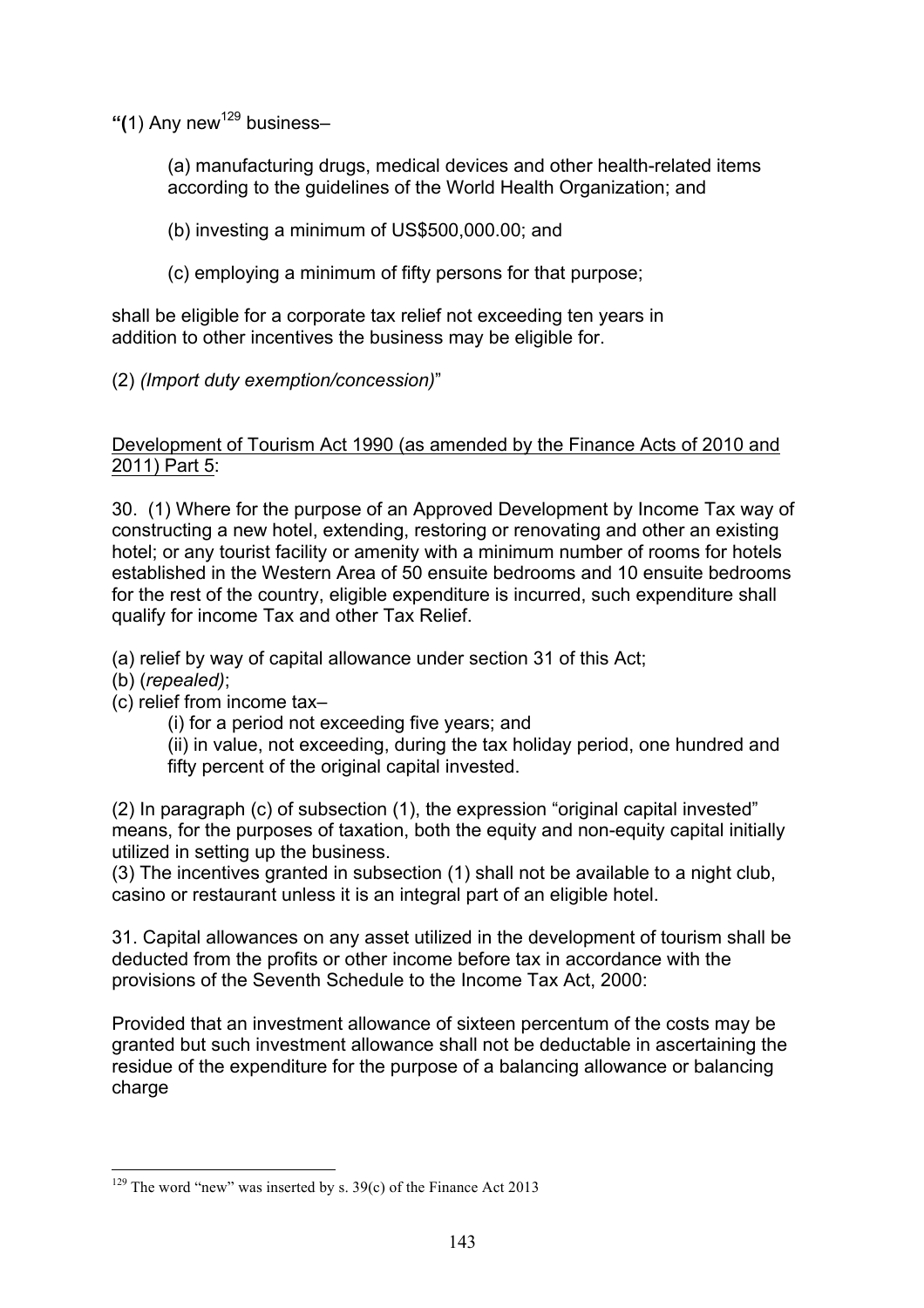**"(1**) Any new[129] business–

> (a) manufacturing drugs, medical devices and other health-related items according to the guidelines of the World Health Organization; and
>
> (b) investing a minimum of US$500,000.00; and
>
> (c) employing a minimum of fifty persons for that purpose;

shall be eligible for a corporate tax relief not exceeding ten years in addition to other incentives the business may be eligible for.

(2) *(Import duty exemption/concession)*"

<u>Development of Tourism Act 1990 (as amended by the Finance Acts of 2010 and 2011) Part 5</u>:

30. (1) Where for the purpose of an Approved Development by Income Tax way of constructing a new hotel, extending, restoring or renovating and other an existing hotel; or any tourist facility or amenity with a minimum number of rooms for hotels established in the Western Area of 50 ensuite bedrooms and 10 ensuite bedrooms for the rest of the country, eligible expenditure is incurred, such expenditure shall qualify for income Tax and other Tax Relief.

(a) relief by way of capital allowance under section 31 of this Act;
(b) (*repealed)*;
(c) relief from income tax–
> (i) for a period not exceeding five years; and
> (ii) in value, not exceeding, during the tax holiday period, one hundred and fifty percent of the original capital invested.

(2) In paragraph (c) of subsection (1), the expression "original capital invested" means, for the purposes of taxation, both the equity and non-equity capital initially utilized in setting up the business.
(3) The incentives granted in subsection (1) shall not be available to a night club, casino or restaurant unless it is an integral part of an eligible hotel.

31. Capital allowances on any asset utilized in the development of tourism shall be deducted from the profits or other income before tax in accordance with the provisions of the Seventh Schedule to the Income Tax Act, 2000:

Provided that an investment allowance of sixteen percentum of the costs may be granted but such investment allowance shall not be deductable in ascertaining the residue of the expenditure for the purpose of a balancing allowance or balancing charge

---

[129] The word "new" was inserted by s. 39(c) of the Finance Act 2013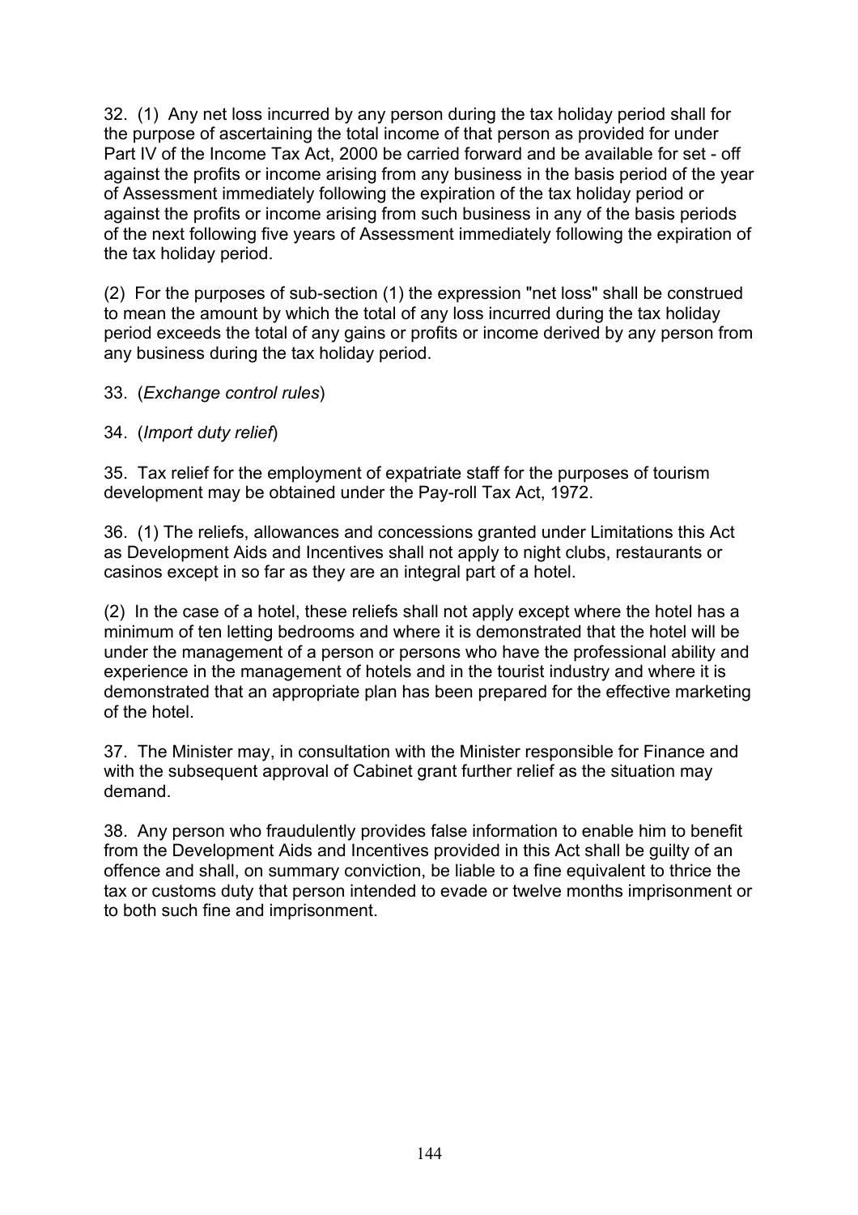32. (1) Any net loss incurred by any person during the tax holiday period shall for the purpose of ascertaining the total income of that person as provided for under Part IV of the Income Tax Act, 2000 be carried forward and be available for set - off against the profits or income arising from any business in the basis period of the year of Assessment immediately following the expiration of the tax holiday period or against the profits or income arising from such business in any of the basis periods of the next following five years of Assessment immediately following the expiration of the tax holiday period.

(2) For the purposes of sub-section (1) the expression "net loss" shall be construed to mean the amount by which the total of any loss incurred during the tax holiday period exceeds the total of any gains or profits or income derived by any person from any business during the tax holiday period.

33. (*Exchange control rules*)

34. (*Import duty relief*)

35. Tax relief for the employment of expatriate staff for the purposes of tourism development may be obtained under the Pay-roll Tax Act, 1972.

36. (1) The reliefs, allowances and concessions granted under Limitations this Act as Development Aids and Incentives shall not apply to night clubs, restaurants or casinos except in so far as they are an integral part of a hotel.

(2) In the case of a hotel, these reliefs shall not apply except where the hotel has a minimum of ten letting bedrooms and where it is demonstrated that the hotel will be under the management of a person or persons who have the professional ability and experience in the management of hotels and in the tourist industry and where it is demonstrated that an appropriate plan has been prepared for the effective marketing of the hotel.

37. The Minister may, in consultation with the Minister responsible for Finance and with the subsequent approval of Cabinet grant further relief as the situation may demand.

38. Any person who fraudulently provides false information to enable him to benefit from the Development Aids and Incentives provided in this Act shall be guilty of an offence and shall, on summary conviction, be liable to a fine equivalent to thrice the tax or customs duty that person intended to evade or twelve months imprisonment or to both such fine and imprisonment.